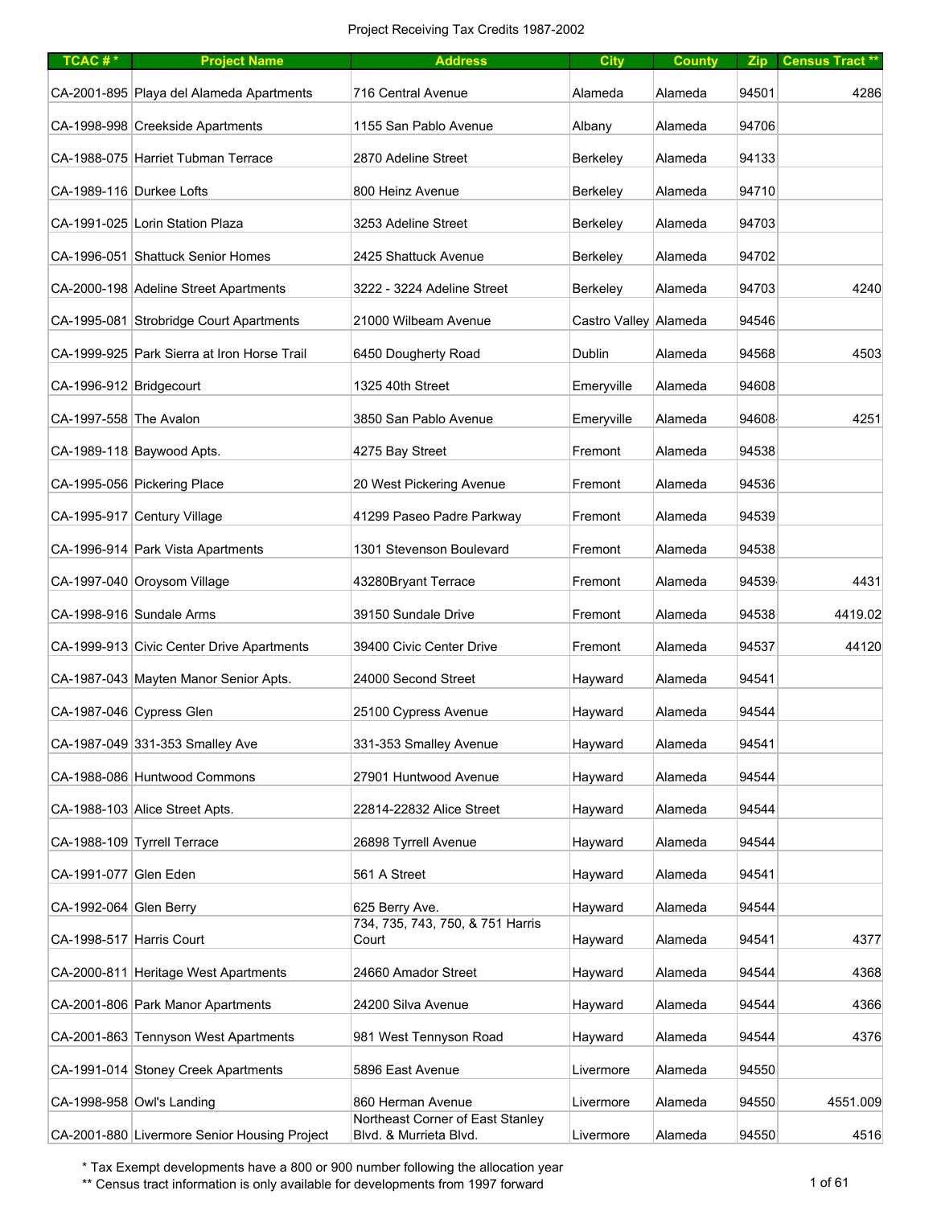Project Receiving Tax Credits 1987-2002

| TCAC # * | Project Name | Address | City | County | Zip | Census Tract ** |
|---|---|---|---|---|---|---|
| CA-2001-895 | Playa del Alameda Apartments | 716 Central Avenue | Alameda | Alameda | 94501 | 4286 |
| CA-1998-998 | Creekside Apartments | 1155 San Pablo Avenue | Albany | Alameda | 94706 | |
| CA-1988-075 | Harriet Tubman Terrace | 2870 Adeline Street | Berkeley | Alameda | 94133 | |
| CA-1989-116 | Durkee Lofts | 800 Heinz Avenue | Berkeley | Alameda | 94710 | |
| CA-1991-025 | Lorin Station Plaza | 3253 Adeline Street | Berkeley | Alameda | 94703 | |
| CA-1996-051 | Shattuck Senior Homes | 2425 Shattuck Avenue | Berkeley | Alameda | 94702 | |
| CA-2000-198 | Adeline Street Apartments | 3222 - 3224 Adeline Street | Berkeley | Alameda | 94703 | 4240 |
| CA-1995-081 | Strobridge Court Apartments | 21000 Wilbeam Avenue | Castro Valley | Alameda | 94546 | |
| CA-1999-925 | Park Sierra at Iron Horse Trail | 6450 Dougherty Road | Dublin | Alameda | 94568 | 4503 |
| CA-1996-912 | Bridgecourt | 1325 40th Street | Emeryville | Alameda | 94608 | |
| CA-1997-558 | The Avalon | 3850 San Pablo Avenue | Emeryville | Alameda | 94608 | 4251 |
| CA-1989-118 | Baywood Apts. | 4275 Bay Street | Fremont | Alameda | 94538 | |
| CA-1995-056 | Pickering Place | 20 West Pickering Avenue | Fremont | Alameda | 94536 | |
| CA-1995-917 | Century Village | 41299 Paseo Padre Parkway | Fremont | Alameda | 94539 | |
| CA-1996-914 | Park Vista Apartments | 1301 Stevenson Boulevard | Fremont | Alameda | 94538 | |
| CA-1997-040 | Oroysom Village | 43280Bryant Terrace | Fremont | Alameda | 94539 | 4431 |
| CA-1998-916 | Sundale Arms | 39150 Sundale Drive | Fremont | Alameda | 94538 | 4419.02 |
| CA-1999-913 | Civic Center Drive Apartments | 39400 Civic Center Drive | Fremont | Alameda | 94537 | 44120 |
| CA-1987-043 | Mayten Manor Senior Apts. | 24000 Second Street | Hayward | Alameda | 94541 | |
| CA-1987-046 | Cypress Glen | 25100 Cypress Avenue | Hayward | Alameda | 94544 | |
| CA-1987-049 | 331-353 Smalley Ave | 331-353 Smalley Avenue | Hayward | Alameda | 94541 | |
| CA-1988-086 | Huntwood Commons | 27901 Huntwood Avenue | Hayward | Alameda | 94544 | |
| CA-1988-103 | Alice Street Apts. | 22814-22832 Alice Street | Hayward | Alameda | 94544 | |
| CA-1988-109 | Tyrrell Terrace | 26898 Tyrrell Avenue | Hayward | Alameda | 94544 | |
| CA-1991-077 | Glen Eden | 561 A Street | Hayward | Alameda | 94541 | |
| CA-1992-064 | Glen Berry | 625 Berry Ave. | Hayward | Alameda | 94544 | |
| CA-1998-517 | Harris Court | 734, 735, 743, 750, & 751 Harris Court | Hayward | Alameda | 94541 | 4377 |
| CA-2000-811 | Heritage West Apartments | 24660 Amador Street | Hayward | Alameda | 94544 | 4368 |
| CA-2001-806 | Park Manor Apartments | 24200 Silva Avenue | Hayward | Alameda | 94544 | 4366 |
| CA-2001-863 | Tennyson West Apartments | 981 West Tennyson Road | Hayward | Alameda | 94544 | 4376 |
| CA-1991-014 | Stoney Creek Apartments | 5896 East Avenue | Livermore | Alameda | 94550 | |
| CA-1998-958 | Owl's Landing | 860 Herman Avenue | Livermore | Alameda | 94550 | 4551.009 |
| CA-2001-880 | Livermore Senior Housing Project | Northeast Corner of East Stanley Blvd. & Murrieta Blvd. | Livermore | Alameda | 94550 | 4516 |

\* Tax Exempt developments have a 800 or 900 number following the allocation year

\** Census tract information is only available for developments from 1997 forward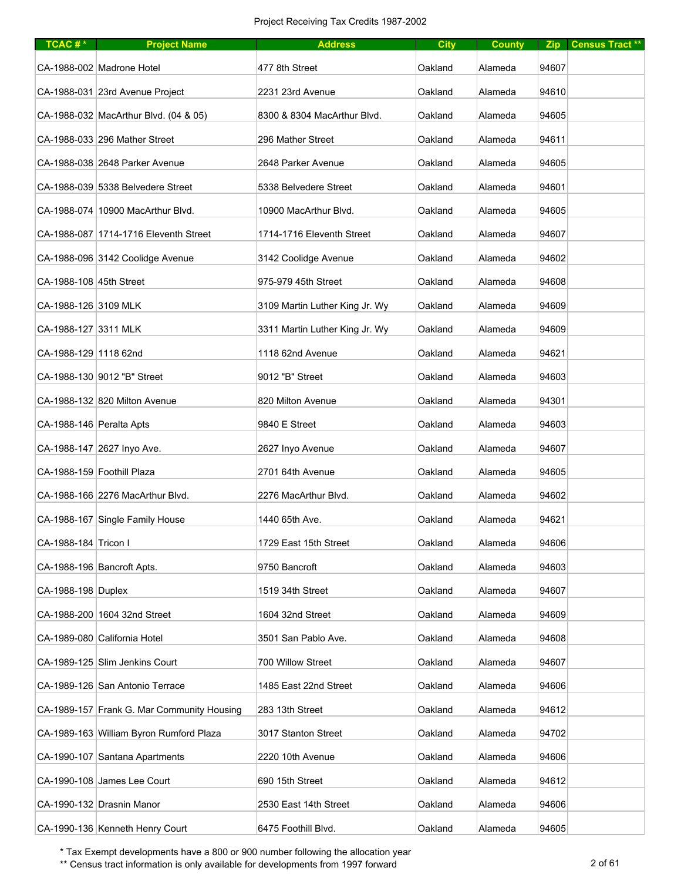Project Receiving Tax Credits 1987-2002

| TCAC # * | Project Name | Address | City | County | Zip | Census Tract ** |
|---|---|---|---|---|---|---|
| CA-1988-002 | Madrone Hotel | 477 8th Street | Oakland | Alameda | 94607 | |
| CA-1988-031 | 23rd Avenue Project | 2231 23rd Avenue | Oakland | Alameda | 94610 | |
| CA-1988-032 | MacArthur Blvd. (04 & 05) | 8300 & 8304 MacArthur Blvd. | Oakland | Alameda | 94605 | |
| CA-1988-033 | 296 Mather Street | 296 Mather Street | Oakland | Alameda | 94611 | |
| CA-1988-038 | 2648 Parker Avenue | 2648 Parker Avenue | Oakland | Alameda | 94605 | |
| CA-1988-039 | 5338 Belvedere Street | 5338 Belvedere Street | Oakland | Alameda | 94601 | |
| CA-1988-074 | 10900 MacArthur Blvd. | 10900 MacArthur Blvd. | Oakland | Alameda | 94605 | |
| CA-1988-087 | 1714-1716 Eleventh Street | 1714-1716 Eleventh Street | Oakland | Alameda | 94607 | |
| CA-1988-096 | 3142 Coolidge Avenue | 3142 Coolidge Avenue | Oakland | Alameda | 94602 | |
| CA-1988-108 | 45th Street | 975-979 45th Street | Oakland | Alameda | 94608 | |
| CA-1988-126 | 3109 MLK | 3109 Martin Luther King Jr. Wy | Oakland | Alameda | 94609 | |
| CA-1988-127 | 3311 MLK | 3311 Martin Luther King Jr. Wy | Oakland | Alameda | 94609 | |
| CA-1988-129 | 1118 62nd | 1118 62nd Avenue | Oakland | Alameda | 94621 | |
| CA-1988-130 | 9012 "B" Street | 9012 "B" Street | Oakland | Alameda | 94603 | |
| CA-1988-132 | 820 Milton Avenue | 820 Milton Avenue | Oakland | Alameda | 94301 | |
| CA-1988-146 | Peralta Apts | 9840 E Street | Oakland | Alameda | 94603 | |
| CA-1988-147 | 2627 Inyo Ave. | 2627 Inyo Avenue | Oakland | Alameda | 94607 | |
| CA-1988-159 | Foothill Plaza | 2701 64th Avenue | Oakland | Alameda | 94605 | |
| CA-1988-166 | 2276 MacArthur Blvd. | 2276 MacArthur Blvd. | Oakland | Alameda | 94602 | |
| CA-1988-167 | Single Family House | 1440 65th Ave. | Oakland | Alameda | 94621 | |
| CA-1988-184 | Tricon I | 1729 East 15th Street | Oakland | Alameda | 94606 | |
| CA-1988-196 | Bancroft Apts. | 9750 Bancroft | Oakland | Alameda | 94603 | |
| CA-1988-198 | Duplex | 1519 34th Street | Oakland | Alameda | 94607 | |
| CA-1988-200 | 1604 32nd Street | 1604 32nd Street | Oakland | Alameda | 94609 | |
| CA-1989-080 | California Hotel | 3501 San Pablo Ave. | Oakland | Alameda | 94608 | |
| CA-1989-125 | Slim Jenkins Court | 700 Willow Street | Oakland | Alameda | 94607 | |
| CA-1989-126 | San Antonio Terrace | 1485 East 22nd Street | Oakland | Alameda | 94606 | |
| CA-1989-157 | Frank G. Mar Community Housing | 283 13th Street | Oakland | Alameda | 94612 | |
| CA-1989-163 | William Byron Rumford Plaza | 3017 Stanton Street | Oakland | Alameda | 94702 | |
| CA-1990-107 | Santana Apartments | 2220 10th Avenue | Oakland | Alameda | 94606 | |
| CA-1990-108 | James Lee Court | 690 15th Street | Oakland | Alameda | 94612 | |
| CA-1990-132 | Drasnin Manor | 2530 East 14th Street | Oakland | Alameda | 94606 | |
| CA-1990-136 | Kenneth Henry Court | 6475 Foothill Blvd. | Oakland | Alameda | 94605 | |

* Tax Exempt developments have a 800 or 900 number following the allocation year

** Census tract information is only available for developments from 1997 forward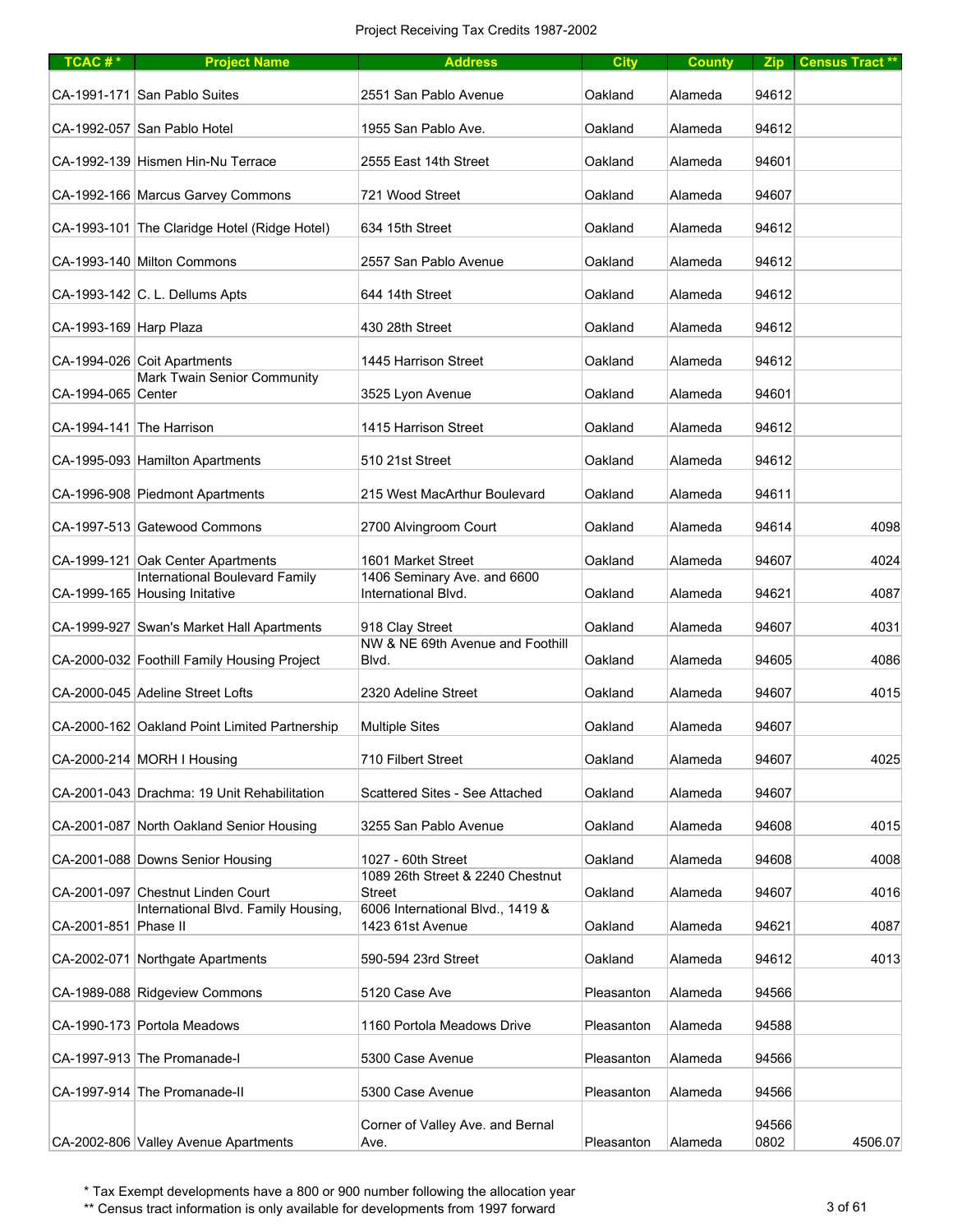Project Receiving Tax Credits 1987-2002

| TCAC # * | Project Name | Address | City | County | Zip | Census Tract ** |
|---|---|---|---|---|---|---|
| CA-1991-171 | San Pablo Suites | 2551 San Pablo Avenue | Oakland | Alameda | 94612 | |
| CA-1992-057 | San Pablo Hotel | 1955 San Pablo Ave. | Oakland | Alameda | 94612 | |
| CA-1992-139 | Hismen Hin-Nu Terrace | 2555 East 14th Street | Oakland | Alameda | 94601 | |
| CA-1992-166 | Marcus Garvey Commons | 721 Wood Street | Oakland | Alameda | 94607 | |
| CA-1993-101 | The Claridge Hotel (Ridge Hotel) | 634 15th Street | Oakland | Alameda | 94612 | |
| CA-1993-140 | Milton Commons | 2557 San Pablo Avenue | Oakland | Alameda | 94612 | |
| CA-1993-142 | C. L. Dellums Apts | 644 14th Street | Oakland | Alameda | 94612 | |
| CA-1993-169 | Harp Plaza | 430 28th Street | Oakland | Alameda | 94612 | |
| CA-1994-026 | Coit Apartments | 1445 Harrison Street | Oakland | Alameda | 94612 | |
| CA-1994-065 | Mark Twain Senior Community Center | 3525 Lyon Avenue | Oakland | Alameda | 94601 | |
| CA-1994-141 | The Harrison | 1415 Harrison Street | Oakland | Alameda | 94612 | |
| CA-1995-093 | Hamilton Apartments | 510 21st Street | Oakland | Alameda | 94612 | |
| CA-1996-908 | Piedmont Apartments | 215 West MacArthur Boulevard | Oakland | Alameda | 94611 | |
| CA-1997-513 | Gatewood Commons | 2700 Alvingroom Court | Oakland | Alameda | 94614 | 4098 |
| CA-1999-121 | Oak Center Apartments | 1601 Market Street | Oakland | Alameda | 94607 | 4024 |
| CA-1999-165 | International Boulevard Family Housing Initative | 1406 Seminary Ave. and 6600 International Blvd. | Oakland | Alameda | 94621 | 4087 |
| CA-1999-927 | Swan's Market Hall Apartments | 918 Clay Street | Oakland | Alameda | 94607 | 4031 |
| CA-2000-032 | Foothill Family Housing Project | NW & NE 69th Avenue and Foothill Blvd. | Oakland | Alameda | 94605 | 4086 |
| CA-2000-045 | Adeline Street Lofts | 2320 Adeline Street | Oakland | Alameda | 94607 | 4015 |
| CA-2000-162 | Oakland Point Limited Partnership | Multiple Sites | Oakland | Alameda | 94607 | |
| CA-2000-214 | MORH I Housing | 710 Filbert Street | Oakland | Alameda | 94607 | 4025 |
| CA-2001-043 | Drachma: 19 Unit Rehabilitation | Scattered Sites - See Attached | Oakland | Alameda | 94607 | |
| CA-2001-087 | North Oakland Senior Housing | 3255 San Pablo Avenue | Oakland | Alameda | 94608 | 4015 |
| CA-2001-088 | Downs Senior Housing | 1027 - 60th Street | Oakland | Alameda | 94608 | 4008 |
| CA-2001-097 | Chestnut Linden Court | 1089 26th Street & 2240 Chestnut Street | Oakland | Alameda | 94607 | 4016 |
| CA-2001-851 | International Blvd. Family Housing, Phase II | 6006 International Blvd., 1419 & 1423 61st Avenue | Oakland | Alameda | 94621 | 4087 |
| CA-2002-071 | Northgate Apartments | 590-594 23rd Street | Oakland | Alameda | 94612 | 4013 |
| CA-1989-088 | Ridgeview Commons | 5120 Case Ave | Pleasanton | Alameda | 94566 | |
| CA-1990-173 | Portola Meadows | 1160 Portola Meadows Drive | Pleasanton | Alameda | 94588 | |
| CA-1997-913 | The Promanade-I | 5300 Case Avenue | Pleasanton | Alameda | 94566 | |
| CA-1997-914 | The Promanade-II | 5300 Case Avenue | Pleasanton | Alameda | 94566 | |
| CA-2002-806 | Valley Avenue Apartments | Corner of Valley Ave. and Bernal Ave. | Pleasanton | Alameda | 94566 0802 | 4506.07 |

* Tax Exempt developments have a 800 or 900 number following the allocation year

** Census tract information is only available for developments from 1997 forward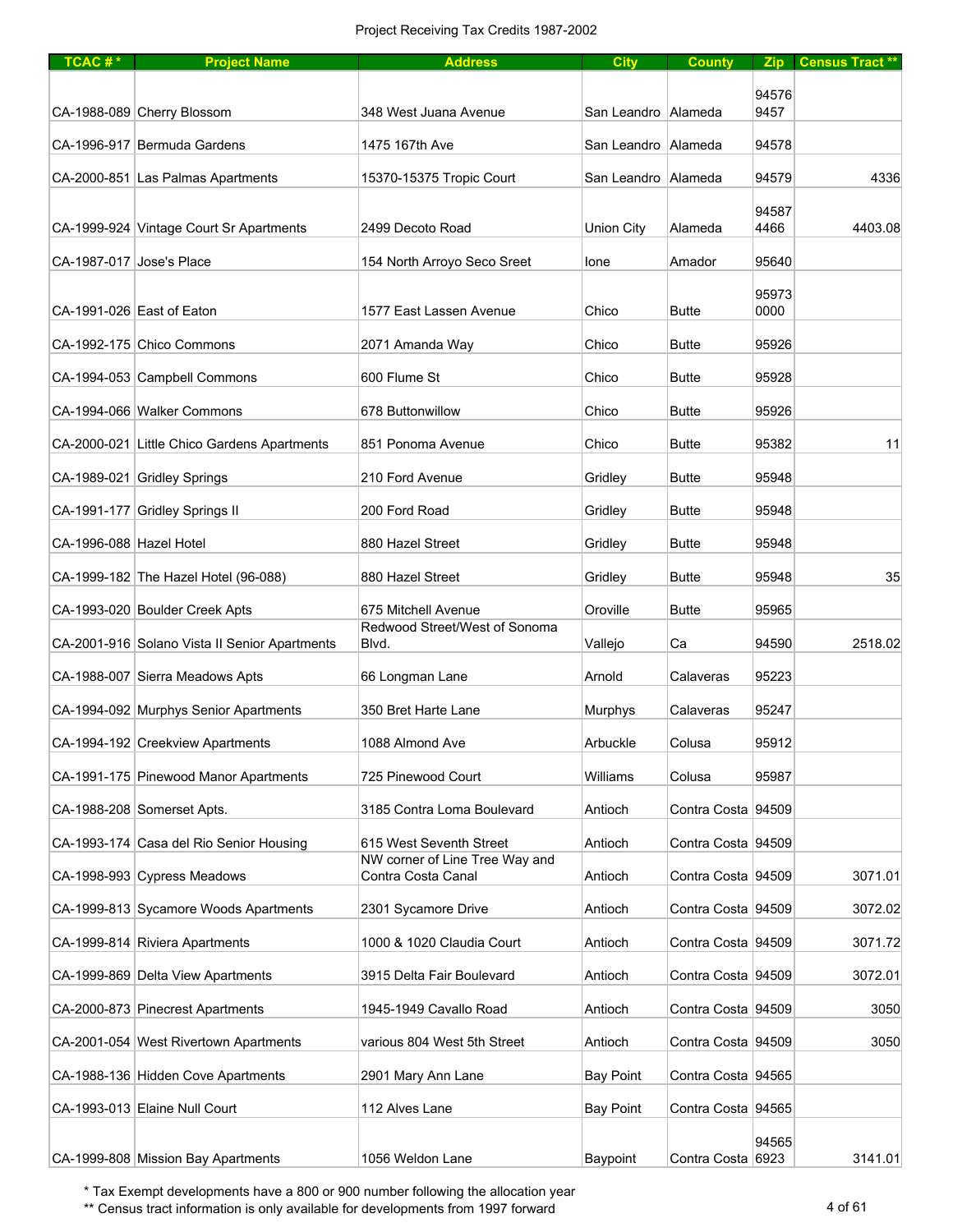Project Receiving Tax Credits 1987-2002

| TCAC # * | Project Name | Address | City | County | Zip | Census Tract ** |
|---|---|---|---|---|---|---|
| CA-1988-089 | Cherry Blossom | 348 West Juana Avenue | San Leandro | Alameda | 94576 9457 | |
| CA-1996-917 | Bermuda Gardens | 1475 167th Ave | San Leandro | Alameda | 94578 | |
| CA-2000-851 | Las Palmas Apartments | 15370-15375 Tropic Court | San Leandro | Alameda | 94579 | 4336 |
| CA-1999-924 | Vintage Court Sr Apartments | 2499 Decoto Road | Union City | Alameda | 94587 4466 | 4403.08 |
| CA-1987-017 | Jose's Place | 154 North Arroyo Seco Sreet | Ione | Amador | 95640 | |
| CA-1991-026 | East of Eaton | 1577 East Lassen Avenue | Chico | Butte | 95973 0000 | |
| CA-1992-175 | Chico Commons | 2071 Amanda Way | Chico | Butte | 95926 | |
| CA-1994-053 | Campbell Commons | 600 Flume St | Chico | Butte | 95928 | |
| CA-1994-066 | Walker Commons | 678 Buttonwillow | Chico | Butte | 95926 | |
| CA-2000-021 | Little Chico Gardens Apartments | 851 Ponoma Avenue | Chico | Butte | 95382 | 11 |
| CA-1989-021 | Gridley Springs | 210 Ford Avenue | Gridley | Butte | 95948 | |
| CA-1991-177 | Gridley Springs II | 200 Ford Road | Gridley | Butte | 95948 | |
| CA-1996-088 | Hazel Hotel | 880 Hazel Street | Gridley | Butte | 95948 | |
| CA-1999-182 | The Hazel Hotel (96-088) | 880 Hazel Street | Gridley | Butte | 95948 | 35 |
| CA-1993-020 | Boulder Creek Apts | 675 Mitchell Avenue | Oroville | Butte | 95965 | |
| CA-2001-916 | Solano Vista II Senior Apartments | Redwood Street/West of Sonoma Blvd. | Vallejo | Ca | 94590 | 2518.02 |
| CA-1988-007 | Sierra Meadows Apts | 66 Longman Lane | Arnold | Calaveras | 95223 | |
| CA-1994-092 | Murphys Senior Apartments | 350 Bret Harte Lane | Murphys | Calaveras | 95247 | |
| CA-1994-192 | Creekview Apartments | 1088 Almond Ave | Arbuckle | Colusa | 95912 | |
| CA-1991-175 | Pinewood Manor Apartments | 725 Pinewood Court | Williams | Colusa | 95987 | |
| CA-1988-208 | Somerset Apts. | 3185 Contra Loma Boulevard | Antioch | Contra Costa | 94509 | |
| CA-1993-174 | Casa del Rio Senior Housing | 615 West Seventh Street | Antioch | Contra Costa | 94509 | |
| CA-1998-993 | Cypress Meadows | NW corner of Line Tree Way and Contra Costa Canal | Antioch | Contra Costa | 94509 | 3071.01 |
| CA-1999-813 | Sycamore Woods Apartments | 2301 Sycamore Drive | Antioch | Contra Costa | 94509 | 3072.02 |
| CA-1999-814 | Riviera Apartments | 1000 & 1020 Claudia Court | Antioch | Contra Costa | 94509 | 3071.72 |
| CA-1999-869 | Delta View Apartments | 3915 Delta Fair Boulevard | Antioch | Contra Costa | 94509 | 3072.01 |
| CA-2000-873 | Pinecrest Apartments | 1945-1949 Cavallo Road | Antioch | Contra Costa | 94509 | 3050 |
| CA-2001-054 | West Rivertown Apartments | various 804 West 5th Street | Antioch | Contra Costa | 94509 | 3050 |
| CA-1988-136 | Hidden Cove Apartments | 2901 Mary Ann Lane | Bay Point | Contra Costa | 94565 | |
| CA-1993-013 | Elaine Null Court | 112 Alves Lane | Bay Point | Contra Costa | 94565 | |
| CA-1999-808 | Mission Bay Apartments | 1056 Weldon Lane | Baypoint | Contra Costa | 94565 6923 | 3141.01 |

* Tax Exempt developments have a 800 or 900 number following the allocation year

** Census tract information is only available for developments from 1997 forward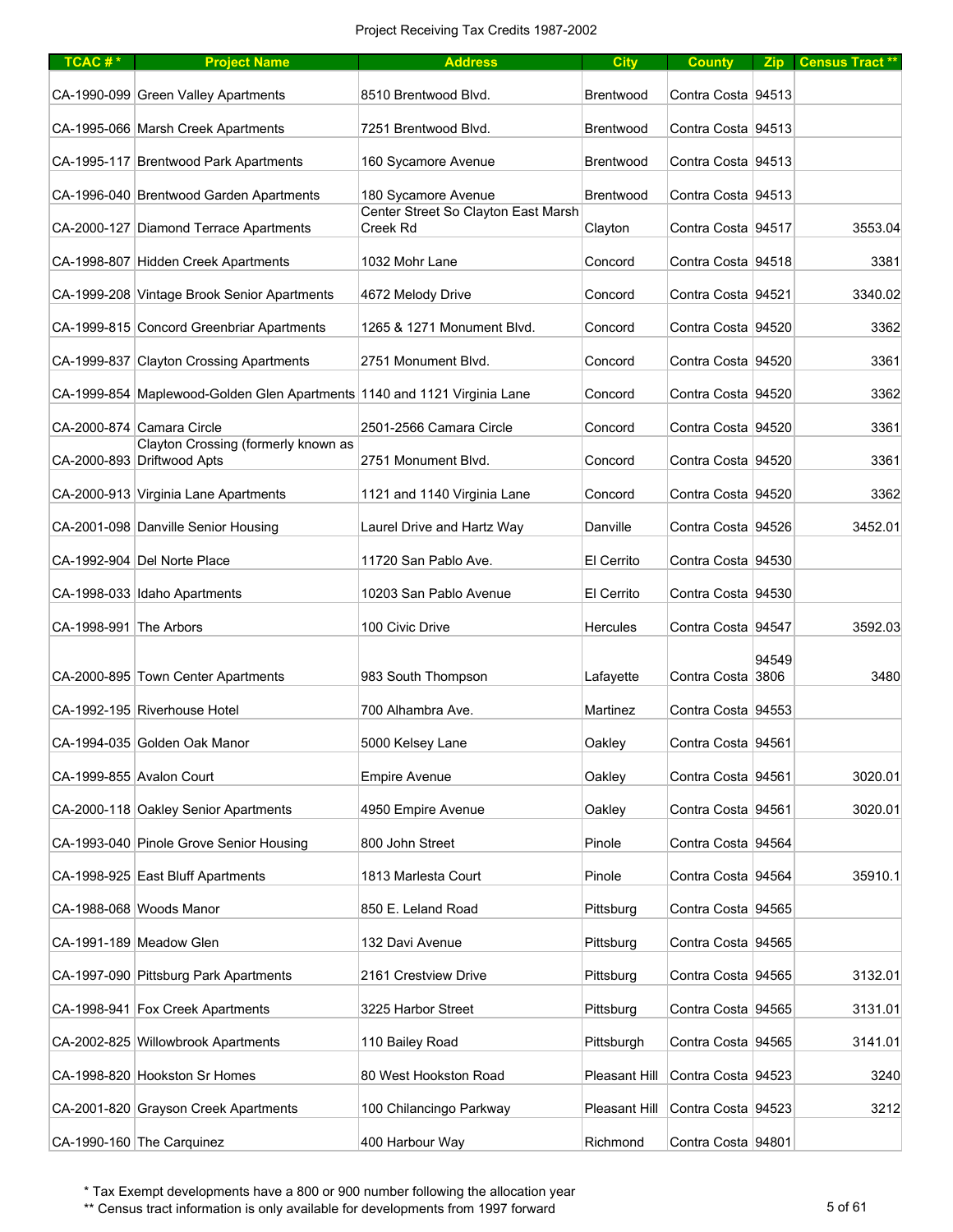Project Receiving Tax Credits 1987-2002

| TCAC # * | Project Name | Address | City | County | Zip | Census Tract ** |
|---|---|---|---|---|---|---|
| CA-1990-099 | Green Valley Apartments | 8510 Brentwood Blvd. | Brentwood | Contra Costa | 94513 | |
| CA-1995-066 | Marsh Creek Apartments | 7251 Brentwood Blvd. | Brentwood | Contra Costa | 94513 | |
| CA-1995-117 | Brentwood Park Apartments | 160 Sycamore Avenue | Brentwood | Contra Costa | 94513 | |
| CA-1996-040 | Brentwood Garden Apartments | 180 Sycamore Avenue | Brentwood | Contra Costa | 94513 | |
| CA-2000-127 | Diamond Terrace Apartments | Center Street So Clayton East Marsh Creek Rd | Clayton | Contra Costa | 94517 | 3553.04 |
| CA-1998-807 | Hidden Creek Apartments | 1032 Mohr Lane | Concord | Contra Costa | 94518 | 3381 |
| CA-1999-208 | Vintage Brook Senior Apartments | 4672 Melody Drive | Concord | Contra Costa | 94521 | 3340.02 |
| CA-1999-815 | Concord Greenbriar Apartments | 1265 & 1271 Monument Blvd. | Concord | Contra Costa | 94520 | 3362 |
| CA-1999-837 | Clayton Crossing Apartments | 2751 Monument Blvd. | Concord | Contra Costa | 94520 | 3361 |
| CA-1999-854 | Maplewood-Golden Glen Apartments | 1140 and 1121 Virginia Lane | Concord | Contra Costa | 94520 | 3362 |
| CA-2000-874 | Camara Circle | 2501-2566 Camara Circle | Concord | Contra Costa | 94520 | 3361 |
| CA-2000-893 | Clayton Crossing (formerly known as Driftwood Apts | 2751 Monument Blvd. | Concord | Contra Costa | 94520 | 3361 |
| CA-2000-913 | Virginia Lane Apartments | 1121 and 1140 Virginia Lane | Concord | Contra Costa | 94520 | 3362 |
| CA-2001-098 | Danville Senior Housing | Laurel Drive and Hartz Way | Danville | Contra Costa | 94526 | 3452.01 |
| CA-1992-904 | Del Norte Place | 11720 San Pablo Ave. | El Cerrito | Contra Costa | 94530 | |
| CA-1998-033 | Idaho Apartments | 10203 San Pablo Avenue | El Cerrito | Contra Costa | 94530 | |
| CA-1998-991 | The Arbors | 100 Civic Drive | Hercules | Contra Costa | 94547 | 3592.03 |
| CA-2000-895 | Town Center Apartments | 983 South Thompson | Lafayette | Contra Costa | 94549 3806 | 3480 |
| CA-1992-195 | Riverhouse Hotel | 700 Alhambra Ave. | Martinez | Contra Costa | 94553 | |
| CA-1994-035 | Golden Oak Manor | 5000 Kelsey Lane | Oakley | Contra Costa | 94561 | |
| CA-1999-855 | Avalon Court | Empire Avenue | Oakley | Contra Costa | 94561 | 3020.01 |
| CA-2000-118 | Oakley Senior Apartments | 4950 Empire Avenue | Oakley | Contra Costa | 94561 | 3020.01 |
| CA-1993-040 | Pinole Grove Senior Housing | 800 John Street | Pinole | Contra Costa | 94564 | |
| CA-1998-925 | East Bluff Apartments | 1813 Marlesta Court | Pinole | Contra Costa | 94564 | 35910.1 |
| CA-1988-068 | Woods Manor | 850 E. Leland Road | Pittsburg | Contra Costa | 94565 | |
| CA-1991-189 | Meadow Glen | 132 Davi Avenue | Pittsburg | Contra Costa | 94565 | |
| CA-1997-090 | Pittsburg Park Apartments | 2161 Crestview Drive | Pittsburg | Contra Costa | 94565 | 3132.01 |
| CA-1998-941 | Fox Creek Apartments | 3225 Harbor Street | Pittsburg | Contra Costa | 94565 | 3131.01 |
| CA-2002-825 | Willowbrook Apartments | 110 Bailey Road | Pittsburgh | Contra Costa | 94565 | 3141.01 |
| CA-1998-820 | Hookston Sr Homes | 80 West Hookston Road | Pleasant Hill | Contra Costa | 94523 | 3240 |
| CA-2001-820 | Grayson Creek Apartments | 100 Chilancingo Parkway | Pleasant Hill | Contra Costa | 94523 | 3212 |
| CA-1990-160 | The Carquinez | 400 Harbour Way | Richmond | Contra Costa | 94801 | |

\* Tax Exempt developments have a 800 or 900 number following the allocation year

\*\* Census tract information is only available for developments from 1997 forward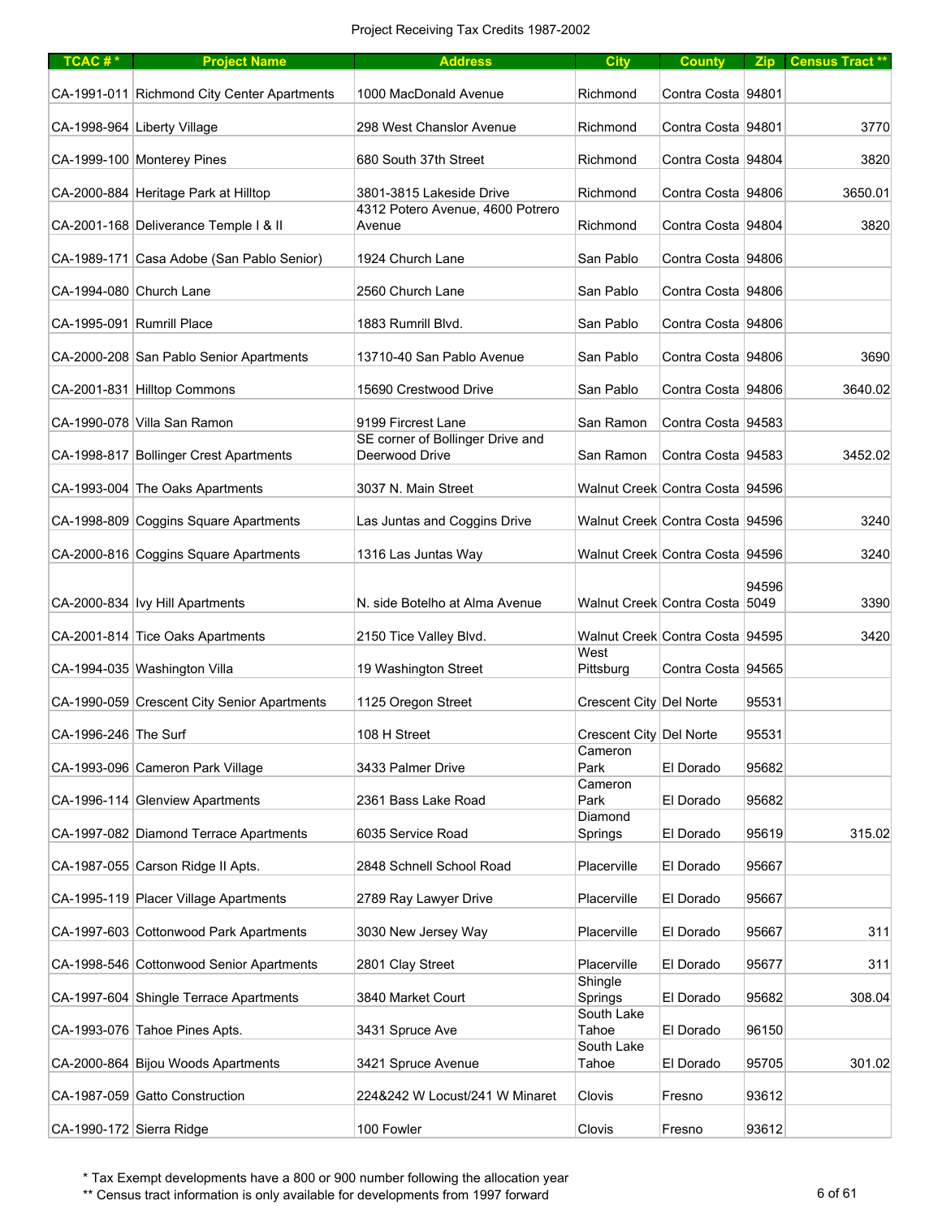# Project Receiving Tax Credits 1987-2002

| TCAC # * | Project Name | Address | City | County | Zip | Census Tract ** |
|---|---|---|---|---|---|---|
| CA-1991-011 | Richmond City Center Apartments | 1000 MacDonald Avenue | Richmond | Contra Costa | 94801 | |
| CA-1998-964 | Liberty Village | 298 West Chanslor Avenue | Richmond | Contra Costa | 94801 | 3770 |
| CA-1999-100 | Monterey Pines | 680 South 37th Street | Richmond | Contra Costa | 94804 | 3820 |
| CA-2000-884 | Heritage Park at Hilltop | 3801-3815 Lakeside Drive | Richmond | Contra Costa | 94806 | 3650.01 |
| CA-2001-168 | Deliverance Temple I & II | 4312 Potero Avenue, 4600 Potrero Avenue | Richmond | Contra Costa | 94804 | 3820 |
| CA-1989-171 | Casa Adobe (San Pablo Senior) | 1924 Church Lane | San Pablo | Contra Costa | 94806 | |
| CA-1994-080 | Church Lane | 2560 Church Lane | San Pablo | Contra Costa | 94806 | |
| CA-1995-091 | Rumrill Place | 1883 Rumrill Blvd. | San Pablo | Contra Costa | 94806 | |
| CA-2000-208 | San Pablo Senior Apartments | 13710-40 San Pablo Avenue | San Pablo | Contra Costa | 94806 | 3690 |
| CA-2001-831 | Hilltop Commons | 15690 Crestwood Drive | San Pablo | Contra Costa | 94806 | 3640.02 |
| CA-1990-078 | Villa San Ramon | 9199 Fircrest Lane | San Ramon | Contra Costa | 94583 | |
| CA-1998-817 | Bollinger Crest Apartments | SE corner of Bollinger Drive and Deerwood Drive | San Ramon | Contra Costa | 94583 | 3452.02 |
| CA-1993-004 | The Oaks Apartments | 3037 N. Main Street | Walnut Creek | Contra Costa | 94596 | |
| CA-1998-809 | Coggins Square Apartments | Las Juntas and Coggins Drive | Walnut Creek | Contra Costa | 94596 | 3240 |
| CA-2000-816 | Coggins Square Apartments | 1316 Las Juntas Way | Walnut Creek | Contra Costa | 94596 | 3240 |
| CA-2000-834 | Ivy Hill Apartments | N. side Botelho at Alma Avenue | Walnut Creek | Contra Costa | 94596 5049 | 3390 |
| CA-2001-814 | Tice Oaks Apartments | 2150 Tice Valley Blvd. | Walnut Creek | Contra Costa | 94595 | 3420 |
| CA-1994-035 | Washington Villa | 19 Washington Street | West Pittsburg | Contra Costa | 94565 | |
| CA-1990-059 | Crescent City Senior Apartments | 1125 Oregon Street | Crescent City | Del Norte | 95531 | |
| CA-1996-246 | The Surf | 108 H Street | Crescent City | Del Norte | 95531 | |
| CA-1993-096 | Cameron Park Village | 3433 Palmer Drive | Cameron Park | El Dorado | 95682 | |
| CA-1996-114 | Glenview Apartments | 2361 Bass Lake Road | Cameron Park | El Dorado | 95682 | |
| CA-1997-082 | Diamond Terrace Apartments | 6035 Service Road | Diamond Springs | El Dorado | 95619 | 315.02 |
| CA-1987-055 | Carson Ridge II Apts. | 2848 Schnell School Road | Placerville | El Dorado | 95667 | |
| CA-1995-119 | Placer Village Apartments | 2789 Ray Lawyer Drive | Placerville | El Dorado | 95667 | |
| CA-1997-603 | Cottonwood Park Apartments | 3030 New Jersey Way | Placerville | El Dorado | 95667 | 311 |
| CA-1998-546 | Cottonwood Senior Apartments | 2801 Clay Street | Placerville | El Dorado | 95677 | 311 |
| CA-1997-604 | Shingle Terrace Apartments | 3840 Market Court | Shingle Springs | El Dorado | 95682 | 308.04 |
| CA-1993-076 | Tahoe Pines Apts. | 3431 Spruce Ave | South Lake Tahoe | El Dorado | 96150 | |
| CA-2000-864 | Bijou Woods Apartments | 3421 Spruce Avenue | South Lake Tahoe | El Dorado | 95705 | 301.02 |
| CA-1987-059 | Gatto Construction | 224&242 W Locust/241 W Minaret | Clovis | Fresno | 93612 | |
| CA-1990-172 | Sierra Ridge | 100 Fowler | Clovis | Fresno | 93612 | |

* Tax Exempt developments have a 800 or 900 number following the allocation year

** Census tract information is only available for developments from 1997 forward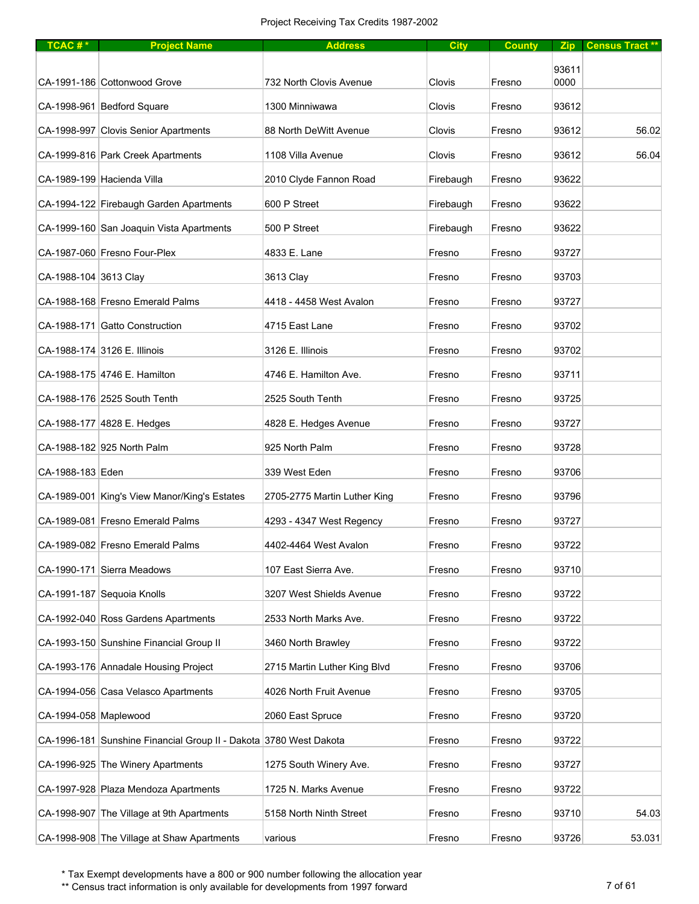Project Receiving Tax Credits 1987-2002

| TCAC # * | Project Name | Address | City | County | Zip | Census Tract ** |
|---|---|---|---|---|---|---|
| CA-1991-186 | Cottonwood Grove | 732 North Clovis Avenue | Clovis | Fresno | 93611 0000 | |
| CA-1998-961 | Bedford Square | 1300 Minniwawa | Clovis | Fresno | 93612 | |
| CA-1998-997 | Clovis Senior Apartments | 88 North DeWitt Avenue | Clovis | Fresno | 93612 | 56.02 |
| CA-1999-816 | Park Creek Apartments | 1108 Villa Avenue | Clovis | Fresno | 93612 | 56.04 |
| CA-1989-199 | Hacienda Villa | 2010 Clyde Fannon Road | Firebaugh | Fresno | 93622 | |
| CA-1994-122 | Firebaugh Garden Apartments | 600 P Street | Firebaugh | Fresno | 93622 | |
| CA-1999-160 | San Joaquin Vista Apartments | 500 P Street | Firebaugh | Fresno | 93622 | |
| CA-1987-060 | Fresno Four-Plex | 4833 E. Lane | Fresno | Fresno | 93727 | |
| CA-1988-104 | 3613 Clay | 3613 Clay | Fresno | Fresno | 93703 | |
| CA-1988-168 | Fresno Emerald Palms | 4418 - 4458 West Avalon | Fresno | Fresno | 93727 | |
| CA-1988-171 | Gatto Construction | 4715 East Lane | Fresno | Fresno | 93702 | |
| CA-1988-174 | 3126 E. Illinois | 3126 E. Illinois | Fresno | Fresno | 93702 | |
| CA-1988-175 | 4746 E. Hamilton | 4746 E. Hamilton Ave. | Fresno | Fresno | 93711 | |
| CA-1988-176 | 2525 South Tenth | 2525 South Tenth | Fresno | Fresno | 93725 | |
| CA-1988-177 | 4828 E. Hedges | 4828 E. Hedges Avenue | Fresno | Fresno | 93727 | |
| CA-1988-182 | 925 North Palm | 925 North Palm | Fresno | Fresno | 93728 | |
| CA-1988-183 | Eden | 339 West Eden | Fresno | Fresno | 93706 | |
| CA-1989-001 | King's View Manor/King's Estates | 2705-2775 Martin Luther King | Fresno | Fresno | 93796 | |
| CA-1989-081 | Fresno Emerald Palms | 4293 - 4347 West Regency | Fresno | Fresno | 93727 | |
| CA-1989-082 | Fresno Emerald Palms | 4402-4464 West Avalon | Fresno | Fresno | 93722 | |
| CA-1990-171 | Sierra Meadows | 107 East Sierra Ave. | Fresno | Fresno | 93710 | |
| CA-1991-187 | Sequoia Knolls | 3207 West Shields Avenue | Fresno | Fresno | 93722 | |
| CA-1992-040 | Ross Gardens Apartments | 2533 North Marks Ave. | Fresno | Fresno | 93722 | |
| CA-1993-150 | Sunshine Financial Group II | 3460 North Brawley | Fresno | Fresno | 93722 | |
| CA-1993-176 | Annadale Housing Project | 2715 Martin Luther King Blvd | Fresno | Fresno | 93706 | |
| CA-1994-056 | Casa Velasco Apartments | 4026 North Fruit Avenue | Fresno | Fresno | 93705 | |
| CA-1994-058 | Maplewood | 2060 East Spruce | Fresno | Fresno | 93720 | |
| CA-1996-181 | Sunshine Financial Group II - Dakota | 3780 West Dakota | Fresno | Fresno | 93722 | |
| CA-1996-925 | The Winery Apartments | 1275 South Winery Ave. | Fresno | Fresno | 93727 | |
| CA-1997-928 | Plaza Mendoza Apartments | 1725 N. Marks Avenue | Fresno | Fresno | 93722 | |
| CA-1998-907 | The Village at 9th Apartments | 5158 North Ninth Street | Fresno | Fresno | 93710 | 54.03 |
| CA-1998-908 | The Village at Shaw Apartments | various | Fresno | Fresno | 93726 | 53.031 |

\* Tax Exempt developments have a 800 or 900 number following the allocation year

\*\* Census tract information is only available for developments from 1997 forward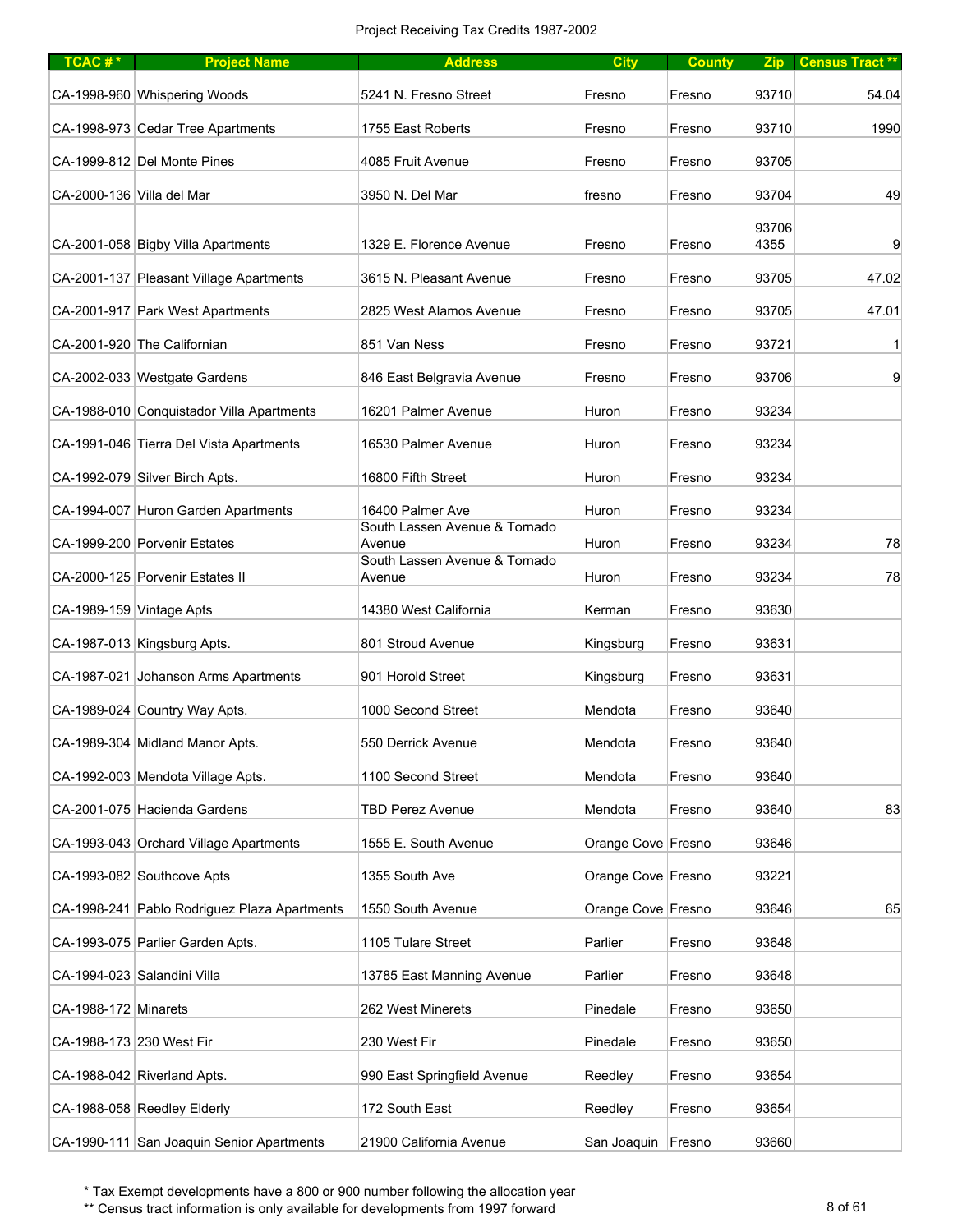Project Receiving Tax Credits 1987-2002

| TCAC # * | Project Name | Address | City | County | Zip | Census Tract ** |
|---|---|---|---|---|---|---|
| CA-1998-960 | Whispering Woods | 5241 N. Fresno Street | Fresno | Fresno | 93710 | 54.04 |
| CA-1998-973 | Cedar Tree Apartments | 1755 East Roberts | Fresno | Fresno | 93710 | 1990 |
| CA-1999-812 | Del Monte Pines | 4085 Fruit Avenue | Fresno | Fresno | 93705 | |
| CA-2000-136 | Villa del Mar | 3950 N. Del Mar | fresno | Fresno | 93704 | 49 |
| CA-2001-058 | Bigby Villa Apartments | 1329 E. Florence Avenue | Fresno | Fresno | 93706 4355 | 9 |
| CA-2001-137 | Pleasant Village Apartments | 3615 N. Pleasant Avenue | Fresno | Fresno | 93705 | 47.02 |
| CA-2001-917 | Park West Apartments | 2825 West Alamos Avenue | Fresno | Fresno | 93705 | 47.01 |
| CA-2001-920 | The Californian | 851 Van Ness | Fresno | Fresno | 93721 | 1 |
| CA-2002-033 | Westgate Gardens | 846 East Belgravia Avenue | Fresno | Fresno | 93706 | 9 |
| CA-1988-010 | Conquistador Villa Apartments | 16201 Palmer Avenue | Huron | Fresno | 93234 | |
| CA-1991-046 | Tierra Del Vista Apartments | 16530 Palmer Avenue | Huron | Fresno | 93234 | |
| CA-1992-079 | Silver Birch Apts. | 16800 Fifth Street | Huron | Fresno | 93234 | |
| CA-1994-007 | Huron Garden Apartments | 16400 Palmer Ave | Huron | Fresno | 93234 | |
| CA-1999-200 | Porvenir Estates | South Lassen Avenue & Tornado Avenue | Huron | Fresno | 93234 | 78 |
| CA-2000-125 | Porvenir Estates II | South Lassen Avenue & Tornado Avenue | Huron | Fresno | 93234 | 78 |
| CA-1989-159 | Vintage Apts | 14380 West California | Kerman | Fresno | 93630 | |
| CA-1987-013 | Kingsburg Apts. | 801 Stroud Avenue | Kingsburg | Fresno | 93631 | |
| CA-1987-021 | Johanson Arms Apartments | 901 Horold Street | Kingsburg | Fresno | 93631 | |
| CA-1989-024 | Country Way Apts. | 1000 Second Street | Mendota | Fresno | 93640 | |
| CA-1989-304 | Midland Manor Apts. | 550 Derrick Avenue | Mendota | Fresno | 93640 | |
| CA-1992-003 | Mendota Village Apts. | 1100 Second Street | Mendota | Fresno | 93640 | |
| CA-2001-075 | Hacienda Gardens | TBD Perez Avenue | Mendota | Fresno | 93640 | 83 |
| CA-1993-043 | Orchard Village Apartments | 1555 E. South Avenue | Orange Cove | Fresno | 93646 | |
| CA-1993-082 | Southcove Apts | 1355 South Ave | Orange Cove | Fresno | 93221 | |
| CA-1998-241 | Pablo Rodriguez Plaza Apartments | 1550 South Avenue | Orange Cove | Fresno | 93646 | 65 |
| CA-1993-075 | Parlier Garden Apts. | 1105 Tulare Street | Parlier | Fresno | 93648 | |
| CA-1994-023 | Salandini Villa | 13785 East Manning Avenue | Parlier | Fresno | 93648 | |
| CA-1988-172 | Minarets | 262 West Minerets | Pinedale | Fresno | 93650 | |
| CA-1988-173 | 230 West Fir | 230 West Fir | Pinedale | Fresno | 93650 | |
| CA-1988-042 | Riverland Apts. | 990 East Springfield Avenue | Reedley | Fresno | 93654 | |
| CA-1988-058 | Reedley Elderly | 172 South East | Reedley | Fresno | 93654 | |
| CA-1990-111 | San Joaquin Senior Apartments | 21900 California Avenue | San Joaquin | Fresno | 93660 | |

\* Tax Exempt developments have a 800 or 900 number following the allocation year

\*\* Census tract information is only available for developments from 1997 forward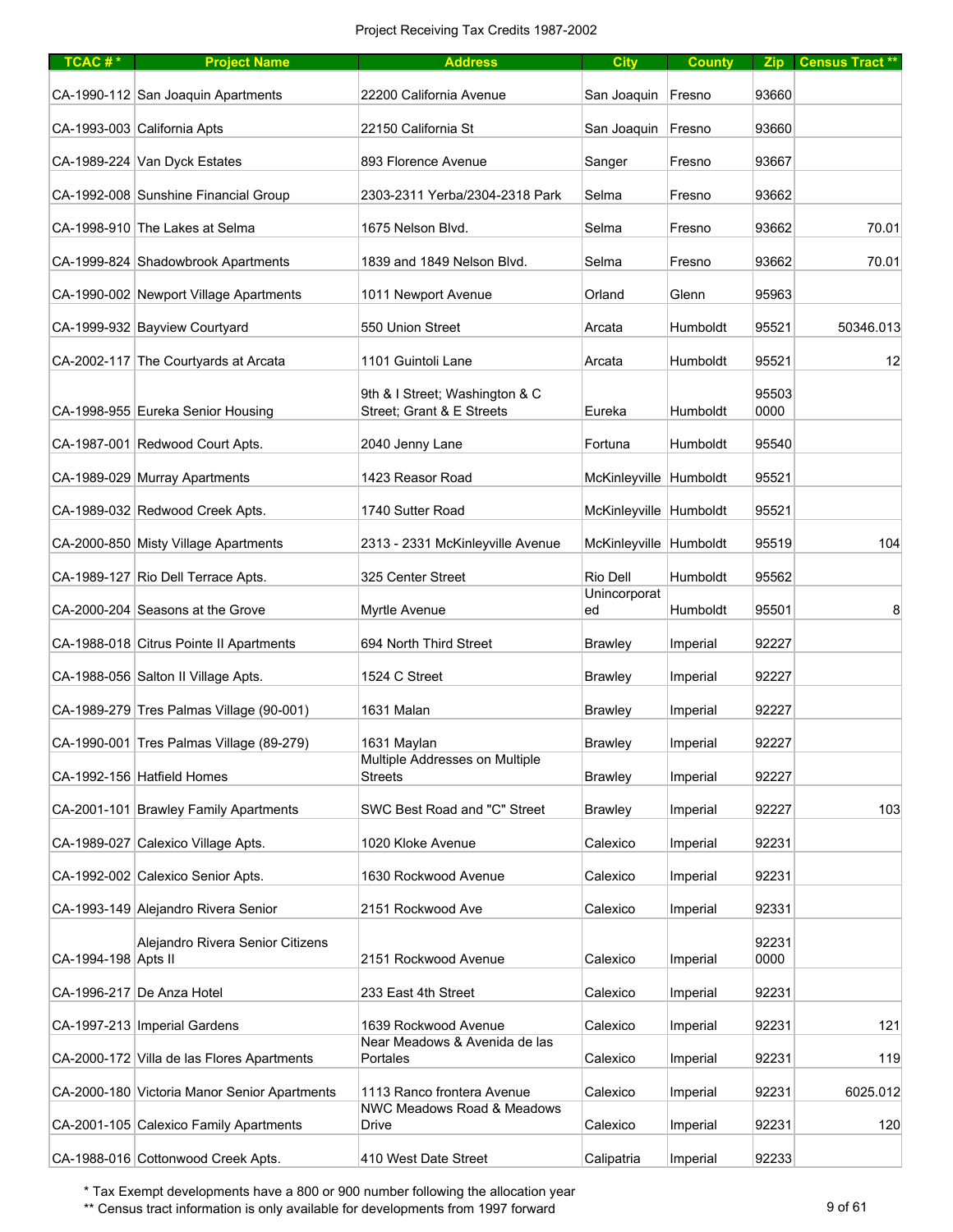Project Receiving Tax Credits 1987-2002

| TCAC # * | Project Name | Address | City | County | Zip | Census Tract ** |
|---|---|---|---|---|---|---|
| CA-1990-112 | San Joaquin Apartments | 22200 California Avenue | San Joaquin | Fresno | 93660 | |
| CA-1993-003 | California Apts | 22150 California St | San Joaquin | Fresno | 93660 | |
| CA-1989-224 | Van Dyck Estates | 893 Florence Avenue | Sanger | Fresno | 93667 | |
| CA-1992-008 | Sunshine Financial Group | 2303-2311 Yerba/2304-2318 Park | Selma | Fresno | 93662 | |
| CA-1998-910 | The Lakes at Selma | 1675 Nelson Blvd. | Selma | Fresno | 93662 | 70.01 |
| CA-1999-824 | Shadowbrook Apartments | 1839 and 1849 Nelson Blvd. | Selma | Fresno | 93662 | 70.01 |
| CA-1990-002 | Newport Village Apartments | 1011 Newport Avenue | Orland | Glenn | 95963 | |
| CA-1999-932 | Bayview Courtyard | 550 Union Street | Arcata | Humboldt | 95521 | 50346.013 |
| CA-2002-117 | The Courtyards at Arcata | 1101 Guintoli Lane | Arcata | Humboldt | 95521 | 12 |
| CA-1998-955 | Eureka Senior Housing | 9th & I Street; Washington & C Street; Grant & E Streets | Eureka | Humboldt | 95503 0000 | |
| CA-1987-001 | Redwood Court Apts. | 2040 Jenny Lane | Fortuna | Humboldt | 95540 | |
| CA-1989-029 | Murray Apartments | 1423 Reasor Road | McKinleyville | Humboldt | 95521 | |
| CA-1989-032 | Redwood Creek Apts. | 1740 Sutter Road | McKinleyville | Humboldt | 95521 | |
| CA-2000-850 | Misty Village Apartments | 2313 - 2331 McKinleyville Avenue | McKinleyville | Humboldt | 95519 | 104 |
| CA-1989-127 | Rio Dell Terrace Apts. | 325 Center Street | Rio Dell | Humboldt | 95562 | |
| CA-2000-204 | Seasons at the Grove | Myrtle Avenue | Unincorporated | Humboldt | 95501 | 8 |
| CA-1988-018 | Citrus Pointe II Apartments | 694 North Third Street | Brawley | Imperial | 92227 | |
| CA-1988-056 | Salton II Village Apts. | 1524 C Street | Brawley | Imperial | 92227 | |
| CA-1989-279 | Tres Palmas Village (90-001) | 1631 Malan | Brawley | Imperial | 92227 | |
| CA-1990-001 | Tres Palmas Village (89-279) | 1631 Maylan | Brawley | Imperial | 92227 | |
| CA-1992-156 | Hatfield Homes | Multiple Addresses on Multiple Streets | Brawley | Imperial | 92227 | |
| CA-2001-101 | Brawley Family Apartments | SWC Best Road and "C" Street | Brawley | Imperial | 92227 | 103 |
| CA-1989-027 | Calexico Village Apts. | 1020 Kloke Avenue | Calexico | Imperial | 92231 | |
| CA-1992-002 | Calexico Senior Apts. | 1630 Rockwood Avenue | Calexico | Imperial | 92231 | |
| CA-1993-149 | Alejandro Rivera Senior | 2151 Rockwood Ave | Calexico | Imperial | 92331 | |
| CA-1994-198 | Alejandro Rivera Senior Citizens Apts II | 2151 Rockwood Avenue | Calexico | Imperial | 92231 0000 | |
| CA-1996-217 | De Anza Hotel | 233 East 4th Street | Calexico | Imperial | 92231 | |
| CA-1997-213 | Imperial Gardens | 1639 Rockwood Avenue | Calexico | Imperial | 92231 | 121 |
| CA-2000-172 | Villa de las Flores Apartments | Near Meadows & Avenida de las Portales | Calexico | Imperial | 92231 | 119 |
| CA-2000-180 | Victoria Manor Senior Apartments | 1113 Ranco frontera Avenue | Calexico | Imperial | 92231 | 6025.012 |
| CA-2001-105 | Calexico Family Apartments | NWC Meadows Road & Meadows Drive | Calexico | Imperial | 92231 | 120 |
| CA-1988-016 | Cottonwood Creek Apts. | 410 West Date Street | Calipatria | Imperial | 92233 | |

\* Tax Exempt developments have a 800 or 900 number following the allocation year

\*\* Census tract information is only available for developments from 1997 forward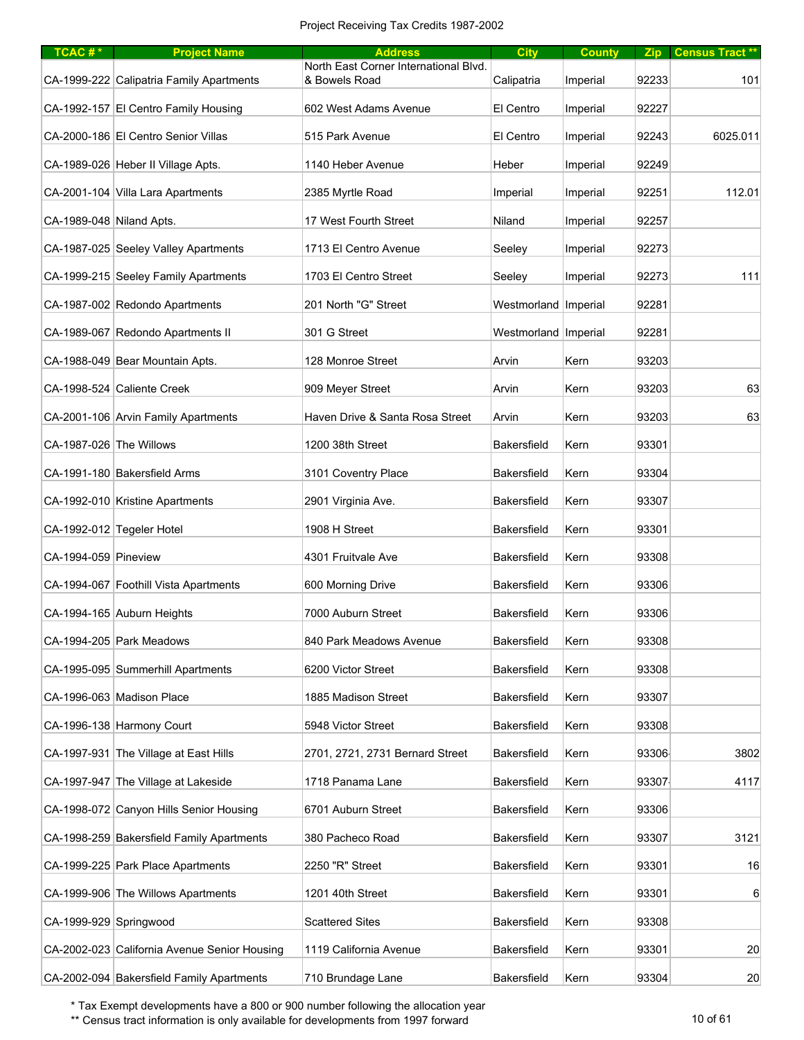Project Receiving Tax Credits 1987-2002

| TCAC # * | Project Name | Address | City | County | Zip | Census Tract ** |
|---|---|---|---|---|---|---|
| CA-1999-222 | Calipatria Family Apartments | North East Corner International Blvd. & Bowels Road | Calipatria | Imperial | 92233 | 101 |
| CA-1992-157 | El Centro Family Housing | 602 West Adams Avenue | El Centro | Imperial | 92227 | |
| CA-2000-186 | El Centro Senior Villas | 515 Park Avenue | El Centro | Imperial | 92243 | 6025.011 |
| CA-1989-026 | Heber II Village Apts. | 1140 Heber Avenue | Heber | Imperial | 92249 | |
| CA-2001-104 | Villa Lara Apartments | 2385 Myrtle Road | Imperial | Imperial | 92251 | 112.01 |
| CA-1989-048 | Niland Apts. | 17 West Fourth Street | Niland | Imperial | 92257 | |
| CA-1987-025 | Seeley Valley Apartments | 1713 El Centro Avenue | Seeley | Imperial | 92273 | |
| CA-1999-215 | Seeley Family Apartments | 1703 El Centro Street | Seeley | Imperial | 92273 | 111 |
| CA-1987-002 | Redondo Apartments | 201 North "G" Street | Westmorland | Imperial | 92281 | |
| CA-1989-067 | Redondo Apartments II | 301 G Street | Westmorland | Imperial | 92281 | |
| CA-1988-049 | Bear Mountain Apts. | 128 Monroe Street | Arvin | Kern | 93203 | |
| CA-1998-524 | Caliente Creek | 909 Meyer Street | Arvin | Kern | 93203 | 63 |
| CA-2001-106 | Arvin Family Apartments | Haven Drive & Santa Rosa Street | Arvin | Kern | 93203 | 63 |
| CA-1987-026 | The Willows | 1200 38th Street | Bakersfield | Kern | 93301 | |
| CA-1991-180 | Bakersfield Arms | 3101 Coventry Place | Bakersfield | Kern | 93304 | |
| CA-1992-010 | Kristine Apartments | 2901 Virginia Ave. | Bakersfield | Kern | 93307 | |
| CA-1992-012 | Tegeler Hotel | 1908 H Street | Bakersfield | Kern | 93301 | |
| CA-1994-059 | Pineview | 4301 Fruitvale Ave | Bakersfield | Kern | 93308 | |
| CA-1994-067 | Foothill Vista Apartments | 600 Morning Drive | Bakersfield | Kern | 93306 | |
| CA-1994-165 | Auburn Heights | 7000 Auburn Street | Bakersfield | Kern | 93306 | |
| CA-1994-205 | Park Meadows | 840 Park Meadows Avenue | Bakersfield | Kern | 93308 | |
| CA-1995-095 | Summerhill Apartments | 6200 Victor Street | Bakersfield | Kern | 93308 | |
| CA-1996-063 | Madison Place | 1885 Madison Street | Bakersfield | Kern | 93307 | |
| CA-1996-138 | Harmony Court | 5948 Victor Street | Bakersfield | Kern | 93308 | |
| CA-1997-931 | The Village at East Hills | 2701, 2721, 2731 Bernard Street | Bakersfield | Kern | 93306 | 3802 |
| CA-1997-947 | The Village at Lakeside | 1718 Panama Lane | Bakersfield | Kern | 93307 | 4117 |
| CA-1998-072 | Canyon Hills Senior Housing | 6701 Auburn Street | Bakersfield | Kern | 93306 | |
| CA-1998-259 | Bakersfield Family Apartments | 380 Pacheco Road | Bakersfield | Kern | 93307 | 3121 |
| CA-1999-225 | Park Place Apartments | 2250 "R" Street | Bakersfield | Kern | 93301 | 16 |
| CA-1999-906 | The Willows Apartments | 1201 40th Street | Bakersfield | Kern | 93301 | 6 |
| CA-1999-929 | Springwood | Scattered Sites | Bakersfield | Kern | 93308 | |
| CA-2002-023 | California Avenue Senior Housing | 1119 California Avenue | Bakersfield | Kern | 93301 | 20 |
| CA-2002-094 | Bakersfield Family Apartments | 710 Brundage Lane | Bakersfield | Kern | 93304 | 20 |

\* Tax Exempt developments have a 800 or 900 number following the allocation year

\*\* Census tract information is only available for developments from 1997 forward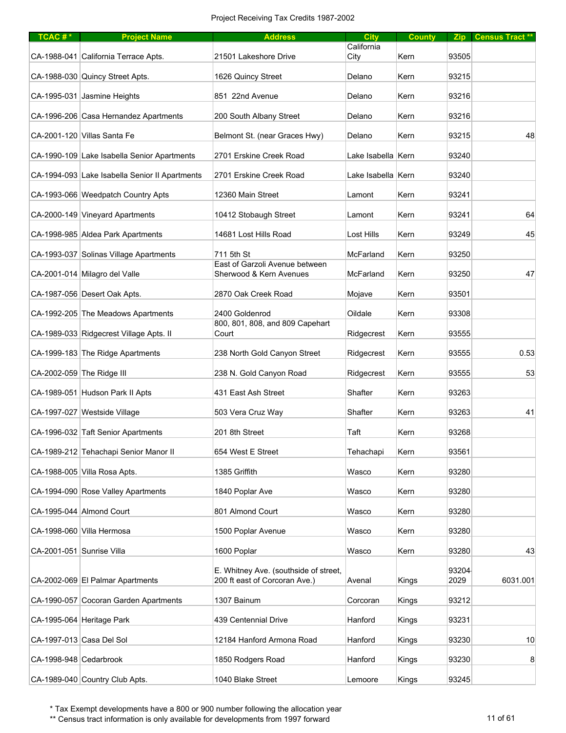Project Receiving Tax Credits 1987-2002

| TCAC # * | Project Name | Address | City | County | Zip | Census Tract ** |
|---|---|---|---|---|---|---|
| CA-1988-041 | California Terrace Apts. | 21501 Lakeshore Drive | California City | Kern | 93505 | |
| CA-1988-030 | Quincy Street Apts. | 1626 Quincy Street | Delano | Kern | 93215 | |
| CA-1995-031 | Jasmine Heights | 851 22nd Avenue | Delano | Kern | 93216 | |
| CA-1996-206 | Casa Hernandez Apartments | 200 South Albany Street | Delano | Kern | 93216 | |
| CA-2001-120 | Villas Santa Fe | Belmont St. (near Graces Hwy) | Delano | Kern | 93215 | 48 |
| CA-1990-109 | Lake Isabella Senior Apartments | 2701 Erskine Creek Road | Lake Isabella | Kern | 93240 | |
| CA-1994-093 | Lake Isabella Senior II Apartments | 2701 Erskine Creek Road | Lake Isabella | Kern | 93240 | |
| CA-1993-066 | Weedpatch Country Apts | 12360 Main Street | Lamont | Kern | 93241 | |
| CA-2000-149 | Vineyard Apartments | 10412 Stobaugh Street | Lamont | Kern | 93241 | 64 |
| CA-1998-985 | Aldea Park Apartments | 14681 Lost Hills Road | Lost Hills | Kern | 93249 | 45 |
| CA-1993-037 | Solinas Village Apartments | 711 5th St | McFarland | Kern | 93250 | |
| CA-2001-014 | Milagro del Valle | East of Garzoli Avenue between Sherwood & Kern Avenues | McFarland | Kern | 93250 | 47 |
| CA-1987-056 | Desert Oak Apts. | 2870 Oak Creek Road | Mojave | Kern | 93501 | |
| CA-1992-205 | The Meadows Apartments | 2400 Goldenrod | Oildale | Kern | 93308 | |
| CA-1989-033 | Ridgecrest Village Apts. II | 800, 801, 808, and 809 Capehart Court | Ridgecrest | Kern | 93555 | |
| CA-1999-183 | The Ridge Apartments | 238 North Gold Canyon Street | Ridgecrest | Kern | 93555 | 0.53 |
| CA-2002-059 | The Ridge III | 238 N. Gold Canyon Road | Ridgecrest | Kern | 93555 | 53 |
| CA-1989-051 | Hudson Park II Apts | 431 East Ash Street | Shafter | Kern | 93263 | |
| CA-1997-027 | Westside Village | 503 Vera Cruz Way | Shafter | Kern | 93263 | 41 |
| CA-1996-032 | Taft Senior Apartments | 201 8th Street | Taft | Kern | 93268 | |
| CA-1989-212 | Tehachapi Senior Manor II | 654 West E Street | Tehachapi | Kern | 93561 | |
| CA-1988-005 | Villa Rosa Apts. | 1385 Griffith | Wasco | Kern | 93280 | |
| CA-1994-090 | Rose Valley Apartments | 1840 Poplar Ave | Wasco | Kern | 93280 | |
| CA-1995-044 | Almond Court | 801 Almond Court | Wasco | Kern | 93280 | |
| CA-1998-060 | Villa Hermosa | 1500 Poplar Avenue | Wasco | Kern | 93280 | |
| CA-2001-051 | Sunrise Villa | 1600 Poplar | Wasco | Kern | 93280 | 43 |
| CA-2002-069 | El Palmar Apartments | E. Whitney Ave. (southside of street, 200 ft east of Corcoran Ave.) | Avenal | Kings | 93204-2029 | 6031.001 |
| CA-1990-057 | Cocoran Garden Apartments | 1307 Bainum | Corcoran | Kings | 93212 | |
| CA-1995-064 | Heritage Park | 439 Centennial Drive | Hanford | Kings | 93231 | |
| CA-1997-013 | Casa Del Sol | 12184 Hanford Armona Road | Hanford | Kings | 93230 | 10 |
| CA-1998-948 | Cedarbrook | 1850 Rodgers Road | Hanford | Kings | 93230 | 8 |
| CA-1989-040 | Country Club Apts. | 1040 Blake Street | Lemoore | Kings | 93245 | |

\* Tax Exempt developments have a 800 or 900 number following the allocation year

\*\* Census tract information is only available for developments from 1997 forward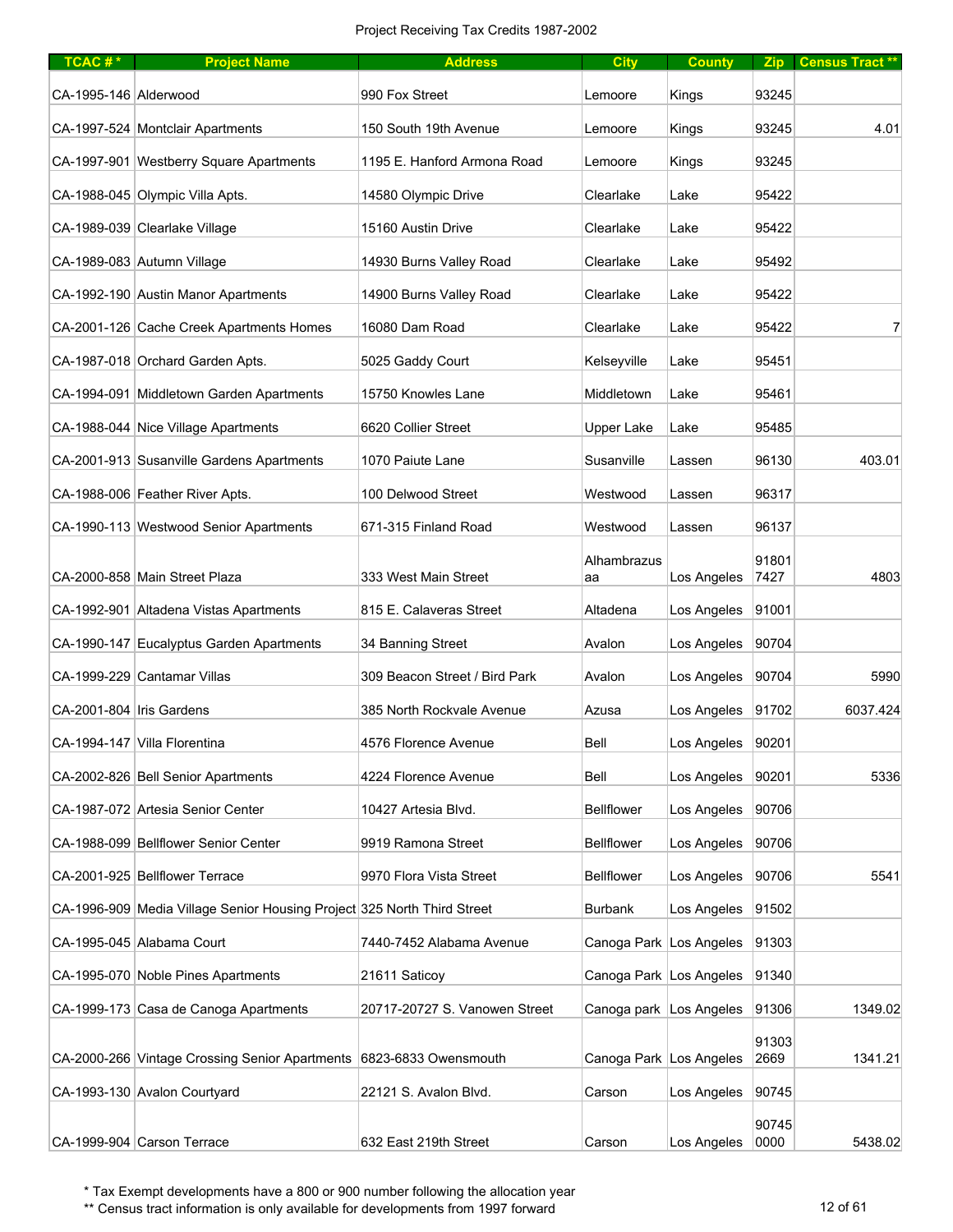Project Receiving Tax Credits 1987-2002

| TCAC # * | Project Name | Address | City | County | Zip | Census Tract ** |
|---|---|---|---|---|---|---|
| CA-1995-146 | Alderwood | 990 Fox Street | Lemoore | Kings | 93245 | |
| CA-1997-524 | Montclair Apartments | 150 South 19th Avenue | Lemoore | Kings | 93245 | 4.01 |
| CA-1997-901 | Westberry Square Apartments | 1195 E. Hanford Armona Road | Lemoore | Kings | 93245 | |
| CA-1988-045 | Olympic Villa Apts. | 14580 Olympic Drive | Clearlake | Lake | 95422 | |
| CA-1989-039 | Clearlake Village | 15160 Austin Drive | Clearlake | Lake | 95422 | |
| CA-1989-083 | Autumn Village | 14930 Burns Valley Road | Clearlake | Lake | 95492 | |
| CA-1992-190 | Austin Manor Apartments | 14900 Burns Valley Road | Clearlake | Lake | 95422 | |
| CA-2001-126 | Cache Creek Apartments Homes | 16080 Dam Road | Clearlake | Lake | 95422 | 7 |
| CA-1987-018 | Orchard Garden Apts. | 5025 Gaddy Court | Kelseyville | Lake | 95451 | |
| CA-1994-091 | Middletown Garden Apartments | 15750 Knowles Lane | Middletown | Lake | 95461 | |
| CA-1988-044 | Nice Village Apartments | 6620 Collier Street | Upper Lake | Lake | 95485 | |
| CA-2001-913 | Susanville Gardens Apartments | 1070 Paiute Lane | Susanville | Lassen | 96130 | 403.01 |
| CA-1988-006 | Feather River Apts. | 100 Delwood Street | Westwood | Lassen | 96317 | |
| CA-1990-113 | Westwood Senior Apartments | 671-315 Finland Road | Westwood | Lassen | 96137 | |
| CA-2000-858 | Main Street Plaza | 333 West Main Street | Alhambrazusaa | Los Angeles | 91801 7427 | 4803 |
| CA-1992-901 | Altadena Vistas Apartments | 815 E. Calaveras Street | Altadena | Los Angeles | 91001 | |
| CA-1990-147 | Eucalyptus Garden Apartments | 34 Banning Street | Avalon | Los Angeles | 90704 | |
| CA-1999-229 | Cantamar Villas | 309 Beacon Street / Bird Park | Avalon | Los Angeles | 90704 | 5990 |
| CA-2001-804 | Iris Gardens | 385 North Rockvale Avenue | Azusa | Los Angeles | 91702 | 6037.424 |
| CA-1994-147 | Villa Florentina | 4576 Florence Avenue | Bell | Los Angeles | 90201 | |
| CA-2002-826 | Bell Senior Apartments | 4224 Florence Avenue | Bell | Los Angeles | 90201 | 5336 |
| CA-1987-072 | Artesia Senior Center | 10427 Artesia Blvd. | Bellflower | Los Angeles | 90706 | |
| CA-1988-099 | Bellflower Senior Center | 9919 Ramona Street | Bellflower | Los Angeles | 90706 | |
| CA-2001-925 | Bellflower Terrace | 9970 Flora Vista Street | Bellflower | Los Angeles | 90706 | 5541 |
| CA-1996-909 | Media Village Senior Housing Project | 325 North Third Street | Burbank | Los Angeles | 91502 | |
| CA-1995-045 | Alabama Court | 7440-7452 Alabama Avenue | Canoga Park | Los Angeles | 91303 | |
| CA-1995-070 | Noble Pines Apartments | 21611 Saticoy | Canoga Park | Los Angeles | 91340 | |
| CA-1999-173 | Casa de Canoga Apartments | 20717-20727 S. Vanowen Street | Canoga park | Los Angeles | 91306 | 1349.02 |
| CA-2000-266 | Vintage Crossing Senior Apartments | 6823-6833 Owensmouth | Canoga Park | Los Angeles | 91303 2669 | 1341.21 |
| CA-1993-130 | Avalon Courtyard | 22121 S. Avalon Blvd. | Carson | Los Angeles | 90745 | |
| CA-1999-904 | Carson Terrace | 632 East 219th Street | Carson | Los Angeles | 90745 0000 | 5438.02 |

\* Tax Exempt developments have a 800 or 900 number following the allocation year

\*\* Census tract information is only available for developments from 1997 forward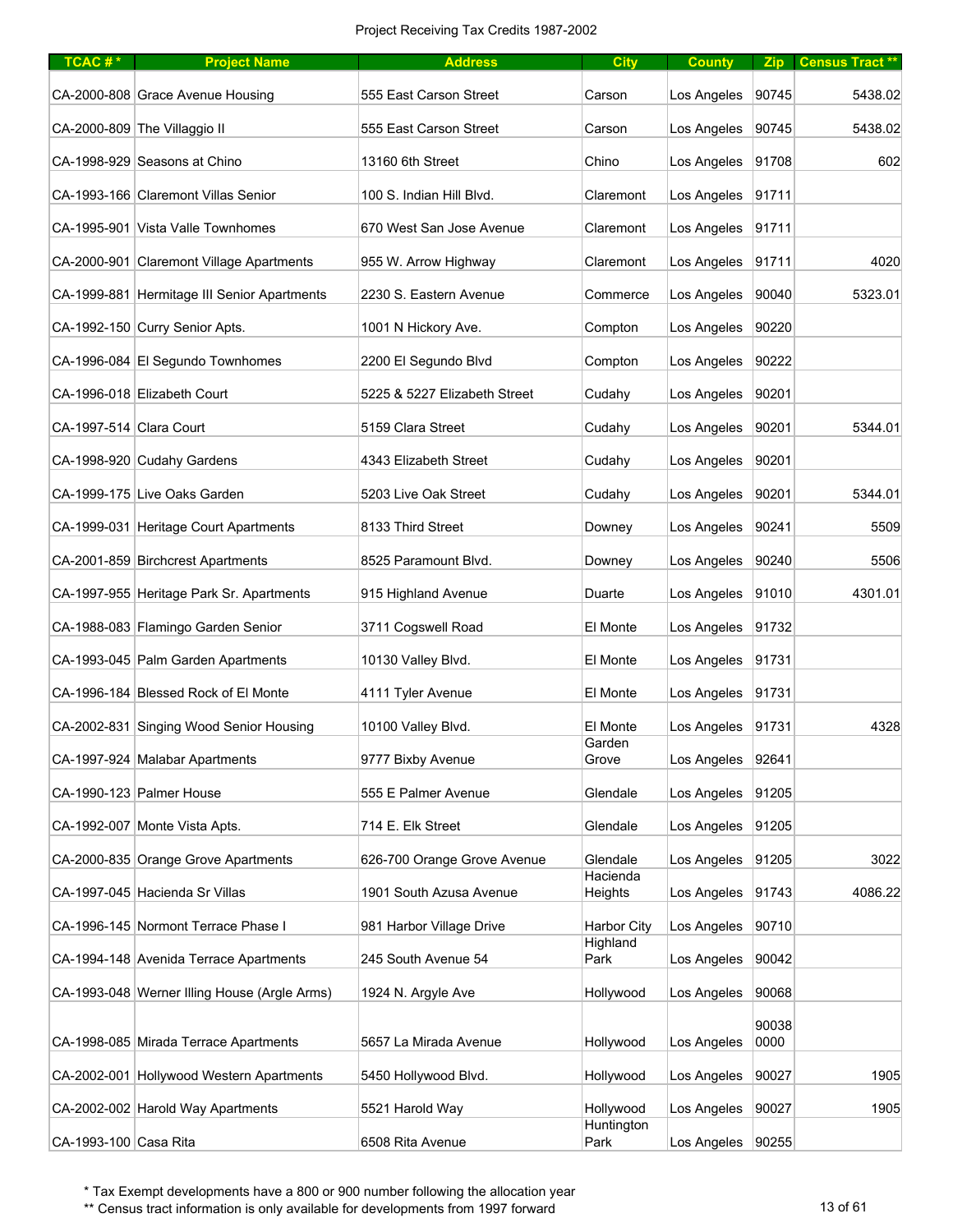Project Receiving Tax Credits 1987-2002

| TCAC # * | Project Name | Address | City | County | Zip | Census Tract ** |
|---|---|---|---|---|---|---|
| CA-2000-808 | Grace Avenue Housing | 555 East Carson Street | Carson | Los Angeles | 90745 | 5438.02 |
| CA-2000-809 | The Villaggio II | 555 East Carson Street | Carson | Los Angeles | 90745 | 5438.02 |
| CA-1998-929 | Seasons at Chino | 13160 6th Street | Chino | Los Angeles | 91708 | 602 |
| CA-1993-166 | Claremont Villas Senior | 100 S. Indian Hill Blvd. | Claremont | Los Angeles | 91711 | |
| CA-1995-901 | Vista Valle Townhomes | 670 West San Jose Avenue | Claremont | Los Angeles | 91711 | |
| CA-2000-901 | Claremont Village Apartments | 955 W. Arrow Highway | Claremont | Los Angeles | 91711 | 4020 |
| CA-1999-881 | Hermitage III Senior Apartments | 2230 S. Eastern Avenue | Commerce | Los Angeles | 90040 | 5323.01 |
| CA-1992-150 | Curry Senior Apts. | 1001 N Hickory Ave. | Compton | Los Angeles | 90220 | |
| CA-1996-084 | El Segundo Townhomes | 2200 El Segundo Blvd | Compton | Los Angeles | 90222 | |
| CA-1996-018 | Elizabeth Court | 5225 & 5227 Elizabeth Street | Cudahy | Los Angeles | 90201 | |
| CA-1997-514 | Clara Court | 5159 Clara Street | Cudahy | Los Angeles | 90201 | 5344.01 |
| CA-1998-920 | Cudahy Gardens | 4343 Elizabeth Street | Cudahy | Los Angeles | 90201 | |
| CA-1999-175 | Live Oaks Garden | 5203 Live Oak Street | Cudahy | Los Angeles | 90201 | 5344.01 |
| CA-1999-031 | Heritage Court Apartments | 8133 Third Street | Downey | Los Angeles | 90241 | 5509 |
| CA-2001-859 | Birchcrest Apartments | 8525 Paramount Blvd. | Downey | Los Angeles | 90240 | 5506 |
| CA-1997-955 | Heritage Park Sr. Apartments | 915 Highland Avenue | Duarte | Los Angeles | 91010 | 4301.01 |
| CA-1988-083 | Flamingo Garden Senior | 3711 Cogswell Road | El Monte | Los Angeles | 91732 | |
| CA-1993-045 | Palm Garden Apartments | 10130 Valley Blvd. | El Monte | Los Angeles | 91731 | |
| CA-1996-184 | Blessed Rock of El Monte | 4111 Tyler Avenue | El Monte | Los Angeles | 91731 | |
| CA-2002-831 | Singing Wood Senior Housing | 10100 Valley Blvd. | El Monte | Los Angeles | 91731 | 4328 |
| CA-1997-924 | Malabar Apartments | 9777 Bixby Avenue | Garden Grove | Los Angeles | 92641 | |
| CA-1990-123 | Palmer House | 555 E Palmer Avenue | Glendale | Los Angeles | 91205 | |
| CA-1992-007 | Monte Vista Apts. | 714 E. Elk Street | Glendale | Los Angeles | 91205 | |
| CA-2000-835 | Orange Grove Apartments | 626-700 Orange Grove Avenue | Glendale | Los Angeles | 91205 | 3022 |
| CA-1997-045 | Hacienda Sr Villas | 1901 South Azusa Avenue | Hacienda Heights | Los Angeles | 91743 | 4086.22 |
| CA-1996-145 | Normont Terrace Phase I | 981 Harbor Village Drive | Harbor City | Los Angeles | 90710 | |
| CA-1994-148 | Avenida Terrace Apartments | 245 South Avenue 54 | Highland Park | Los Angeles | 90042 | |
| CA-1993-048 | Werner Illing House (Argle Arms) | 1924 N. Argyle Ave | Hollywood | Los Angeles | 90068 | |
| CA-1998-085 | Mirada Terrace Apartments | 5657 La Mirada Avenue | Hollywood | Los Angeles | 90038 0000 | |
| CA-2002-001 | Hollywood Western Apartments | 5450 Hollywood Blvd. | Hollywood | Los Angeles | 90027 | 1905 |
| CA-2002-002 | Harold Way Apartments | 5521 Harold Way | Hollywood | Los Angeles | 90027 | 1905 |
| CA-1993-100 | Casa Rita | 6508 Rita Avenue | Huntington Park | Los Angeles | 90255 | |

\* Tax Exempt developments have a 800 or 900 number following the allocation year

\*\* Census tract information is only available for developments from 1997 forward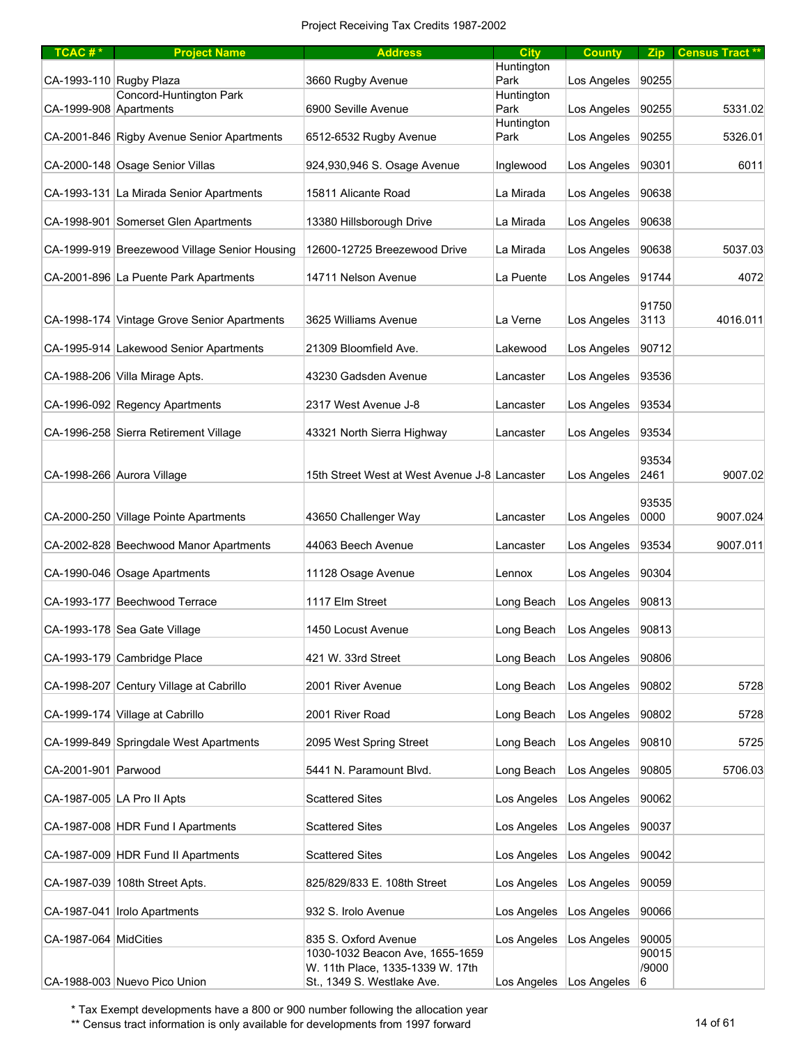Project Receiving Tax Credits 1987-2002

| TCAC # * | Project Name | Address | City | County | Zip | Census Tract ** |
|---|---|---|---|---|---|---|
| CA-1993-110 | Rugby Plaza | 3660 Rugby Avenue | Huntington Park | Los Angeles | 90255 | |
| CA-1999-908 | Concord-Huntington Park Apartments | 6900 Seville Avenue | Huntington Park | Los Angeles | 90255 | 5331.02 |
| CA-2001-846 | Rigby Avenue Senior Apartments | 6512-6532 Rugby Avenue | Huntington Park | Los Angeles | 90255 | 5326.01 |
| CA-2000-148 | Osage Senior Villas | 924,930,946 S. Osage Avenue | Inglewood | Los Angeles | 90301 | 6011 |
| CA-1993-131 | La Mirada Senior Apartments | 15811 Alicante Road | La Mirada | Los Angeles | 90638 | |
| CA-1998-901 | Somerset Glen Apartments | 13380 Hillsborough Drive | La Mirada | Los Angeles | 90638 | |
| CA-1999-919 | Breezewood Village Senior Housing | 12600-12725 Breezewood Drive | La Mirada | Los Angeles | 90638 | 5037.03 |
| CA-2001-896 | La Puente Park Apartments | 14711 Nelson Avenue | La Puente | Los Angeles | 91744 | 4072 |
| CA-1998-174 | Vintage Grove Senior Apartments | 3625 Williams Avenue | La Verne | Los Angeles | 91750 3113 | 4016.011 |
| CA-1995-914 | Lakewood Senior Apartments | 21309 Bloomfield Ave. | Lakewood | Los Angeles | 90712 | |
| CA-1988-206 | Villa Mirage Apts. | 43230 Gadsden Avenue | Lancaster | Los Angeles | 93536 | |
| CA-1996-092 | Regency Apartments | 2317 West Avenue J-8 | Lancaster | Los Angeles | 93534 | |
| CA-1996-258 | Sierra Retirement Village | 43321 North Sierra Highway | Lancaster | Los Angeles | 93534 | |
| CA-1998-266 | Aurora Village | 15th Street West at West Avenue J-8 | Lancaster | Los Angeles | 93534 2461 | 9007.02 |
| CA-2000-250 | Village Pointe Apartments | 43650 Challenger Way | Lancaster | Los Angeles | 93535 0000 | 9007.024 |
| CA-2002-828 | Beechwood Manor Apartments | 44063 Beech Avenue | Lancaster | Los Angeles | 93534 | 9007.011 |
| CA-1990-046 | Osage Apartments | 11128 Osage Avenue | Lennox | Los Angeles | 90304 | |
| CA-1993-177 | Beechwood Terrace | 1117 Elm Street | Long Beach | Los Angeles | 90813 | |
| CA-1993-178 | Sea Gate Village | 1450 Locust Avenue | Long Beach | Los Angeles | 90813 | |
| CA-1993-179 | Cambridge Place | 421 W. 33rd Street | Long Beach | Los Angeles | 90806 | |
| CA-1998-207 | Century Village at Cabrillo | 2001 River Avenue | Long Beach | Los Angeles | 90802 | 5728 |
| CA-1999-174 | Village at Cabrillo | 2001 River Road | Long Beach | Los Angeles | 90802 | 5728 |
| CA-1999-849 | Springdale West Apartments | 2095 West Spring Street | Long Beach | Los Angeles | 90810 | 5725 |
| CA-2001-901 | Parwood | 5441 N. Paramount Blvd. | Long Beach | Los Angeles | 90805 | 5706.03 |
| CA-1987-005 | LA Pro II Apts | Scattered Sites | Los Angeles | Los Angeles | 90062 | |
| CA-1987-008 | HDR Fund I Apartments | Scattered Sites | Los Angeles | Los Angeles | 90037 | |
| CA-1987-009 | HDR Fund II Apartments | Scattered Sites | Los Angeles | Los Angeles | 90042 | |
| CA-1987-039 | 108th Street Apts. | 825/829/833 E. 108th Street | Los Angeles | Los Angeles | 90059 | |
| CA-1987-041 | Irolo Apartments | 932 S. Irolo Avenue | Los Angeles | Los Angeles | 90066 | |
| CA-1987-064 | MidCities | 835 S. Oxford Avenue | Los Angeles | Los Angeles | 90005 | |
| CA-1988-003 | Nuevo Pico Union | 1030-1032 Beacon Ave, 1655-1659 W. 11th Place, 1335-1339 W. 17th St., 1349 S. Westlake Ave. | Los Angeles | Los Angeles | 90015 /90006 | |

\* Tax Exempt developments have a 800 or 900 number following the allocation year
\*\* Census tract information is only available for developments from 1997 forward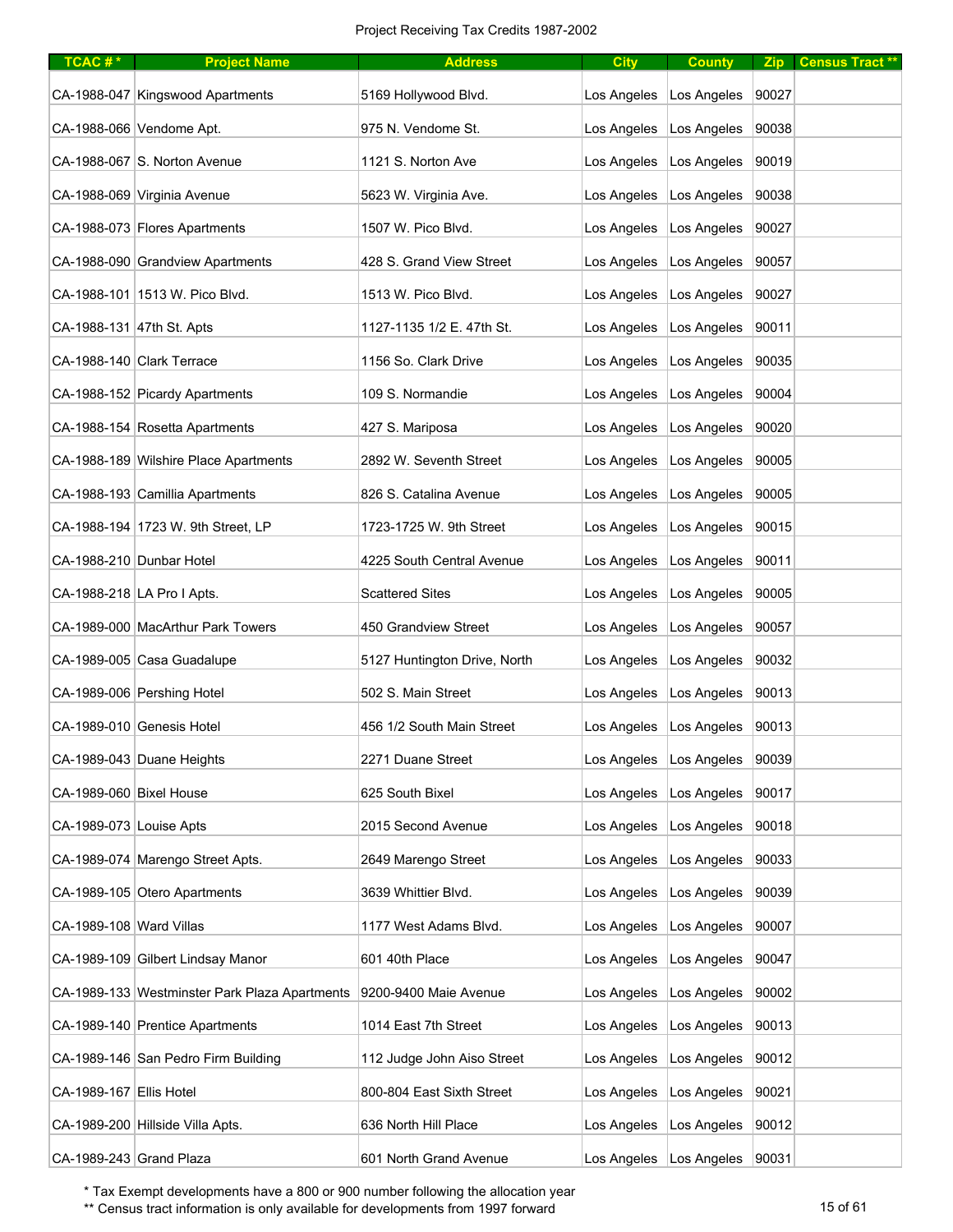Project Receiving Tax Credits 1987-2002

| TCAC # * | Project Name | Address | City | County | Zip | Census Tract ** |
|---|---|---|---|---|---|---|
| CA-1988-047 | Kingswood Apartments | 5169 Hollywood Blvd. | Los Angeles | Los Angeles | 90027 | |
| CA-1988-066 | Vendome Apt. | 975 N. Vendome St. | Los Angeles | Los Angeles | 90038 | |
| CA-1988-067 | S. Norton Avenue | 1121 S. Norton Ave | Los Angeles | Los Angeles | 90019 | |
| CA-1988-069 | Virginia Avenue | 5623 W. Virginia Ave. | Los Angeles | Los Angeles | 90038 | |
| CA-1988-073 | Flores Apartments | 1507 W. Pico Blvd. | Los Angeles | Los Angeles | 90027 | |
| CA-1988-090 | Grandview Apartments | 428 S. Grand View Street | Los Angeles | Los Angeles | 90057 | |
| CA-1988-101 | 1513 W. Pico Blvd. | 1513 W. Pico Blvd. | Los Angeles | Los Angeles | 90027 | |
| CA-1988-131 | 47th St. Apts | 1127-1135 1/2 E. 47th St. | Los Angeles | Los Angeles | 90011 | |
| CA-1988-140 | Clark Terrace | 1156 So. Clark Drive | Los Angeles | Los Angeles | 90035 | |
| CA-1988-152 | Picardy Apartments | 109 S. Normandie | Los Angeles | Los Angeles | 90004 | |
| CA-1988-154 | Rosetta Apartments | 427 S. Mariposa | Los Angeles | Los Angeles | 90020 | |
| CA-1988-189 | Wilshire Place Apartments | 2892 W. Seventh Street | Los Angeles | Los Angeles | 90005 | |
| CA-1988-193 | Camillia Apartments | 826 S. Catalina Avenue | Los Angeles | Los Angeles | 90005 | |
| CA-1988-194 | 1723 W. 9th Street, LP | 1723-1725 W. 9th Street | Los Angeles | Los Angeles | 90015 | |
| CA-1988-210 | Dunbar Hotel | 4225 South Central Avenue | Los Angeles | Los Angeles | 90011 | |
| CA-1988-218 | LA Pro I Apts. | Scattered Sites | Los Angeles | Los Angeles | 90005 | |
| CA-1989-000 | MacArthur Park Towers | 450 Grandview Street | Los Angeles | Los Angeles | 90057 | |
| CA-1989-005 | Casa Guadalupe | 5127 Huntington Drive, North | Los Angeles | Los Angeles | 90032 | |
| CA-1989-006 | Pershing Hotel | 502 S. Main Street | Los Angeles | Los Angeles | 90013 | |
| CA-1989-010 | Genesis Hotel | 456 1/2 South Main Street | Los Angeles | Los Angeles | 90013 | |
| CA-1989-043 | Duane Heights | 2271 Duane Street | Los Angeles | Los Angeles | 90039 | |
| CA-1989-060 | Bixel House | 625 South Bixel | Los Angeles | Los Angeles | 90017 | |
| CA-1989-073 | Louise Apts | 2015 Second Avenue | Los Angeles | Los Angeles | 90018 | |
| CA-1989-074 | Marengo Street Apts. | 2649 Marengo Street | Los Angeles | Los Angeles | 90033 | |
| CA-1989-105 | Otero Apartments | 3639 Whittier Blvd. | Los Angeles | Los Angeles | 90039 | |
| CA-1989-108 | Ward Villas | 1177 West Adams Blvd. | Los Angeles | Los Angeles | 90007 | |
| CA-1989-109 | Gilbert Lindsay Manor | 601 40th Place | Los Angeles | Los Angeles | 90047 | |
| CA-1989-133 | Westminster Park Plaza Apartments | 9200-9400 Maie Avenue | Los Angeles | Los Angeles | 90002 | |
| CA-1989-140 | Prentice Apartments | 1014 East 7th Street | Los Angeles | Los Angeles | 90013 | |
| CA-1989-146 | San Pedro Firm Building | 112 Judge John Aiso Street | Los Angeles | Los Angeles | 90012 | |
| CA-1989-167 | Ellis Hotel | 800-804 East Sixth Street | Los Angeles | Los Angeles | 90021 | |
| CA-1989-200 | Hillside Villa Apts. | 636 North Hill Place | Los Angeles | Los Angeles | 90012 | |
| CA-1989-243 | Grand Plaza | 601 North Grand Avenue | Los Angeles | Los Angeles | 90031 | |

\* Tax Exempt developments have a 800 or 900 number following the allocation year

\*\* Census tract information is only available for developments from 1997 forward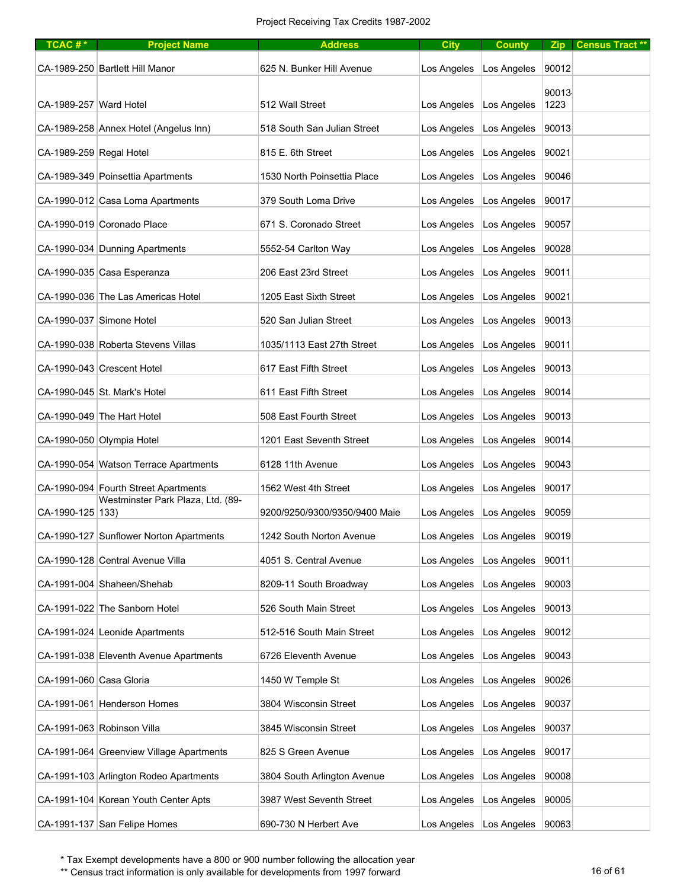Project Receiving Tax Credits 1987-2002

| TCAC # * | Project Name | Address | City | County | Zip | Census Tract ** |
|---|---|---|---|---|---|---|
| CA-1989-250 | Bartlett Hill Manor | 625 N. Bunker Hill Avenue | Los Angeles | Los Angeles | 90012 | |
| CA-1989-257 | Ward Hotel | 512 Wall Street | Los Angeles | Los Angeles | 90013-1223 | |
| CA-1989-258 | Annex Hotel (Angelus Inn) | 518 South San Julian Street | Los Angeles | Los Angeles | 90013 | |
| CA-1989-259 | Regal Hotel | 815 E. 6th Street | Los Angeles | Los Angeles | 90021 | |
| CA-1989-349 | Poinsettia Apartments | 1530 North Poinsettia Place | Los Angeles | Los Angeles | 90046 | |
| CA-1990-012 | Casa Loma Apartments | 379 South Loma Drive | Los Angeles | Los Angeles | 90017 | |
| CA-1990-019 | Coronado Place | 671 S. Coronado Street | Los Angeles | Los Angeles | 90057 | |
| CA-1990-034 | Dunning Apartments | 5552-54 Carlton Way | Los Angeles | Los Angeles | 90028 | |
| CA-1990-035 | Casa Esperanza | 206 East 23rd Street | Los Angeles | Los Angeles | 90011 | |
| CA-1990-036 | The Las Americas Hotel | 1205 East Sixth Street | Los Angeles | Los Angeles | 90021 | |
| CA-1990-037 | Simone Hotel | 520 San Julian Street | Los Angeles | Los Angeles | 90013 | |
| CA-1990-038 | Roberta Stevens Villas | 1035/1113 East 27th Street | Los Angeles | Los Angeles | 90011 | |
| CA-1990-043 | Crescent Hotel | 617 East Fifth Street | Los Angeles | Los Angeles | 90013 | |
| CA-1990-045 | St. Mark's Hotel | 611 East Fifth Street | Los Angeles | Los Angeles | 90014 | |
| CA-1990-049 | The Hart Hotel | 508 East Fourth Street | Los Angeles | Los Angeles | 90013 | |
| CA-1990-050 | Olympia Hotel | 1201 East Seventh Street | Los Angeles | Los Angeles | 90014 | |
| CA-1990-054 | Watson Terrace Apartments | 6128 11th Avenue | Los Angeles | Los Angeles | 90043 | |
| CA-1990-094 | Fourth Street Apartments | 1562 West 4th Street | Los Angeles | Los Angeles | 90017 | |
| CA-1990-125 | Westminster Park Plaza, Ltd. (89-133) | 9200/9250/9300/9350/9400 Maie | Los Angeles | Los Angeles | 90059 | |
| CA-1990-127 | Sunflower Norton Apartments | 1242 South Norton Avenue | Los Angeles | Los Angeles | 90019 | |
| CA-1990-128 | Central Avenue Villa | 4051 S. Central Avenue | Los Angeles | Los Angeles | 90011 | |
| CA-1991-004 | Shaheen/Shehab | 8209-11 South Broadway | Los Angeles | Los Angeles | 90003 | |
| CA-1991-022 | The Sanborn Hotel | 526 South Main Street | Los Angeles | Los Angeles | 90013 | |
| CA-1991-024 | Leonide Apartments | 512-516 South Main Street | Los Angeles | Los Angeles | 90012 | |
| CA-1991-038 | Eleventh Avenue Apartments | 6726 Eleventh Avenue | Los Angeles | Los Angeles | 90043 | |
| CA-1991-060 | Casa Gloria | 1450 W Temple St | Los Angeles | Los Angeles | 90026 | |
| CA-1991-061 | Henderson Homes | 3804 Wisconsin Street | Los Angeles | Los Angeles | 90037 | |
| CA-1991-063 | Robinson Villa | 3845 Wisconsin Street | Los Angeles | Los Angeles | 90037 | |
| CA-1991-064 | Greenview Village Apartments | 825 S Green Avenue | Los Angeles | Los Angeles | 90017 | |
| CA-1991-103 | Arlington Rodeo Apartments | 3804 South Arlington Avenue | Los Angeles | Los Angeles | 90008 | |
| CA-1991-104 | Korean Youth Center Apts | 3987 West Seventh Street | Los Angeles | Los Angeles | 90005 | |
| CA-1991-137 | San Felipe Homes | 690-730 N Herbert Ave | Los Angeles | Los Angeles | 90063 | |

* Tax Exempt developments have a 800 or 900 number following the allocation year

** Census tract information is only available for developments from 1997 forward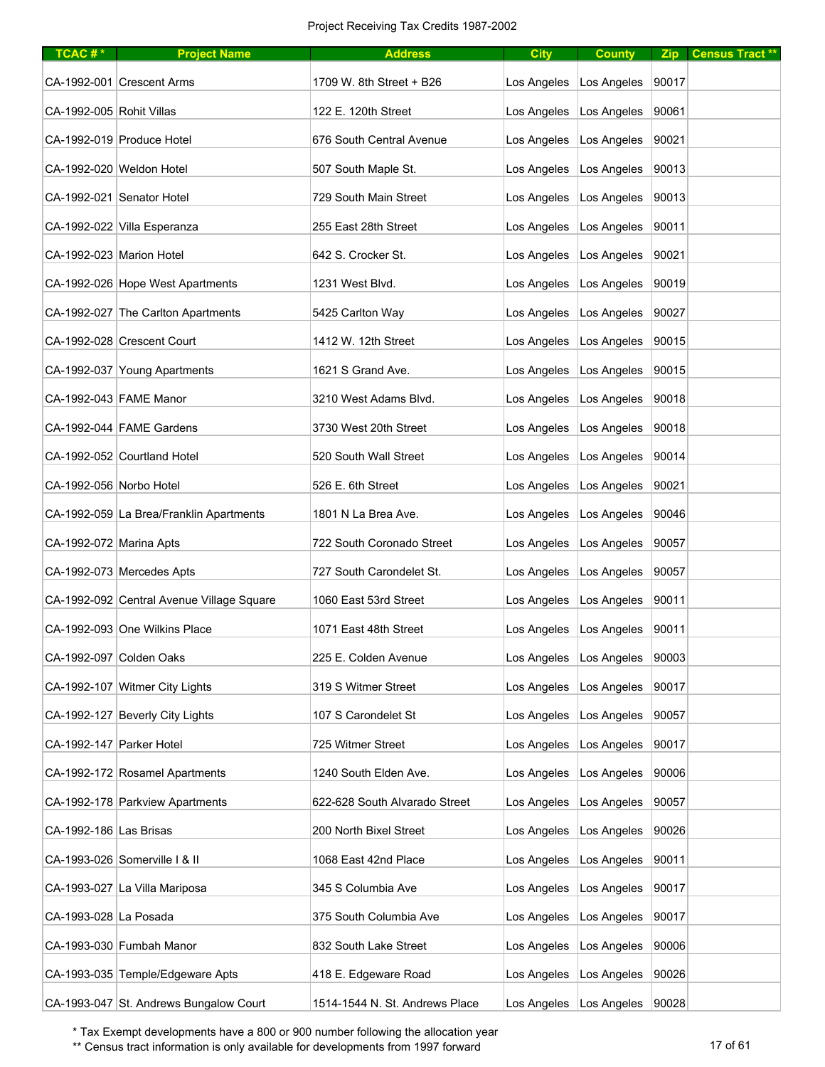Project Receiving Tax Credits 1987-2002

| TCAC # * | Project Name | Address | City | County | Zip | Census Tract ** |
|---|---|---|---|---|---|---|
| CA-1992-001 | Crescent Arms | 1709 W. 8th Street + B26 | Los Angeles | Los Angeles | 90017 | |
| CA-1992-005 | Rohit Villas | 122 E. 120th Street | Los Angeles | Los Angeles | 90061 | |
| CA-1992-019 | Produce Hotel | 676 South Central Avenue | Los Angeles | Los Angeles | 90021 | |
| CA-1992-020 | Weldon Hotel | 507 South Maple St. | Los Angeles | Los Angeles | 90013 | |
| CA-1992-021 | Senator Hotel | 729 South Main Street | Los Angeles | Los Angeles | 90013 | |
| CA-1992-022 | Villa Esperanza | 255 East 28th Street | Los Angeles | Los Angeles | 90011 | |
| CA-1992-023 | Marion Hotel | 642 S. Crocker St. | Los Angeles | Los Angeles | 90021 | |
| CA-1992-026 | Hope West Apartments | 1231 West Blvd. | Los Angeles | Los Angeles | 90019 | |
| CA-1992-027 | The Carlton Apartments | 5425 Carlton Way | Los Angeles | Los Angeles | 90027 | |
| CA-1992-028 | Crescent Court | 1412 W. 12th Street | Los Angeles | Los Angeles | 90015 | |
| CA-1992-037 | Young Apartments | 1621 S Grand Ave. | Los Angeles | Los Angeles | 90015 | |
| CA-1992-043 | FAME Manor | 3210 West Adams Blvd. | Los Angeles | Los Angeles | 90018 | |
| CA-1992-044 | FAME Gardens | 3730 West 20th Street | Los Angeles | Los Angeles | 90018 | |
| CA-1992-052 | Courtland Hotel | 520 South Wall Street | Los Angeles | Los Angeles | 90014 | |
| CA-1992-056 | Norbo Hotel | 526 E. 6th Street | Los Angeles | Los Angeles | 90021 | |
| CA-1992-059 | La Brea/Franklin Apartments | 1801 N La Brea Ave. | Los Angeles | Los Angeles | 90046 | |
| CA-1992-072 | Marina Apts | 722 South Coronado Street | Los Angeles | Los Angeles | 90057 | |
| CA-1992-073 | Mercedes Apts | 727 South Carondelet St. | Los Angeles | Los Angeles | 90057 | |
| CA-1992-092 | Central Avenue Village Square | 1060 East 53rd Street | Los Angeles | Los Angeles | 90011 | |
| CA-1992-093 | One Wilkins Place | 1071 East 48th Street | Los Angeles | Los Angeles | 90011 | |
| CA-1992-097 | Colden Oaks | 225 E. Colden Avenue | Los Angeles | Los Angeles | 90003 | |
| CA-1992-107 | Witmer City Lights | 319 S Witmer Street | Los Angeles | Los Angeles | 90017 | |
| CA-1992-127 | Beverly City Lights | 107 S Carondelet St | Los Angeles | Los Angeles | 90057 | |
| CA-1992-147 | Parker Hotel | 725 Witmer Street | Los Angeles | Los Angeles | 90017 | |
| CA-1992-172 | Rosamel Apartments | 1240 South Elden Ave. | Los Angeles | Los Angeles | 90006 | |
| CA-1992-178 | Parkview Apartments | 622-628 South Alvarado Street | Los Angeles | Los Angeles | 90057 | |
| CA-1992-186 | Las Brisas | 200 North Bixel Street | Los Angeles | Los Angeles | 90026 | |
| CA-1993-026 | Somerville I & II | 1068 East 42nd Place | Los Angeles | Los Angeles | 90011 | |
| CA-1993-027 | La Villa Mariposa | 345 S Columbia Ave | Los Angeles | Los Angeles | 90017 | |
| CA-1993-028 | La Posada | 375 South Columbia Ave | Los Angeles | Los Angeles | 90017 | |
| CA-1993-030 | Fumbah Manor | 832 South Lake Street | Los Angeles | Los Angeles | 90006 | |
| CA-1993-035 | Temple/Edgeware Apts | 418 E. Edgeware Road | Los Angeles | Los Angeles | 90026 | |
| CA-1993-047 | St. Andrews Bungalow Court | 1514-1544 N. St. Andrews Place | Los Angeles | Los Angeles | 90028 | |

* Tax Exempt developments have a 800 or 900 number following the allocation year

** Census tract information is only available for developments from 1997 forward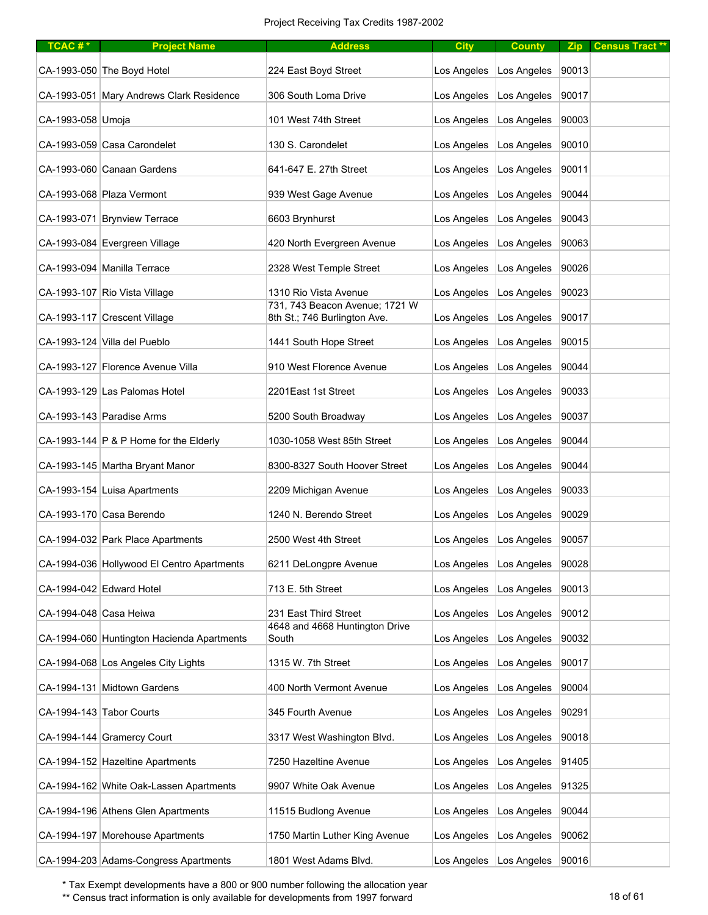Project Receiving Tax Credits 1987-2002

| TCAC # * | Project Name | Address | City | County | Zip | Census Tract ** |
|---|---|---|---|---|---|---|
| CA-1993-050 | The Boyd Hotel | 224 East Boyd Street | Los Angeles | Los Angeles | 90013 | |
| CA-1993-051 | Mary Andrews Clark Residence | 306 South Loma Drive | Los Angeles | Los Angeles | 90017 | |
| CA-1993-058 | Umoja | 101 West 74th Street | Los Angeles | Los Angeles | 90003 | |
| CA-1993-059 | Casa Carondelet | 130 S. Carondelet | Los Angeles | Los Angeles | 90010 | |
| CA-1993-060 | Canaan Gardens | 641-647 E. 27th Street | Los Angeles | Los Angeles | 90011 | |
| CA-1993-068 | Plaza Vermont | 939 West Gage Avenue | Los Angeles | Los Angeles | 90044 | |
| CA-1993-071 | Brynview Terrace | 6603 Brynhurst | Los Angeles | Los Angeles | 90043 | |
| CA-1993-084 | Evergreen Village | 420 North Evergreen Avenue | Los Angeles | Los Angeles | 90063 | |
| CA-1993-094 | Manilla Terrace | 2328 West Temple Street | Los Angeles | Los Angeles | 90026 | |
| CA-1993-107 | Rio Vista Village | 1310 Rio Vista Avenue | Los Angeles | Los Angeles | 90023 | |
| CA-1993-117 | Crescent Village | 731, 743 Beacon Avenue; 1721 W 8th St.; 746 Burlington Ave. | Los Angeles | Los Angeles | 90017 | |
| CA-1993-124 | Villa del Pueblo | 1441 South Hope Street | Los Angeles | Los Angeles | 90015 | |
| CA-1993-127 | Florence Avenue Villa | 910 West Florence Avenue | Los Angeles | Los Angeles | 90044 | |
| CA-1993-129 | Las Palomas Hotel | 2201East 1st Street | Los Angeles | Los Angeles | 90033 | |
| CA-1993-143 | Paradise Arms | 5200 South Broadway | Los Angeles | Los Angeles | 90037 | |
| CA-1993-144 | P & P Home for the Elderly | 1030-1058 West 85th Street | Los Angeles | Los Angeles | 90044 | |
| CA-1993-145 | Martha Bryant Manor | 8300-8327 South Hoover Street | Los Angeles | Los Angeles | 90044 | |
| CA-1993-154 | Luisa Apartments | 2209 Michigan Avenue | Los Angeles | Los Angeles | 90033 | |
| CA-1993-170 | Casa Berendo | 1240 N. Berendo Street | Los Angeles | Los Angeles | 90029 | |
| CA-1994-032 | Park Place Apartments | 2500 West 4th Street | Los Angeles | Los Angeles | 90057 | |
| CA-1994-036 | Hollywood El Centro Apartments | 6211 DeLongpre Avenue | Los Angeles | Los Angeles | 90028 | |
| CA-1994-042 | Edward Hotel | 713 E. 5th Street | Los Angeles | Los Angeles | 90013 | |
| CA-1994-048 | Casa Heiwa | 231 East Third Street | Los Angeles | Los Angeles | 90012 | |
| CA-1994-060 | Huntington Hacienda Apartments | 4648 and 4668 Huntington Drive South | Los Angeles | Los Angeles | 90032 | |
| CA-1994-068 | Los Angeles City Lights | 1315 W. 7th Street | Los Angeles | Los Angeles | 90017 | |
| CA-1994-131 | Midtown Gardens | 400 North Vermont Avenue | Los Angeles | Los Angeles | 90004 | |
| CA-1994-143 | Tabor Courts | 345 Fourth Avenue | Los Angeles | Los Angeles | 90291 | |
| CA-1994-144 | Gramercy Court | 3317 West Washington Blvd. | Los Angeles | Los Angeles | 90018 | |
| CA-1994-152 | Hazeltine Apartments | 7250 Hazeltine Avenue | Los Angeles | Los Angeles | 91405 | |
| CA-1994-162 | White Oak-Lassen Apartments | 9907 White Oak Avenue | Los Angeles | Los Angeles | 91325 | |
| CA-1994-196 | Athens Glen Apartments | 11515 Budlong Avenue | Los Angeles | Los Angeles | 90044 | |
| CA-1994-197 | Morehouse Apartments | 1750 Martin Luther King Avenue | Los Angeles | Los Angeles | 90062 | |
| CA-1994-203 | Adams-Congress Apartments | 1801 West Adams Blvd. | Los Angeles | Los Angeles | 90016 | |

\* Tax Exempt developments have a 800 or 900 number following the allocation year

\*\* Census tract information is only available for developments from 1997 forward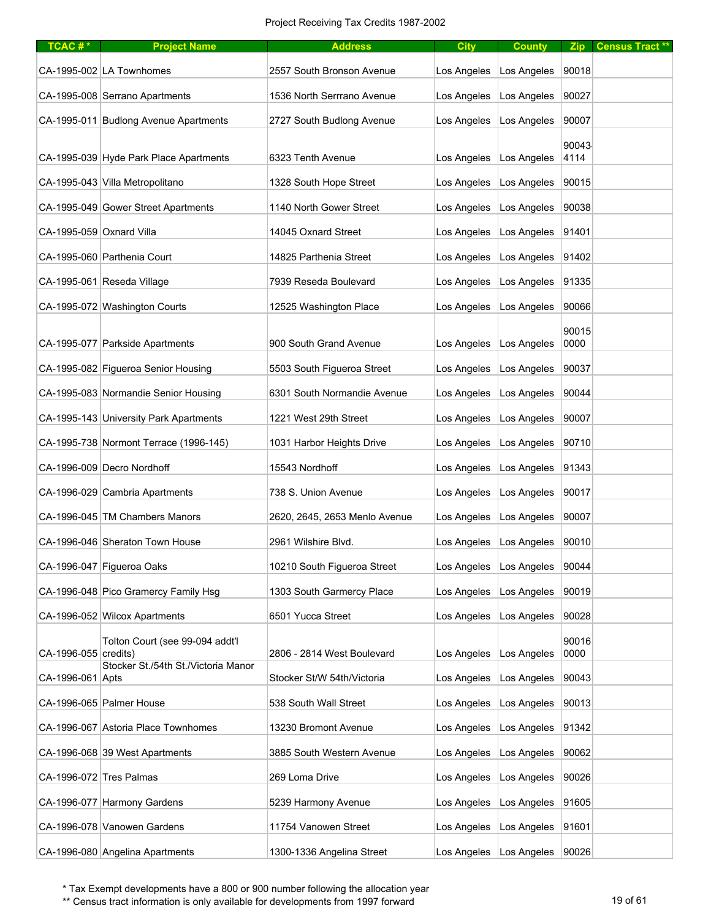Project Receiving Tax Credits 1987-2002

| TCAC # * | Project Name | Address | City | County | Zip | Census Tract ** |
|---|---|---|---|---|---|---|
| CA-1995-002 | LA Townhomes | 2557 South Bronson Avenue | Los Angeles | Los Angeles | 90018 | |
| CA-1995-008 | Serrano Apartments | 1536 North Serrrano Avenue | Los Angeles | Los Angeles | 90027 | |
| CA-1995-011 | Budlong Avenue Apartments | 2727 South Budlong Avenue | Los Angeles | Los Angeles | 90007 | |
| CA-1995-039 | Hyde Park Place Apartments | 6323 Tenth Avenue | Los Angeles | Los Angeles | 90043-4114 | |
| CA-1995-043 | Villa Metropolitano | 1328 South Hope Street | Los Angeles | Los Angeles | 90015 | |
| CA-1995-049 | Gower Street Apartments | 1140 North Gower Street | Los Angeles | Los Angeles | 90038 | |
| CA-1995-059 | Oxnard Villa | 14045 Oxnard Street | Los Angeles | Los Angeles | 91401 | |
| CA-1995-060 | Parthenia Court | 14825 Parthenia Street | Los Angeles | Los Angeles | 91402 | |
| CA-1995-061 | Reseda Village | 7939 Reseda Boulevard | Los Angeles | Los Angeles | 91335 | |
| CA-1995-072 | Washington Courts | 12525 Washington Place | Los Angeles | Los Angeles | 90066 | |
| CA-1995-077 | Parkside Apartments | 900 South Grand Avenue | Los Angeles | Los Angeles | 90015 0000 | |
| CA-1995-082 | Figueroa Senior Housing | 5503 South Figueroa Street | Los Angeles | Los Angeles | 90037 | |
| CA-1995-083 | Normandie Senior Housing | 6301 South Normandie Avenue | Los Angeles | Los Angeles | 90044 | |
| CA-1995-143 | University Park Apartments | 1221 West 29th Street | Los Angeles | Los Angeles | 90007 | |
| CA-1995-738 | Normont Terrace (1996-145) | 1031 Harbor Heights Drive | Los Angeles | Los Angeles | 90710 | |
| CA-1996-009 | Decro Nordhoff | 15543 Nordhoff | Los Angeles | Los Angeles | 91343 | |
| CA-1996-029 | Cambria Apartments | 738 S. Union Avenue | Los Angeles | Los Angeles | 90017 | |
| CA-1996-045 | TM Chambers Manors | 2620, 2645, 2653 Menlo Avenue | Los Angeles | Los Angeles | 90007 | |
| CA-1996-046 | Sheraton Town House | 2961 Wilshire Blvd. | Los Angeles | Los Angeles | 90010 | |
| CA-1996-047 | Figueroa Oaks | 10210 South Figueroa Street | Los Angeles | Los Angeles | 90044 | |
| CA-1996-048 | Pico Gramercy Family Hsg | 1303 South Garmercy Place | Los Angeles | Los Angeles | 90019 | |
| CA-1996-052 | Wilcox Apartments | 6501 Yucca Street | Los Angeles | Los Angeles | 90028 | |
| CA-1996-055 | Tolton Court (see 99-094 addt'l credits) | 2806 - 2814 West Boulevard | Los Angeles | Los Angeles | 90016 0000 | |
| CA-1996-061 | Stocker St./54th St./Victoria Manor Apts | Stocker St/W 54th/Victoria | Los Angeles | Los Angeles | 90043 | |
| CA-1996-065 | Palmer House | 538 South Wall Street | Los Angeles | Los Angeles | 90013 | |
| CA-1996-067 | Astoria Place Townhomes | 13230 Bromont Avenue | Los Angeles | Los Angeles | 91342 | |
| CA-1996-068 | 39 West Apartments | 3885 South Western Avenue | Los Angeles | Los Angeles | 90062 | |
| CA-1996-072 | Tres Palmas | 269 Loma Drive | Los Angeles | Los Angeles | 90026 | |
| CA-1996-077 | Harmony Gardens | 5239 Harmony Avenue | Los Angeles | Los Angeles | 91605 | |
| CA-1996-078 | Vanowen Gardens | 11754 Vanowen Street | Los Angeles | Los Angeles | 91601 | |
| CA-1996-080 | Angelina Apartments | 1300-1336 Angelina Street | Los Angeles | Los Angeles | 90026 | |

* Tax Exempt developments have a 800 or 900 number following the allocation year

** Census tract information is only available for developments from 1997 forward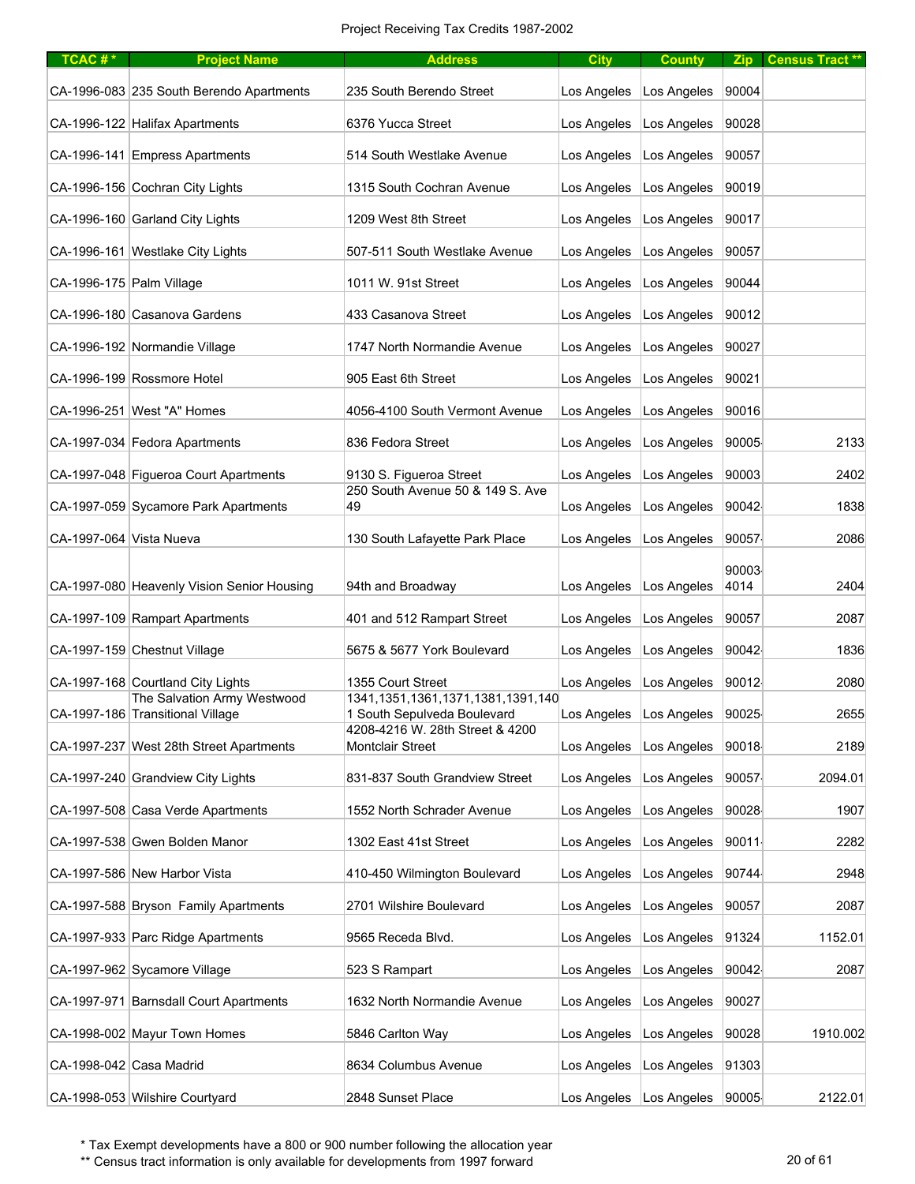Project Receiving Tax Credits 1987-2002

| TCAC # * | Project Name | Address | City | County | Zip | Census Tract ** |
|---|---|---|---|---|---|---|
| CA-1996-083 | 235 South Berendo Apartments | 235 South Berendo Street | Los Angeles | Los Angeles | 90004 | |
| CA-1996-122 | Halifax Apartments | 6376 Yucca Street | Los Angeles | Los Angeles | 90028 | |
| CA-1996-141 | Empress Apartments | 514 South Westlake Avenue | Los Angeles | Los Angeles | 90057 | |
| CA-1996-156 | Cochran City Lights | 1315 South Cochran Avenue | Los Angeles | Los Angeles | 90019 | |
| CA-1996-160 | Garland City Lights | 1209 West 8th Street | Los Angeles | Los Angeles | 90017 | |
| CA-1996-161 | Westlake City Lights | 507-511 South Westlake Avenue | Los Angeles | Los Angeles | 90057 | |
| CA-1996-175 | Palm Village | 1011 W. 91st Street | Los Angeles | Los Angeles | 90044 | |
| CA-1996-180 | Casanova Gardens | 433 Casanova Street | Los Angeles | Los Angeles | 90012 | |
| CA-1996-192 | Normandie Village | 1747 North Normandie Avenue | Los Angeles | Los Angeles | 90027 | |
| CA-1996-199 | Rossmore Hotel | 905 East 6th Street | Los Angeles | Los Angeles | 90021 | |
| CA-1996-251 | West "A" Homes | 4056-4100 South Vermont Avenue | Los Angeles | Los Angeles | 90016 | |
| CA-1997-034 | Fedora Apartments | 836 Fedora Street | Los Angeles | Los Angeles | 90005- | 2133 |
| CA-1997-048 | Figueroa Court Apartments | 9130 S. Figueroa Street | Los Angeles | Los Angeles | 90003 | 2402 |
| CA-1997-059 | Sycamore Park Apartments | 250 South Avenue 50 & 149 S. Ave 49 | Los Angeles | Los Angeles | 90042- | 1838 |
| CA-1997-064 | Vista Nueva | 130 South Lafayette Park Place | Los Angeles | Los Angeles | 90057- | 2086 |
| CA-1997-080 | Heavenly Vision Senior Housing | 94th and Broadway | Los Angeles | Los Angeles | 90003-4014 | 2404 |
| CA-1997-109 | Rampart Apartments | 401 and 512 Rampart Street | Los Angeles | Los Angeles | 90057 | 2087 |
| CA-1997-159 | Chestnut Village | 5675 & 5677 York Boulevard | Los Angeles | Los Angeles | 90042- | 1836 |
| CA-1997-168 | Courtland City Lights | 1355 Court Street | Los Angeles | Los Angeles | 90012- | 2080 |
| CA-1997-186 | The Salvation Army Westwood Transitional Village | 1341,1351,1361,1371,1381,1391,1401 South Sepulveda Boulevard | Los Angeles | Los Angeles | 90025- | 2655 |
| CA-1997-237 | West 28th Street Apartments | 4208-4216 W. 28th Street & 4200 Montclair Street | Los Angeles | Los Angeles | 90018- | 2189 |
| CA-1997-240 | Grandview City Lights | 831-837 South Grandview Street | Los Angeles | Los Angeles | 90057- | 2094.01 |
| CA-1997-508 | Casa Verde Apartments | 1552 North Schrader Avenue | Los Angeles | Los Angeles | 90028- | 1907 |
| CA-1997-538 | Gwen Bolden Manor | 1302 East 41st Street | Los Angeles | Los Angeles | 90011- | 2282 |
| CA-1997-586 | New Harbor Vista | 410-450 Wilmington Boulevard | Los Angeles | Los Angeles | 90744- | 2948 |
| CA-1997-588 | Bryson Family Apartments | 2701 Wilshire Boulevard | Los Angeles | Los Angeles | 90057 | 2087 |
| CA-1997-933 | Parc Ridge Apartments | 9565 Receda Blvd. | Los Angeles | Los Angeles | 91324 | 1152.01 |
| CA-1997-962 | Sycamore Village | 523 S Rampart | Los Angeles | Los Angeles | 90042- | 2087 |
| CA-1997-971 | Barnsdall Court Apartments | 1632 North Normandie Avenue | Los Angeles | Los Angeles | 90027 | |
| CA-1998-002 | Mayur Town Homes | 5846 Carlton Way | Los Angeles | Los Angeles | 90028 | 1910.002 |
| CA-1998-042 | Casa Madrid | 8634 Columbus Avenue | Los Angeles | Los Angeles | 91303 | |
| CA-1998-053 | Wilshire Courtyard | 2848 Sunset Place | Los Angeles | Los Angeles | 90005- | 2122.01 |

\* Tax Exempt developments have a 800 or 900 number following the allocation year

\*\* Census tract information is only available for developments from 1997 forward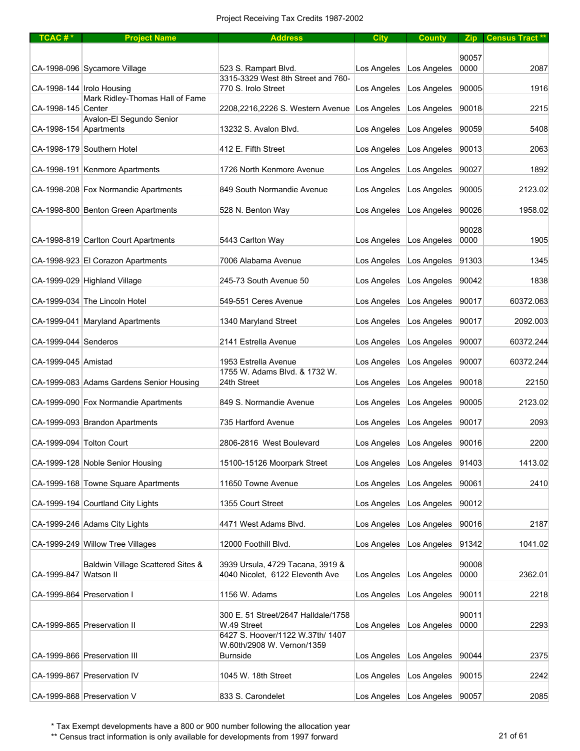Project Receiving Tax Credits 1987-2002

| TCAC # * | Project Name | Address | City | County | Zip | Census Tract ** |
|---|---|---|---|---|---|---|
| CA-1998-096 | Sycamore Village | 523 S. Rampart Blvd. | Los Angeles | Los Angeles | 90057 0000 | 2087 |
| CA-1998-144 | Irolo Housing | 3315-3329 West 8th Street and 760-770 S. Irolo Street | Los Angeles | Los Angeles | 90005 | 1916 |
| CA-1998-145 | Mark Ridley-Thomas Hall of Fame Center | 2208,2216,2226 S. Western Avenue | Los Angeles | Los Angeles | 90018 | 2215 |
| CA-1998-154 | Avalon-El Segundo Senior Apartments | 13232 S. Avalon Blvd. | Los Angeles | Los Angeles | 90059 | 5408 |
| CA-1998-179 | Southern Hotel | 412 E. Fifth Street | Los Angeles | Los Angeles | 90013 | 2063 |
| CA-1998-191 | Kenmore Apartments | 1726 North Kenmore Avenue | Los Angeles | Los Angeles | 90027 | 1892 |
| CA-1998-208 | Fox Normandie Apartments | 849 South Normandie Avenue | Los Angeles | Los Angeles | 90005 | 2123.02 |
| CA-1998-800 | Benton Green Apartments | 528 N. Benton Way | Los Angeles | Los Angeles | 90026 | 1958.02 |
| CA-1998-819 | Carlton Court Apartments | 5443 Carlton Way | Los Angeles | Los Angeles | 90028 0000 | 1905 |
| CA-1998-923 | El Corazon Apartments | 7006 Alabama Avenue | Los Angeles | Los Angeles | 91303 | 1345 |
| CA-1999-029 | Highland Village | 245-73 South Avenue 50 | Los Angeles | Los Angeles | 90042 | 1838 |
| CA-1999-034 | The Lincoln Hotel | 549-551 Ceres Avenue | Los Angeles | Los Angeles | 90017 | 60372.063 |
| CA-1999-041 | Maryland Apartments | 1340 Maryland Street | Los Angeles | Los Angeles | 90017 | 2092.003 |
| CA-1999-044 | Senderos | 2141 Estrella Avenue | Los Angeles | Los Angeles | 90007 | 60372.244 |
| CA-1999-045 | Amistad | 1953 Estrella Avenue | Los Angeles | Los Angeles | 90007 | 60372.244 |
| CA-1999-083 | Adams Gardens Senior Housing | 1755 W. Adams Blvd. & 1732 W. 24th Street | Los Angeles | Los Angeles | 90018 | 22150 |
| CA-1999-090 | Fox Normandie Apartments | 849 S. Normandie Avenue | Los Angeles | Los Angeles | 90005 | 2123.02 |
| CA-1999-093 | Brandon Apartments | 735 Hartford Avenue | Los Angeles | Los Angeles | 90017 | 2093 |
| CA-1999-094 | Tolton Court | 2806-2816 West Boulevard | Los Angeles | Los Angeles | 90016 | 2200 |
| CA-1999-128 | Noble Senior Housing | 15100-15126 Moorpark Street | Los Angeles | Los Angeles | 91403 | 1413.02 |
| CA-1999-168 | Towne Square Apartments | 11650 Towne Avenue | Los Angeles | Los Angeles | 90061 | 2410 |
| CA-1999-194 | Courtland City Lights | 1355 Court Street | Los Angeles | Los Angeles | 90012 | |
| CA-1999-246 | Adams City Lights | 4471 West Adams Blvd. | Los Angeles | Los Angeles | 90016 | 2187 |
| CA-1999-249 | Willow Tree Villages | 12000 Foothill Blvd. | Los Angeles | Los Angeles | 91342 | 1041.02 |
| CA-1999-847 | Baldwin Village Scattered Sites & Watson II | 3939 Ursula, 4729 Tacana, 3919 & 4040 Nicolet, 6122 Eleventh Ave | Los Angeles | Los Angeles | 90008 0000 | 2362.01 |
| CA-1999-864 | Preservation I | 1156 W. Adams | Los Angeles | Los Angeles | 90011 | 2218 |
| CA-1999-865 | Preservation II | 300 E. 51 Street/2647 Halldale/1758 W.49 Street | Los Angeles | Los Angeles | 90011 0000 | 2293 |
| CA-1999-866 | Preservation III | 6427 S. Hoover/1122 W.37th/ 1407 W.60th/2908 W. Vernon/1359 Burnside | Los Angeles | Los Angeles | 90044 | 2375 |
| CA-1999-867 | Preservation IV | 1045 W. 18th Street | Los Angeles | Los Angeles | 90015 | 2242 |
| CA-1999-868 | Preservation V | 833 S. Carondelet | Los Angeles | Los Angeles | 90057 | 2085 |

\* Tax Exempt developments have a 800 or 900 number following the allocation year

\*\* Census tract information is only available for developments from 1997 forward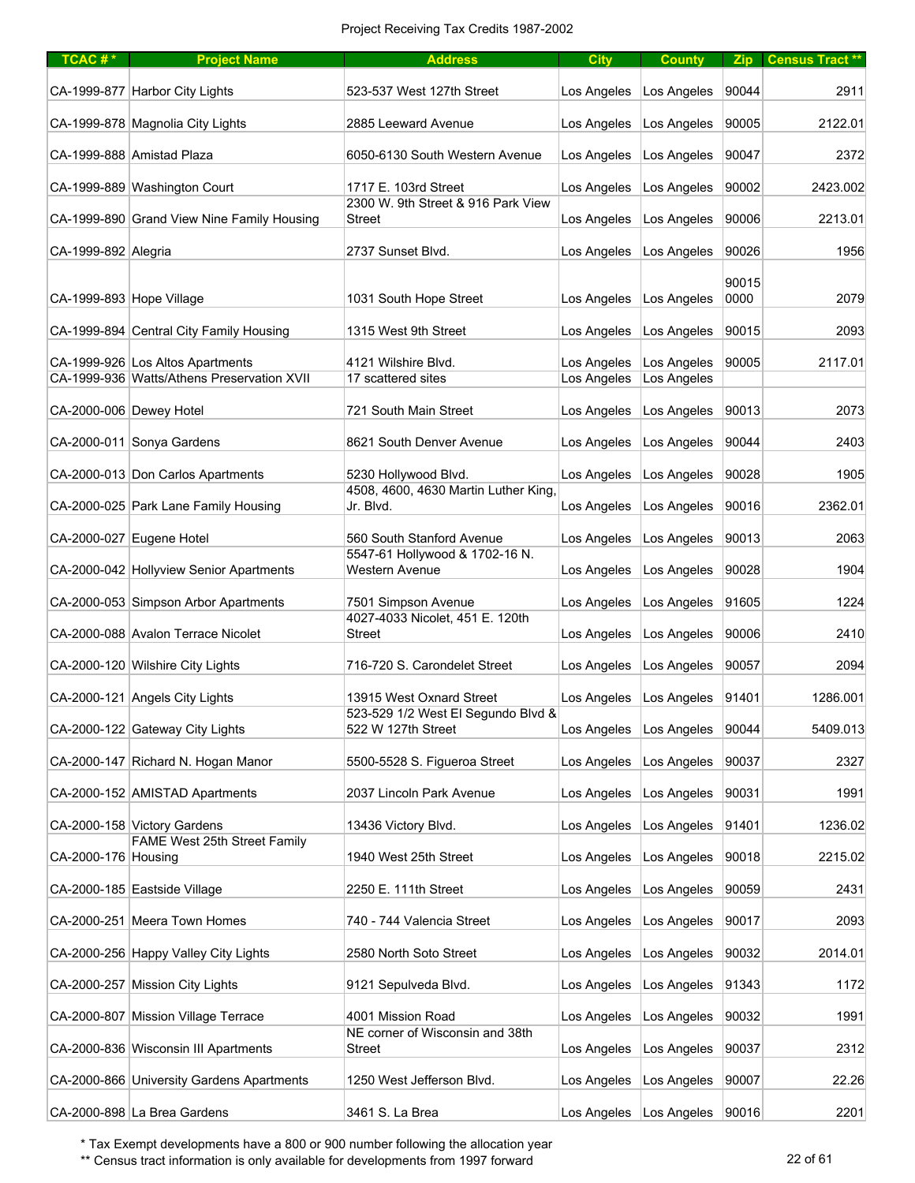Project Receiving Tax Credits 1987-2002

| TCAC # * | Project Name | Address | City | County | Zip | Census Tract ** |
|---|---|---|---|---|---|---|
| CA-1999-877 | Harbor City Lights | 523-537 West 127th Street | Los Angeles | Los Angeles | 90044 | 2911 |
| CA-1999-878 | Magnolia City Lights | 2885 Leeward Avenue | Los Angeles | Los Angeles | 90005 | 2122.01 |
| CA-1999-888 | Amistad Plaza | 6050-6130 South Western Avenue | Los Angeles | Los Angeles | 90047 | 2372 |
| CA-1999-889 | Washington Court | 1717 E. 103rd Street | Los Angeles | Los Angeles | 90002 | 2423.002 |
| CA-1999-890 | Grand View Nine Family Housing | 2300 W. 9th Street & 916 Park View Street | Los Angeles | Los Angeles | 90006 | 2213.01 |
| CA-1999-892 | Alegria | 2737 Sunset Blvd. | Los Angeles | Los Angeles | 90026 | 1956 |
| CA-1999-893 | Hope Village | 1031 South Hope Street | Los Angeles | Los Angeles | 90015 0000 | 2079 |
| CA-1999-894 | Central City Family Housing | 1315 West 9th Street | Los Angeles | Los Angeles | 90015 | 2093 |
| CA-1999-926 | Los Altos Apartments | 4121 Wilshire Blvd. | Los Angeles | Los Angeles | 90005 | 2117.01 |
| CA-1999-936 | Watts/Athens Preservation XVII | 17 scattered sites | Los Angeles | Los Angeles | | |
| CA-2000-006 | Dewey Hotel | 721 South Main Street | Los Angeles | Los Angeles | 90013 | 2073 |
| CA-2000-011 | Sonya Gardens | 8621 South Denver Avenue | Los Angeles | Los Angeles | 90044 | 2403 |
| CA-2000-013 | Don Carlos Apartments | 5230 Hollywood Blvd. | Los Angeles | Los Angeles | 90028 | 1905 |
| CA-2000-025 | Park Lane Family Housing | 4508, 4600, 4630 Martin Luther King, Jr. Blvd. | Los Angeles | Los Angeles | 90016 | 2362.01 |
| CA-2000-027 | Eugene Hotel | 560 South Stanford Avenue | Los Angeles | Los Angeles | 90013 | 2063 |
| CA-2000-042 | Hollyview Senior Apartments | 5547-61 Hollywood & 1702-16 N. Western Avenue | Los Angeles | Los Angeles | 90028 | 1904 |
| CA-2000-053 | Simpson Arbor Apartments | 7501 Simpson Avenue | Los Angeles | Los Angeles | 91605 | 1224 |
| CA-2000-088 | Avalon Terrace Nicolet | 4027-4033 Nicolet, 451 E. 120th Street | Los Angeles | Los Angeles | 90006 | 2410 |
| CA-2000-120 | Wilshire City Lights | 716-720 S. Carondelet Street | Los Angeles | Los Angeles | 90057 | 2094 |
| CA-2000-121 | Angels City Lights | 13915 West Oxnard Street | Los Angeles | Los Angeles | 91401 | 1286.001 |
| CA-2000-122 | Gateway City Lights | 523-529 1/2 West El Segundo Blvd & 522 W 127th Street | Los Angeles | Los Angeles | 90044 | 5409.013 |
| CA-2000-147 | Richard N. Hogan Manor | 5500-5528 S. Figueroa Street | Los Angeles | Los Angeles | 90037 | 2327 |
| CA-2000-152 | AMISTAD Apartments | 2037 Lincoln Park Avenue | Los Angeles | Los Angeles | 90031 | 1991 |
| CA-2000-158 | Victory Gardens | 13436 Victory Blvd. | Los Angeles | Los Angeles | 91401 | 1236.02 |
| CA-2000-176 | FAME West 25th Street Family Housing | 1940 West 25th Street | Los Angeles | Los Angeles | 90018 | 2215.02 |
| CA-2000-185 | Eastside Village | 2250 E. 111th Street | Los Angeles | Los Angeles | 90059 | 2431 |
| CA-2000-251 | Meera Town Homes | 740 - 744 Valencia Street | Los Angeles | Los Angeles | 90017 | 2093 |
| CA-2000-256 | Happy Valley City Lights | 2580 North Soto Street | Los Angeles | Los Angeles | 90032 | 2014.01 |
| CA-2000-257 | Mission City Lights | 9121 Sepulveda Blvd. | Los Angeles | Los Angeles | 91343 | 1172 |
| CA-2000-807 | Mission Village Terrace | 4001 Mission Road | Los Angeles | Los Angeles | 90032 | 1991 |
| CA-2000-836 | Wisconsin III Apartments | NE corner of Wisconsin and 38th Street | Los Angeles | Los Angeles | 90037 | 2312 |
| CA-2000-866 | University Gardens Apartments | 1250 West Jefferson Blvd. | Los Angeles | Los Angeles | 90007 | 22.26 |
| CA-2000-898 | La Brea Gardens | 3461 S. La Brea | Los Angeles | Los Angeles | 90016 | 2201 |

* Tax Exempt developments have a 800 or 900 number following the allocation year

** Census tract information is only available for developments from 1997 forward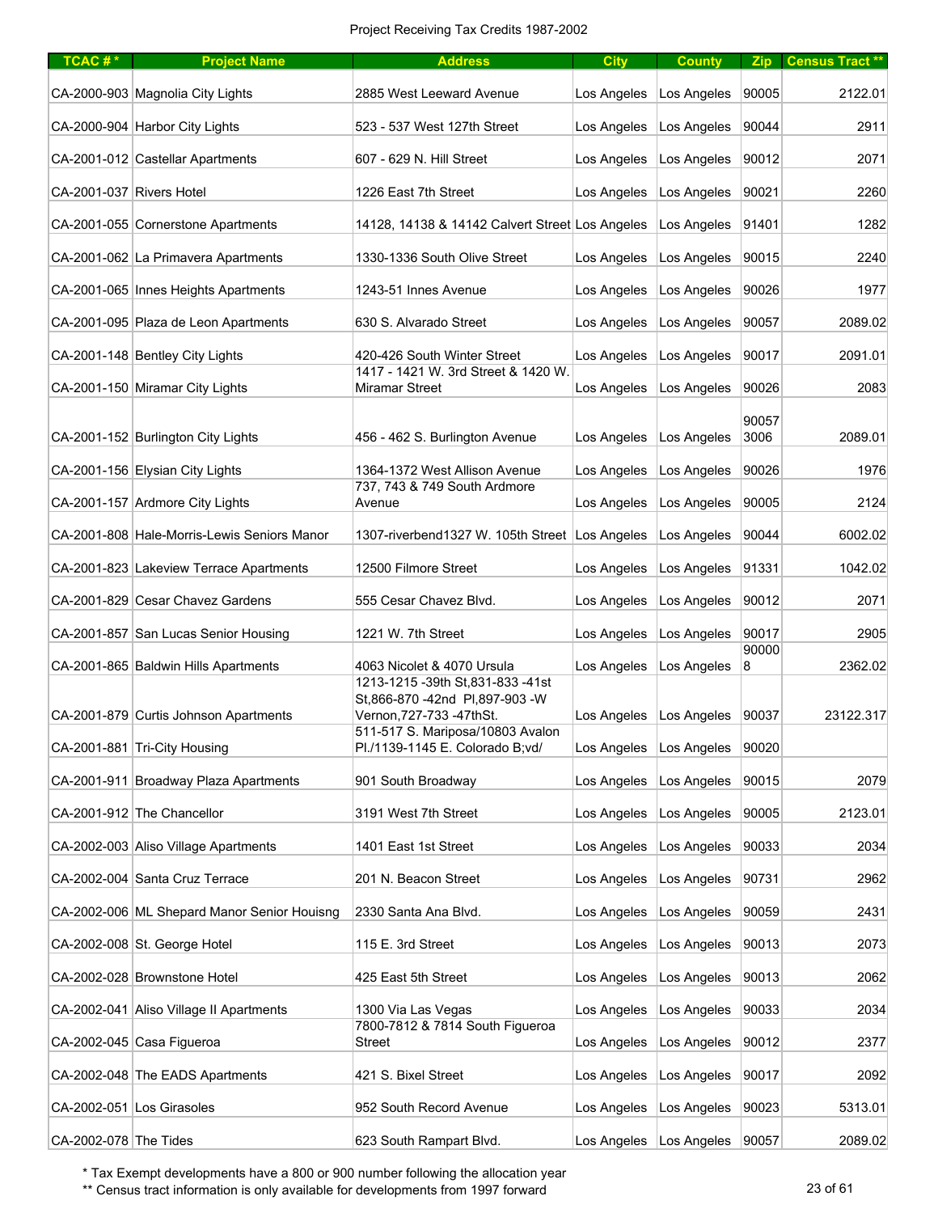# Project Receiving Tax Credits 1987-2002

| TCAC # * | Project Name | Address | City | County | Zip | Census Tract ** |
|---|---|---|---|---|---|---|
| CA-2000-903 | Magnolia City Lights | 2885 West Leeward Avenue | Los Angeles | Los Angeles | 90005 | 2122.01 |
| CA-2000-904 | Harbor City Lights | 523 - 537 West 127th Street | Los Angeles | Los Angeles | 90044 | 2911 |
| CA-2001-012 | Castellar Apartments | 607 - 629 N. Hill Street | Los Angeles | Los Angeles | 90012 | 2071 |
| CA-2001-037 | Rivers Hotel | 1226 East 7th Street | Los Angeles | Los Angeles | 90021 | 2260 |
| CA-2001-055 | Cornerstone Apartments | 14128, 14138 & 14142 Calvert Street | Los Angeles | Los Angeles | 91401 | 1282 |
| CA-2001-062 | La Primavera Apartments | 1330-1336 South Olive Street | Los Angeles | Los Angeles | 90015 | 2240 |
| CA-2001-065 | Innes Heights Apartments | 1243-51 Innes Avenue | Los Angeles | Los Angeles | 90026 | 1977 |
| CA-2001-095 | Plaza de Leon Apartments | 630 S. Alvarado Street | Los Angeles | Los Angeles | 90057 | 2089.02 |
| CA-2001-148 | Bentley City Lights | 420-426 South Winter Street | Los Angeles | Los Angeles | 90017 | 2091.01 |
| CA-2001-150 | Miramar City Lights | 1417 - 1421 W. 3rd Street & 1420 W. Miramar Street | Los Angeles | Los Angeles | 90026 | 2083 |
| CA-2001-152 | Burlington City Lights | 456 - 462 S. Burlington Avenue | Los Angeles | Los Angeles | 90057 3006 | 2089.01 |
| CA-2001-156 | Elysian City Lights | 1364-1372 West Allison Avenue | Los Angeles | Los Angeles | 90026 | 1976 |
| CA-2001-157 | Ardmore City Lights | 737, 743 & 749 South Ardmore Avenue | Los Angeles | Los Angeles | 90005 | 2124 |
| CA-2001-808 | Hale-Morris-Lewis Seniors Manor | 1307-riverbend1327 W. 105th Street | Los Angeles | Los Angeles | 90044 | 6002.02 |
| CA-2001-823 | Lakeview Terrace Apartments | 12500 Filmore Street | Los Angeles | Los Angeles | 91331 | 1042.02 |
| CA-2001-829 | Cesar Chavez Gardens | 555 Cesar Chavez Blvd. | Los Angeles | Los Angeles | 90012 | 2071 |
| CA-2001-857 | San Lucas Senior Housing | 1221 W. 7th Street | Los Angeles | Los Angeles | 90017 | 2905 |
| CA-2001-865 | Baldwin Hills Apartments | 4063 Nicolet & 4070 Ursula | Los Angeles | Los Angeles | 90000 8 | 2362.02 |
| CA-2001-879 | Curtis Johnson Apartments | 1213-1215 -39th St,831-833 -41st St,866-870 -42nd Pl,897-903 -W Vernon,727-733 -47thSt. | Los Angeles | Los Angeles | 90037 | 23122.317 |
| CA-2001-881 | Tri-City Housing | 511-517 S. Mariposa/10803 Avalon Pl./1139-1145 E. Colorado B;vd/ | Los Angeles | Los Angeles | 90020 | |
| CA-2001-911 | Broadway Plaza Apartments | 901 South Broadway | Los Angeles | Los Angeles | 90015 | 2079 |
| CA-2001-912 | The Chancellor | 3191 West 7th Street | Los Angeles | Los Angeles | 90005 | 2123.01 |
| CA-2002-003 | Aliso Village Apartments | 1401 East 1st Street | Los Angeles | Los Angeles | 90033 | 2034 |
| CA-2002-004 | Santa Cruz Terrace | 201 N. Beacon Street | Los Angeles | Los Angeles | 90731 | 2962 |
| CA-2002-006 | ML Shepard Manor Senior Houisng | 2330 Santa Ana Blvd. | Los Angeles | Los Angeles | 90059 | 2431 |
| CA-2002-008 | St. George Hotel | 115 E. 3rd Street | Los Angeles | Los Angeles | 90013 | 2073 |
| CA-2002-028 | Brownstone Hotel | 425 East 5th Street | Los Angeles | Los Angeles | 90013 | 2062 |
| CA-2002-041 | Aliso Village II Apartments | 1300 Via Las Vegas | Los Angeles | Los Angeles | 90033 | 2034 |
| CA-2002-045 | Casa Figueroa | 7800-7812 & 7814 South Figueroa Street | Los Angeles | Los Angeles | 90012 | 2377 |
| CA-2002-048 | The EADS Apartments | 421 S. Bixel Street | Los Angeles | Los Angeles | 90017 | 2092 |
| CA-2002-051 | Los Girasoles | 952 South Record Avenue | Los Angeles | Los Angeles | 90023 | 5313.01 |
| CA-2002-078 | The Tides | 623 South Rampart Blvd. | Los Angeles | Los Angeles | 90057 | 2089.02 |

\* Tax Exempt developments have a 800 or 900 number following the allocation year

\*\* Census tract information is only available for developments from 1997 forward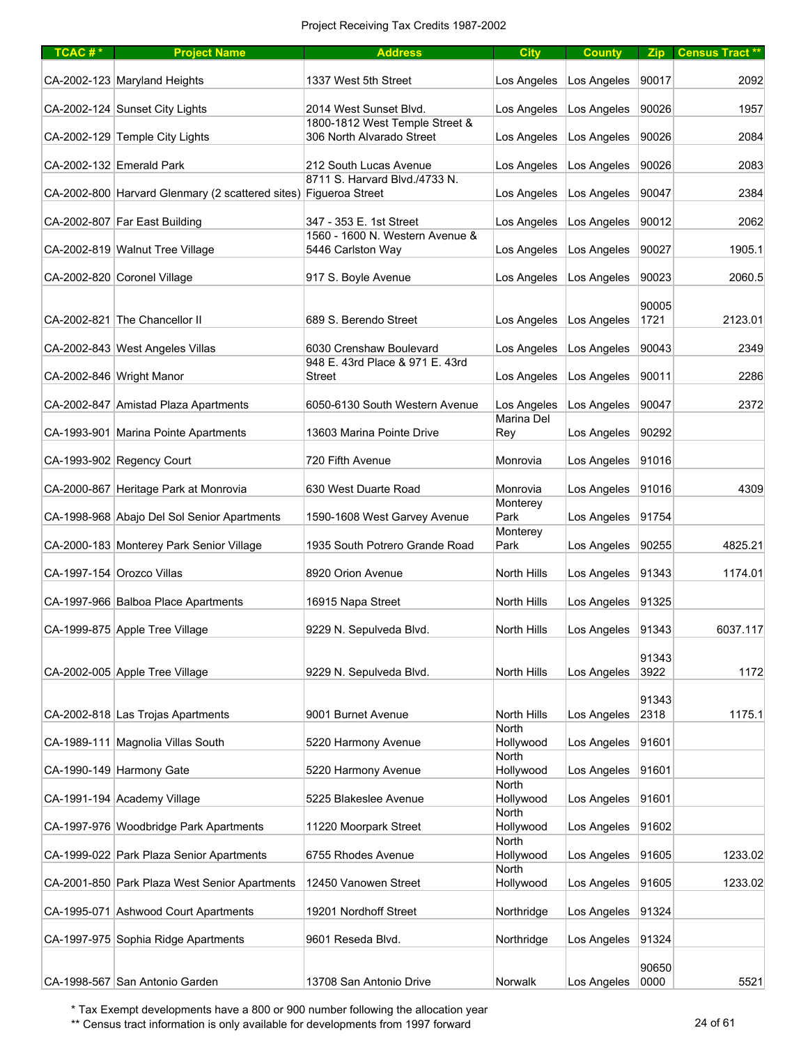Project Receiving Tax Credits 1987-2002

| TCAC # * | Project Name | Address | City | County | Zip | Census Tract ** |
|---|---|---|---|---|---|---|
| CA-2002-123 | Maryland Heights | 1337 West 5th Street | Los Angeles | Los Angeles | 90017 | 2092 |
| CA-2002-124 | Sunset City Lights | 2014 West Sunset Blvd. | Los Angeles | Los Angeles | 90026 | 1957 |
| CA-2002-129 | Temple City Lights | 1800-1812 West Temple Street & 306 North Alvarado Street | Los Angeles | Los Angeles | 90026 | 2084 |
| CA-2002-132 | Emerald Park | 212 South Lucas Avenue | Los Angeles | Los Angeles | 90026 | 2083 |
| CA-2002-800 | Harvard Glenmary (2 scattered sites) | 8711 S. Harvard Blvd./4733 N. Figueroa Street | Los Angeles | Los Angeles | 90047 | 2384 |
| CA-2002-807 | Far East Building | 347 - 353 E. 1st Street | Los Angeles | Los Angeles | 90012 | 2062 |
| CA-2002-819 | Walnut Tree Village | 1560 - 1600 N. Western Avenue & 5446 Carlston Way | Los Angeles | Los Angeles | 90027 | 1905.1 |
| CA-2002-820 | Coronel Village | 917 S. Boyle Avenue | Los Angeles | Los Angeles | 90023 | 2060.5 |
| CA-2002-821 | The Chancellor II | 689 S. Berendo Street | Los Angeles | Los Angeles | 90005 1721 | 2123.01 |
| CA-2002-843 | West Angeles Villas | 6030 Crenshaw Boulevard | Los Angeles | Los Angeles | 90043 | 2349 |
| CA-2002-846 | Wright Manor | 948 E. 43rd Place & 971 E. 43rd Street | Los Angeles | Los Angeles | 90011 | 2286 |
| CA-2002-847 | Amistad Plaza Apartments | 6050-6130 South Western Avenue | Los Angeles | Los Angeles | 90047 | 2372 |
| CA-1993-901 | Marina Pointe Apartments | 13603 Marina Pointe Drive | Marina Del Rey | Los Angeles | 90292 | |
| CA-1993-902 | Regency Court | 720 Fifth Avenue | Monrovia | Los Angeles | 91016 | |
| CA-2000-867 | Heritage Park at Monrovia | 630 West Duarte Road | Monrovia | Los Angeles | 91016 | 4309 |
| CA-1998-968 | Abajo Del Sol Senior Apartments | 1590-1608 West Garvey Avenue | Monterey Park | Los Angeles | 91754 | |
| CA-2000-183 | Monterey Park Senior Village | 1935 South Potrero Grande Road | Monterey Park | Los Angeles | 90255 | 4825.21 |
| CA-1997-154 | Orozco Villas | 8920 Orion Avenue | North Hills | Los Angeles | 91343 | 1174.01 |
| CA-1997-966 | Balboa Place Apartments | 16915 Napa Street | North Hills | Los Angeles | 91325 | |
| CA-1999-875 | Apple Tree Village | 9229 N. Sepulveda Blvd. | North Hills | Los Angeles | 91343 | 6037.117 |
| CA-2002-005 | Apple Tree Village | 9229 N. Sepulveda Blvd. | North Hills | Los Angeles | 91343 3922 | 1172 |
| CA-2002-818 | Las Trojas Apartments | 9001 Burnet Avenue | North Hills | Los Angeles | 91343 2318 | 1175.1 |
| CA-1989-111 | Magnolia Villas South | 5220 Harmony Avenue | North Hollywood | Los Angeles | 91601 | |
| CA-1990-149 | Harmony Gate | 5220 Harmony Avenue | North Hollywood | Los Angeles | 91601 | |
| CA-1991-194 | Academy Village | 5225 Blakeslee Avenue | North Hollywood | Los Angeles | 91601 | |
| CA-1997-976 | Woodbridge Park Apartments | 11220 Moorpark Street | North Hollywood | Los Angeles | 91602 | |
| CA-1999-022 | Park Plaza Senior Apartments | 6755 Rhodes Avenue | North Hollywood | Los Angeles | 91605 | 1233.02 |
| CA-2001-850 | Park Plaza West Senior Apartments | 12450 Vanowen Street | North Hollywood | Los Angeles | 91605 | 1233.02 |
| CA-1995-071 | Ashwood Court Apartments | 19201 Nordhoff Street | Northridge | Los Angeles | 91324 | |
| CA-1997-975 | Sophia Ridge Apartments | 9601 Reseda Blvd. | Northridge | Los Angeles | 91324 | |
| CA-1998-567 | San Antonio Garden | 13708 San Antonio Drive | Norwalk | Los Angeles | 90650 0000 | 5521 |

* Tax Exempt developments have a 800 or 900 number following the allocation year

** Census tract information is only available for developments from 1997 forward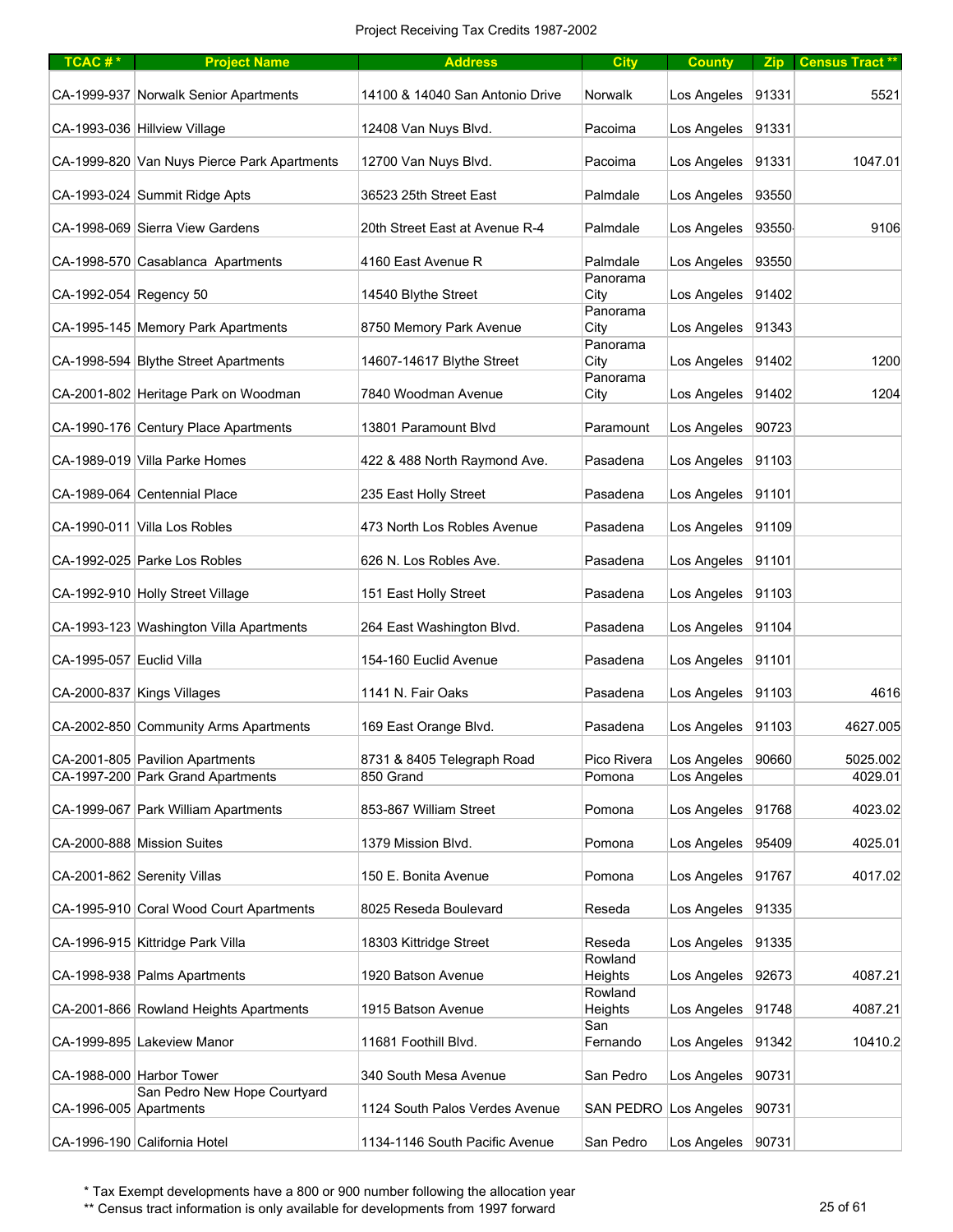Project Receiving Tax Credits 1987-2002

| TCAC # * | Project Name | Address | City | County | Zip | Census Tract ** |
|---|---|---|---|---|---|---|
| CA-1999-937 | Norwalk Senior Apartments | 14100 & 14040 San Antonio Drive | Norwalk | Los Angeles | 91331 | 5521 |
| CA-1993-036 | Hillview Village | 12408 Van Nuys Blvd. | Pacoima | Los Angeles | 91331 | |
| CA-1999-820 | Van Nuys Pierce Park Apartments | 12700 Van Nuys Blvd. | Pacoima | Los Angeles | 91331 | 1047.01 |
| CA-1993-024 | Summit Ridge Apts | 36523 25th Street East | Palmdale | Los Angeles | 93550 | |
| CA-1998-069 | Sierra View Gardens | 20th Street East at Avenue R-4 | Palmdale | Los Angeles | 93550- | 9106 |
| CA-1998-570 | Casablanca Apartments | 4160 East Avenue R | Palmdale | Los Angeles | 93550 | |
| CA-1992-054 | Regency 50 | 14540 Blythe Street | Panorama City | Los Angeles | 91402 | |
| CA-1995-145 | Memory Park Apartments | 8750 Memory Park Avenue | Panorama City | Los Angeles | 91343 | |
| CA-1998-594 | Blythe Street Apartments | 14607-14617 Blythe Street | Panorama City | Los Angeles | 91402 | 1200 |
| CA-2001-802 | Heritage Park on Woodman | 7840 Woodman Avenue | Panorama City | Los Angeles | 91402 | 1204 |
| CA-1990-176 | Century Place Apartments | 13801 Paramount Blvd | Paramount | Los Angeles | 90723 | |
| CA-1989-019 | Villa Parke Homes | 422 & 488 North Raymond Ave. | Pasadena | Los Angeles | 91103 | |
| CA-1989-064 | Centennial Place | 235 East Holly Street | Pasadena | Los Angeles | 91101 | |
| CA-1990-011 | Villa Los Robles | 473 North Los Robles Avenue | Pasadena | Los Angeles | 91109 | |
| CA-1992-025 | Parke Los Robles | 626 N. Los Robles Ave. | Pasadena | Los Angeles | 91101 | |
| CA-1992-910 | Holly Street Village | 151 East Holly Street | Pasadena | Los Angeles | 91103 | |
| CA-1993-123 | Washington Villa Apartments | 264 East Washington Blvd. | Pasadena | Los Angeles | 91104 | |
| CA-1995-057 | Euclid Villa | 154-160 Euclid Avenue | Pasadena | Los Angeles | 91101 | |
| CA-2000-837 | Kings Villages | 1141 N. Fair Oaks | Pasadena | Los Angeles | 91103 | 4616 |
| CA-2002-850 | Community Arms Apartments | 169 East Orange Blvd. | Pasadena | Los Angeles | 91103 | 4627.005 |
| CA-2001-805 | Pavilion Apartments | 8731 & 8405 Telegraph Road | Pico Rivera | Los Angeles | 90660 | 5025.002 |
| CA-1997-200 | Park Grand Apartments | 850 Grand | Pomona | Los Angeles | | 4029.01 |
| CA-1999-067 | Park William Apartments | 853-867 William Street | Pomona | Los Angeles | 91768 | 4023.02 |
| CA-2000-888 | Mission Suites | 1379 Mission Blvd. | Pomona | Los Angeles | 95409 | 4025.01 |
| CA-2001-862 | Serenity Villas | 150 E. Bonita Avenue | Pomona | Los Angeles | 91767 | 4017.02 |
| CA-1995-910 | Coral Wood Court Apartments | 8025 Reseda Boulevard | Reseda | Los Angeles | 91335 | |
| CA-1996-915 | Kittridge Park Villa | 18303 Kittridge Street | Reseda | Los Angeles | 91335 | |
| CA-1998-938 | Palms Apartments | 1920 Batson Avenue | Rowland Heights | Los Angeles | 92673 | 4087.21 |
| CA-2001-866 | Rowland Heights Apartments | 1915 Batson Avenue | Rowland Heights | Los Angeles | 91748 | 4087.21 |
| CA-1999-895 | Lakeview Manor | 11681 Foothill Blvd. | San Fernando | Los Angeles | 91342 | 10410.2 |
| CA-1988-000 | Harbor Tower | 340 South Mesa Avenue | San Pedro | Los Angeles | 90731 | |
| CA-1996-005 | San Pedro New Hope Courtyard Apartments | 1124 South Palos Verdes Avenue | SAN PEDRO | Los Angeles | 90731 | |
| CA-1996-190 | California Hotel | 1134-1146 South Pacific Avenue | San Pedro | Los Angeles | 90731 | |

\* Tax Exempt developments have a 800 or 900 number following the allocation year

\*\* Census tract information is only available for developments from 1997 forward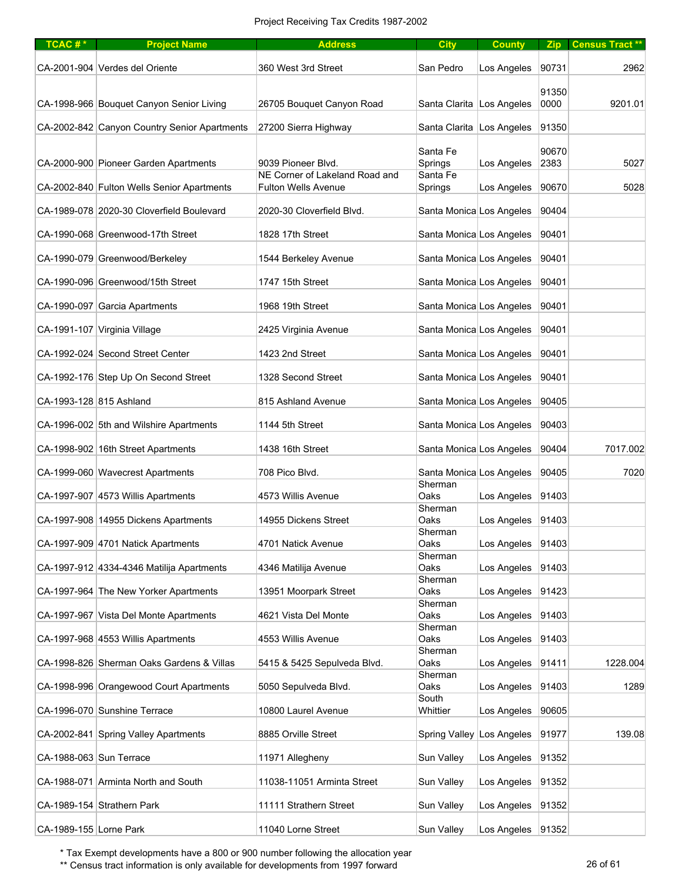Project Receiving Tax Credits 1987-2002

| TCAC # * | Project Name | Address | City | County | Zip | Census Tract ** |
|---|---|---|---|---|---|---|
| CA-2001-904 | Verdes del Oriente | 360 West 3rd Street | San Pedro | Los Angeles | 90731 | 2962 |
| CA-1998-966 | Bouquet Canyon Senior Living | 26705 Bouquet Canyon Road | Santa Clarita | Los Angeles | 91350 0000 | 9201.01 |
| CA-2002-842 | Canyon Country Senior Apartments | 27200 Sierra Highway | Santa Clarita | Los Angeles | 91350 | |
| CA-2000-900 | Pioneer Garden Apartments | 9039 Pioneer Blvd. | Santa Fe Springs | Los Angeles | 90670 2383 | 5027 |
| CA-2002-840 | Fulton Wells Senior Apartments | NE Corner of Lakeland Road and Fulton Wells Avenue | Santa Fe Springs | Los Angeles | 90670 | 5028 |
| CA-1989-078 | 2020-30 Cloverfield Boulevard | 2020-30 Cloverfield Blvd. | Santa Monica | Los Angeles | 90404 | |
| CA-1990-068 | Greenwood-17th Street | 1828 17th Street | Santa Monica | Los Angeles | 90401 | |
| CA-1990-079 | Greenwood/Berkeley | 1544 Berkeley Avenue | Santa Monica | Los Angeles | 90401 | |
| CA-1990-096 | Greenwood/15th Street | 1747 15th Street | Santa Monica | Los Angeles | 90401 | |
| CA-1990-097 | Garcia Apartments | 1968 19th Street | Santa Monica | Los Angeles | 90401 | |
| CA-1991-107 | Virginia Village | 2425 Virginia Avenue | Santa Monica | Los Angeles | 90401 | |
| CA-1992-024 | Second Street Center | 1423 2nd Street | Santa Monica | Los Angeles | 90401 | |
| CA-1992-176 | Step Up On Second Street | 1328 Second Street | Santa Monica | Los Angeles | 90401 | |
| CA-1993-128 | 815 Ashland | 815 Ashland Avenue | Santa Monica | Los Angeles | 90405 | |
| CA-1996-002 | 5th and Wilshire Apartments | 1144 5th Street | Santa Monica | Los Angeles | 90403 | |
| CA-1998-902 | 16th Street Apartments | 1438 16th Street | Santa Monica | Los Angeles | 90404 | 7017.002 |
| CA-1999-060 | Wavecrest Apartments | 708 Pico Blvd. | Santa Monica | Los Angeles | 90405 | 7020 |
| CA-1997-907 | 4573 Willis Apartments | 4573 Willis Avenue | Sherman Oaks | Los Angeles | 91403 | |
| CA-1997-908 | 14955 Dickens Apartments | 14955 Dickens Street | Sherman Oaks | Los Angeles | 91403 | |
| CA-1997-909 | 4701 Natick Apartments | 4701 Natick Avenue | Sherman Oaks | Los Angeles | 91403 | |
| CA-1997-912 | 4334-4346 Matilija Apartments | 4346 Matilija Avenue | Sherman Oaks | Los Angeles | 91403 | |
| CA-1997-964 | The New Yorker Apartments | 13951 Moorpark Street | Sherman Oaks | Los Angeles | 91423 | |
| CA-1997-967 | Vista Del Monte Apartments | 4621 Vista Del Monte | Sherman Oaks | Los Angeles | 91403 | |
| CA-1997-968 | 4553 Willis Apartments | 4553 Willis Avenue | Sherman Oaks | Los Angeles | 91403 | |
| CA-1998-826 | Sherman Oaks Gardens & Villas | 5415 & 5425 Sepulveda Blvd. | Sherman Oaks | Los Angeles | 91411 | 1228.004 |
| CA-1998-996 | Orangewood Court Apartments | 5050 Sepulveda Blvd. | Sherman Oaks | Los Angeles | 91403 | 1289 |
| CA-1996-070 | Sunshine Terrace | 10800 Laurel Avenue | South Whittier | Los Angeles | 90605 | |
| CA-2002-841 | Spring Valley Apartments | 8885 Orville Street | Spring Valley | Los Angeles | 91977 | 139.08 |
| CA-1988-063 | Sun Terrace | 11971 Allegheny | Sun Valley | Los Angeles | 91352 | |
| CA-1988-071 | Arminta North and South | 11038-11051 Arminta Street | Sun Valley | Los Angeles | 91352 | |
| CA-1989-154 | Strathern Park | 11111 Strathern Street | Sun Valley | Los Angeles | 91352 | |
| CA-1989-155 | Lorne Park | 11040 Lorne Street | Sun Valley | Los Angeles | 91352 | |

\* Tax Exempt developments have a 800 or 900 number following the allocation year

\*\* Census tract information is only available for developments from 1997 forward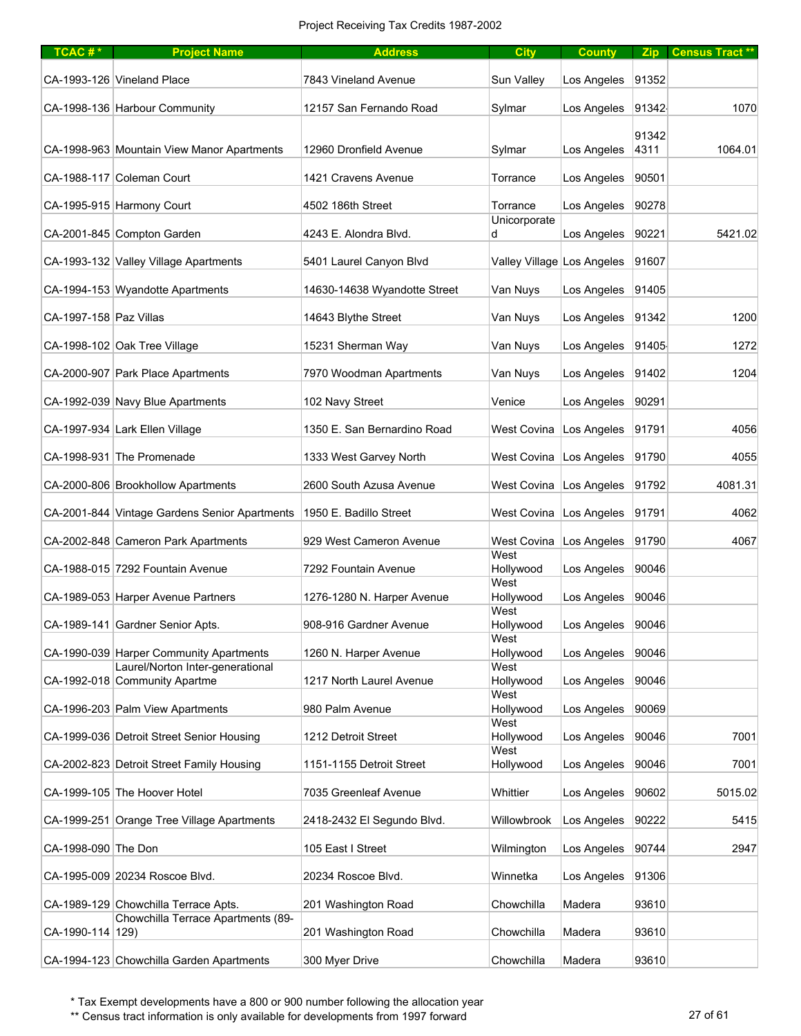Project Receiving Tax Credits 1987-2002

| TCAC # * | Project Name | Address | City | County | Zip | Census Tract ** |
|---|---|---|---|---|---|---|
| CA-1993-126 | Vineland Place | 7843 Vineland Avenue | Sun Valley | Los Angeles | 91352 | |
| CA-1998-136 | Harbour Community | 12157 San Fernando Road | Sylmar | Los Angeles | 91342- | 1070 |
| CA-1998-963 | Mountain View Manor Apartments | 12960 Dronfield Avenue | Sylmar | Los Angeles | 91342 4311 | 1064.01 |
| CA-1988-117 | Coleman Court | 1421 Cravens Avenue | Torrance | Los Angeles | 90501 | |
| CA-1995-915 | Harmony Court | 4502 186th Street | Torrance | Los Angeles | 90278 | |
| CA-2001-845 | Compton Garden | 4243 E. Alondra Blvd. | Unicorporated | Los Angeles | 90221 | 5421.02 |
| CA-1993-132 | Valley Village Apartments | 5401 Laurel Canyon Blvd | Valley Village | Los Angeles | 91607 | |
| CA-1994-153 | Wyandotte Apartments | 14630-14638 Wyandotte Street | Van Nuys | Los Angeles | 91405 | |
| CA-1997-158 | Paz Villas | 14643 Blythe Street | Van Nuys | Los Angeles | 91342 | 1200 |
| CA-1998-102 | Oak Tree Village | 15231 Sherman Way | Van Nuys | Los Angeles | 91405- | 1272 |
| CA-2000-907 | Park Place Apartments | 7970 Woodman Apartments | Van Nuys | Los Angeles | 91402 | 1204 |
| CA-1992-039 | Navy Blue Apartments | 102 Navy Street | Venice | Los Angeles | 90291 | |
| CA-1997-934 | Lark Ellen Village | 1350 E. San Bernardino Road | West Covina | Los Angeles | 91791 | 4056 |
| CA-1998-931 | The Promenade | 1333 West Garvey North | West Covina | Los Angeles | 91790 | 4055 |
| CA-2000-806 | Brookhollow Apartments | 2600 South Azusa Avenue | West Covina | Los Angeles | 91792 | 4081.31 |
| CA-2001-844 | Vintage Gardens Senior Apartments | 1950 E. Badillo Street | West Covina | Los Angeles | 91791 | 4062 |
| CA-2002-848 | Cameron Park Apartments | 929 West Cameron Avenue | West Covina | Los Angeles | 91790 | 4067 |
| CA-1988-015 | 7292 Fountain Avenue | 7292 Fountain Avenue | West Hollywood | Los Angeles | 90046 | |
| CA-1989-053 | Harper Avenue Partners | 1276-1280 N. Harper Avenue | West Hollywood | Los Angeles | 90046 | |
| CA-1989-141 | Gardner Senior Apts. | 908-916 Gardner Avenue | West Hollywood | Los Angeles | 90046 | |
| CA-1990-039 | Harper Community Apartments | 1260 N. Harper Avenue | West Hollywood | Los Angeles | 90046 | |
| CA-1992-018 | Laurel/Norton Inter-generational Community Apartme | 1217 North Laurel Avenue | West Hollywood | Los Angeles | 90046 | |
| CA-1996-203 | Palm View Apartments | 980 Palm Avenue | West Hollywood | Los Angeles | 90069 | |
| CA-1999-036 | Detroit Street Senior Housing | 1212 Detroit Street | West Hollywood | Los Angeles | 90046 | 7001 |
| CA-2002-823 | Detroit Street Family Housing | 1151-1155 Detroit Street | West Hollywood | Los Angeles | 90046 | 7001 |
| CA-1999-105 | The Hoover Hotel | 7035 Greenleaf Avenue | Whittier | Los Angeles | 90602 | 5015.02 |
| CA-1999-251 | Orange Tree Village Apartments | 2418-2432 El Segundo Blvd. | Willowbrook | Los Angeles | 90222 | 5415 |
| CA-1998-090 | The Don | 105 East I Street | Wilmington | Los Angeles | 90744 | 2947 |
| CA-1995-009 | 20234 Roscoe Blvd. | 20234 Roscoe Blvd. | Winnetka | Los Angeles | 91306 | |
| CA-1989-129 | Chowchilla Terrace Apts. | 201 Washington Road | Chowchilla | Madera | 93610 | |
| CA-1990-114 | Chowchilla Terrace Apartments (89-129) | 201 Washington Road | Chowchilla | Madera | 93610 | |
| CA-1994-123 | Chowchilla Garden Apartments | 300 Myer Drive | Chowchilla | Madera | 93610 | |

* Tax Exempt developments have a 800 or 900 number following the allocation year

** Census tract information is only available for developments from 1997 forward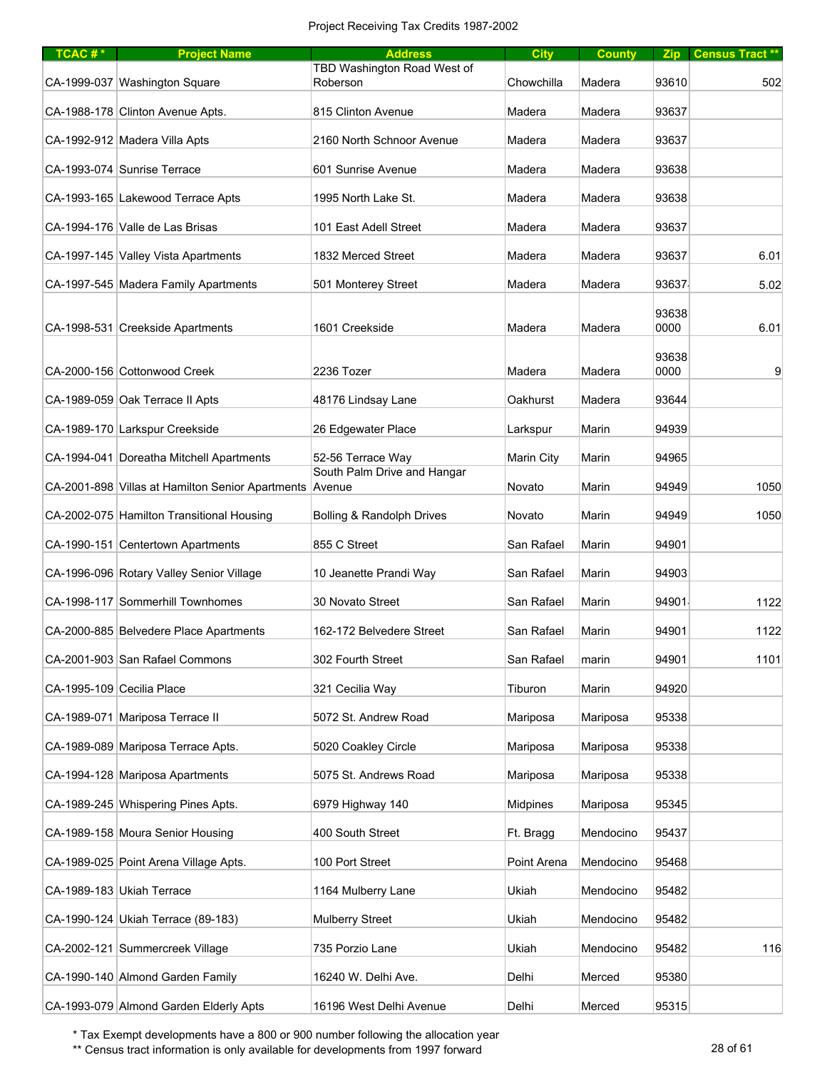Project Receiving Tax Credits 1987-2002

| TCAC # * | Project Name | Address | City | County | Zip | Census Tract ** |
|---|---|---|---|---|---|---|
| CA-1999-037 | Washington Square | TBD Washington Road West of Roberson | Chowchilla | Madera | 93610 | 502 |
| CA-1988-178 | Clinton Avenue Apts. | 815 Clinton Avenue | Madera | Madera | 93637 | |
| CA-1992-912 | Madera Villa Apts | 2160 North Schnoor Avenue | Madera | Madera | 93637 | |
| CA-1993-074 | Sunrise Terrace | 601 Sunrise Avenue | Madera | Madera | 93638 | |
| CA-1993-165 | Lakewood Terrace Apts | 1995 North Lake St. | Madera | Madera | 93638 | |
| CA-1994-176 | Valle de Las Brisas | 101 East Adell Street | Madera | Madera | 93637 | |
| CA-1997-145 | Valley Vista Apartments | 1832 Merced Street | Madera | Madera | 93637 | 6.01 |
| CA-1997-545 | Madera Family Apartments | 501 Monterey Street | Madera | Madera | 93637- | 5.02 |
| CA-1998-531 | Creekside Apartments | 1601 Creekside | Madera | Madera | 93638 0000 | 6.01 |
| CA-2000-156 | Cottonwood Creek | 2236 Tozer | Madera | Madera | 93638 0000 | 9 |
| CA-1989-059 | Oak Terrace II Apts | 48176 Lindsay Lane | Oakhurst | Madera | 93644 | |
| CA-1989-170 | Larkspur Creekside | 26 Edgewater Place | Larkspur | Marin | 94939 | |
| CA-1994-041 | Doreatha Mitchell Apartments | 52-56 Terrace Way | Marin City | Marin | 94965 | |
| CA-2001-898 | Villas at Hamilton Senior Apartments | South Palm Drive and Hangar Avenue | Novato | Marin | 94949 | 1050 |
| CA-2002-075 | Hamilton Transitional Housing | Bolling & Randolph Drives | Novato | Marin | 94949 | 1050 |
| CA-1990-151 | Centertown Apartments | 855 C Street | San Rafael | Marin | 94901 | |
| CA-1996-096 | Rotary Valley Senior Village | 10 Jeanette Prandi Way | San Rafael | Marin | 94903 | |
| CA-1998-117 | Sommerhill Townhomes | 30 Novato Street | San Rafael | Marin | 94901- | 1122 |
| CA-2000-885 | Belvedere Place Apartments | 162-172 Belvedere Street | San Rafael | Marin | 94901 | 1122 |
| CA-2001-903 | San Rafael Commons | 302 Fourth Street | San Rafael | marin | 94901 | 1101 |
| CA-1995-109 | Cecilia Place | 321 Cecilia Way | Tiburon | Marin | 94920 | |
| CA-1989-071 | Mariposa Terrace II | 5072 St. Andrew Road | Mariposa | Mariposa | 95338 | |
| CA-1989-089 | Mariposa Terrace Apts. | 5020 Coakley Circle | Mariposa | Mariposa | 95338 | |
| CA-1994-128 | Mariposa Apartments | 5075 St. Andrews Road | Mariposa | Mariposa | 95338 | |
| CA-1989-245 | Whispering Pines Apts. | 6979 Highway 140 | Midpines | Mariposa | 95345 | |
| CA-1989-158 | Moura Senior Housing | 400 South Street | Ft. Bragg | Mendocino | 95437 | |
| CA-1989-025 | Point Arena Village Apts. | 100 Port Street | Point Arena | Mendocino | 95468 | |
| CA-1989-183 | Ukiah Terrace | 1164 Mulberry Lane | Ukiah | Mendocino | 95482 | |
| CA-1990-124 | Ukiah Terrace (89-183) | Mulberry Street | Ukiah | Mendocino | 95482 | |
| CA-2002-121 | Summercreek Village | 735 Porzio Lane | Ukiah | Mendocino | 95482 | 116 |
| CA-1990-140 | Almond Garden Family | 16240 W. Delhi Ave. | Delhi | Merced | 95380 | |
| CA-1993-079 | Almond Garden Elderly Apts | 16196 West Delhi Avenue | Delhi | Merced | 95315 | |

\* Tax Exempt developments have a 800 or 900 number following the allocation year

\*\* Census tract information is only available for developments from 1997 forward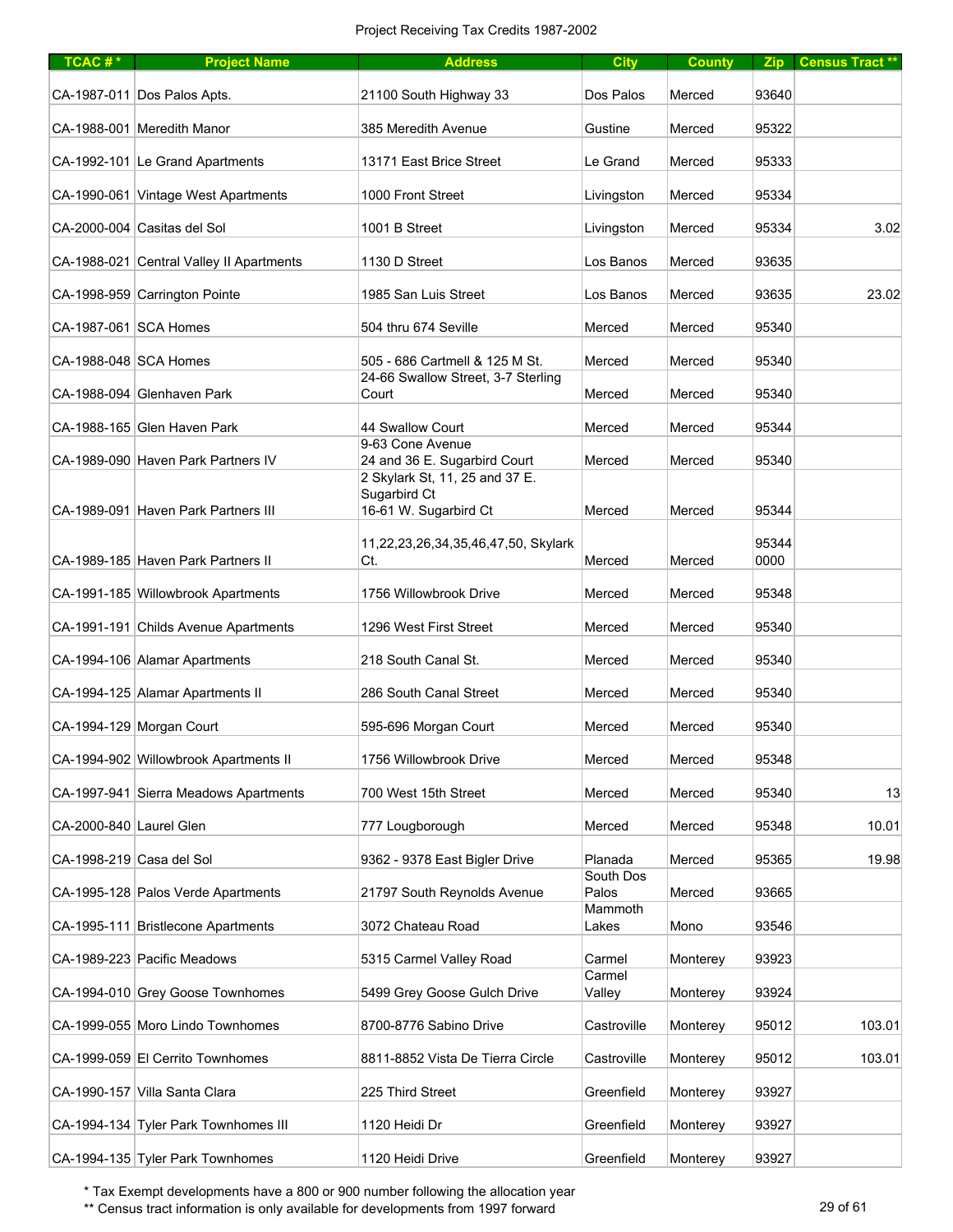Project Receiving Tax Credits 1987-2002

| TCAC # * | Project Name | Address | City | County | Zip | Census Tract ** |
|---|---|---|---|---|---|---|
| CA-1987-011 | Dos Palos Apts. | 21100 South Highway 33 | Dos Palos | Merced | 93640 | |
| CA-1988-001 | Meredith Manor | 385 Meredith Avenue | Gustine | Merced | 95322 | |
| CA-1992-101 | Le Grand Apartments | 13171 East Brice Street | Le Grand | Merced | 95333 | |
| CA-1990-061 | Vintage West Apartments | 1000 Front Street | Livingston | Merced | 95334 | |
| CA-2000-004 | Casitas del Sol | 1001 B Street | Livingston | Merced | 95334 | 3.02 |
| CA-1988-021 | Central Valley II Apartments | 1130 D Street | Los Banos | Merced | 93635 | |
| CA-1998-959 | Carrington Pointe | 1985 San Luis Street | Los Banos | Merced | 93635 | 23.02 |
| CA-1987-061 | SCA Homes | 504 thru 674 Seville | Merced | Merced | 95340 | |
| CA-1988-048 | SCA Homes | 505 - 686 Cartmell & 125 M St. | Merced | Merced | 95340 | |
| CA-1988-094 | Glenhaven Park | 24-66 Swallow Street, 3-7 Sterling Court | Merced | Merced | 95340 | |
| CA-1988-165 | Glen Haven Park | 44 Swallow Court | Merced | Merced | 95344 | |
| CA-1989-090 | Haven Park Partners IV | 9-63 Cone Avenue 24 and 36 E. Sugarbird Court | Merced | Merced | 95340 | |
| CA-1989-091 | Haven Park Partners III | 2 Skylark St, 11, 25 and 37 E. Sugarbird Ct 16-61 W. Sugarbird Ct | Merced | Merced | 95344 | |
| CA-1989-185 | Haven Park Partners II | 11,22,23,26,34,35,46,47,50, Skylark Ct. | Merced | Merced | 95344 0000 | |
| CA-1991-185 | Willowbrook Apartments | 1756 Willowbrook Drive | Merced | Merced | 95348 | |
| CA-1991-191 | Childs Avenue Apartments | 1296 West First Street | Merced | Merced | 95340 | |
| CA-1994-106 | Alamar Apartments | 218 South Canal St. | Merced | Merced | 95340 | |
| CA-1994-125 | Alamar Apartments II | 286 South Canal Street | Merced | Merced | 95340 | |
| CA-1994-129 | Morgan Court | 595-696 Morgan Court | Merced | Merced | 95340 | |
| CA-1994-902 | Willowbrook Apartments II | 1756 Willowbrook Drive | Merced | Merced | 95348 | |
| CA-1997-941 | Sierra Meadows Apartments | 700 West 15th Street | Merced | Merced | 95340 | 13 |
| CA-2000-840 | Laurel Glen | 777 Lougborough | Merced | Merced | 95348 | 10.01 |
| CA-1998-219 | Casa del Sol | 9362 - 9378 East Bigler Drive | Planada | Merced | 95365 | 19.98 |
| CA-1995-128 | Palos Verde Apartments | 21797 South Reynolds Avenue | South Dos Palos | Merced | 93665 | |
| CA-1995-111 | Bristlecone Apartments | 3072 Chateau Road | Mammoth Lakes | Mono | 93546 | |
| CA-1989-223 | Pacific Meadows | 5315 Carmel Valley Road | Carmel | Monterey | 93923 | |
| CA-1994-010 | Grey Goose Townhomes | 5499 Grey Goose Gulch Drive | Carmel Valley | Monterey | 93924 | |
| CA-1999-055 | Moro Lindo Townhomes | 8700-8776 Sabino Drive | Castroville | Monterey | 95012 | 103.01 |
| CA-1999-059 | El Cerrito Townhomes | 8811-8852 Vista De Tierra Circle | Castroville | Monterey | 95012 | 103.01 |
| CA-1990-157 | Villa Santa Clara | 225 Third Street | Greenfield | Monterey | 93927 | |
| CA-1994-134 | Tyler Park Townhomes III | 1120 Heidi Dr | Greenfield | Monterey | 93927 | |
| CA-1994-135 | Tyler Park Townhomes | 1120 Heidi Drive | Greenfield | Monterey | 93927 | |

* Tax Exempt developments have a 800 or 900 number following the allocation year

** Census tract information is only available for developments from 1997 forward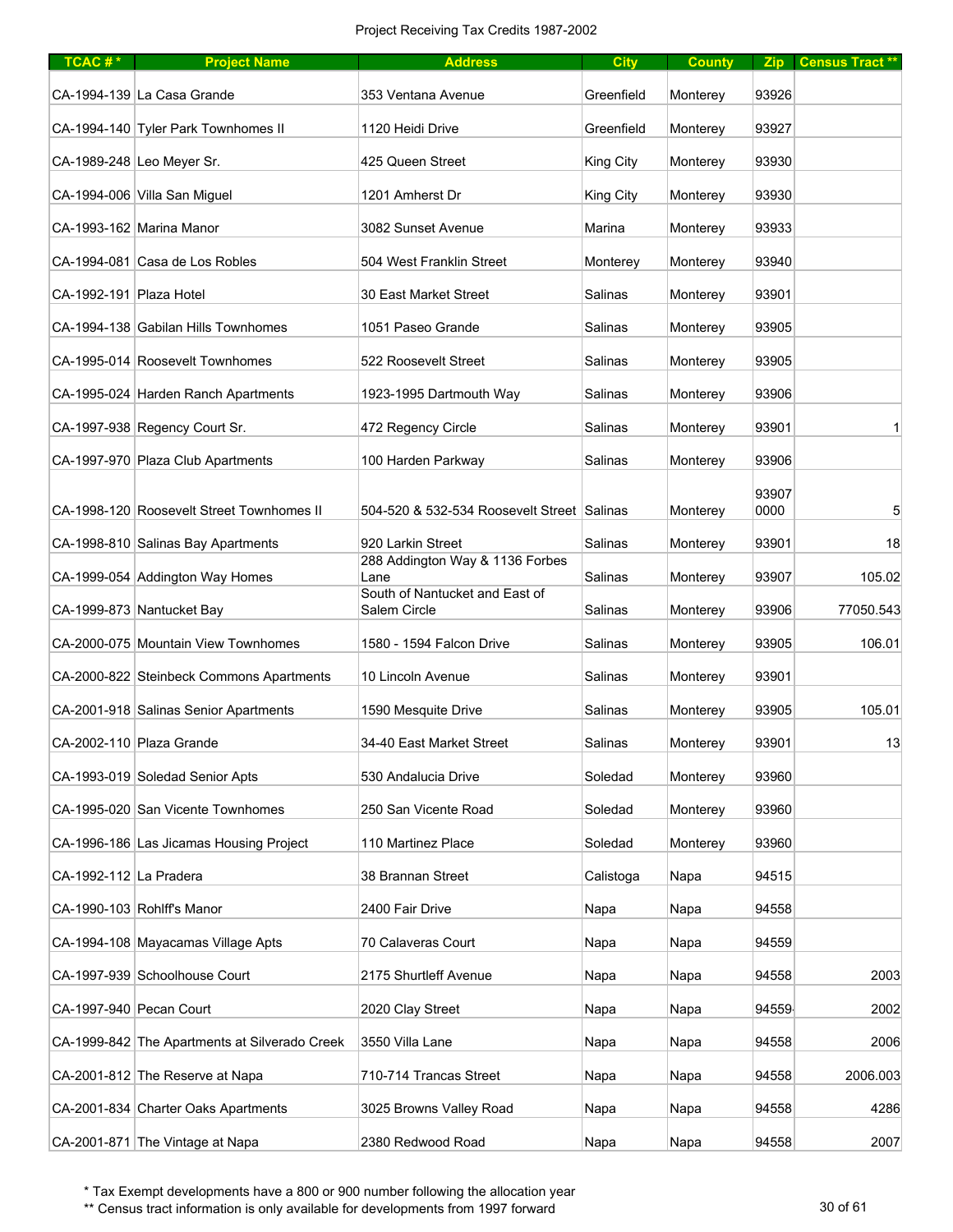Project Receiving Tax Credits 1987-2002

| TCAC # * | Project Name | Address | City | County | Zip | Census Tract ** |
|---|---|---|---|---|---|---|
| CA-1994-139 | La Casa Grande | 353 Ventana Avenue | Greenfield | Monterey | 93926 | |
| CA-1994-140 | Tyler Park Townhomes II | 1120 Heidi Drive | Greenfield | Monterey | 93927 | |
| CA-1989-248 | Leo Meyer Sr. | 425 Queen Street | King City | Monterey | 93930 | |
| CA-1994-006 | Villa San Miguel | 1201 Amherst Dr | King City | Monterey | 93930 | |
| CA-1993-162 | Marina Manor | 3082 Sunset Avenue | Marina | Monterey | 93933 | |
| CA-1994-081 | Casa de Los Robles | 504 West Franklin Street | Monterey | Monterey | 93940 | |
| CA-1992-191 | Plaza Hotel | 30 East Market Street | Salinas | Monterey | 93901 | |
| CA-1994-138 | Gabilan Hills Townhomes | 1051 Paseo Grande | Salinas | Monterey | 93905 | |
| CA-1995-014 | Roosevelt Townhomes | 522 Roosevelt Street | Salinas | Monterey | 93905 | |
| CA-1995-024 | Harden Ranch Apartments | 1923-1995 Dartmouth Way | Salinas | Monterey | 93906 | |
| CA-1997-938 | Regency Court Sr. | 472 Regency Circle | Salinas | Monterey | 93901 | 1 |
| CA-1997-970 | Plaza Club Apartments | 100 Harden Parkway | Salinas | Monterey | 93906 | |
| CA-1998-120 | Roosevelt Street Townhomes II | 504-520 & 532-534 Roosevelt Street | Salinas | Monterey | 93907 0000 | 5 |
| CA-1998-810 | Salinas Bay Apartments | 920 Larkin Street | Salinas | Monterey | 93901 | 18 |
| CA-1999-054 | Addington Way Homes | 288 Addington Way & 1136 Forbes Lane | Salinas | Monterey | 93907 | 105.02 |
| CA-1999-873 | Nantucket Bay | South of Nantucket and East of Salem Circle | Salinas | Monterey | 93906 | 77050.543 |
| CA-2000-075 | Mountain View Townhomes | 1580 - 1594 Falcon Drive | Salinas | Monterey | 93905 | 106.01 |
| CA-2000-822 | Steinbeck Commons Apartments | 10 Lincoln Avenue | Salinas | Monterey | 93901 | |
| CA-2001-918 | Salinas Senior Apartments | 1590 Mesquite Drive | Salinas | Monterey | 93905 | 105.01 |
| CA-2002-110 | Plaza Grande | 34-40 East Market Street | Salinas | Monterey | 93901 | 13 |
| CA-1993-019 | Soledad Senior Apts | 530 Andalucia Drive | Soledad | Monterey | 93960 | |
| CA-1995-020 | San Vicente Townhomes | 250 San Vicente Road | Soledad | Monterey | 93960 | |
| CA-1996-186 | Las Jicamas Housing Project | 110 Martinez Place | Soledad | Monterey | 93960 | |
| CA-1992-112 | La Pradera | 38 Brannan Street | Calistoga | Napa | 94515 | |
| CA-1990-103 | Rohlff's Manor | 2400 Fair Drive | Napa | Napa | 94558 | |
| CA-1994-108 | Mayacamas Village Apts | 70 Calaveras Court | Napa | Napa | 94559 | |
| CA-1997-939 | Schoolhouse Court | 2175 Shurtleff Avenue | Napa | Napa | 94558 | 2003 |
| CA-1997-940 | Pecan Court | 2020 Clay Street | Napa | Napa | 94559- | 2002 |
| CA-1999-842 | The Apartments at Silverado Creek | 3550 Villa Lane | Napa | Napa | 94558 | 2006 |
| CA-2001-812 | The Reserve at Napa | 710-714 Trancas Street | Napa | Napa | 94558 | 2006.003 |
| CA-2001-834 | Charter Oaks Apartments | 3025 Browns Valley Road | Napa | Napa | 94558 | 4286 |
| CA-2001-871 | The Vintage at Napa | 2380 Redwood Road | Napa | Napa | 94558 | 2007 |

\* Tax Exempt developments have a 800 or 900 number following the allocation year

\*\* Census tract information is only available for developments from 1997 forward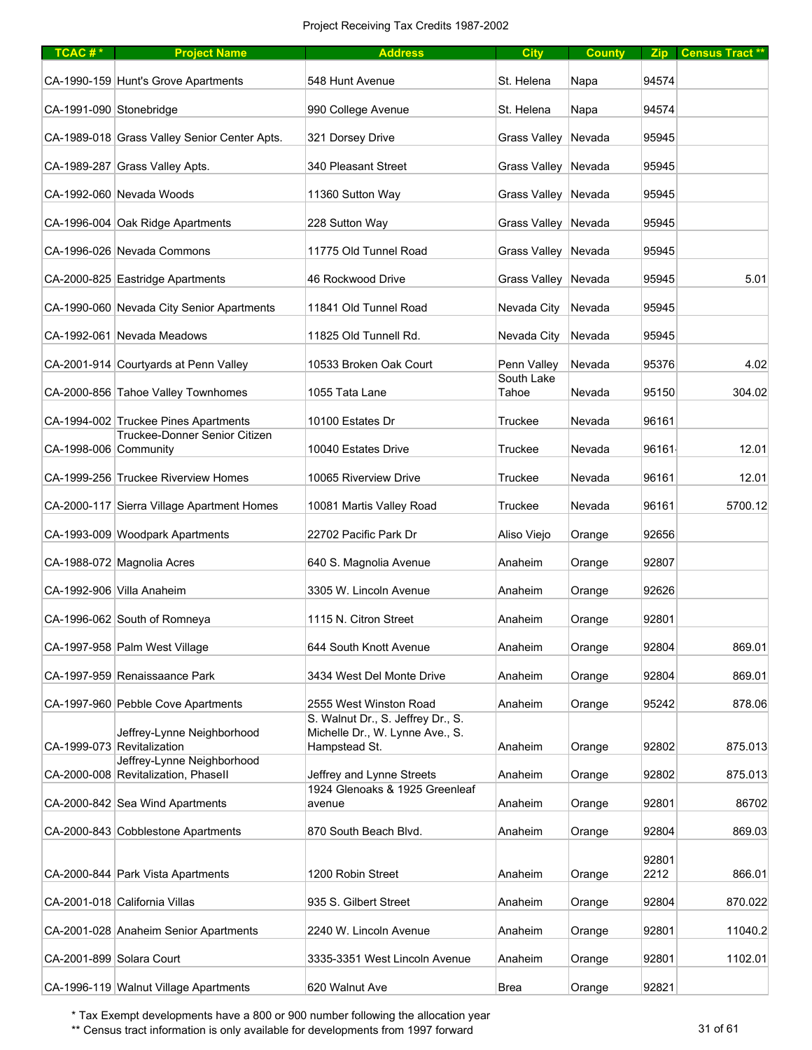Project Receiving Tax Credits 1987-2002

| TCAC # * | Project Name | Address | City | County | Zip | Census Tract ** |
|---|---|---|---|---|---|---|
| CA-1990-159 | Hunt's Grove Apartments | 548 Hunt Avenue | St. Helena | Napa | 94574 | |
| CA-1991-090 | Stonebridge | 990 College Avenue | St. Helena | Napa | 94574 | |
| CA-1989-018 | Grass Valley Senior Center Apts. | 321 Dorsey Drive | Grass Valley | Nevada | 95945 | |
| CA-1989-287 | Grass Valley Apts. | 340 Pleasant Street | Grass Valley | Nevada | 95945 | |
| CA-1992-060 | Nevada Woods | 11360 Sutton Way | Grass Valley | Nevada | 95945 | |
| CA-1996-004 | Oak Ridge Apartments | 228 Sutton Way | Grass Valley | Nevada | 95945 | |
| CA-1996-026 | Nevada Commons | 11775 Old Tunnel Road | Grass Valley | Nevada | 95945 | |
| CA-2000-825 | Eastridge Apartments | 46 Rockwood Drive | Grass Valley | Nevada | 95945 | 5.01 |
| CA-1990-060 | Nevada City Senior Apartments | 11841 Old Tunnel Road | Nevada City | Nevada | 95945 | |
| CA-1992-061 | Nevada Meadows | 11825 Old Tunnell Rd. | Nevada City | Nevada | 95945 | |
| CA-2001-914 | Courtyards at Penn Valley | 10533 Broken Oak Court | Penn Valley | Nevada | 95376 | 4.02 |
| CA-2000-856 | Tahoe Valley Townhomes | 1055 Tata Lane | South Lake Tahoe | Nevada | 95150 | 304.02 |
| CA-1994-002 | Truckee Pines Apartments | 10100 Estates Dr | Truckee | Nevada | 96161 | |
| CA-1998-006 | Truckee-Donner Senior Citizen Community | 10040 Estates Drive | Truckee | Nevada | 96161 | 12.01 |
| CA-1999-256 | Truckee Riverview Homes | 10065 Riverview Drive | Truckee | Nevada | 96161 | 12.01 |
| CA-2000-117 | Sierra Village Apartment Homes | 10081 Martis Valley Road | Truckee | Nevada | 96161 | 5700.12 |
| CA-1993-009 | Woodpark Apartments | 22702 Pacific Park Dr | Aliso Viejo | Orange | 92656 | |
| CA-1988-072 | Magnolia Acres | 640 S. Magnolia Avenue | Anaheim | Orange | 92807 | |
| CA-1992-906 | Villa Anaheim | 3305 W. Lincoln Avenue | Anaheim | Orange | 92626 | |
| CA-1996-062 | South of Romneya | 1115 N. Citron Street | Anaheim | Orange | 92801 | |
| CA-1997-958 | Palm West Village | 644 South Knott Avenue | Anaheim | Orange | 92804 | 869.01 |
| CA-1997-959 | Renaissaance Park | 3434 West Del Monte Drive | Anaheim | Orange | 92804 | 869.01 |
| CA-1997-960 | Pebble Cove Apartments | 2555 West Winston Road | Anaheim | Orange | 95242 | 878.06 |
| CA-1999-073 | Jeffrey-Lynne Neighborhood Revitalization | S. Walnut Dr., S. Jeffrey Dr., S. Michelle Dr., W. Lynne Ave., S. Hampstead St. | Anaheim | Orange | 92802 | 875.013 |
| CA-2000-008 | Jeffrey-Lynne Neighborhood Revitalization, PhaseII | Jeffrey and Lynne Streets | Anaheim | Orange | 92802 | 875.013 |
| CA-2000-842 | Sea Wind Apartments | 1924 Glenoaks & 1925 Greenleaf avenue | Anaheim | Orange | 92801 | 86702 |
| CA-2000-843 | Cobblestone Apartments | 870 South Beach Blvd. | Anaheim | Orange | 92804 | 869.03 |
| CA-2000-844 | Park Vista Apartments | 1200 Robin Street | Anaheim | Orange | 92801 2212 | 866.01 |
| CA-2001-018 | California Villas | 935 S. Gilbert Street | Anaheim | Orange | 92804 | 870.022 |
| CA-2001-028 | Anaheim Senior Apartments | 2240 W. Lincoln Avenue | Anaheim | Orange | 92801 | 11040.2 |
| CA-2001-899 | Solara Court | 3335-3351 West Lincoln Avenue | Anaheim | Orange | 92801 | 1102.01 |
| CA-1996-119 | Walnut Village Apartments | 620 Walnut Ave | Brea | Orange | 92821 | |

\* Tax Exempt developments have a 800 or 900 number following the allocation year

\*\* Census tract information is only available for developments from 1997 forward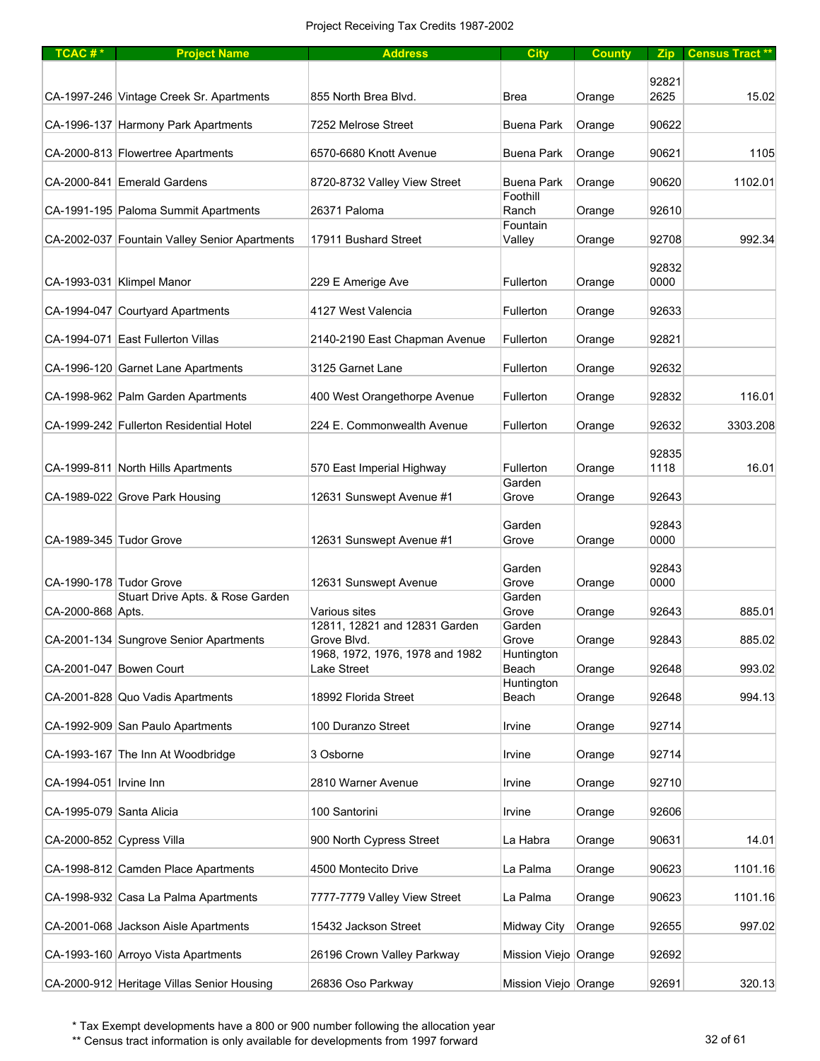Project Receiving Tax Credits 1987-2002

| TCAC # * | Project Name | Address | City | County | Zip | Census Tract ** |
|---|---|---|---|---|---|---|
| CA-1997-246 | Vintage Creek Sr. Apartments | 855 North Brea Blvd. | Brea | Orange | 92821 2625 | 15.02 |
| CA-1996-137 | Harmony Park Apartments | 7252 Melrose Street | Buena Park | Orange | 90622 | |
| CA-2000-813 | Flowertree Apartments | 6570-6680 Knott Avenue | Buena Park | Orange | 90621 | 1105 |
| CA-2000-841 | Emerald Gardens | 8720-8732 Valley View Street | Buena Park | Orange | 90620 | 1102.01 |
| CA-1991-195 | Paloma Summit Apartments | 26371 Paloma | Foothill Ranch | Orange | 92610 | |
| CA-2002-037 | Fountain Valley Senior Apartments | 17911 Bushard Street | Fountain Valley | Orange | 92708 | 992.34 |
| CA-1993-031 | Klimpel Manor | 229 E Amerige Ave | Fullerton | Orange | 92832 0000 | |
| CA-1994-047 | Courtyard Apartments | 4127 West Valencia | Fullerton | Orange | 92633 | |
| CA-1994-071 | East Fullerton Villas | 2140-2190 East Chapman Avenue | Fullerton | Orange | 92821 | |
| CA-1996-120 | Garnet Lane Apartments | 3125 Garnet Lane | Fullerton | Orange | 92632 | |
| CA-1998-962 | Palm Garden Apartments | 400 West Orangethorpe Avenue | Fullerton | Orange | 92832 | 116.01 |
| CA-1999-242 | Fullerton Residential Hotel | 224 E. Commonwealth Avenue | Fullerton | Orange | 92632 | 3303.208 |
| CA-1999-811 | North Hills Apartments | 570 East Imperial Highway | Fullerton | Orange | 92835 1118 | 16.01 |
| CA-1989-022 | Grove Park Housing | 12631 Sunswept Avenue #1 | Garden Grove | Orange | 92643 | |
| CA-1989-345 | Tudor Grove | 12631 Sunswept Avenue #1 | Garden Grove | Orange | 92843 0000 | |
| CA-1990-178 | Tudor Grove | 12631 Sunswept Avenue | Garden Grove | Orange | 92843 0000 | |
| CA-2000-868 | Stuart Drive Apts. & Rose Garden Apts. | Various sites | Garden Grove | Orange | 92643 | 885.01 |
| CA-2001-134 | Sungrove Senior Apartments | 12811, 12821 and 12831 Garden Grove Blvd. | Garden Grove | Orange | 92843 | 885.02 |
| CA-2001-047 | Bowen Court | 1968, 1972, 1976, 1978 and 1982 Lake Street | Huntington Beach | Orange | 92648 | 993.02 |
| CA-2001-828 | Quo Vadis Apartments | 18992 Florida Street | Huntington Beach | Orange | 92648 | 994.13 |
| CA-1992-909 | San Paulo Apartments | 100 Duranzo Street | Irvine | Orange | 92714 | |
| CA-1993-167 | The Inn At Woodbridge | 3 Osborne | Irvine | Orange | 92714 | |
| CA-1994-051 | Irvine Inn | 2810 Warner Avenue | Irvine | Orange | 92710 | |
| CA-1995-079 | Santa Alicia | 100 Santorini | Irvine | Orange | 92606 | |
| CA-2000-852 | Cypress Villa | 900 North Cypress Street | La Habra | Orange | 90631 | 14.01 |
| CA-1998-812 | Camden Place Apartments | 4500 Montecito Drive | La Palma | Orange | 90623 | 1101.16 |
| CA-1998-932 | Casa La Palma Apartments | 7777-7779 Valley View Street | La Palma | Orange | 90623 | 1101.16 |
| CA-2001-068 | Jackson Aisle Apartments | 15432 Jackson Street | Midway City | Orange | 92655 | 997.02 |
| CA-1993-160 | Arroyo Vista Apartments | 26196 Crown Valley Parkway | Mission Viejo | Orange | 92692 | |
| CA-2000-912 | Heritage Villas Senior Housing | 26836 Oso Parkway | Mission Viejo | Orange | 92691 | 320.13 |

\* Tax Exempt developments have a 800 or 900 number following the allocation year

\*\* Census tract information is only available for developments from 1997 forward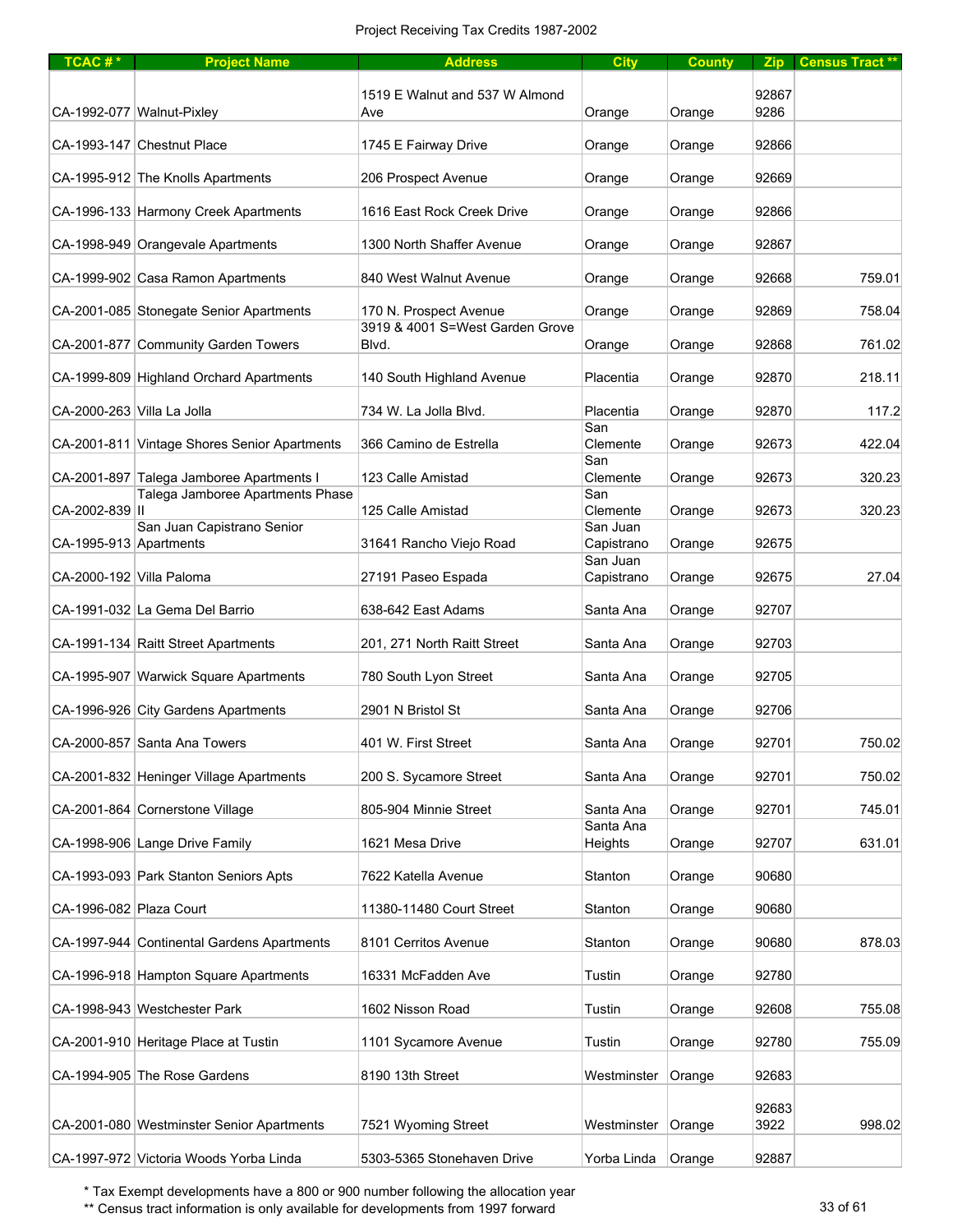Project Receiving Tax Credits 1987-2002

| TCAC # * | Project Name | Address | City | County | Zip | Census Tract ** |
|---|---|---|---|---|---|---|
| CA-1992-077 | Walnut-Pixley | 1519 E Walnut and 537 W Almond Ave | Orange | Orange | 92867 9286 | |
| CA-1993-147 | Chestnut Place | 1745 E Fairway Drive | Orange | Orange | 92866 | |
| CA-1995-912 | The Knolls Apartments | 206 Prospect Avenue | Orange | Orange | 92669 | |
| CA-1996-133 | Harmony Creek Apartments | 1616 East Rock Creek Drive | Orange | Orange | 92866 | |
| CA-1998-949 | Orangevale Apartments | 1300 North Shaffer Avenue | Orange | Orange | 92867 | |
| CA-1999-902 | Casa Ramon Apartments | 840 West Walnut Avenue | Orange | Orange | 92668 | 759.01 |
| CA-2001-085 | Stonegate Senior Apartments | 170 N. Prospect Avenue | Orange | Orange | 92869 | 758.04 |
| CA-2001-877 | Community Garden Towers | 3919 & 4001 S=West Garden Grove Blvd. | Orange | Orange | 92868 | 761.02 |
| CA-1999-809 | Highland Orchard Apartments | 140 South Highland Avenue | Placentia | Orange | 92870 | 218.11 |
| CA-2000-263 | Villa La Jolla | 734 W. La Jolla Blvd. | Placentia | Orange | 92870 | 117.2 |
| CA-2001-811 | Vintage Shores Senior Apartments | 366 Camino de Estrella | San Clemente | Orange | 92673 | 422.04 |
| CA-2001-897 | Talega Jamboree Apartments I | 123 Calle Amistad | San Clemente | Orange | 92673 | 320.23 |
| CA-2002-839 | Talega Jamboree Apartments Phase II | 125 Calle Amistad | San Clemente | Orange | 92673 | 320.23 |
| CA-1995-913 | San Juan Capistrano Senior Apartments | 31641 Rancho Viejo Road | San Juan Capistrano | Orange | 92675 | |
| CA-2000-192 | Villa Paloma | 27191 Paseo Espada | San Juan Capistrano | Orange | 92675 | 27.04 |
| CA-1991-032 | La Gema Del Barrio | 638-642 East Adams | Santa Ana | Orange | 92707 | |
| CA-1991-134 | Raitt Street Apartments | 201, 271 North Raitt Street | Santa Ana | Orange | 92703 | |
| CA-1995-907 | Warwick Square Apartments | 780 South Lyon Street | Santa Ana | Orange | 92705 | |
| CA-1996-926 | City Gardens Apartments | 2901 N Bristol St | Santa Ana | Orange | 92706 | |
| CA-2000-857 | Santa Ana Towers | 401 W. First Street | Santa Ana | Orange | 92701 | 750.02 |
| CA-2001-832 | Heninger Village Apartments | 200 S. Sycamore Street | Santa Ana | Orange | 92701 | 750.02 |
| CA-2001-864 | Cornerstone Village | 805-904 Minnie Street | Santa Ana | Orange | 92701 | 745.01 |
| CA-1998-906 | Lange Drive Family | 1621 Mesa Drive | Santa Ana Heights | Orange | 92707 | 631.01 |
| CA-1993-093 | Park Stanton Seniors Apts | 7622 Katella Avenue | Stanton | Orange | 90680 | |
| CA-1996-082 | Plaza Court | 11380-11480 Court Street | Stanton | Orange | 90680 | |
| CA-1997-944 | Continental Gardens Apartments | 8101 Cerritos Avenue | Stanton | Orange | 90680 | 878.03 |
| CA-1996-918 | Hampton Square Apartments | 16331 McFadden Ave | Tustin | Orange | 92780 | |
| CA-1998-943 | Westchester Park | 1602 Nisson Road | Tustin | Orange | 92608 | 755.08 |
| CA-2001-910 | Heritage Place at Tustin | 1101 Sycamore Avenue | Tustin | Orange | 92780 | 755.09 |
| CA-1994-905 | The Rose Gardens | 8190 13th Street | Westminster | Orange | 92683 | |
| CA-2001-080 | Westminster Senior Apartments | 7521 Wyoming Street | Westminster | Orange | 92683 3922 | 998.02 |
| CA-1997-972 | Victoria Woods Yorba Linda | 5303-5365 Stonehaven Drive | Yorba Linda | Orange | 92887 | |

* Tax Exempt developments have a 800 or 900 number following the allocation year

** Census tract information is only available for developments from 1997 forward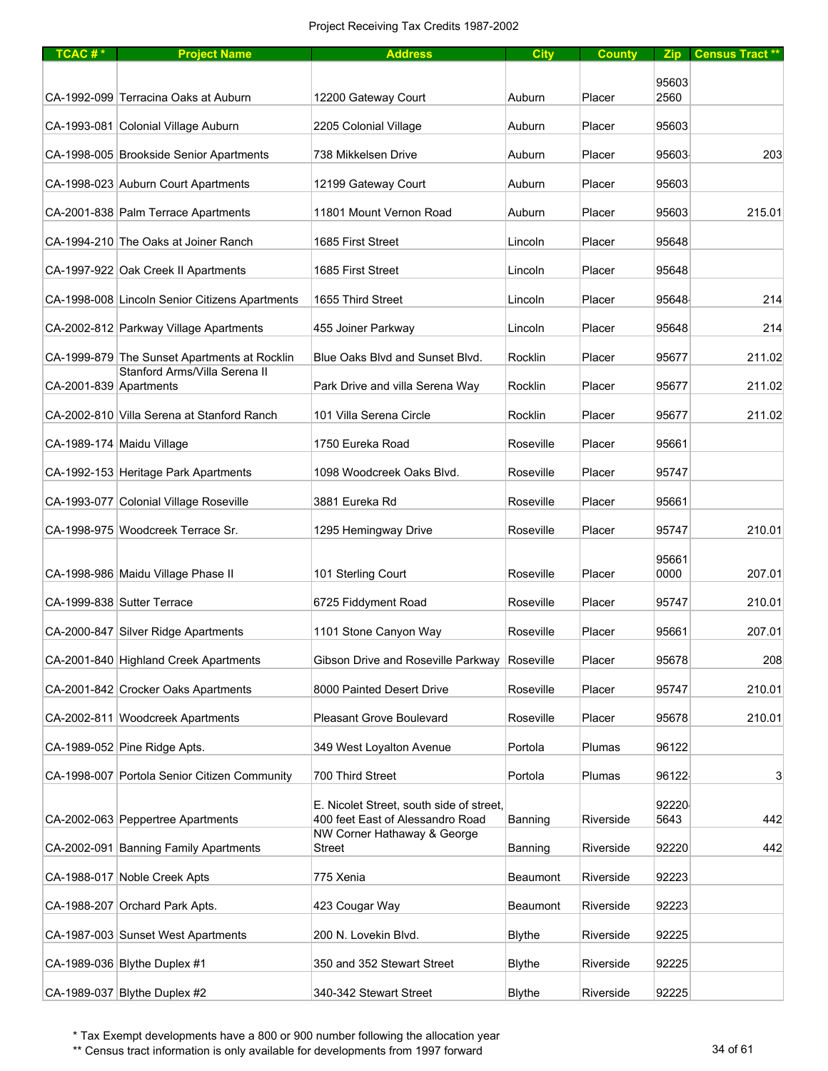Project Receiving Tax Credits 1987-2002

| TCAC # * | Project Name | Address | City | County | Zip | Census Tract ** |
|---|---|---|---|---|---|---|
| CA-1992-099 | Terracina Oaks at Auburn | 12200 Gateway Court | Auburn | Placer | 95603 2560 | |
| CA-1993-081 | Colonial Village Auburn | 2205 Colonial Village | Auburn | Placer | 95603 | |
| CA-1998-005 | Brookside Senior Apartments | 738 Mikkelsen Drive | Auburn | Placer | 95603- | 203 |
| CA-1998-023 | Auburn Court Apartments | 12199 Gateway Court | Auburn | Placer | 95603 | |
| CA-2001-838 | Palm Terrace Apartments | 11801 Mount Vernon Road | Auburn | Placer | 95603 | 215.01 |
| CA-1994-210 | The Oaks at Joiner Ranch | 1685 First Street | Lincoln | Placer | 95648 | |
| CA-1997-922 | Oak Creek II Apartments | 1685 First Street | Lincoln | Placer | 95648 | |
| CA-1998-008 | Lincoln Senior Citizens Apartments | 1655 Third Street | Lincoln | Placer | 95648- | 214 |
| CA-2002-812 | Parkway Village Apartments | 455 Joiner Parkway | Lincoln | Placer | 95648 | 214 |
| CA-1999-879 | The Sunset Apartments at Rocklin | Blue Oaks Blvd and Sunset Blvd. | Rocklin | Placer | 95677 | 211.02 |
| CA-2001-839 | Stanford Arms/Villa Serena II Apartments | Park Drive and villa Serena Way | Rocklin | Placer | 95677 | 211.02 |
| CA-2002-810 | Villa Serena at Stanford Ranch | 101 Villa Serena Circle | Rocklin | Placer | 95677 | 211.02 |
| CA-1989-174 | Maidu Village | 1750 Eureka Road | Roseville | Placer | 95661 | |
| CA-1992-153 | Heritage Park Apartments | 1098 Woodcreek Oaks Blvd. | Roseville | Placer | 95747 | |
| CA-1993-077 | Colonial Village Roseville | 3881 Eureka Rd | Roseville | Placer | 95661 | |
| CA-1998-975 | Woodcreek Terrace Sr. | 1295 Hemingway Drive | Roseville | Placer | 95747 | 210.01 |
| CA-1998-986 | Maidu Village Phase II | 101 Sterling Court | Roseville | Placer | 95661 0000 | 207.01 |
| CA-1999-838 | Sutter Terrace | 6725 Fiddyment Road | Roseville | Placer | 95747 | 210.01 |
| CA-2000-847 | Silver Ridge Apartments | 1101 Stone Canyon Way | Roseville | Placer | 95661 | 207.01 |
| CA-2001-840 | Highland Creek Apartments | Gibson Drive and Roseville Parkway | Roseville | Placer | 95678 | 208 |
| CA-2001-842 | Crocker Oaks Apartments | 8000 Painted Desert Drive | Roseville | Placer | 95747 | 210.01 |
| CA-2002-811 | Woodcreek Apartments | Pleasant Grove Boulevard | Roseville | Placer | 95678 | 210.01 |
| CA-1989-052 | Pine Ridge Apts. | 349 West Loyalton Avenue | Portola | Plumas | 96122 | |
| CA-1998-007 | Portola Senior Citizen Community | 700 Third Street | Portola | Plumas | 96122- | 3 |
| CA-2002-063 | Peppertree Apartments | E. Nicolet Street, south side of street, 400 feet East of Alessandro Road | Banning | Riverside | 92220-5643 | 442 |
| CA-2002-091 | Banning Family Apartments | NW Corner Hathaway & George Street | Banning | Riverside | 92220 | 442 |
| CA-1988-017 | Noble Creek Apts | 775 Xenia | Beaumont | Riverside | 92223 | |
| CA-1988-207 | Orchard Park Apts. | 423 Cougar Way | Beaumont | Riverside | 92223 | |
| CA-1987-003 | Sunset West Apartments | 200 N. Lovekin Blvd. | Blythe | Riverside | 92225 | |
| CA-1989-036 | Blythe Duplex #1 | 350 and 352 Stewart Street | Blythe | Riverside | 92225 | |
| CA-1989-037 | Blythe Duplex #2 | 340-342 Stewart Street | Blythe | Riverside | 92225 | |

\* Tax Exempt developments have a 800 or 900 number following the allocation year

\*\* Census tract information is only available for developments from 1997 forward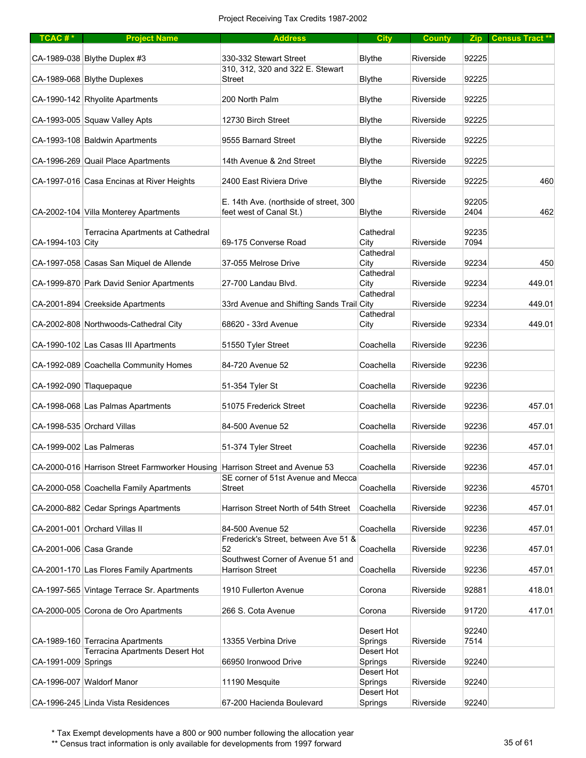Project Receiving Tax Credits 1987-2002

| TCAC # * | Project Name | Address | City | County | Zip | Census Tract ** |
|---|---|---|---|---|---|---|
| CA-1989-038 | Blythe Duplex #3 | 330-332 Stewart Street | Blythe | Riverside | 92225 | |
| CA-1989-068 | Blythe Duplexes | 310, 312, 320 and 322 E. Stewart Street | Blythe | Riverside | 92225 | |
| CA-1990-142 | Rhyolite Apartments | 200 North Palm | Blythe | Riverside | 92225 | |
| CA-1993-005 | Squaw Valley Apts | 12730 Birch Street | Blythe | Riverside | 92225 | |
| CA-1993-108 | Baldwin Apartments | 9555 Barnard Street | Blythe | Riverside | 92225 | |
| CA-1996-269 | Quail Place Apartments | 14th Avenue & 2nd Street | Blythe | Riverside | 92225 | |
| CA-1997-016 | Casa Encinas at River Heights | 2400 East Riviera Drive | Blythe | Riverside | 92225- | 460 |
| CA-2002-104 | Villa Monterey Apartments | E. 14th Ave. (northside of street, 300 feet west of Canal St.) | Blythe | Riverside | 92205-2404 | 462 |
| CA-1994-103 | Terracina Apartments at Cathedral City | 69-175 Converse Road | Cathedral City | Riverside | 92235 7094 | |
| CA-1997-058 | Casas San Miquel de Allende | 37-055 Melrose Drive | Cathedral City | Riverside | 92234 | 450 |
| CA-1999-870 | Park David Senior Apartments | 27-700 Landau Blvd. | Cathedral City | Riverside | 92234 | 449.01 |
| CA-2001-894 | Creekside Apartments | 33rd Avenue and Shifting Sands Trail | Cathedral City | Riverside | 92234 | 449.01 |
| CA-2002-808 | Northwoods-Cathedral City | 68620 - 33rd Avenue | Cathedral City | Riverside | 92334 | 449.01 |
| CA-1990-102 | Las Casas III Apartments | 51550 Tyler Street | Coachella | Riverside | 92236 | |
| CA-1992-089 | Coachella Community Homes | 84-720 Avenue 52 | Coachella | Riverside | 92236 | |
| CA-1992-090 | Tlaquepaque | 51-354 Tyler St | Coachella | Riverside | 92236 | |
| CA-1998-068 | Las Palmas Apartments | 51075 Frederick Street | Coachella | Riverside | 92236- | 457.01 |
| CA-1998-535 | Orchard Villas | 84-500 Avenue 52 | Coachella | Riverside | 92236 | 457.01 |
| CA-1999-002 | Las Palmeras | 51-374 Tyler Street | Coachella | Riverside | 92236 | 457.01 |
| CA-2000-016 | Harrison Street Farmworker Housing | Harrison Street and Avenue 53 | Coachella | Riverside | 92236 | 457.01 |
| CA-2000-058 | Coachella Family Apartments | SE corner of 51st Avenue and Mecca Street | Coachella | Riverside | 92236 | 45701 |
| CA-2000-882 | Cedar Springs Apartments | Harrison Street North of 54th Street | Coachella | Riverside | 92236 | 457.01 |
| CA-2001-001 | Orchard Villas II | 84-500 Avenue 52 | Coachella | Riverside | 92236 | 457.01 |
| CA-2001-006 | Casa Grande | Frederick's Street, between Ave 51 & 52 | Coachella | Riverside | 92236 | 457.01 |
| CA-2001-170 | Las Flores Family Apartments | Southwest Corner of Avenue 51 and Harrison Street | Coachella | Riverside | 92236 | 457.01 |
| CA-1997-565 | Vintage Terrace Sr. Apartments | 1910 Fullerton Avenue | Corona | Riverside | 92881 | 418.01 |
| CA-2000-005 | Corona de Oro Apartments | 266 S. Cota Avenue | Corona | Riverside | 91720 | 417.01 |
| CA-1989-160 | Terracina Apartments | 13355 Verbina Drive | Desert Hot Springs | Riverside | 92240 7514 | |
| CA-1991-009 | Terracina Apartments Desert Hot Springs | 66950 Ironwood Drive | Desert Hot Springs | Riverside | 92240 | |
| CA-1996-007 | Waldorf Manor | 11190 Mesquite | Desert Hot Springs | Riverside | 92240 | |
| CA-1996-245 | Linda Vista Residences | 67-200 Hacienda Boulevard | Desert Hot Springs | Riverside | 92240 | |

\* Tax Exempt developments have a 800 or 900 number following the allocation year
\*\* Census tract information is only available for developments from 1997 forward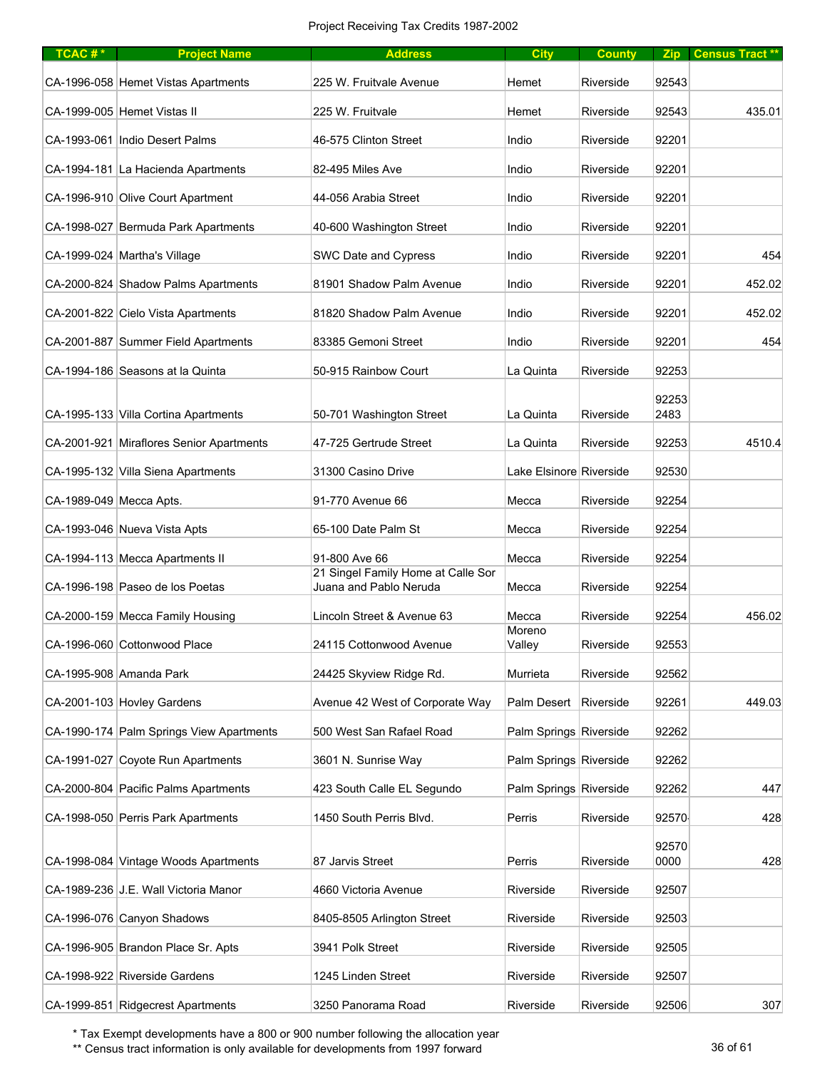Project Receiving Tax Credits 1987-2002

| TCAC # * | Project Name | Address | City | County | Zip | Census Tract ** |
|---|---|---|---|---|---|---|
| CA-1996-058 | Hemet Vistas Apartments | 225 W. Fruitvale Avenue | Hemet | Riverside | 92543 | |
| CA-1999-005 | Hemet Vistas II | 225 W. Fruitvale | Hemet | Riverside | 92543 | 435.01 |
| CA-1993-061 | Indio Desert Palms | 46-575 Clinton Street | Indio | Riverside | 92201 | |
| CA-1994-181 | La Hacienda Apartments | 82-495 Miles Ave | Indio | Riverside | 92201 | |
| CA-1996-910 | Olive Court Apartment | 44-056 Arabia Street | Indio | Riverside | 92201 | |
| CA-1998-027 | Bermuda Park Apartments | 40-600 Washington Street | Indio | Riverside | 92201 | |
| CA-1999-024 | Martha's Village | SWC Date and Cypress | Indio | Riverside | 92201 | 454 |
| CA-2000-824 | Shadow Palms Apartments | 81901 Shadow Palm Avenue | Indio | Riverside | 92201 | 452.02 |
| CA-2001-822 | Cielo Vista Apartments | 81820 Shadow Palm Avenue | Indio | Riverside | 92201 | 452.02 |
| CA-2001-887 | Summer Field Apartments | 83385 Gemoni Street | Indio | Riverside | 92201 | 454 |
| CA-1994-186 | Seasons at la Quinta | 50-915 Rainbow Court | La Quinta | Riverside | 92253 | |
| CA-1995-133 | Villa Cortina Apartments | 50-701 Washington Street | La Quinta | Riverside | 92253 2483 | |
| CA-2001-921 | Miraflores Senior Apartments | 47-725 Gertrude Street | La Quinta | Riverside | 92253 | 4510.4 |
| CA-1995-132 | Villa Siena Apartments | 31300 Casino Drive | Lake Elsinore | Riverside | 92530 | |
| CA-1989-049 | Mecca Apts. | 91-770 Avenue 66 | Mecca | Riverside | 92254 | |
| CA-1993-046 | Nueva Vista Apts | 65-100 Date Palm St | Mecca | Riverside | 92254 | |
| CA-1994-113 | Mecca Apartments II | 91-800 Ave 66 | Mecca | Riverside | 92254 | |
| CA-1996-198 | Paseo de los Poetas | 21 Singel Family Home at Calle Sor Juana and Pablo Neruda | Mecca | Riverside | 92254 | |
| CA-2000-159 | Mecca Family Housing | Lincoln Street & Avenue 63 | Mecca | Riverside | 92254 | 456.02 |
| CA-1996-060 | Cottonwood Place | 24115 Cottonwood Avenue | Moreno Valley | Riverside | 92553 | |
| CA-1995-908 | Amanda Park | 24425 Skyview Ridge Rd. | Murrieta | Riverside | 92562 | |
| CA-2001-103 | Hovley Gardens | Avenue 42 West of Corporate Way | Palm Desert | Riverside | 92261 | 449.03 |
| CA-1990-174 | Palm Springs View Apartments | 500 West San Rafael Road | Palm Springs | Riverside | 92262 | |
| CA-1991-027 | Coyote Run Apartments | 3601 N. Sunrise Way | Palm Springs | Riverside | 92262 | |
| CA-2000-804 | Pacific Palms Apartments | 423 South Calle EL Segundo | Palm Springs | Riverside | 92262 | 447 |
| CA-1998-050 | Perris Park Apartments | 1450 South Perris Blvd. | Perris | Riverside | 92570- | 428 |
| CA-1998-084 | Vintage Woods Apartments | 87 Jarvis Street | Perris | Riverside | 92570 0000 | 428 |
| CA-1989-236 | J.E. Wall Victoria Manor | 4660 Victoria Avenue | Riverside | Riverside | 92507 | |
| CA-1996-076 | Canyon Shadows | 8405-8505 Arlington Street | Riverside | Riverside | 92503 | |
| CA-1996-905 | Brandon Place Sr. Apts | 3941 Polk Street | Riverside | Riverside | 92505 | |
| CA-1998-922 | Riverside Gardens | 1245 Linden Street | Riverside | Riverside | 92507 | |
| CA-1999-851 | Ridgecrest Apartments | 3250 Panorama Road | Riverside | Riverside | 92506 | 307 |

\* Tax Exempt developments have a 800 or 900 number following the allocation year

\*\* Census tract information is only available for developments from 1997 forward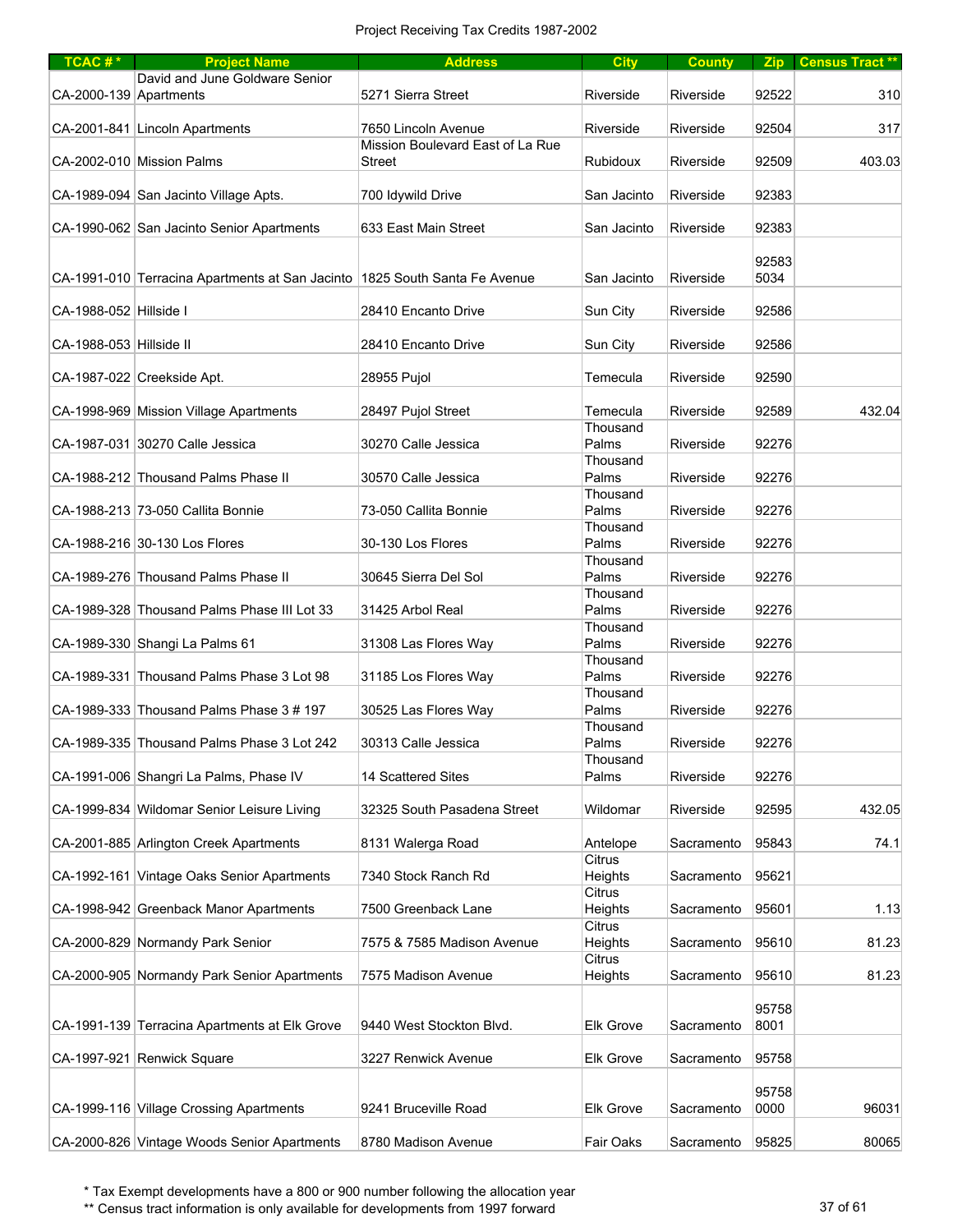Project Receiving Tax Credits 1987-2002

| TCAC # * | Project Name | Address | City | County | Zip | Census Tract ** |
|---|---|---|---|---|---|---|
| CA-2000-139 | David and June Goldware Senior Apartments | 5271 Sierra Street | Riverside | Riverside | 92522 | 310 |
| CA-2001-841 | Lincoln Apartments | 7650 Lincoln Avenue | Riverside | Riverside | 92504 | 317 |
| CA-2002-010 | Mission Palms | Mission Boulevard East of La Rue Street | Rubidoux | Riverside | 92509 | 403.03 |
| CA-1989-094 | San Jacinto Village Apts. | 700 Idywild Drive | San Jacinto | Riverside | 92383 | |
| CA-1990-062 | San Jacinto Senior Apartments | 633 East Main Street | San Jacinto | Riverside | 92383 | |
| CA-1991-010 | Terracina Apartments at San Jacinto | 1825 South Santa Fe Avenue | San Jacinto | Riverside | 92583 5034 | |
| CA-1988-052 | Hillside I | 28410 Encanto Drive | Sun City | Riverside | 92586 | |
| CA-1988-053 | Hillside II | 28410 Encanto Drive | Sun City | Riverside | 92586 | |
| CA-1987-022 | Creekside Apt. | 28955 Pujol | Temecula | Riverside | 92590 | |
| CA-1998-969 | Mission Village Apartments | 28497 Pujol Street | Temecula | Riverside | 92589 | 432.04 |
| CA-1987-031 | 30270 Calle Jessica | 30270 Calle Jessica | Thousand Palms | Riverside | 92276 | |
| CA-1988-212 | Thousand Palms Phase II | 30570 Calle Jessica | Thousand Palms | Riverside | 92276 | |
| CA-1988-213 | 73-050 Callita Bonnie | 73-050 Callita Bonnie | Thousand Palms | Riverside | 92276 | |
| CA-1988-216 | 30-130 Los Flores | 30-130 Los Flores | Thousand Palms | Riverside | 92276 | |
| CA-1989-276 | Thousand Palms Phase II | 30645 Sierra Del Sol | Thousand Palms | Riverside | 92276 | |
| CA-1989-328 | Thousand Palms Phase III Lot 33 | 31425 Arbol Real | Thousand Palms | Riverside | 92276 | |
| CA-1989-330 | Shangi La Palms 61 | 31308 Las Flores Way | Thousand Palms | Riverside | 92276 | |
| CA-1989-331 | Thousand Palms Phase 3 Lot 98 | 31185 Los Flores Way | Thousand Palms | Riverside | 92276 | |
| CA-1989-333 | Thousand Palms Phase 3 # 197 | 30525 Las Flores Way | Thousand Palms | Riverside | 92276 | |
| CA-1989-335 | Thousand Palms Phase 3 Lot 242 | 30313 Calle Jessica | Thousand Palms | Riverside | 92276 | |
| CA-1991-006 | Shangri La Palms, Phase IV | 14 Scattered Sites | Thousand Palms | Riverside | 92276 | |
| CA-1999-834 | Wildomar Senior Leisure Living | 32325 South Pasadena Street | Wildomar | Riverside | 92595 | 432.05 |
| CA-2001-885 | Arlington Creek Apartments | 8131 Walerga Road | Antelope | Sacramento | 95843 | 74.1 |
| CA-1992-161 | Vintage Oaks Senior Apartments | 7340 Stock Ranch Rd | Citrus Heights | Sacramento | 95621 | |
| CA-1998-942 | Greenback Manor Apartments | 7500 Greenback Lane | Citrus Heights | Sacramento | 95601 | 1.13 |
| CA-2000-829 | Normandy Park Senior | 7575 & 7585 Madison Avenue | Citrus Heights | Sacramento | 95610 | 81.23 |
| CA-2000-905 | Normandy Park Senior Apartments | 7575 Madison Avenue | Citrus Heights | Sacramento | 95610 | 81.23 |
| CA-1991-139 | Terracina Apartments at Elk Grove | 9440 West Stockton Blvd. | Elk Grove | Sacramento | 95758 8001 | |
| CA-1997-921 | Renwick Square | 3227 Renwick Avenue | Elk Grove | Sacramento | 95758 | |
| CA-1999-116 | Village Crossing Apartments | 9241 Bruceville Road | Elk Grove | Sacramento | 95758 0000 | 96031 |
| CA-2000-826 | Vintage Woods Senior Apartments | 8780 Madison Avenue | Fair Oaks | Sacramento | 95825 | 80065 |

\* Tax Exempt developments have a 800 or 900 number following the allocation year

\*\* Census tract information is only available for developments from 1997 forward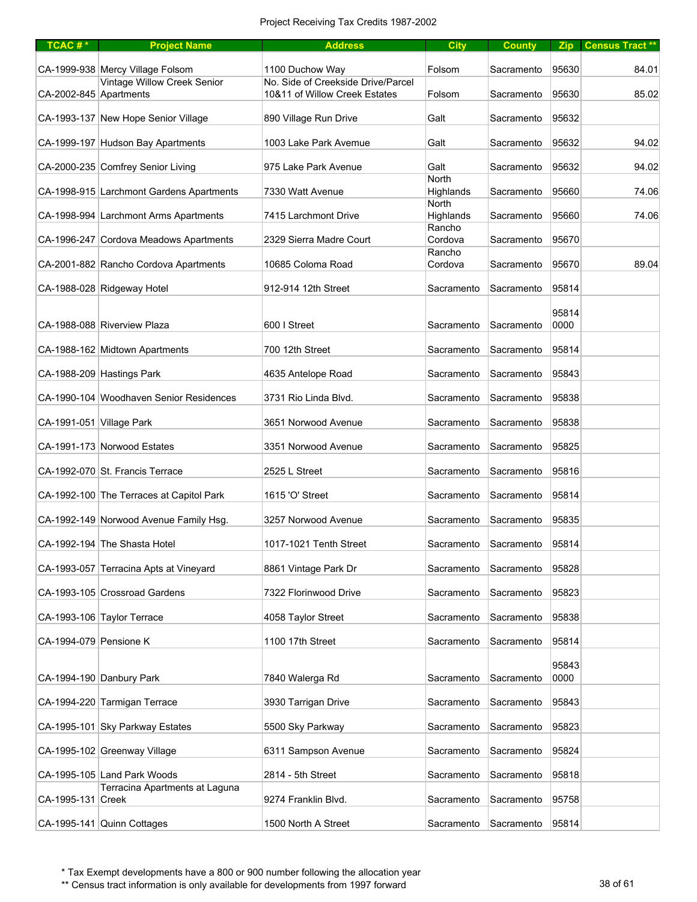Project Receiving Tax Credits 1987-2002

| TCAC # * | Project Name | Address | City | County | Zip | Census Tract ** |
|---|---|---|---|---|---|---|
| CA-1999-938 | Mercy Village Folsom | 1100 Duchow Way | Folsom | Sacramento | 95630 | 84.01 |
| CA-2002-845 | Vintage Willow Creek Senior Apartments | No. Side of Creekside Drive/Parcel 10&11 of Willow Creek Estates | Folsom | Sacramento | 95630 | 85.02 |
| CA-1993-137 | New Hope Senior Village | 890 Village Run Drive | Galt | Sacramento | 95632 | |
| CA-1999-197 | Hudson Bay Apartments | 1003 Lake Park Avemue | Galt | Sacramento | 95632 | 94.02 |
| CA-2000-235 | Comfrey Senior Living | 975 Lake Park Avenue | Galt | Sacramento | 95632 | 94.02 |
| CA-1998-915 | Larchmont Gardens Apartments | 7330 Watt Avenue | North Highlands | Sacramento | 95660 | 74.06 |
| CA-1998-994 | Larchmont Arms Apartments | 7415 Larchmont Drive | North Highlands | Sacramento | 95660 | 74.06 |
| CA-1996-247 | Cordova Meadows Apartments | 2329 Sierra Madre Court | Rancho Cordova | Sacramento | 95670 | |
| CA-2001-882 | Rancho Cordova Apartments | 10685 Coloma Road | Rancho Cordova | Sacramento | 95670 | 89.04 |
| CA-1988-028 | Ridgeway Hotel | 912-914 12th Street | Sacramento | Sacramento | 95814 | |
| CA-1988-088 | Riverview Plaza | 600 I Street | Sacramento | Sacramento | 95814 0000 | |
| CA-1988-162 | Midtown Apartments | 700 12th Street | Sacramento | Sacramento | 95814 | |
| CA-1988-209 | Hastings Park | 4635 Antelope Road | Sacramento | Sacramento | 95843 | |
| CA-1990-104 | Woodhaven Senior Residences | 3731 Rio Linda Blvd. | Sacramento | Sacramento | 95838 | |
| CA-1991-051 | Village Park | 3651 Norwood Avenue | Sacramento | Sacramento | 95838 | |
| CA-1991-173 | Norwood Estates | 3351 Norwood Avenue | Sacramento | Sacramento | 95825 | |
| CA-1992-070 | St. Francis Terrace | 2525 L Street | Sacramento | Sacramento | 95816 | |
| CA-1992-100 | The Terraces at Capitol Park | 1615 'O' Street | Sacramento | Sacramento | 95814 | |
| CA-1992-149 | Norwood Avenue Family Hsg. | 3257 Norwood Avenue | Sacramento | Sacramento | 95835 | |
| CA-1992-194 | The Shasta Hotel | 1017-1021 Tenth Street | Sacramento | Sacramento | 95814 | |
| CA-1993-057 | Terracina Apts at Vineyard | 8861 Vintage Park Dr | Sacramento | Sacramento | 95828 | |
| CA-1993-105 | Crossroad Gardens | 7322 Florinwood Drive | Sacramento | Sacramento | 95823 | |
| CA-1993-106 | Taylor Terrace | 4058 Taylor Street | Sacramento | Sacramento | 95838 | |
| CA-1994-079 | Pensione K | 1100 17th Street | Sacramento | Sacramento | 95814 | |
| CA-1994-190 | Danbury Park | 7840 Walerga Rd | Sacramento | Sacramento | 95843 0000 | |
| CA-1994-220 | Tarmigan Terrace | 3930 Tarrigan Drive | Sacramento | Sacramento | 95843 | |
| CA-1995-101 | Sky Parkway Estates | 5500 Sky Parkway | Sacramento | Sacramento | 95823 | |
| CA-1995-102 | Greenway Village | 6311 Sampson Avenue | Sacramento | Sacramento | 95824 | |
| CA-1995-105 | Land Park Woods | 2814 - 5th Street | Sacramento | Sacramento | 95818 | |
| CA-1995-131 | Terracina Apartments at Laguna Creek | 9274 Franklin Blvd. | Sacramento | Sacramento | 95758 | |
| CA-1995-141 | Quinn Cottages | 1500 North A Street | Sacramento | Sacramento | 95814 | |

\* Tax Exempt developments have a 800 or 900 number following the allocation year

\** Census tract information is only available for developments from 1997 forward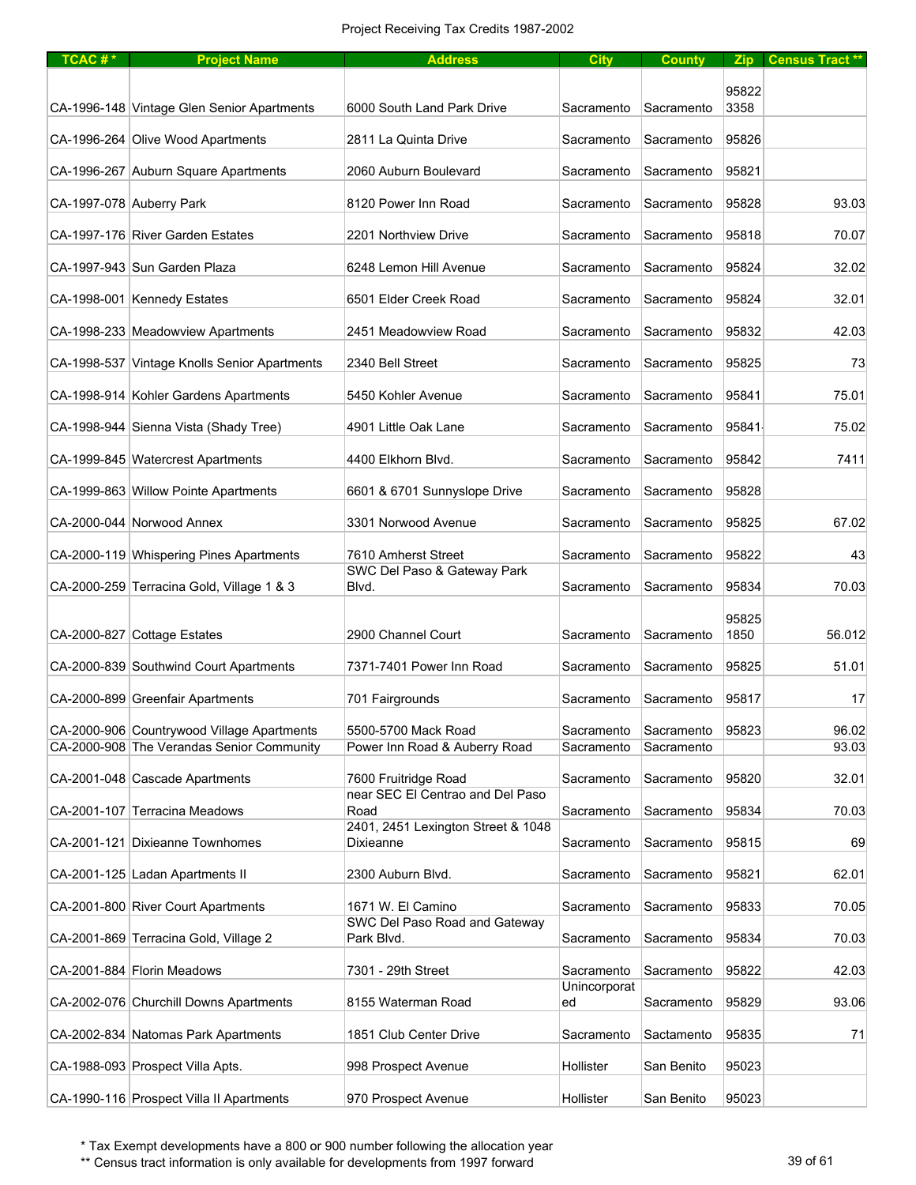Project Receiving Tax Credits 1987-2002

| TCAC # * | Project Name | Address | City | County | Zip | Census Tract ** |
|---|---|---|---|---|---|---|
| CA-1996-148 | Vintage Glen Senior Apartments | 6000 South Land Park Drive | Sacramento | Sacramento | 95822 3358 | |
| CA-1996-264 | Olive Wood Apartments | 2811 La Quinta Drive | Sacramento | Sacramento | 95826 | |
| CA-1996-267 | Auburn Square Apartments | 2060 Auburn Boulevard | Sacramento | Sacramento | 95821 | |
| CA-1997-078 | Auberry Park | 8120 Power Inn Road | Sacramento | Sacramento | 95828 | 93.03 |
| CA-1997-176 | River Garden Estates | 2201 Northview Drive | Sacramento | Sacramento | 95818 | 70.07 |
| CA-1997-943 | Sun Garden Plaza | 6248 Lemon Hill Avenue | Sacramento | Sacramento | 95824 | 32.02 |
| CA-1998-001 | Kennedy Estates | 6501 Elder Creek Road | Sacramento | Sacramento | 95824 | 32.01 |
| CA-1998-233 | Meadowview Apartments | 2451 Meadowview Road | Sacramento | Sacramento | 95832 | 42.03 |
| CA-1998-537 | Vintage Knolls Senior Apartments | 2340 Bell Street | Sacramento | Sacramento | 95825 | 73 |
| CA-1998-914 | Kohler Gardens Apartments | 5450 Kohler Avenue | Sacramento | Sacramento | 95841 | 75.01 |
| CA-1998-944 | Sienna Vista (Shady Tree) | 4901 Little Oak Lane | Sacramento | Sacramento | 95841 | 75.02 |
| CA-1999-845 | Watercrest Apartments | 4400 Elkhorn Blvd. | Sacramento | Sacramento | 95842 | 7411 |
| CA-1999-863 | Willow Pointe Apartments | 6601 & 6701 Sunnyslope Drive | Sacramento | Sacramento | 95828 | |
| CA-2000-044 | Norwood Annex | 3301 Norwood Avenue | Sacramento | Sacramento | 95825 | 67.02 |
| CA-2000-119 | Whispering Pines Apartments | 7610 Amherst Street | Sacramento | Sacramento | 95822 | 43 |
| CA-2000-259 | Terracina Gold, Village 1 & 3 | SWC Del Paso & Gateway Park Blvd. | Sacramento | Sacramento | 95834 | 70.03 |
| CA-2000-827 | Cottage Estates | 2900 Channel Court | Sacramento | Sacramento | 95825 1850 | 56.012 |
| CA-2000-839 | Southwind Court Apartments | 7371-7401 Power Inn Road | Sacramento | Sacramento | 95825 | 51.01 |
| CA-2000-899 | Greenfair Apartments | 701 Fairgrounds | Sacramento | Sacramento | 95817 | 17 |
| CA-2000-906 | Countrywood Village Apartments | 5500-5700 Mack Road | Sacramento | Sacramento | 95823 | 96.02 |
| CA-2000-908 | The Verandas Senior Community | Power Inn Road & Auberry Road | Sacramento | Sacramento | | 93.03 |
| CA-2001-048 | Cascade Apartments | 7600 Fruitridge Road | Sacramento | Sacramento | 95820 | 32.01 |
| CA-2001-107 | Terracina Meadows | near SEC El Centrao and Del Paso Road | Sacramento | Sacramento | 95834 | 70.03 |
| CA-2001-121 | Dixieanne Townhomes | 2401, 2451 Lexington Street & 1048 Dixieanne | Sacramento | Sacramento | 95815 | 69 |
| CA-2001-125 | Ladan Apartments II | 2300 Auburn Blvd. | Sacramento | Sacramento | 95821 | 62.01 |
| CA-2001-800 | River Court Apartments | 1671 W. El Camino | Sacramento | Sacramento | 95833 | 70.05 |
| CA-2001-869 | Terracina Gold, Village 2 | SWC Del Paso Road and Gateway Park Blvd. | Sacramento | Sacramento | 95834 | 70.03 |
| CA-2001-884 | Florin Meadows | 7301 - 29th Street | Sacramento | Sacramento | 95822 | 42.03 |
| CA-2002-076 | Churchill Downs Apartments | 8155 Waterman Road | Unincorporated | Sacramento | 95829 | 93.06 |
| CA-2002-834 | Natomas Park Apartments | 1851 Club Center Drive | Sacramento | Sactamento | 95835 | 71 |
| CA-1988-093 | Prospect Villa Apts. | 998 Prospect Avenue | Hollister | San Benito | 95023 | |
| CA-1990-116 | Prospect Villa II Apartments | 970 Prospect Avenue | Hollister | San Benito | 95023 | |

\* Tax Exempt developments have a 800 or 900 number following the allocation year

\*\* Census tract information is only available for developments from 1997 forward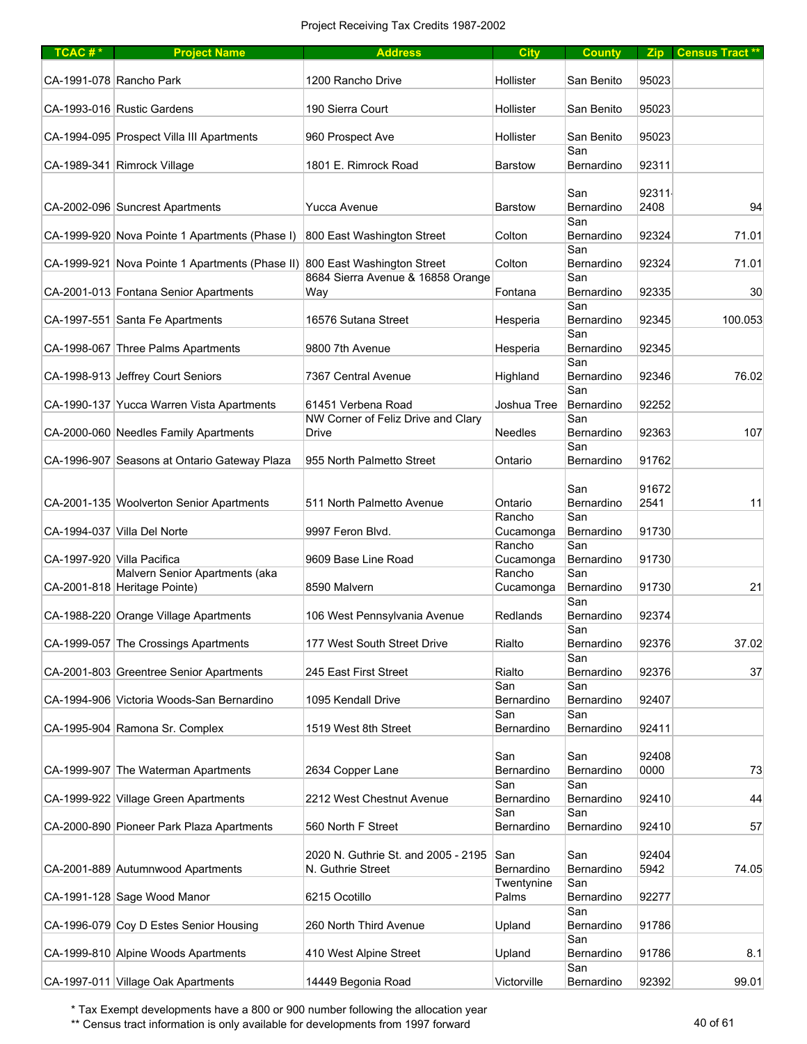Project Receiving Tax Credits 1987-2002

| TCAC # * | Project Name | Address | City | County | Zip | Census Tract ** |
|---|---|---|---|---|---|---|
| CA-1991-078 | Rancho Park | 1200 Rancho Drive | Hollister | San Benito | 95023 | |
| CA-1993-016 | Rustic Gardens | 190 Sierra Court | Hollister | San Benito | 95023 | |
| CA-1994-095 | Prospect Villa III Apartments | 960 Prospect Ave | Hollister | San Benito | 95023 | |
| CA-1989-341 | Rimrock Village | 1801 E. Rimrock Road | Barstow | San Bernardino | 92311 | |
| CA-2002-096 | Suncrest Apartments | Yucca Avenue | Barstow | San Bernardino | 92311-2408 | 94 |
| CA-1999-920 | Nova Pointe 1 Apartments (Phase I) | 800 East Washington Street | Colton | San Bernardino | 92324 | 71.01 |
| CA-1999-921 | Nova Pointe 1 Apartments (Phase II) | 800 East Washington Street | Colton | San Bernardino | 92324 | 71.01 |
| CA-2001-013 | Fontana Senior Apartments | 8684 Sierra Avenue & 16858 Orange Way | Fontana | San Bernardino | 92335 | 30 |
| CA-1997-551 | Santa Fe Apartments | 16576 Sutana Street | Hesperia | San Bernardino | 92345 | 100.053 |
| CA-1998-067 | Three Palms Apartments | 9800 7th Avenue | Hesperia | San Bernardino | 92345 | |
| CA-1998-913 | Jeffrey Court Seniors | 7367 Central Avenue | Highland | San Bernardino | 92346 | 76.02 |
| CA-1990-137 | Yucca Warren Vista Apartments | 61451 Verbena Road | Joshua Tree | San Bernardino | 92252 | |
| CA-2000-060 | Needles Family Apartments | NW Corner of Feliz Drive and Clary Drive | Needles | San Bernardino | 92363 | 107 |
| CA-1996-907 | Seasons at Ontario Gateway Plaza | 955 North Palmetto Street | Ontario | San Bernardino | 91762 | |
| CA-2001-135 | Woolverton Senior Apartments | 511 North Palmetto Avenue | Ontario | San Bernardino | 91672-2541 | 11 |
| CA-1994-037 | Villa Del Norte | 9997 Feron Blvd. | Rancho Cucamonga | San Bernardino | 91730 | |
| CA-1997-920 | Villa Pacifica | 9609 Base Line Road | Rancho Cucamonga | San Bernardino | 91730 | |
| CA-2001-818 | Malvern Senior Apartments (aka Heritage Pointe) | 8590 Malvern | Rancho Cucamonga | San Bernardino | 91730 | 21 |
| CA-1988-220 | Orange Village Apartments | 106 West Pennsylvania Avenue | Redlands | San Bernardino | 92374 | |
| CA-1999-057 | The Crossings Apartments | 177 West South Street Drive | Rialto | San Bernardino | 92376 | 37.02 |
| CA-2001-803 | Greentree Senior Apartments | 245 East First Street | Rialto | San Bernardino | 92376 | 37 |
| CA-1994-906 | Victoria Woods-San Bernardino | 1095 Kendall Drive | San Bernardino | San Bernardino | 92407 | |
| CA-1995-904 | Ramona Sr. Complex | 1519 West 8th Street | San Bernardino | San Bernardino | 92411 | |
| CA-1999-907 | The Waterman Apartments | 2634 Copper Lane | San Bernardino | San Bernardino | 92408-0000 | 73 |
| CA-1999-922 | Village Green Apartments | 2212 West Chestnut Avenue | San Bernardino | San Bernardino | 92410 | 44 |
| CA-2000-890 | Pioneer Park Plaza Apartments | 560 North F Street | San Bernardino | San Bernardino | 92410 | 57 |
| CA-2001-889 | Autumnwood Apartments | 2020 N. Guthrie St. and 2005 - 2195 N. Guthrie Street | San Bernardino | San Bernardino | 92404-5942 | 74.05 |
| CA-1991-128 | Sage Wood Manor | 6215 Ocotillo | Twentynine Palms | San Bernardino | 92277 | |
| CA-1996-079 | Coy D Estes Senior Housing | 260 North Third Avenue | Upland | San Bernardino | 91786 | |
| CA-1999-810 | Alpine Woods Apartments | 410 West Alpine Street | Upland | San Bernardino | 91786 | 8.1 |
| CA-1997-011 | Village Oak Apartments | 14449 Begonia Road | Victorville | San Bernardino | 92392 | 99.01 |

\* Tax Exempt developments have a 800 or 900 number following the allocation year

\*\* Census tract information is only available for developments from 1997 forward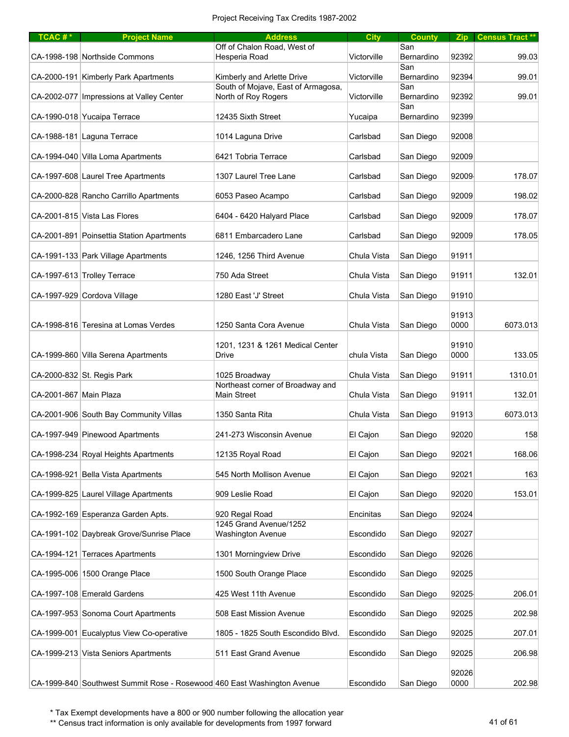Project Receiving Tax Credits 1987-2002

| TCAC # * | Project Name | Address | City | County | Zip | Census Tract ** |
|---|---|---|---|---|---|---|
| CA-1998-198 | Northside Commons | Off of Chalon Road, West of Hesperia Road | Victorville | San Bernardino | 92392 | 99.03 |
| CA-2000-191 | Kimberly Park Apartments | Kimberly and Arlette Drive | Victorville | San Bernardino | 92394 | 99.01 |
| CA-2002-077 | Impressions at Valley Center | South of Mojave, East of Armagosa, North of Roy Rogers | Victorville | San Bernardino | 92392 | 99.01 |
| CA-1990-018 | Yucaipa Terrace | 12435 Sixth Street | Yucaipa | San Bernardino | 92399 | |
| CA-1988-181 | Laguna Terrace | 1014 Laguna Drive | Carlsbad | San Diego | 92008 | |
| CA-1994-040 | Villa Loma Apartments | 6421 Tobria Terrace | Carlsbad | San Diego | 92009 | |
| CA-1997-608 | Laurel Tree Apartments | 1307 Laurel Tree Lane | Carlsbad | San Diego | 92009 | 178.07 |
| CA-2000-828 | Rancho Carrillo Apartments | 6053 Paseo Acampo | Carlsbad | San Diego | 92009 | 198.02 |
| CA-2001-815 | Vista Las Flores | 6404 - 6420 Halyard Place | Carlsbad | San Diego | 92009 | 178.07 |
| CA-2001-891 | Poinsettia Station Apartments | 6811 Embarcadero Lane | Carlsbad | San Diego | 92009 | 178.05 |
| CA-1991-133 | Park Village Apartments | 1246, 1256 Third Avenue | Chula Vista | San Diego | 91911 | |
| CA-1997-613 | Trolley Terrace | 750 Ada Street | Chula Vista | San Diego | 91911 | 132.01 |
| CA-1997-929 | Cordova Village | 1280 East 'J' Street | Chula Vista | San Diego | 91910 | |
| CA-1998-816 | Teresina at Lomas Verdes | 1250 Santa Cora Avenue | Chula Vista | San Diego | 91913 0000 | 6073.013 |
| CA-1999-860 | Villa Serena Apartments | 1201, 1231 & 1261 Medical Center Drive | chula Vista | San Diego | 91910 0000 | 133.05 |
| CA-2000-832 | St. Regis Park | 1025 Broadway | Chula Vista | San Diego | 91911 | 1310.01 |
| CA-2001-867 | Main Plaza | Northeast corner of Broadway and Main Street | Chula Vista | San Diego | 91911 | 132.01 |
| CA-2001-906 | South Bay Community Villas | 1350 Santa Rita | Chula Vista | San Diego | 91913 | 6073.013 |
| CA-1997-949 | Pinewood Apartments | 241-273 Wisconsin Avenue | El Cajon | San Diego | 92020 | 158 |
| CA-1998-234 | Royal Heights Apartments | 12135 Royal Road | El Cajon | San Diego | 92021 | 168.06 |
| CA-1998-921 | Bella Vista Apartments | 545 North Mollison Avenue | El Cajon | San Diego | 92021 | 163 |
| CA-1999-825 | Laurel Village Apartments | 909 Leslie Road | El Cajon | San Diego | 92020 | 153.01 |
| CA-1992-169 | Esperanza Garden Apts. | 920 Regal Road | Encinitas | San Diego | 92024 | |
| CA-1991-102 | Daybreak Grove/Sunrise Place | 1245 Grand Avenue/1252 Washington Avenue | Escondido | San Diego | 92027 | |
| CA-1994-121 | Terraces Apartments | 1301 Morningview Drive | Escondido | San Diego | 92026 | |
| CA-1995-006 | 1500 Orange Place | 1500 South Orange Place | Escondido | San Diego | 92025 | |
| CA-1997-108 | Emerald Gardens | 425 West 11th Avenue | Escondido | San Diego | 92025 | 206.01 |
| CA-1997-953 | Sonoma Court Apartments | 508 East Mission Avenue | Escondido | San Diego | 92025 | 202.98 |
| CA-1999-001 | Eucalyptus View Co-operative | 1805 - 1825 South Escondido Blvd. | Escondido | San Diego | 92025 | 207.01 |
| CA-1999-213 | Vista Seniors Apartments | 511 East Grand Avenue | Escondido | San Diego | 92025 | 206.98 |
| CA-1999-840 | Southwest Summit Rose - Rosewood | 460 East Washington Avenue | Escondido | San Diego | 92026 0000 | 202.98 |

\* Tax Exempt developments have a 800 or 900 number following the allocation year

\*\* Census tract information is only available for developments from 1997 forward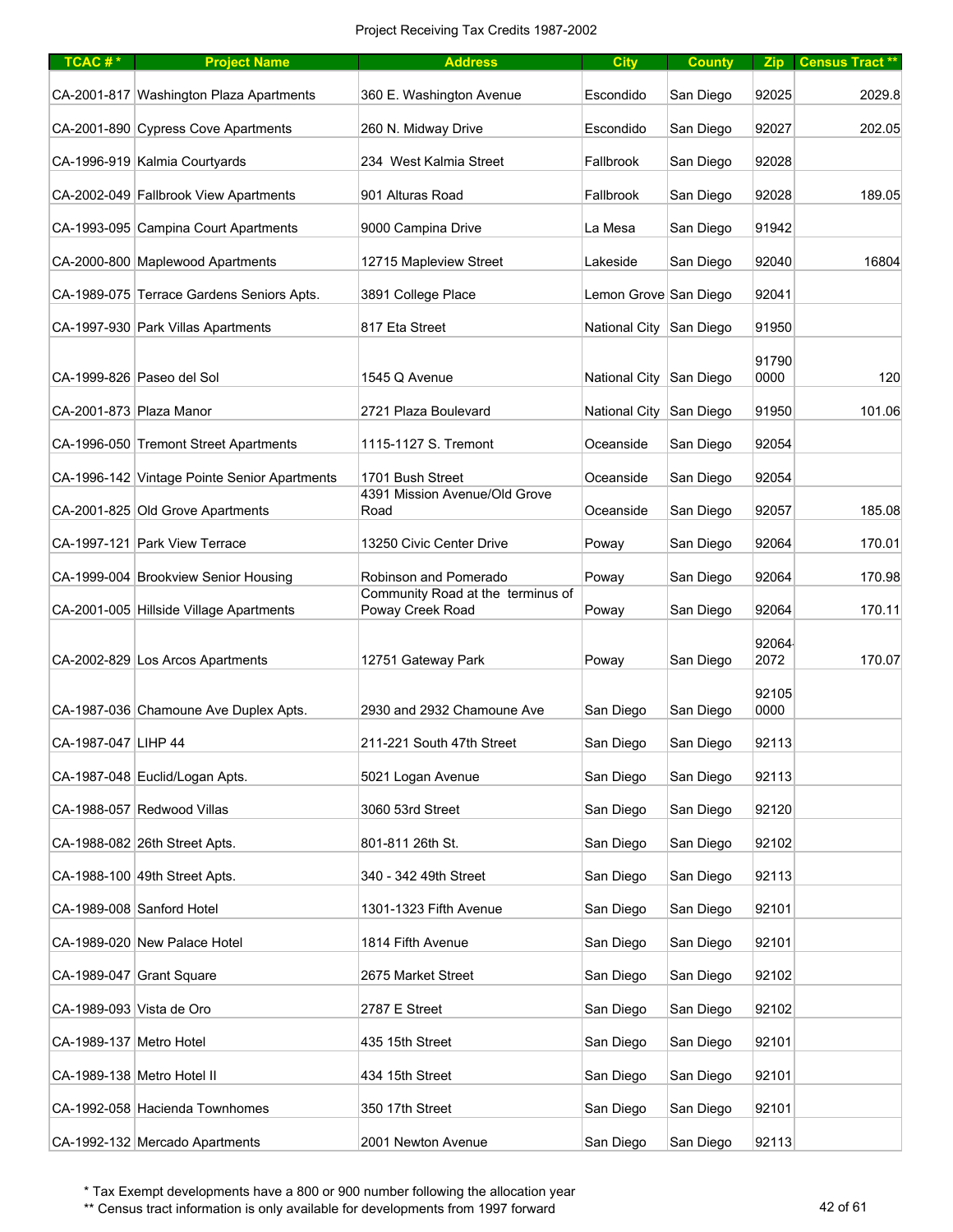Project Receiving Tax Credits 1987-2002

| TCAC # * | Project Name | Address | City | County | Zip | Census Tract ** |
|---|---|---|---|---|---|---|
| CA-2001-817 | Washington Plaza Apartments | 360 E. Washington Avenue | Escondido | San Diego | 92025 | 2029.8 |
| CA-2001-890 | Cypress Cove Apartments | 260 N. Midway Drive | Escondido | San Diego | 92027 | 202.05 |
| CA-1996-919 | Kalmia Courtyards | 234 West Kalmia Street | Fallbrook | San Diego | 92028 | |
| CA-2002-049 | Fallbrook View Apartments | 901 Alturas Road | Fallbrook | San Diego | 92028 | 189.05 |
| CA-1993-095 | Campina Court Apartments | 9000 Campina Drive | La Mesa | San Diego | 91942 | |
| CA-2000-800 | Maplewood Apartments | 12715 Mapleview Street | Lakeside | San Diego | 92040 | 16804 |
| CA-1989-075 | Terrace Gardens Seniors Apts. | 3891 College Place | Lemon Grove | San Diego | 92041 | |
| CA-1997-930 | Park Villas Apartments | 817 Eta Street | National City | San Diego | 91950 | |
| CA-1999-826 | Paseo del Sol | 1545 Q Avenue | National City | San Diego | 91790 0000 | 120 |
| CA-2001-873 | Plaza Manor | 2721 Plaza Boulevard | National City | San Diego | 91950 | 101.06 |
| CA-1996-050 | Tremont Street Apartments | 1115-1127 S. Tremont | Oceanside | San Diego | 92054 | |
| CA-1996-142 | Vintage Pointe Senior Apartments | 1701 Bush Street | Oceanside | San Diego | 92054 | |
| CA-2001-825 | Old Grove Apartments | 4391 Mission Avenue/Old Grove Road | Oceanside | San Diego | 92057 | 185.08 |
| CA-1997-121 | Park View Terrace | 13250 Civic Center Drive | Poway | San Diego | 92064 | 170.01 |
| CA-1999-004 | Brookview Senior Housing | Robinson and Pomerado | Poway | San Diego | 92064 | 170.98 |
| CA-2001-005 | Hillside Village Apartments | Community Road at the terminus of Poway Creek Road | Poway | San Diego | 92064 | 170.11 |
| CA-2002-829 | Los Arcos Apartments | 12751 Gateway Park | Poway | San Diego | 92064-2072 | 170.07 |
| CA-1987-036 | Chamoune Ave Duplex Apts. | 2930 and 2932 Chamoune Ave | San Diego | San Diego | 92105 0000 | |
| CA-1987-047 | LIHP 44 | 211-221 South 47th Street | San Diego | San Diego | 92113 | |
| CA-1987-048 | Euclid/Logan Apts. | 5021 Logan Avenue | San Diego | San Diego | 92113 | |
| CA-1988-057 | Redwood Villas | 3060 53rd Street | San Diego | San Diego | 92120 | |
| CA-1988-082 | 26th Street Apts. | 801-811 26th St. | San Diego | San Diego | 92102 | |
| CA-1988-100 | 49th Street Apts. | 340 - 342 49th Street | San Diego | San Diego | 92113 | |
| CA-1989-008 | Sanford Hotel | 1301-1323 Fifth Avenue | San Diego | San Diego | 92101 | |
| CA-1989-020 | New Palace Hotel | 1814 Fifth Avenue | San Diego | San Diego | 92101 | |
| CA-1989-047 | Grant Square | 2675 Market Street | San Diego | San Diego | 92102 | |
| CA-1989-093 | Vista de Oro | 2787 E Street | San Diego | San Diego | 92102 | |
| CA-1989-137 | Metro Hotel | 435 15th Street | San Diego | San Diego | 92101 | |
| CA-1989-138 | Metro Hotel II | 434 15th Street | San Diego | San Diego | 92101 | |
| CA-1992-058 | Hacienda Townhomes | 350 17th Street | San Diego | San Diego | 92101 | |
| CA-1992-132 | Mercado Apartments | 2001 Newton Avenue | San Diego | San Diego | 92113 | |

\* Tax Exempt developments have a 800 or 900 number following the allocation year

\*\* Census tract information is only available for developments from 1997 forward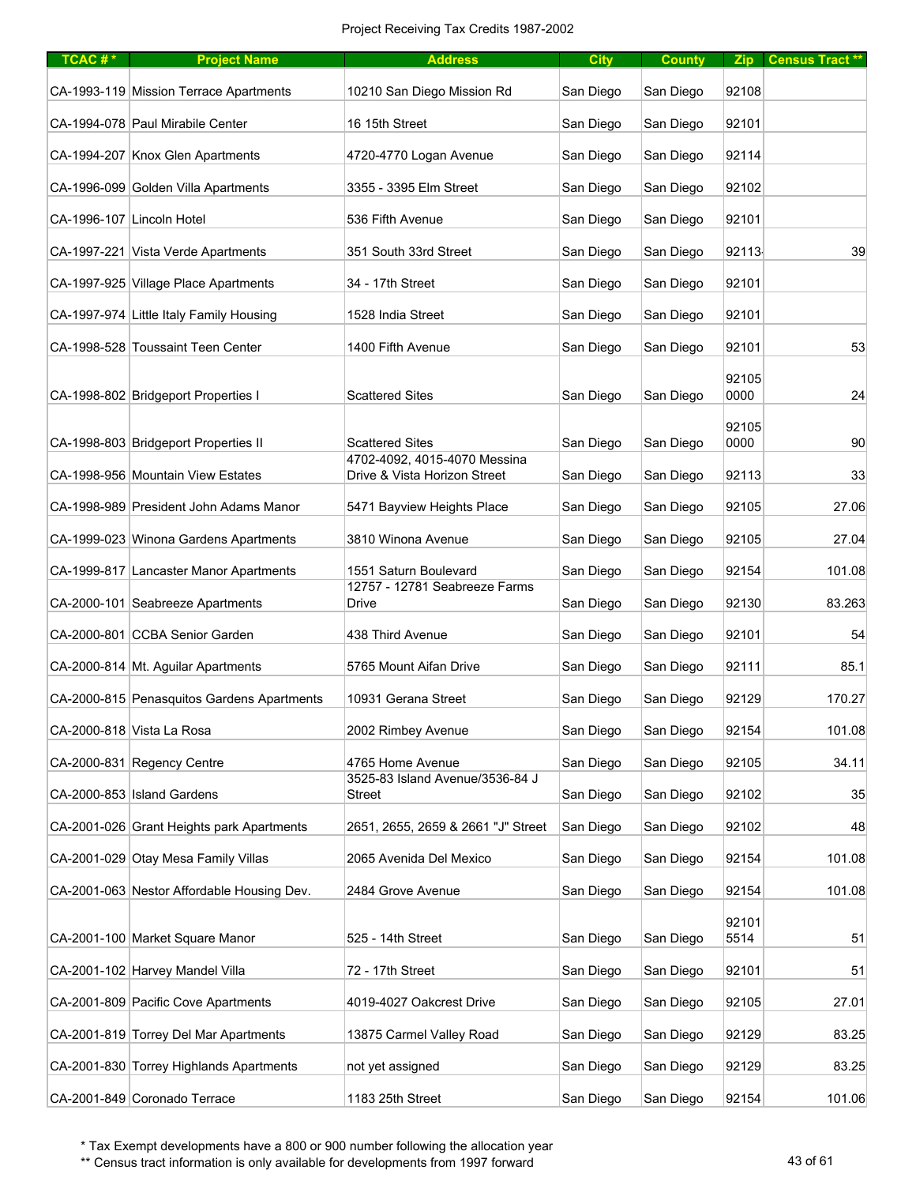Project Receiving Tax Credits 1987-2002

| TCAC # * | Project Name | Address | City | County | Zip | Census Tract ** |
|---|---|---|---|---|---|---|
| CA-1993-119 | Mission Terrace Apartments | 10210 San Diego Mission Rd | San Diego | San Diego | 92108 | |
| CA-1994-078 | Paul Mirabile Center | 16 15th Street | San Diego | San Diego | 92101 | |
| CA-1994-207 | Knox Glen Apartments | 4720-4770 Logan Avenue | San Diego | San Diego | 92114 | |
| CA-1996-099 | Golden Villa Apartments | 3355 - 3395 Elm Street | San Diego | San Diego | 92102 | |
| CA-1996-107 | Lincoln Hotel | 536 Fifth Avenue | San Diego | San Diego | 92101 | |
| CA-1997-221 | Vista Verde Apartments | 351 South 33rd Street | San Diego | San Diego | 92113 | 39 |
| CA-1997-925 | Village Place Apartments | 34 - 17th Street | San Diego | San Diego | 92101 | |
| CA-1997-974 | Little Italy Family Housing | 1528 India Street | San Diego | San Diego | 92101 | |
| CA-1998-528 | Toussaint Teen Center | 1400 Fifth Avenue | San Diego | San Diego | 92101 | 53 |
| CA-1998-802 | Bridgeport Properties I | Scattered Sites | San Diego | San Diego | 92105 0000 | 24 |
| CA-1998-803 | Bridgeport Properties II | Scattered Sites | San Diego | San Diego | 92105 0000 | 90 |
| CA-1998-956 | Mountain View Estates | 4702-4092, 4015-4070 Messina Drive & Vista Horizon Street | San Diego | San Diego | 92113 | 33 |
| CA-1998-989 | President John Adams Manor | 5471 Bayview Heights Place | San Diego | San Diego | 92105 | 27.06 |
| CA-1999-023 | Winona Gardens Apartments | 3810 Winona Avenue | San Diego | San Diego | 92105 | 27.04 |
| CA-1999-817 | Lancaster Manor Apartments | 1551 Saturn Boulevard | San Diego | San Diego | 92154 | 101.08 |
| CA-2000-101 | Seabreeze Apartments | 12757 - 12781 Seabreeze Farms Drive | San Diego | San Diego | 92130 | 83.263 |
| CA-2000-801 | CCBA Senior Garden | 438 Third Avenue | San Diego | San Diego | 92101 | 54 |
| CA-2000-814 | Mt. Aguilar Apartments | 5765 Mount Aifan Drive | San Diego | San Diego | 92111 | 85.1 |
| CA-2000-815 | Penasquitos Gardens Apartments | 10931 Gerana Street | San Diego | San Diego | 92129 | 170.27 |
| CA-2000-818 | Vista La Rosa | 2002 Rimbey Avenue | San Diego | San Diego | 92154 | 101.08 |
| CA-2000-831 | Regency Centre | 4765 Home Avenue | San Diego | San Diego | 92105 | 34.11 |
| CA-2000-853 | Island Gardens | 3525-83 Island Avenue/3536-84 J Street | San Diego | San Diego | 92102 | 35 |
| CA-2001-026 | Grant Heights park Apartments | 2651, 2655, 2659 & 2661 "J" Street | San Diego | San Diego | 92102 | 48 |
| CA-2001-029 | Otay Mesa Family Villas | 2065 Avenida Del Mexico | San Diego | San Diego | 92154 | 101.08 |
| CA-2001-063 | Nestor Affordable Housing Dev. | 2484 Grove Avenue | San Diego | San Diego | 92154 | 101.08 |
| CA-2001-100 | Market Square Manor | 525 - 14th Street | San Diego | San Diego | 92101 5514 | 51 |
| CA-2001-102 | Harvey Mandel Villa | 72 - 17th Street | San Diego | San Diego | 92101 | 51 |
| CA-2001-809 | Pacific Cove Apartments | 4019-4027 Oakcrest Drive | San Diego | San Diego | 92105 | 27.01 |
| CA-2001-819 | Torrey Del Mar Apartments | 13875 Carmel Valley Road | San Diego | San Diego | 92129 | 83.25 |
| CA-2001-830 | Torrey Highlands Apartments | not yet assigned | San Diego | San Diego | 92129 | 83.25 |
| CA-2001-849 | Coronado Terrace | 1183 25th Street | San Diego | San Diego | 92154 | 101.06 |

\* Tax Exempt developments have a 800 or 900 number following the allocation year

\*\* Census tract information is only available for developments from 1997 forward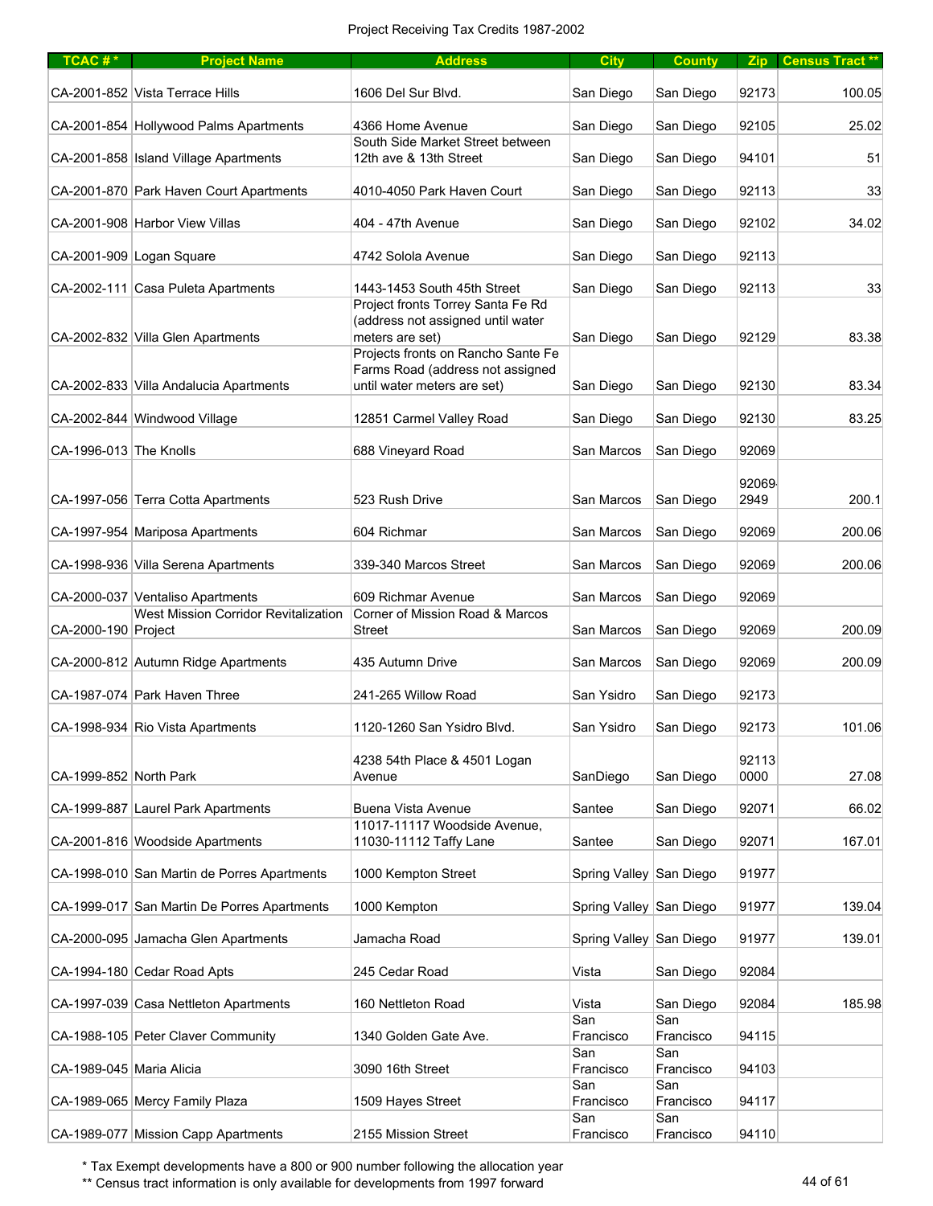Project Receiving Tax Credits 1987-2002

| TCAC # * | Project Name | Address | City | County | Zip | Census Tract ** |
|---|---|---|---|---|---|---|
| CA-2001-852 | Vista Terrace Hills | 1606 Del Sur Blvd. | San Diego | San Diego | 92173 | 100.05 |
| CA-2001-854 | Hollywood Palms Apartments | 4366 Home Avenue | San Diego | San Diego | 92105 | 25.02 |
| CA-2001-858 | Island Village Apartments | South Side Market Street between 12th ave & 13th Street | San Diego | San Diego | 94101 | 51 |
| CA-2001-870 | Park Haven Court Apartments | 4010-4050 Park Haven Court | San Diego | San Diego | 92113 | 33 |
| CA-2001-908 | Harbor View Villas | 404 - 47th Avenue | San Diego | San Diego | 92102 | 34.02 |
| CA-2001-909 | Logan Square | 4742 Solola Avenue | San Diego | San Diego | 92113 | |
| CA-2002-111 | Casa Puleta Apartments | 1443-1453 South 45th Street | San Diego | San Diego | 92113 | 33 |
| CA-2002-832 | Villa Glen Apartments | Project fronts Torrey Santa Fe Rd (address not assigned until water meters are set) | San Diego | San Diego | 92129 | 83.38 |
| CA-2002-833 | Villa Andalucia Apartments | Projects fronts on Rancho Sante Fe Farms Road (address not assigned until water meters are set) | San Diego | San Diego | 92130 | 83.34 |
| CA-2002-844 | Windwood Village | 12851 Carmel Valley Road | San Diego | San Diego | 92130 | 83.25 |
| CA-1996-013 | The Knolls | 688 Vineyard Road | San Marcos | San Diego | 92069 | |
| CA-1997-056 | Terra Cotta Apartments | 523 Rush Drive | San Marcos | San Diego | 92069-2949 | 200.1 |
| CA-1997-954 | Mariposa Apartments | 604 Richmar | San Marcos | San Diego | 92069 | 200.06 |
| CA-1998-936 | Villa Serena Apartments | 339-340 Marcos Street | San Marcos | San Diego | 92069 | 200.06 |
| CA-2000-037 | Ventaliso Apartments | 609 Richmar Avenue | San Marcos | San Diego | 92069 | |
| CA-2000-190 | West Mission Corridor Revitalization Project | Corner of Mission Road & Marcos Street | San Marcos | San Diego | 92069 | 200.09 |
| CA-2000-812 | Autumn Ridge Apartments | 435 Autumn Drive | San Marcos | San Diego | 92069 | 200.09 |
| CA-1987-074 | Park Haven Three | 241-265 Willow Road | San Ysidro | San Diego | 92173 | |
| CA-1998-934 | Rio Vista Apartments | 1120-1260 San Ysidro Blvd. | San Ysidro | San Diego | 92173 | 101.06 |
| CA-1999-852 | North Park | 4238 54th Place & 4501 Logan Avenue | SanDiego | San Diego | 92113 0000 | 27.08 |
| CA-1999-887 | Laurel Park Apartments | Buena Vista Avenue | Santee | San Diego | 92071 | 66.02 |
| CA-2001-816 | Woodside Apartments | 11017-11117 Woodside Avenue, 11030-11112 Taffy Lane | Santee | San Diego | 92071 | 167.01 |
| CA-1998-010 | San Martin de Porres Apartments | 1000 Kempton Street | Spring Valley | San Diego | 91977 | |
| CA-1999-017 | San Martin De Porres Apartments | 1000 Kempton | Spring Valley | San Diego | 91977 | 139.04 |
| CA-2000-095 | Jamacha Glen Apartments | Jamacha Road | Spring Valley | San Diego | 91977 | 139.01 |
| CA-1994-180 | Cedar Road Apts | 245 Cedar Road | Vista | San Diego | 92084 | |
| CA-1997-039 | Casa Nettleton Apartments | 160 Nettleton Road | Vista | San Diego | 92084 | 185.98 |
| CA-1988-105 | Peter Claver Community | 1340 Golden Gate Ave. | San Francisco | San Francisco | 94115 | |
| CA-1989-045 | Maria Alicia | 3090 16th Street | San Francisco | San Francisco | 94103 | |
| CA-1989-065 | Mercy Family Plaza | 1509 Hayes Street | San Francisco | San Francisco | 94117 | |
| CA-1989-077 | Mission Capp Apartments | 2155 Mission Street | San Francisco | San Francisco | 94110 | |

* Tax Exempt developments have a 800 or 900 number following the allocation year

** Census tract information is only available for developments from 1997 forward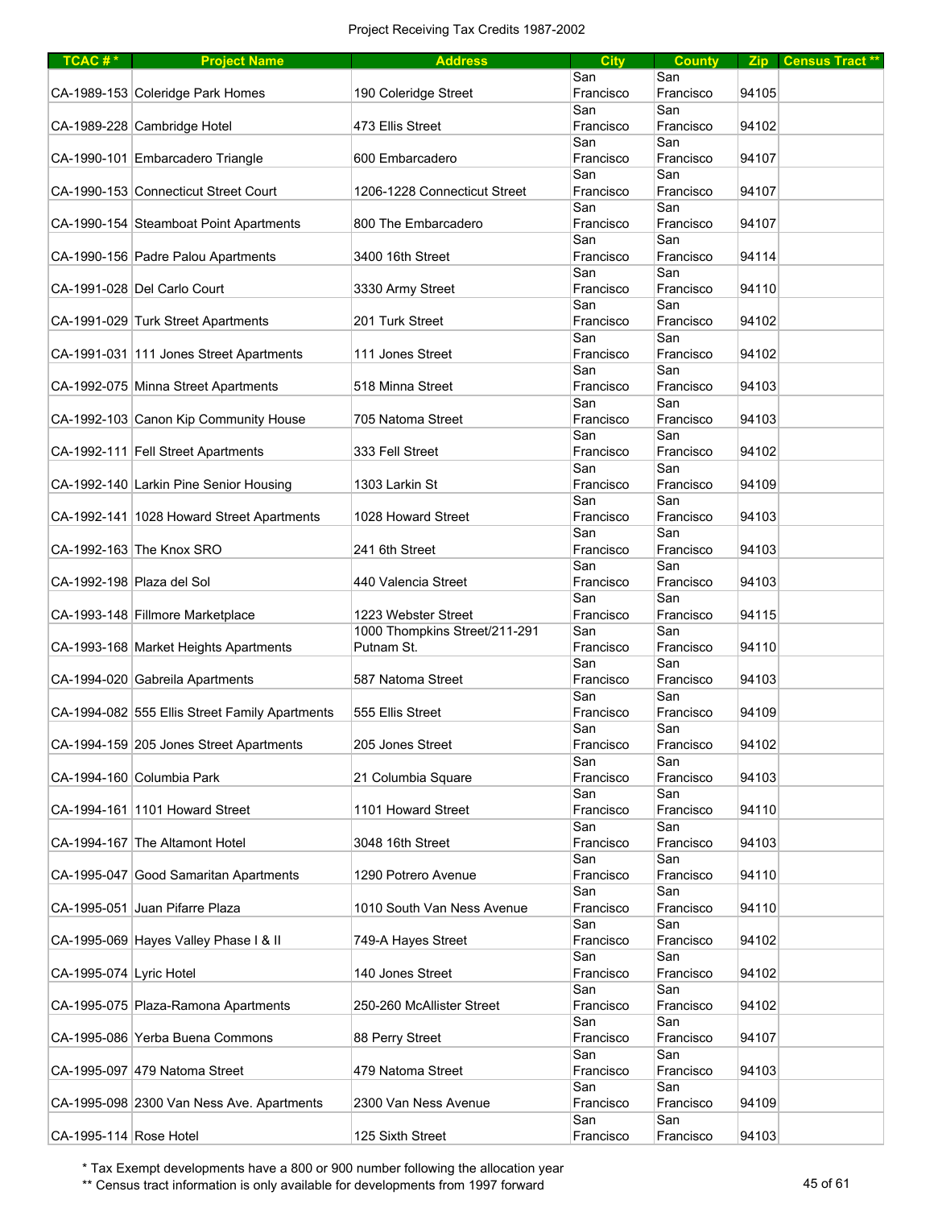Project Receiving Tax Credits 1987-2002

| TCAC # * | Project Name | Address | City | County | Zip | Census Tract ** |
|---|---|---|---|---|---|---|
| CA-1989-153 | Coleridge Park Homes | 190 Coleridge Street | San Francisco | San Francisco | 94105 | |
| CA-1989-228 | Cambridge Hotel | 473 Ellis Street | San Francisco | San Francisco | 94102 | |
| CA-1990-101 | Embarcadero Triangle | 600 Embarcadero | San Francisco | San Francisco | 94107 | |
| CA-1990-153 | Connecticut Street Court | 1206-1228 Connecticut Street | San Francisco | San Francisco | 94107 | |
| CA-1990-154 | Steamboat Point Apartments | 800 The Embarcadero | San Francisco | San Francisco | 94107 | |
| CA-1990-156 | Padre Palou Apartments | 3400 16th Street | San Francisco | San Francisco | 94114 | |
| CA-1991-028 | Del Carlo Court | 3330 Army Street | San Francisco | San Francisco | 94110 | |
| CA-1991-029 | Turk Street Apartments | 201 Turk Street | San Francisco | San Francisco | 94102 | |
| CA-1991-031 | 111 Jones Street Apartments | 111 Jones Street | San Francisco | San Francisco | 94102 | |
| CA-1992-075 | Minna Street Apartments | 518 Minna Street | San Francisco | San Francisco | 94103 | |
| CA-1992-103 | Canon Kip Community House | 705 Natoma Street | San Francisco | San Francisco | 94103 | |
| CA-1992-111 | Fell Street Apartments | 333 Fell Street | San Francisco | San Francisco | 94102 | |
| CA-1992-140 | Larkin Pine Senior Housing | 1303 Larkin St | San Francisco | San Francisco | 94109 | |
| CA-1992-141 | 1028 Howard Street Apartments | 1028 Howard Street | San Francisco | San Francisco | 94103 | |
| CA-1992-163 | The Knox SRO | 241 6th Street | San Francisco | San Francisco | 94103 | |
| CA-1992-198 | Plaza del Sol | 440 Valencia Street | San Francisco | San Francisco | 94103 | |
| CA-1993-148 | Fillmore Marketplace | 1223 Webster Street | San Francisco | San Francisco | 94115 | |
| CA-1993-168 | Market Heights Apartments | 1000 Thompkins Street/211-291 Putnam St. | San Francisco | San Francisco | 94110 | |
| CA-1994-020 | Gabreila Apartments | 587 Natoma Street | San Francisco | San Francisco | 94103 | |
| CA-1994-082 | 555 Ellis Street Family Apartments | 555 Ellis Street | San Francisco | San Francisco | 94109 | |
| CA-1994-159 | 205 Jones Street Apartments | 205 Jones Street | San Francisco | San Francisco | 94102 | |
| CA-1994-160 | Columbia Park | 21 Columbia Square | San Francisco | San Francisco | 94103 | |
| CA-1994-161 | 1101 Howard Street | 1101 Howard Street | San Francisco | San Francisco | 94110 | |
| CA-1994-167 | The Altamont Hotel | 3048 16th Street | San Francisco | San Francisco | 94103 | |
| CA-1995-047 | Good Samaritan Apartments | 1290 Potrero Avenue | San Francisco | San Francisco | 94110 | |
| CA-1995-051 | Juan Pifarre Plaza | 1010 South Van Ness Avenue | San Francisco | San Francisco | 94110 | |
| CA-1995-069 | Hayes Valley Phase I & II | 749-A Hayes Street | San Francisco | San Francisco | 94102 | |
| CA-1995-074 | Lyric Hotel | 140 Jones Street | San Francisco | San Francisco | 94102 | |
| CA-1995-075 | Plaza-Ramona Apartments | 250-260 McAllister Street | San Francisco | San Francisco | 94102 | |
| CA-1995-086 | Yerba Buena Commons | 88 Perry Street | San Francisco | San Francisco | 94107 | |
| CA-1995-097 | 479 Natoma Street | 479 Natoma Street | San Francisco | San Francisco | 94103 | |
| CA-1995-098 | 2300 Van Ness Ave. Apartments | 2300 Van Ness Avenue | San Francisco | San Francisco | 94109 | |
| CA-1995-114 | Rose Hotel | 125 Sixth Street | San Francisco | San Francisco | 94103 | |

* Tax Exempt developments have a 800 or 900 number following the allocation year

** Census tract information is only available for developments from 1997 forward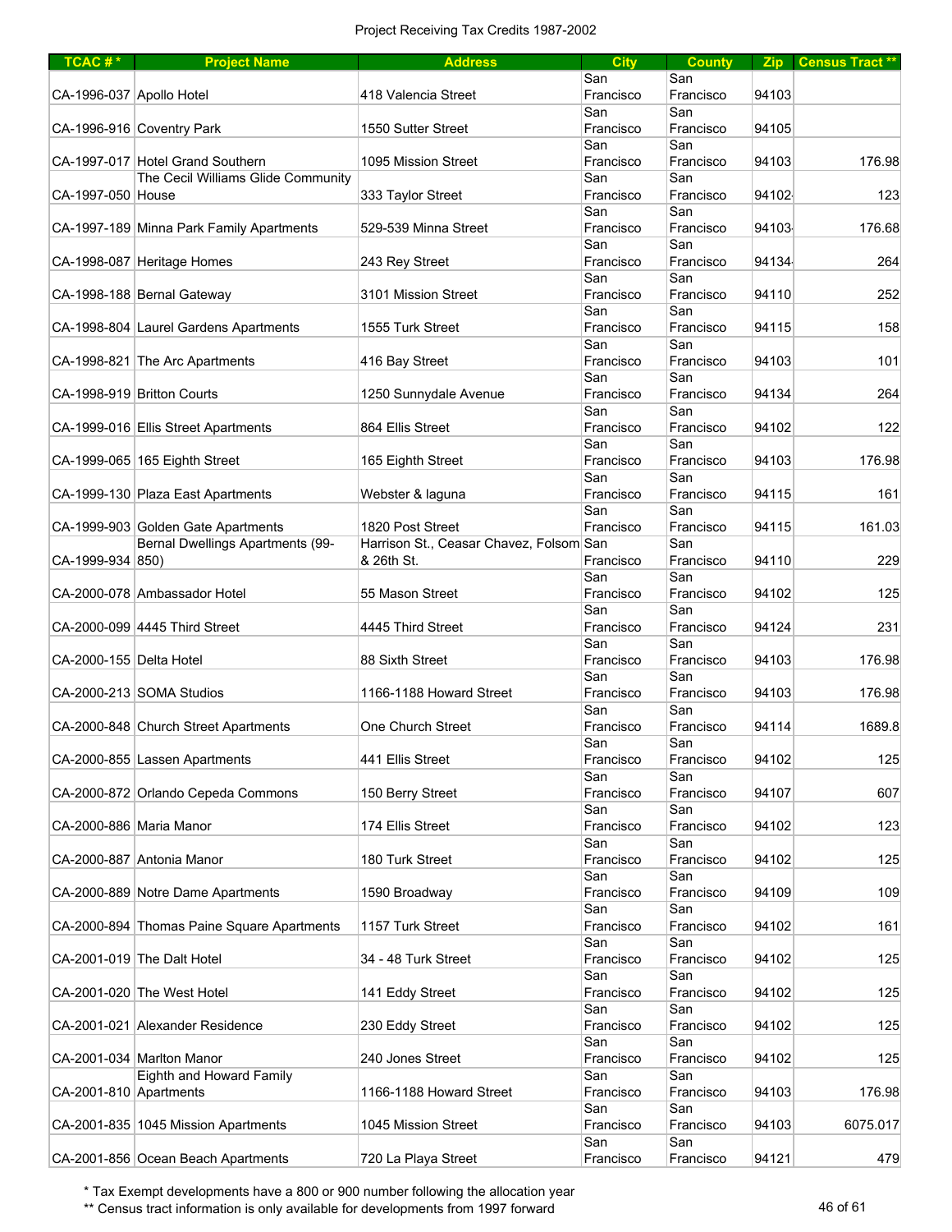Project Receiving Tax Credits 1987-2002

| TCAC # * | Project Name | Address | City | County | Zip | Census Tract ** |
|---|---|---|---|---|---|---|
| CA-1996-037 | Apollo Hotel | 418 Valencia Street | San Francisco | San Francisco | 94103 | |
| CA-1996-916 | Coventry Park | 1550 Sutter Street | San Francisco | San Francisco | 94105 | |
| CA-1997-017 | Hotel Grand Southern | 1095 Mission Street | San Francisco | San Francisco | 94103 | 176.98 |
| CA-1997-050 | The Cecil Williams Glide Community House | 333 Taylor Street | San Francisco | San Francisco | 94102 | 123 |
| CA-1997-189 | Minna Park Family Apartments | 529-539 Minna Street | San Francisco | San Francisco | 94103 | 176.68 |
| CA-1998-087 | Heritage Homes | 243 Rey Street | San Francisco | San Francisco | 94134 | 264 |
| CA-1998-188 | Bernal Gateway | 3101 Mission Street | San Francisco | San Francisco | 94110 | 252 |
| CA-1998-804 | Laurel Gardens Apartments | 1555 Turk Street | San Francisco | San Francisco | 94115 | 158 |
| CA-1998-821 | The Arc Apartments | 416 Bay Street | San Francisco | San Francisco | 94103 | 101 |
| CA-1998-919 | Britton Courts | 1250 Sunnydale Avenue | San Francisco | San Francisco | 94134 | 264 |
| CA-1999-016 | Ellis Street Apartments | 864 Ellis Street | San Francisco | San Francisco | 94102 | 122 |
| CA-1999-065 | 165 Eighth Street | 165 Eighth Street | San Francisco | San Francisco | 94103 | 176.98 |
| CA-1999-130 | Plaza East Apartments | Webster & laguna | San Francisco | San Francisco | 94115 | 161 |
| CA-1999-903 | Golden Gate Apartments | 1820 Post Street | San Francisco | San Francisco | 94115 | 161.03 |
| CA-1999-934 | Bernal Dwellings Apartments (99-850) | Harrison St., Ceasar Chavez, Folsom & 26th St. | San Francisco | San Francisco | 94110 | 229 |
| CA-2000-078 | Ambassador Hotel | 55 Mason Street | San Francisco | San Francisco | 94102 | 125 |
| CA-2000-099 | 4445 Third Street | 4445 Third Street | San Francisco | San Francisco | 94124 | 231 |
| CA-2000-155 | Delta Hotel | 88 Sixth Street | San Francisco | San Francisco | 94103 | 176.98 |
| CA-2000-213 | SOMA Studios | 1166-1188 Howard Street | San Francisco | San Francisco | 94103 | 176.98 |
| CA-2000-848 | Church Street Apartments | One Church Street | San Francisco | San Francisco | 94114 | 1689.8 |
| CA-2000-855 | Lassen Apartments | 441 Ellis Street | San Francisco | San Francisco | 94102 | 125 |
| CA-2000-872 | Orlando Cepeda Commons | 150 Berry Street | San Francisco | San Francisco | 94107 | 607 |
| CA-2000-886 | Maria Manor | 174 Ellis Street | San Francisco | San Francisco | 94102 | 123 |
| CA-2000-887 | Antonia Manor | 180 Turk Street | San Francisco | San Francisco | 94102 | 125 |
| CA-2000-889 | Notre Dame Apartments | 1590 Broadway | San Francisco | San Francisco | 94109 | 109 |
| CA-2000-894 | Thomas Paine Square Apartments | 1157 Turk Street | San Francisco | San Francisco | 94102 | 161 |
| CA-2001-019 | The Dalt Hotel | 34 - 48 Turk Street | San Francisco | San Francisco | 94102 | 125 |
| CA-2001-020 | The West Hotel | 141 Eddy Street | San Francisco | San Francisco | 94102 | 125 |
| CA-2001-021 | Alexander Residence | 230 Eddy Street | San Francisco | San Francisco | 94102 | 125 |
| CA-2001-034 | Marlton Manor | 240 Jones Street | San Francisco | San Francisco | 94102 | 125 |
| CA-2001-810 | Eighth and Howard Family Apartments | 1166-1188 Howard Street | San Francisco | San Francisco | 94103 | 176.98 |
| CA-2001-835 | 1045 Mission Apartments | 1045 Mission Street | San Francisco | San Francisco | 94103 | 6075.017 |
| CA-2001-856 | Ocean Beach Apartments | 720 La Playa Street | San Francisco | San Francisco | 94121 | 479 |

\* Tax Exempt developments have a 800 or 900 number following the allocation year

\*\* Census tract information is only available for developments from 1997 forward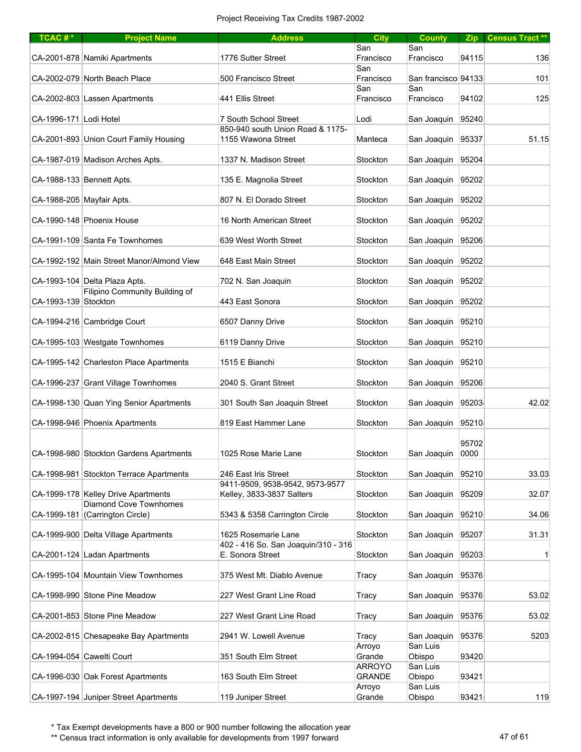Project Receiving Tax Credits 1987-2002

| TCAC # * | Project Name | Address | City | County | Zip | Census Tract ** |
|---|---|---|---|---|---|---|
| CA-2001-878 | Namiki Apartments | 1776 Sutter Street | San Francisco | San Francisco | 94115 | 136 |
| CA-2002-079 | North Beach Place | 500 Francisco Street | San Francisco | San francisco | 94133 | 101 |
| CA-2002-803 | Lassen Apartments | 441 Ellis Street | San Francisco | San Francisco | 94102 | 125 |
| CA-1996-171 | Lodi Hotel | 7 South School Street | Lodi | San Joaquin | 95240 | |
| CA-2001-893 | Union Court Family Housing | 850-940 south Union Road & 1175-1155 Wawona Street | Manteca | San Joaquin | 95337 | 51.15 |
| CA-1987-019 | Madison Arches Apts. | 1337 N. Madison Street | Stockton | San Joaquin | 95204 | |
| CA-1988-133 | Bennett Apts. | 135 E. Magnolia Street | Stockton | San Joaquin | 95202 | |
| CA-1988-205 | Mayfair Apts. | 807 N. El Dorado Street | Stockton | San Joaquin | 95202 | |
| CA-1990-148 | Phoenix House | 16 North American Street | Stockton | San Joaquin | 95202 | |
| CA-1991-109 | Santa Fe Townhomes | 639 West Worth Street | Stockton | San Joaquin | 95206 | |
| CA-1992-192 | Main Street Manor/Almond View | 648 East Main Street | Stockton | San Joaquin | 95202 | |
| CA-1993-104 | Delta Plaza Apts. | 702 N. San Joaquin | Stockton | San Joaquin | 95202 | |
| CA-1993-139 | Filipino Community Building of Stockton | 443 East Sonora | Stockton | San Joaquin | 95202 | |
| CA-1994-216 | Cambridge Court | 6507 Danny Drive | Stockton | San Joaquin | 95210 | |
| CA-1995-103 | Westgate Townhomes | 6119 Danny Drive | Stockton | San Joaquin | 95210 | |
| CA-1995-142 | Charleston Place Apartments | 1515 E Bianchi | Stockton | San Joaquin | 95210 | |
| CA-1996-237 | Grant Village Townhomes | 2040 S. Grant Street | Stockton | San Joaquin | 95206 | |
| CA-1998-130 | Quan Ying Senior Apartments | 301 South San Joaquin Street | Stockton | San Joaquin | 95203- | 42.02 |
| CA-1998-946 | Phoenix Apartments | 819 East Hammer Lane | Stockton | San Joaquin | 95210- | |
| CA-1998-980 | Stockton Gardens Apartments | 1025 Rose Marie Lane | Stockton | San Joaquin | 95702 0000 | |
| CA-1998-981 | Stockton Terrace Apartments | 246 East Iris Street | Stockton | San Joaquin | 95210 | 33.03 |
| CA-1999-178 | Kelley Drive Apartments | 9411-9509, 9538-9542, 9573-9577 Kelley, 3833-3837 Salters | Stockton | San Joaquin | 95209 | 32.07 |
| CA-1999-181 | Diamond Cove Townhomes (Carrington Circle) | 5343 & 5358 Carrington Circle | Stockton | San Joaquin | 95210 | 34.06 |
| CA-1999-900 | Delta Village Apartments | 1625 Rosemarie Lane | Stockton | San Joaquin | 95207 | 31.31 |
| CA-2001-124 | Ladan Apartments | 402 - 416 So. San Joaquin/310 - 316 E. Sonora Street | Stockton | San Joaquin | 95203 | 1 |
| CA-1995-104 | Mountain View Townhomes | 375 West Mt. Diablo Avenue | Tracy | San Joaquin | 95376 | |
| CA-1998-990 | Stone Pine Meadow | 227 West Grant Line Road | Tracy | San Joaquin | 95376 | 53.02 |
| CA-2001-853 | Stone Pine Meadow | 227 West Grant Line Road | Tracy | San Joaquin | 95376 | 53.02 |
| CA-2002-815 | Chesapeake Bay Apartments | 2941 W. Lowell Avenue | Tracy | San Joaquin | 95376 | 5203 |
| CA-1994-054 | Cawelti Court | 351 South Elm Street | Arroyo Grande | San Luis Obispo | 93420 | |
| CA-1996-030 | Oak Forest Apartments | 163 South Elm Street | ARROYO GRANDE | San Luis Obispo | 93421 | |
| CA-1997-194 | Juniper Street Apartments | 119 Juniper Street | Arroyo Grande | San Luis Obispo | 93421- | 119 |

\* Tax Exempt developments have a 800 or 900 number following the allocation year

** Census tract information is only available for developments from 1997 forward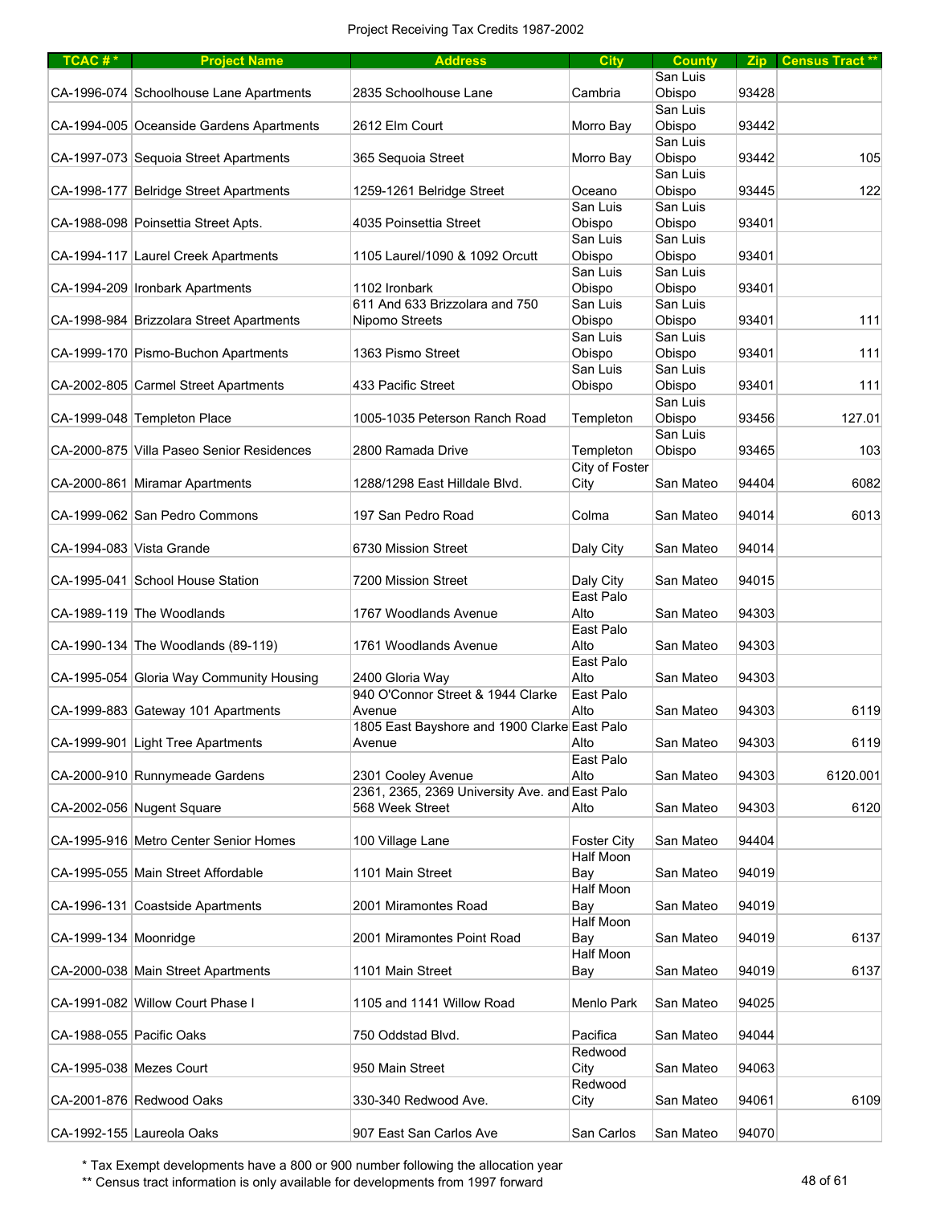Project Receiving Tax Credits 1987-2002

| TCAC # * | Project Name | Address | City | County | Zip | Census Tract ** |
|---|---|---|---|---|---|---|
| CA-1996-074 | Schoolhouse Lane Apartments | 2835 Schoolhouse Lane | Cambria | San Luis Obispo | 93428 | |
| CA-1994-005 | Oceanside Gardens Apartments | 2612 Elm Court | Morro Bay | San Luis Obispo | 93442 | |
| CA-1997-073 | Sequoia Street Apartments | 365 Sequoia Street | Morro Bay | San Luis Obispo | 93442 | 105 |
| CA-1998-177 | Belridge Street Apartments | 1259-1261 Belridge Street | Oceano | San Luis Obispo | 93445 | 122 |
| CA-1988-098 | Poinsettia Street Apts. | 4035 Poinsettia Street | San Luis Obispo | San Luis Obispo | 93401 | |
| CA-1994-117 | Laurel Creek Apartments | 1105 Laurel/1090 & 1092 Orcutt | San Luis Obispo | San Luis Obispo | 93401 | |
| CA-1994-209 | Ironbark Apartments | 1102 Ironbark | San Luis Obispo | San Luis Obispo | 93401 | |
| CA-1998-984 | Brizzolara Street Apartments | 611 And 633 Brizzolara and 750 Nipomo Streets | San Luis Obispo | San Luis Obispo | 93401 | 111 |
| CA-1999-170 | Pismo-Buchon Apartments | 1363 Pismo Street | San Luis Obispo | San Luis Obispo | 93401 | 111 |
| CA-2002-805 | Carmel Street Apartments | 433 Pacific Street | San Luis Obispo | San Luis Obispo | 93401 | 111 |
| CA-1999-048 | Templeton Place | 1005-1035 Peterson Ranch Road | Templeton | San Luis Obispo | 93456 | 127.01 |
| CA-2000-875 | Villa Paseo Senior Residences | 2800 Ramada Drive | Templeton | San Luis Obispo | 93465 | 103 |
| CA-2000-861 | Miramar Apartments | 1288/1298 East Hilldale Blvd. | City of Foster City | San Mateo | 94404 | 6082 |
| CA-1999-062 | San Pedro Commons | 197 San Pedro Road | Colma | San Mateo | 94014 | 6013 |
| CA-1994-083 | Vista Grande | 6730 Mission Street | Daly City | San Mateo | 94014 | |
| CA-1995-041 | School House Station | 7200 Mission Street | Daly City | San Mateo | 94015 | |
| CA-1989-119 | The Woodlands | 1767 Woodlands Avenue | East Palo Alto | San Mateo | 94303 | |
| CA-1990-134 | The Woodlands (89-119) | 1761 Woodlands Avenue | East Palo Alto | San Mateo | 94303 | |
| CA-1995-054 | Gloria Way Community Housing | 2400 Gloria Way | East Palo Alto | San Mateo | 94303 | |
| CA-1999-883 | Gateway 101 Apartments | 940 O'Connor Street & 1944 Clarke Avenue | East Palo Alto | San Mateo | 94303 | 6119 |
| CA-1999-901 | Light Tree Apartments | 1805 East Bayshore and 1900 Clarke Avenue | East Palo Alto | San Mateo | 94303 | 6119 |
| CA-2000-910 | Runnymeade Gardens | 2301 Cooley Avenue | East Palo Alto | San Mateo | 94303 | 6120.001 |
| CA-2002-056 | Nugent Square | 2361, 2365, 2369 University Ave. and 568 Week Street | East Palo Alto | San Mateo | 94303 | 6120 |
| CA-1995-916 | Metro Center Senior Homes | 100 Village Lane | Foster City | San Mateo | 94404 | |
| CA-1995-055 | Main Street Affordable | 1101 Main Street | Half Moon Bay | San Mateo | 94019 | |
| CA-1996-131 | Coastside Apartments | 2001 Miramontes Road | Half Moon Bay | San Mateo | 94019 | |
| CA-1999-134 | Moonridge | 2001 Miramontes Point Road | Half Moon Bay | San Mateo | 94019 | 6137 |
| CA-2000-038 | Main Street Apartments | 1101 Main Street | Half Moon Bay | San Mateo | 94019 | 6137 |
| CA-1991-082 | Willow Court Phase I | 1105 and 1141 Willow Road | Menlo Park | San Mateo | 94025 | |
| CA-1988-055 | Pacific Oaks | 750 Oddstad Blvd. | Pacifica | San Mateo | 94044 | |
| CA-1995-038 | Mezes Court | 950 Main Street | Redwood City | San Mateo | 94063 | |
| CA-2001-876 | Redwood Oaks | 330-340 Redwood Ave. | Redwood City | San Mateo | 94061 | 6109 |
| CA-1992-155 | Laureola Oaks | 907 East San Carlos Ave | San Carlos | San Mateo | 94070 | |

\* Tax Exempt developments have a 800 or 900 number following the allocation year

\*\* Census tract information is only available for developments from 1997 forward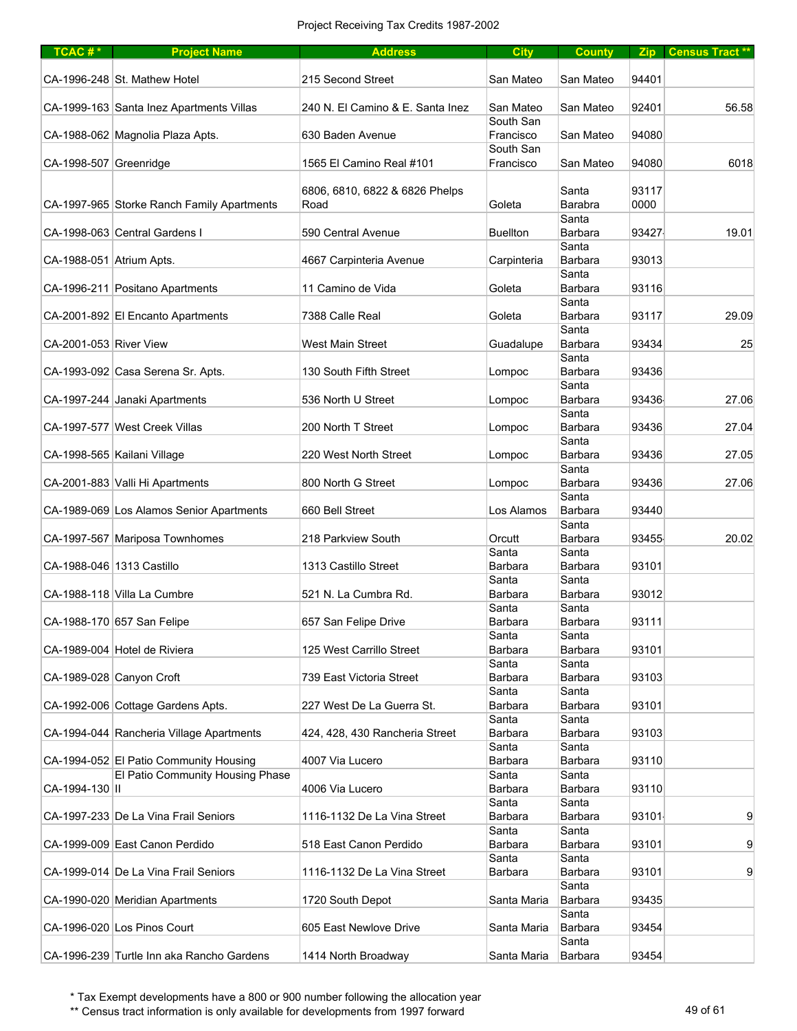Project Receiving Tax Credits 1987-2002

| TCAC # * | Project Name | Address | City | County | Zip | Census Tract ** |
|---|---|---|---|---|---|---|
| CA-1996-248 | St. Mathew Hotel | 215 Second Street | San Mateo | San Mateo | 94401 | |
| CA-1999-163 | Santa Inez Apartments Villas | 240 N. El Camino & E. Santa Inez | San Mateo | San Mateo | 92401 | 56.58 |
| CA-1988-062 | Magnolia Plaza Apts. | 630 Baden Avenue | South San Francisco | San Mateo | 94080 | |
| CA-1998-507 | Greenridge | 1565 El Camino Real #101 | South San Francisco | San Mateo | 94080 | 6018 |
| CA-1997-965 | Storke Ranch Family Apartments | 6806, 6810, 6822 & 6826 Phelps Road | Goleta | Santa Barabra | 93117 0000 | |
| CA-1998-063 | Central Gardens I | 590 Central Avenue | Buellton | Santa Barbara | 93427 | 19.01 |
| CA-1988-051 | Atrium Apts. | 4667 Carpinteria Avenue | Carpinteria | Santa Barbara | 93013 | |
| CA-1996-211 | Positano Apartments | 11 Camino de Vida | Goleta | Santa Barbara | 93116 | |
| CA-2001-892 | El Encanto Apartments | 7388 Calle Real | Goleta | Santa Barbara | 93117 | 29.09 |
| CA-2001-053 | River View | West Main Street | Guadalupe | Santa Barbara | 93434 | 25 |
| CA-1993-092 | Casa Serena Sr. Apts. | 130 South Fifth Street | Lompoc | Santa Barbara | 93436 | |
| CA-1997-244 | Janaki Apartments | 536 North U Street | Lompoc | Santa Barbara | 93436 | 27.06 |
| CA-1997-577 | West Creek Villas | 200 North T Street | Lompoc | Santa Barbara | 93436 | 27.04 |
| CA-1998-565 | Kailani Village | 220 West North Street | Lompoc | Santa Barbara | 93436 | 27.05 |
| CA-2001-883 | Valli Hi Apartments | 800 North G Street | Lompoc | Santa Barbara | 93436 | 27.06 |
| CA-1989-069 | Los Alamos Senior Apartments | 660 Bell Street | Los Alamos | Santa Barbara | 93440 | |
| CA-1997-567 | Mariposa Townhomes | 218 Parkview South | Orcutt | Santa Barbara | 93455 | 20.02 |
| CA-1988-046 | 1313 Castillo | 1313 Castillo Street | Santa Barbara | Santa Barbara | 93101 | |
| CA-1988-118 | Villa La Cumbre | 521 N. La Cumbra Rd. | Santa Barbara | Santa Barbara | 93012 | |
| CA-1988-170 | 657 San Felipe | 657 San Felipe Drive | Santa Barbara | Santa Barbara | 93111 | |
| CA-1989-004 | Hotel de Riviera | 125 West Carrillo Street | Santa Barbara | Santa Barbara | 93101 | |
| CA-1989-028 | Canyon Croft | 739 East Victoria Street | Santa Barbara | Santa Barbara | 93103 | |
| CA-1992-006 | Cottage Gardens Apts. | 227 West De La Guerra St. | Santa Barbara | Santa Barbara | 93101 | |
| CA-1994-044 | Rancheria Village Apartments | 424, 428, 430 Rancheria Street | Santa Barbara | Santa Barbara | 93103 | |
| CA-1994-052 | El Patio Community Housing | 4007 Via Lucero | Santa Barbara | Santa Barbara | 93110 | |
| CA-1994-130 | El Patio Community Housing Phase II | 4006 Via Lucero | Santa Barbara | Santa Barbara | 93110 | |
| CA-1997-233 | De La Vina Frail Seniors | 1116-1132 De La Vina Street | Santa Barbara | Santa Barbara | 93101 | 9 |
| CA-1999-009 | East Canon Perdido | 518 East Canon Perdido | Santa Barbara | Santa Barbara | 93101 | 9 |
| CA-1999-014 | De La Vina Frail Seniors | 1116-1132 De La Vina Street | Santa Barbara | Santa Barbara | 93101 | 9 |
| CA-1990-020 | Meridian Apartments | 1720 South Depot | Santa Maria | Santa Barbara | 93435 | |
| CA-1996-020 | Los Pinos Court | 605 East Newlove Drive | Santa Maria | Santa Barbara | 93454 | |
| CA-1996-239 | Turtle Inn aka Rancho Gardens | 1414 North Broadway | Santa Maria | Santa Barbara | 93454 | |

\* Tax Exempt developments have a 800 or 900 number following the allocation year

\*\* Census tract information is only available for developments from 1997 forward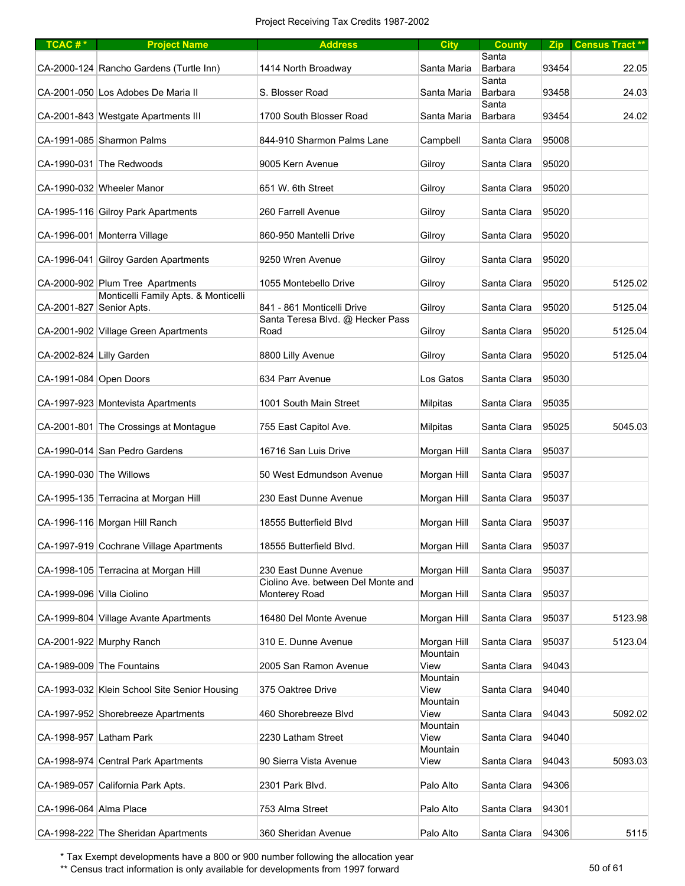Project Receiving Tax Credits 1987-2002

| TCAC # * | Project Name | Address | City | County | Zip | Census Tract ** |
|---|---|---|---|---|---|---|
| CA-2000-124 | Rancho Gardens (Turtle Inn) | 1414 North Broadway | Santa Maria | Santa Barbara | 93454 | 22.05 |
| CA-2001-050 | Los Adobes De Maria II | S. Blosser Road | Santa Maria | Santa Barbara | 93458 | 24.03 |
| CA-2001-843 | Westgate Apartments III | 1700 South Blosser Road | Santa Maria | Santa Barbara | 93454 | 24.02 |
| CA-1991-085 | Sharmon Palms | 844-910 Sharmon Palms Lane | Campbell | Santa Clara | 95008 | |
| CA-1990-031 | The Redwoods | 9005 Kern Avenue | Gilroy | Santa Clara | 95020 | |
| CA-1990-032 | Wheeler Manor | 651 W. 6th Street | Gilroy | Santa Clara | 95020 | |
| CA-1995-116 | Gilroy Park Apartments | 260 Farrell Avenue | Gilroy | Santa Clara | 95020 | |
| CA-1996-001 | Monterra Village | 860-950 Mantelli Drive | Gilroy | Santa Clara | 95020 | |
| CA-1996-041 | Gilroy Garden Apartments | 9250 Wren Avenue | Gilroy | Santa Clara | 95020 | |
| CA-2000-902 | Plum Tree Apartments | 1055 Montebello Drive | Gilroy | Santa Clara | 95020 | 5125.02 |
| CA-2001-827 | Monticelli Family Apts. & Monticelli Senior Apts. | 841 - 861 Monticelli Drive | Gilroy | Santa Clara | 95020 | 5125.04 |
| CA-2001-902 | Village Green Apartments | Santa Teresa Blvd. @ Hecker Pass Road | Gilroy | Santa Clara | 95020 | 5125.04 |
| CA-2002-824 | Lilly Garden | 8800 Lilly Avenue | Gilroy | Santa Clara | 95020 | 5125.04 |
| CA-1991-084 | Open Doors | 634 Parr Avenue | Los Gatos | Santa Clara | 95030 | |
| CA-1997-923 | Montevista Apartments | 1001 South Main Street | Milpitas | Santa Clara | 95035 | |
| CA-2001-801 | The Crossings at Montague | 755 East Capitol Ave. | Milpitas | Santa Clara | 95025 | 5045.03 |
| CA-1990-014 | San Pedro Gardens | 16716 San Luis Drive | Morgan Hill | Santa Clara | 95037 | |
| CA-1990-030 | The Willows | 50 West Edmundson Avenue | Morgan Hill | Santa Clara | 95037 | |
| CA-1995-135 | Terracina at Morgan Hill | 230 East Dunne Avenue | Morgan Hill | Santa Clara | 95037 | |
| CA-1996-116 | Morgan Hill Ranch | 18555 Butterfield Blvd | Morgan Hill | Santa Clara | 95037 | |
| CA-1997-919 | Cochrane Village Apartments | 18555 Butterfield Blvd. | Morgan Hill | Santa Clara | 95037 | |
| CA-1998-105 | Terracina at Morgan Hill | 230 East Dunne Avenue | Morgan Hill | Santa Clara | 95037 | |
| CA-1999-096 | Villa Ciolino | Ciolino Ave. between Del Monte and Monterey Road | Morgan Hill | Santa Clara | 95037 | |
| CA-1999-804 | Village Avante Apartments | 16480 Del Monte Avenue | Morgan Hill | Santa Clara | 95037 | 5123.98 |
| CA-2001-922 | Murphy Ranch | 310 E. Dunne Avenue | Morgan Hill | Santa Clara | 95037 | 5123.04 |
| CA-1989-009 | The Fountains | 2005 San Ramon Avenue | Mountain View | Santa Clara | 94043 | |
| CA-1993-032 | Klein School Site Senior Housing | 375 Oaktree Drive | Mountain View | Santa Clara | 94040 | |
| CA-1997-952 | Shorebreeze Apartments | 460 Shorebreeze Blvd | Mountain View | Santa Clara | 94043 | 5092.02 |
| CA-1998-957 | Latham Park | 2230 Latham Street | Mountain View | Santa Clara | 94040 | |
| CA-1998-974 | Central Park Apartments | 90 Sierra Vista Avenue | Mountain View | Santa Clara | 94043 | 5093.03 |
| CA-1989-057 | California Park Apts. | 2301 Park Blvd. | Palo Alto | Santa Clara | 94306 | |
| CA-1996-064 | Alma Place | 753 Alma Street | Palo Alto | Santa Clara | 94301 | |
| CA-1998-222 | The Sheridan Apartments | 360 Sheridan Avenue | Palo Alto | Santa Clara | 94306 | 5115 |

\* Tax Exempt developments have a 800 or 900 number following the allocation year

\*\* Census tract information is only available for developments from 1997 forward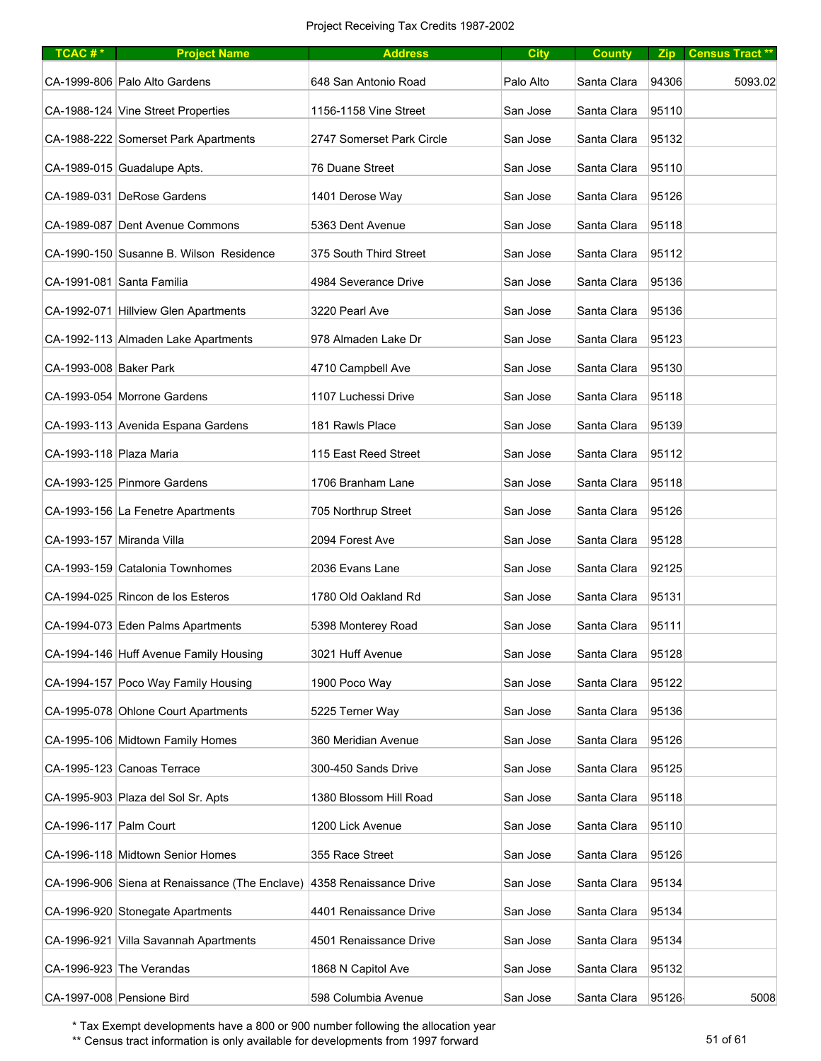Project Receiving Tax Credits 1987-2002

| TCAC # * | Project Name | Address | City | County | Zip | Census Tract ** |
|---|---|---|---|---|---|---|
| CA-1999-806 | Palo Alto Gardens | 648 San Antonio Road | Palo Alto | Santa Clara | 94306 | 5093.02 |
| CA-1988-124 | Vine Street Properties | 1156-1158 Vine Street | San Jose | Santa Clara | 95110 | |
| CA-1988-222 | Somerset Park Apartments | 2747 Somerset Park Circle | San Jose | Santa Clara | 95132 | |
| CA-1989-015 | Guadalupe Apts. | 76 Duane Street | San Jose | Santa Clara | 95110 | |
| CA-1989-031 | DeRose Gardens | 1401 Derose Way | San Jose | Santa Clara | 95126 | |
| CA-1989-087 | Dent Avenue Commons | 5363 Dent Avenue | San Jose | Santa Clara | 95118 | |
| CA-1990-150 | Susanne B. Wilson Residence | 375 South Third Street | San Jose | Santa Clara | 95112 | |
| CA-1991-081 | Santa Familia | 4984 Severance Drive | San Jose | Santa Clara | 95136 | |
| CA-1992-071 | Hillview Glen Apartments | 3220 Pearl Ave | San Jose | Santa Clara | 95136 | |
| CA-1992-113 | Almaden Lake Apartments | 978 Almaden Lake Dr | San Jose | Santa Clara | 95123 | |
| CA-1993-008 | Baker Park | 4710 Campbell Ave | San Jose | Santa Clara | 95130 | |
| CA-1993-054 | Morrone Gardens | 1107 Luchessi Drive | San Jose | Santa Clara | 95118 | |
| CA-1993-113 | Avenida Espana Gardens | 181 Rawls Place | San Jose | Santa Clara | 95139 | |
| CA-1993-118 | Plaza Maria | 115 East Reed Street | San Jose | Santa Clara | 95112 | |
| CA-1993-125 | Pinmore Gardens | 1706 Branham Lane | San Jose | Santa Clara | 95118 | |
| CA-1993-156 | La Fenetre Apartments | 705 Northrup Street | San Jose | Santa Clara | 95126 | |
| CA-1993-157 | Miranda Villa | 2094 Forest Ave | San Jose | Santa Clara | 95128 | |
| CA-1993-159 | Catalonia Townhomes | 2036 Evans Lane | San Jose | Santa Clara | 92125 | |
| CA-1994-025 | Rincon de los Esteros | 1780 Old Oakland Rd | San Jose | Santa Clara | 95131 | |
| CA-1994-073 | Eden Palms Apartments | 5398 Monterey Road | San Jose | Santa Clara | 95111 | |
| CA-1994-146 | Huff Avenue Family Housing | 3021 Huff Avenue | San Jose | Santa Clara | 95128 | |
| CA-1994-157 | Poco Way Family Housing | 1900 Poco Way | San Jose | Santa Clara | 95122 | |
| CA-1995-078 | Ohlone Court Apartments | 5225 Terner Way | San Jose | Santa Clara | 95136 | |
| CA-1995-106 | Midtown Family Homes | 360 Meridian Avenue | San Jose | Santa Clara | 95126 | |
| CA-1995-123 | Canoas Terrace | 300-450 Sands Drive | San Jose | Santa Clara | 95125 | |
| CA-1995-903 | Plaza del Sol Sr. Apts | 1380 Blossom Hill Road | San Jose | Santa Clara | 95118 | |
| CA-1996-117 | Palm Court | 1200 Lick Avenue | San Jose | Santa Clara | 95110 | |
| CA-1996-118 | Midtown Senior Homes | 355 Race Street | San Jose | Santa Clara | 95126 | |
| CA-1996-906 | Siena at Renaissance (The Enclave) | 4358 Renaissance Drive | San Jose | Santa Clara | 95134 | |
| CA-1996-920 | Stonegate Apartments | 4401 Renaissance Drive | San Jose | Santa Clara | 95134 | |
| CA-1996-921 | Villa Savannah Apartments | 4501 Renaissance Drive | San Jose | Santa Clara | 95134 | |
| CA-1996-923 | The Verandas | 1868 N Capitol Ave | San Jose | Santa Clara | 95132 | |
| CA-1997-008 | Pensione Bird | 598 Columbia Avenue | San Jose | Santa Clara | 95126 | 5008 |

\* Tax Exempt developments have a 800 or 900 number following the allocation year

\*\* Census tract information is only available for developments from 1997 forward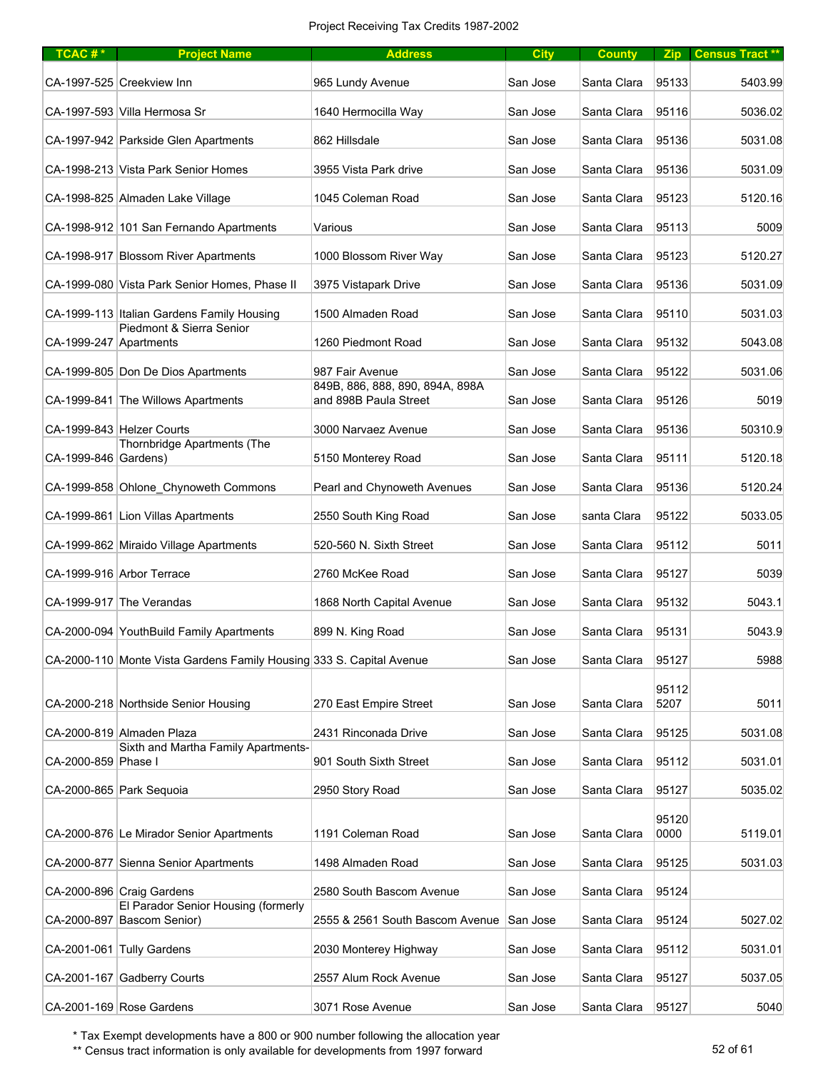Project Receiving Tax Credits 1987-2002

| TCAC # * | Project Name | Address | City | County | Zip | Census Tract ** |
|---|---|---|---|---|---|---|
| CA-1997-525 | Creekview Inn | 965 Lundy Avenue | San Jose | Santa Clara | 95133 | 5403.99 |
| CA-1997-593 | Villa Hermosa Sr | 1640 Hermocilla Way | San Jose | Santa Clara | 95116 | 5036.02 |
| CA-1997-942 | Parkside Glen Apartments | 862 Hillsdale | San Jose | Santa Clara | 95136 | 5031.08 |
| CA-1998-213 | Vista Park Senior Homes | 3955 Vista Park drive | San Jose | Santa Clara | 95136 | 5031.09 |
| CA-1998-825 | Almaden Lake Village | 1045 Coleman Road | San Jose | Santa Clara | 95123 | 5120.16 |
| CA-1998-912 | 101 San Fernando Apartments | Various | San Jose | Santa Clara | 95113 | 5009 |
| CA-1998-917 | Blossom River Apartments | 1000 Blossom River Way | San Jose | Santa Clara | 95123 | 5120.27 |
| CA-1999-080 | Vista Park Senior Homes, Phase II | 3975 Vistapark Drive | San Jose | Santa Clara | 95136 | 5031.09 |
| CA-1999-113 | Italian Gardens Family Housing | 1500 Almaden Road | San Jose | Santa Clara | 95110 | 5031.03 |
| CA-1999-247 | Piedmont & Sierra Senior Apartments | 1260 Piedmont Road | San Jose | Santa Clara | 95132 | 5043.08 |
| CA-1999-805 | Don De Dios Apartments | 987 Fair Avenue | San Jose | Santa Clara | 95122 | 5031.06 |
| CA-1999-841 | The Willows Apartments | 849B, 886, 888, 890, 894A, 898A and 898B Paula Street | San Jose | Santa Clara | 95126 | 5019 |
| CA-1999-843 | Helzer Courts | 3000 Narvaez Avenue | San Jose | Santa Clara | 95136 | 50310.9 |
| CA-1999-846 | Thornbridge Apartments (The Gardens) | 5150 Monterey Road | San Jose | Santa Clara | 95111 | 5120.18 |
| CA-1999-858 | Ohlone_Chynoweth Commons | Pearl and Chynoweth Avenues | San Jose | Santa Clara | 95136 | 5120.24 |
| CA-1999-861 | Lion Villas Apartments | 2550 South King Road | San Jose | santa Clara | 95122 | 5033.05 |
| CA-1999-862 | Miraido Village Apartments | 520-560 N. Sixth Street | San Jose | Santa Clara | 95112 | 5011 |
| CA-1999-916 | Arbor Terrace | 2760 McKee Road | San Jose | Santa Clara | 95127 | 5039 |
| CA-1999-917 | The Verandas | 1868 North Capital Avenue | San Jose | Santa Clara | 95132 | 5043.1 |
| CA-2000-094 | YouthBuild Family Apartments | 899 N. King Road | San Jose | Santa Clara | 95131 | 5043.9 |
| CA-2000-110 | Monte Vista Gardens Family Housing | 333 S. Capital Avenue | San Jose | Santa Clara | 95127 | 5988 |
| CA-2000-218 | Northside Senior Housing | 270 East Empire Street | San Jose | Santa Clara | 95112 5207 | 5011 |
| CA-2000-819 | Almaden Plaza | 2431 Rinconada Drive | San Jose | Santa Clara | 95125 | 5031.08 |
| CA-2000-859 | Sixth and Martha Family Apartments-Phase I | 901 South Sixth Street | San Jose | Santa Clara | 95112 | 5031.01 |
| CA-2000-865 | Park Sequoia | 2950 Story Road | San Jose | Santa Clara | 95127 | 5035.02 |
| CA-2000-876 | Le Mirador Senior Apartments | 1191 Coleman Road | San Jose | Santa Clara | 95120 0000 | 5119.01 |
| CA-2000-877 | Sienna Senior Apartments | 1498 Almaden Road | San Jose | Santa Clara | 95125 | 5031.03 |
| CA-2000-896 | Craig Gardens | 2580 South Bascom Avenue | San Jose | Santa Clara | 95124 | |
| CA-2000-897 | El Parador Senior Housing (formerly Bascom Senior) | 2555 & 2561 South Bascom Avenue | San Jose | Santa Clara | 95124 | 5027.02 |
| CA-2001-061 | Tully Gardens | 2030 Monterey Highway | San Jose | Santa Clara | 95112 | 5031.01 |
| CA-2001-167 | Gadberry Courts | 2557 Alum Rock Avenue | San Jose | Santa Clara | 95127 | 5037.05 |
| CA-2001-169 | Rose Gardens | 3071 Rose Avenue | San Jose | Santa Clara | 95127 | 5040 |

\* Tax Exempt developments have a 800 or 900 number following the allocation year

\** Census tract information is only available for developments from 1997 forward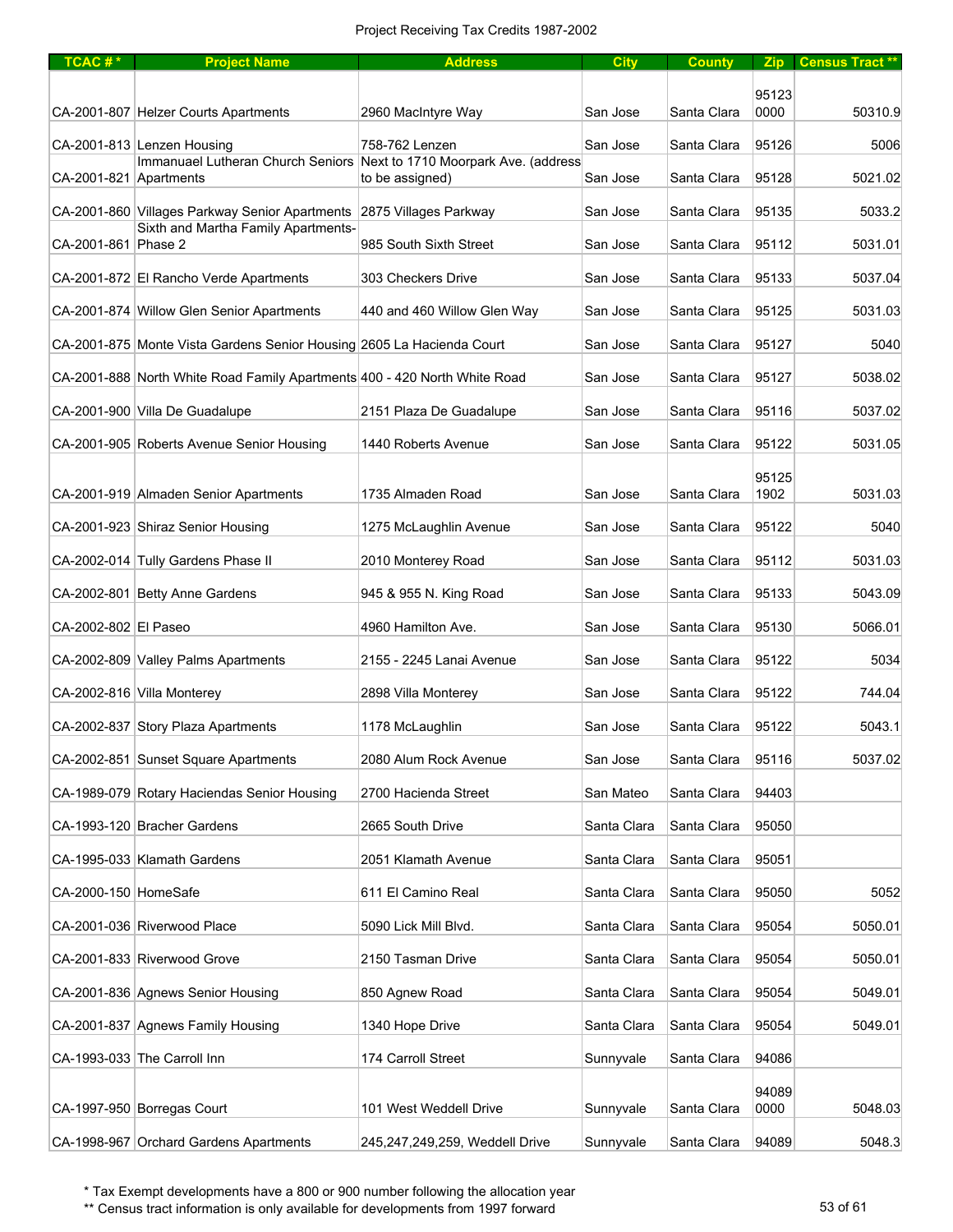Project Receiving Tax Credits 1987-2002

| TCAC # * | Project Name | Address | City | County | Zip | Census Tract ** |
|---|---|---|---|---|---|---|
| CA-2001-807 | Helzer Courts Apartments | 2960 MacIntyre Way | San Jose | Santa Clara | 95123 0000 | 50310.9 |
| CA-2001-813 | Lenzen Housing | 758-762 Lenzen | San Jose | Santa Clara | 95126 | 5006 |
| CA-2001-821 | Immanuael Lutheran Church Seniors Apartments | Next to 1710 Moorpark Ave. (address to be assigned) | San Jose | Santa Clara | 95128 | 5021.02 |
| CA-2001-860 | Villages Parkway Senior Apartments | 2875 Villages Parkway | San Jose | Santa Clara | 95135 | 5033.2 |
| CA-2001-861 | Sixth and Martha Family Apartments-Phase 2 | 985 South Sixth Street | San Jose | Santa Clara | 95112 | 5031.01 |
| CA-2001-872 | El Rancho Verde Apartments | 303 Checkers Drive | San Jose | Santa Clara | 95133 | 5037.04 |
| CA-2001-874 | Willow Glen Senior Apartments | 440 and 460 Willow Glen Way | San Jose | Santa Clara | 95125 | 5031.03 |
| CA-2001-875 | Monte Vista Gardens Senior Housing | 2605 La Hacienda Court | San Jose | Santa Clara | 95127 | 5040 |
| CA-2001-888 | North White Road Family Apartments | 400 - 420 North White Road | San Jose | Santa Clara | 95127 | 5038.02 |
| CA-2001-900 | Villa De Guadalupe | 2151 Plaza De Guadalupe | San Jose | Santa Clara | 95116 | 5037.02 |
| CA-2001-905 | Roberts Avenue Senior Housing | 1440 Roberts Avenue | San Jose | Santa Clara | 95122 | 5031.05 |
| CA-2001-919 | Almaden Senior Apartments | 1735 Almaden Road | San Jose | Santa Clara | 95125 1902 | 5031.03 |
| CA-2001-923 | Shiraz Senior Housing | 1275 McLaughlin Avenue | San Jose | Santa Clara | 95122 | 5040 |
| CA-2002-014 | Tully Gardens Phase II | 2010 Monterey Road | San Jose | Santa Clara | 95112 | 5031.03 |
| CA-2002-801 | Betty Anne Gardens | 945 & 955 N. King Road | San Jose | Santa Clara | 95133 | 5043.09 |
| CA-2002-802 | El Paseo | 4960 Hamilton Ave. | San Jose | Santa Clara | 95130 | 5066.01 |
| CA-2002-809 | Valley Palms Apartments | 2155 - 2245 Lanai Avenue | San Jose | Santa Clara | 95122 | 5034 |
| CA-2002-816 | Villa Monterey | 2898 Villa Monterey | San Jose | Santa Clara | 95122 | 744.04 |
| CA-2002-837 | Story Plaza Apartments | 1178 McLaughlin | San Jose | Santa Clara | 95122 | 5043.1 |
| CA-2002-851 | Sunset Square Apartments | 2080 Alum Rock Avenue | San Jose | Santa Clara | 95116 | 5037.02 |
| CA-1989-079 | Rotary Haciendas Senior Housing | 2700 Hacienda Street | San Mateo | Santa Clara | 94403 | |
| CA-1993-120 | Bracher Gardens | 2665 South Drive | Santa Clara | Santa Clara | 95050 | |
| CA-1995-033 | Klamath Gardens | 2051 Klamath Avenue | Santa Clara | Santa Clara | 95051 | |
| CA-2000-150 | HomeSafe | 611 El Camino Real | Santa Clara | Santa Clara | 95050 | 5052 |
| CA-2001-036 | Riverwood Place | 5090 Lick Mill Blvd. | Santa Clara | Santa Clara | 95054 | 5050.01 |
| CA-2001-833 | Riverwood Grove | 2150 Tasman Drive | Santa Clara | Santa Clara | 95054 | 5050.01 |
| CA-2001-836 | Agnews Senior Housing | 850 Agnew Road | Santa Clara | Santa Clara | 95054 | 5049.01 |
| CA-2001-837 | Agnews Family Housing | 1340 Hope Drive | Santa Clara | Santa Clara | 95054 | 5049.01 |
| CA-1993-033 | The Carroll Inn | 174 Carroll Street | Sunnyvale | Santa Clara | 94086 | |
| CA-1997-950 | Borregas Court | 101 West Weddell Drive | Sunnyvale | Santa Clara | 94089 0000 | 5048.03 |
| CA-1998-967 | Orchard Gardens Apartments | 245,247,249,259, Weddell Drive | Sunnyvale | Santa Clara | 94089 | 5048.3 |

\* Tax Exempt developments have a 800 or 900 number following the allocation year

\*\* Census tract information is only available for developments from 1997 forward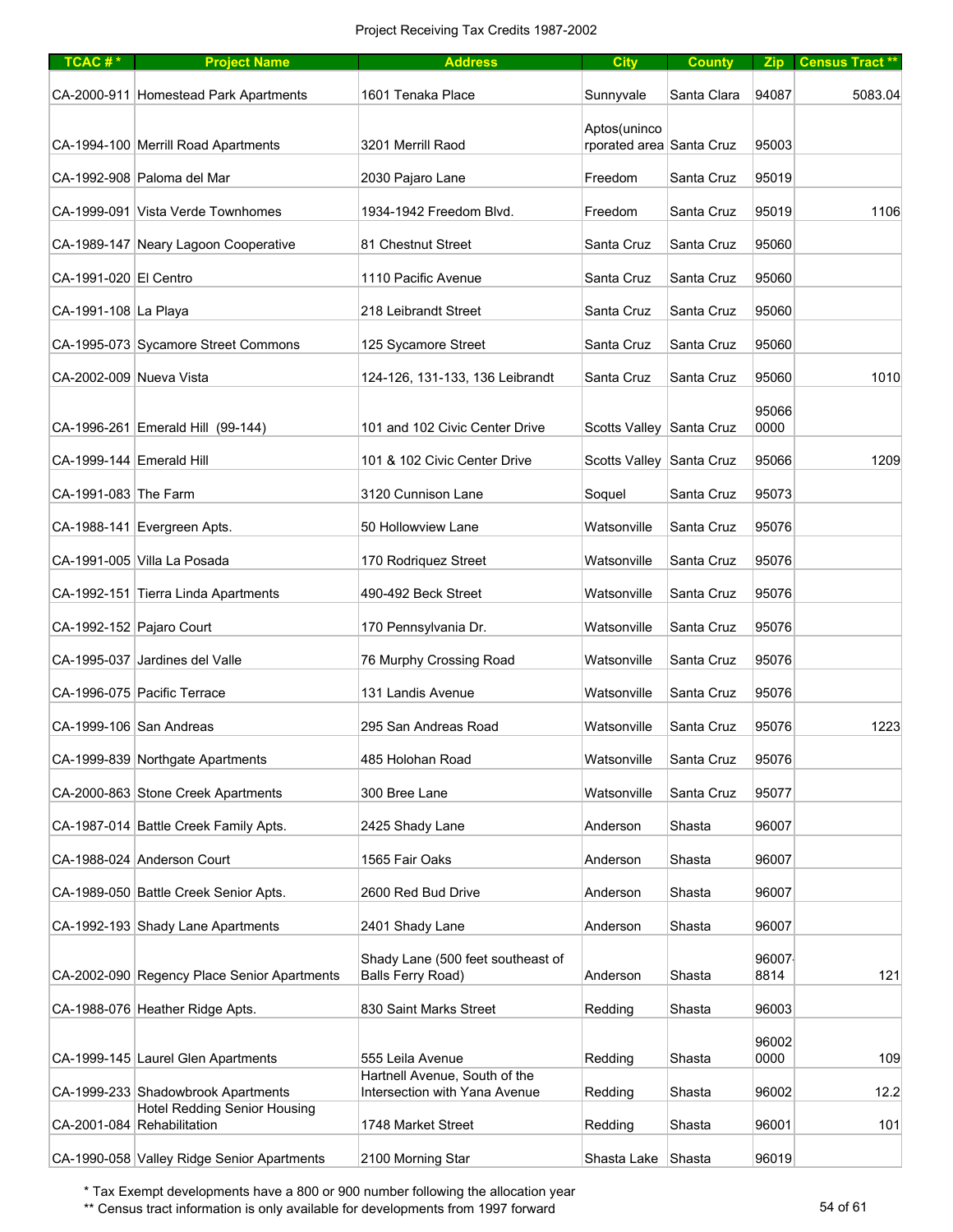Project Receiving Tax Credits 1987-2002

| TCAC # * | Project Name | Address | City | County | Zip | Census Tract ** |
|---|---|---|---|---|---|---|
| CA-2000-911 | Homestead Park Apartments | 1601 Tenaka Place | Sunnyvale | Santa Clara | 94087 | 5083.04 |
| CA-1994-100 | Merrill Road Apartments | 3201 Merrill Raod | Aptos(unincorporated area | Santa Cruz | 95003 | |
| CA-1992-908 | Paloma del Mar | 2030 Pajaro Lane | Freedom | Santa Cruz | 95019 | |
| CA-1999-091 | Vista Verde Townhomes | 1934-1942 Freedom Blvd. | Freedom | Santa Cruz | 95019 | 1106 |
| CA-1989-147 | Neary Lagoon Cooperative | 81 Chestnut Street | Santa Cruz | Santa Cruz | 95060 | |
| CA-1991-020 | El Centro | 1110 Pacific Avenue | Santa Cruz | Santa Cruz | 95060 | |
| CA-1991-108 | La Playa | 218 Leibrandt Street | Santa Cruz | Santa Cruz | 95060 | |
| CA-1995-073 | Sycamore Street Commons | 125 Sycamore Street | Santa Cruz | Santa Cruz | 95060 | |
| CA-2002-009 | Nueva Vista | 124-126, 131-133, 136 Leibrandt | Santa Cruz | Santa Cruz | 95060 | 1010 |
| CA-1996-261 | Emerald Hill (99-144) | 101 and 102 Civic Center Drive | Scotts Valley | Santa Cruz | 95066 0000 | |
| CA-1999-144 | Emerald Hill | 101 & 102 Civic Center Drive | Scotts Valley | Santa Cruz | 95066 | 1209 |
| CA-1991-083 | The Farm | 3120 Cunnison Lane | Soquel | Santa Cruz | 95073 | |
| CA-1988-141 | Evergreen Apts. | 50 Hollowview Lane | Watsonville | Santa Cruz | 95076 | |
| CA-1991-005 | Villa La Posada | 170 Rodriquez Street | Watsonville | Santa Cruz | 95076 | |
| CA-1992-151 | Tierra Linda Apartments | 490-492 Beck Street | Watsonville | Santa Cruz | 95076 | |
| CA-1992-152 | Pajaro Court | 170 Pennsylvania Dr. | Watsonville | Santa Cruz | 95076 | |
| CA-1995-037 | Jardines del Valle | 76 Murphy Crossing Road | Watsonville | Santa Cruz | 95076 | |
| CA-1996-075 | Pacific Terrace | 131 Landis Avenue | Watsonville | Santa Cruz | 95076 | |
| CA-1999-106 | San Andreas | 295 San Andreas Road | Watsonville | Santa Cruz | 95076 | 1223 |
| CA-1999-839 | Northgate Apartments | 485 Holohan Road | Watsonville | Santa Cruz | 95076 | |
| CA-2000-863 | Stone Creek Apartments | 300 Bree Lane | Watsonville | Santa Cruz | 95077 | |
| CA-1987-014 | Battle Creek Family Apts. | 2425 Shady Lane | Anderson | Shasta | 96007 | |
| CA-1988-024 | Anderson Court | 1565 Fair Oaks | Anderson | Shasta | 96007 | |
| CA-1989-050 | Battle Creek Senior Apts. | 2600 Red Bud Drive | Anderson | Shasta | 96007 | |
| CA-1992-193 | Shady Lane Apartments | 2401 Shady Lane | Anderson | Shasta | 96007 | |
| CA-2002-090 | Regency Place Senior Apartments | Shady Lane (500 feet southeast of Balls Ferry Road) | Anderson | Shasta | 96007-8814 | 121 |
| CA-1988-076 | Heather Ridge Apts. | 830 Saint Marks Street | Redding | Shasta | 96003 | |
| CA-1999-145 | Laurel Glen Apartments | 555 Leila Avenue | Redding | Shasta | 96002 0000 | 109 |
| CA-1999-233 | Shadowbrook Apartments | Hartnell Avenue, South of the Intersection with Yana Avenue | Redding | Shasta | 96002 | 12.2 |
| CA-2001-084 | Hotel Redding Senior Housing Rehabilitation | 1748 Market Street | Redding | Shasta | 96001 | 101 |
| CA-1990-058 | Valley Ridge Senior Apartments | 2100 Morning Star | Shasta Lake | Shasta | 96019 | |

\* Tax Exempt developments have a 800 or 900 number following the allocation year

\*\* Census tract information is only available for developments from 1997 forward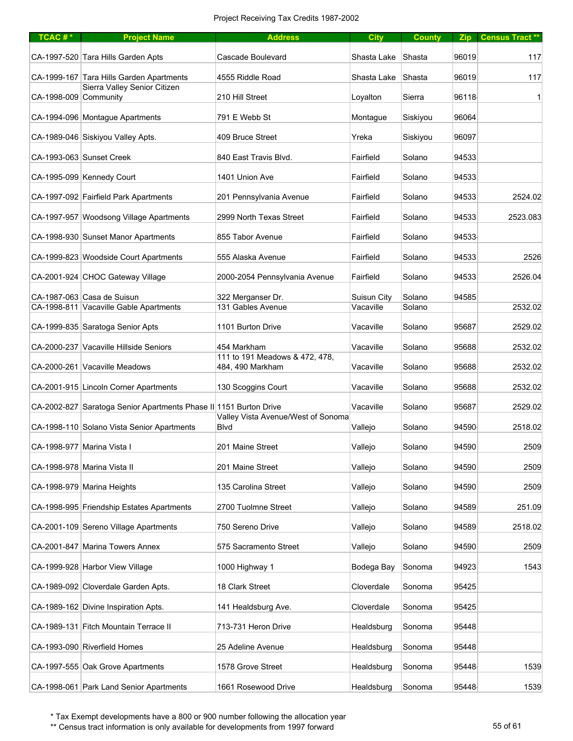Project Receiving Tax Credits 1987-2002

| TCAC # * | Project Name | Address | City | County | Zip | Census Tract ** |
|---|---|---|---|---|---|---|
| CA-1997-520 | Tara Hills Garden Apts | Cascade Boulevard | Shasta Lake | Shasta | 96019 | 117 |
| CA-1999-167 | Tara Hills Garden Apartments | 4555 Riddle Road | Shasta Lake | Shasta | 96019 | 117 |
| CA-1998-009 | Sierra Valley Senior Citizen Community | 210 Hill Street | Loyalton | Sierra | 96118 | 1 |
| CA-1994-096 | Montague Apartments | 791 E Webb St | Montague | Siskiyou | 96064 | |
| CA-1989-046 | Siskiyou Valley Apts. | 409 Bruce Street | Yreka | Siskiyou | 96097 | |
| CA-1993-063 | Sunset Creek | 840 East Travis Blvd. | Fairfield | Solano | 94533 | |
| CA-1995-099 | Kennedy Court | 1401 Union Ave | Fairfield | Solano | 94533 | |
| CA-1997-092 | Fairfield Park Apartments | 201 Pennsylvania Avenue | Fairfield | Solano | 94533 | 2524.02 |
| CA-1997-957 | Woodsong Village Apartments | 2999 North Texas Street | Fairfield | Solano | 94533 | 2523.083 |
| CA-1998-930 | Sunset Manor Apartments | 855 Tabor Avenue | Fairfield | Solano | 94533 | |
| CA-1999-823 | Woodside Court Apartments | 555 Alaska Avenue | Fairfield | Solano | 94533 | 2526 |
| CA-2001-924 | CHOC Gateway Village | 2000-2054 Pennsylvania Avenue | Fairfield | Solano | 94533 | 2526.04 |
| CA-1987-063 | Casa de Suisun | 322 Merganser Dr. | Suisun City | Solano | 94585 | |
| CA-1998-811 | Vacaville Gable Apartments | 131 Gables Avenue | Vacaville | Solano | | 2532.02 |
| CA-1999-835 | Saratoga Senior Apts | 1101 Burton Drive | Vacaville | Solano | 95687 | 2529.02 |
| CA-2000-237 | Vacaville Hillside Seniors | 454 Markham | Vacaville | Solano | 95688 | 2532.02 |
| CA-2000-261 | Vacaville Meadows | 111 to 191 Meadows & 472, 478, 484, 490 Markham | Vacaville | Solano | 95688 | 2532.02 |
| CA-2001-915 | Lincoln Corner Apartments | 130 Scoggins Court | Vacaville | Solano | 95688 | 2532.02 |
| CA-2002-827 | Saratoga Senior Apartments Phase II | 1151 Burton Drive | Vacaville | Solano | 95687 | 2529.02 |
| CA-1998-110 | Solano Vista Senior Apartments | Valley Vista Avenue/West of Sonoma Blvd | Vallejo | Solano | 94590 | 2518.02 |
| CA-1998-977 | Marina Vista I | 201 Maine Street | Vallejo | Solano | 94590 | 2509 |
| CA-1998-978 | Marina Vista II | 201 Maine Street | Vallejo | Solano | 94590 | 2509 |
| CA-1998-979 | Marina Heights | 135 Carolina Street | Vallejo | Solano | 94590 | 2509 |
| CA-1998-995 | Friendship Estates Apartments | 2700 Tuolmne Street | Vallejo | Solano | 94589 | 251.09 |
| CA-2001-109 | Sereno Village Apartments | 750 Sereno Drive | Vallejo | Solano | 94589 | 2518.02 |
| CA-2001-847 | Marina Towers Annex | 575 Sacramento Street | Vallejo | Solano | 94590 | 2509 |
| CA-1999-928 | Harbor View Village | 1000 Highway 1 | Bodega Bay | Sonoma | 94923 | 1543 |
| CA-1989-092 | Cloverdale Garden Apts. | 18 Clark Street | Cloverdale | Sonoma | 95425 | |
| CA-1989-162 | Divine Inspiration Apts. | 141 Healdsburg Ave. | Cloverdale | Sonoma | 95425 | |
| CA-1989-131 | Fitch Mountain Terrace II | 713-731 Heron Drive | Healdsburg | Sonoma | 95448 | |
| CA-1993-090 | Riverfield Homes | 25 Adeline Avenue | Healdsburg | Sonoma | 95448 | |
| CA-1997-555 | Oak Grove Apartments | 1578 Grove Street | Healdsburg | Sonoma | 95448 | 1539 |
| CA-1998-061 | Park Land Senior Apartments | 1661 Rosewood Drive | Healdsburg | Sonoma | 95448 | 1539 |

\* Tax Exempt developments have a 800 or 900 number following the allocation year

\*\* Census tract information is only available for developments from 1997 forward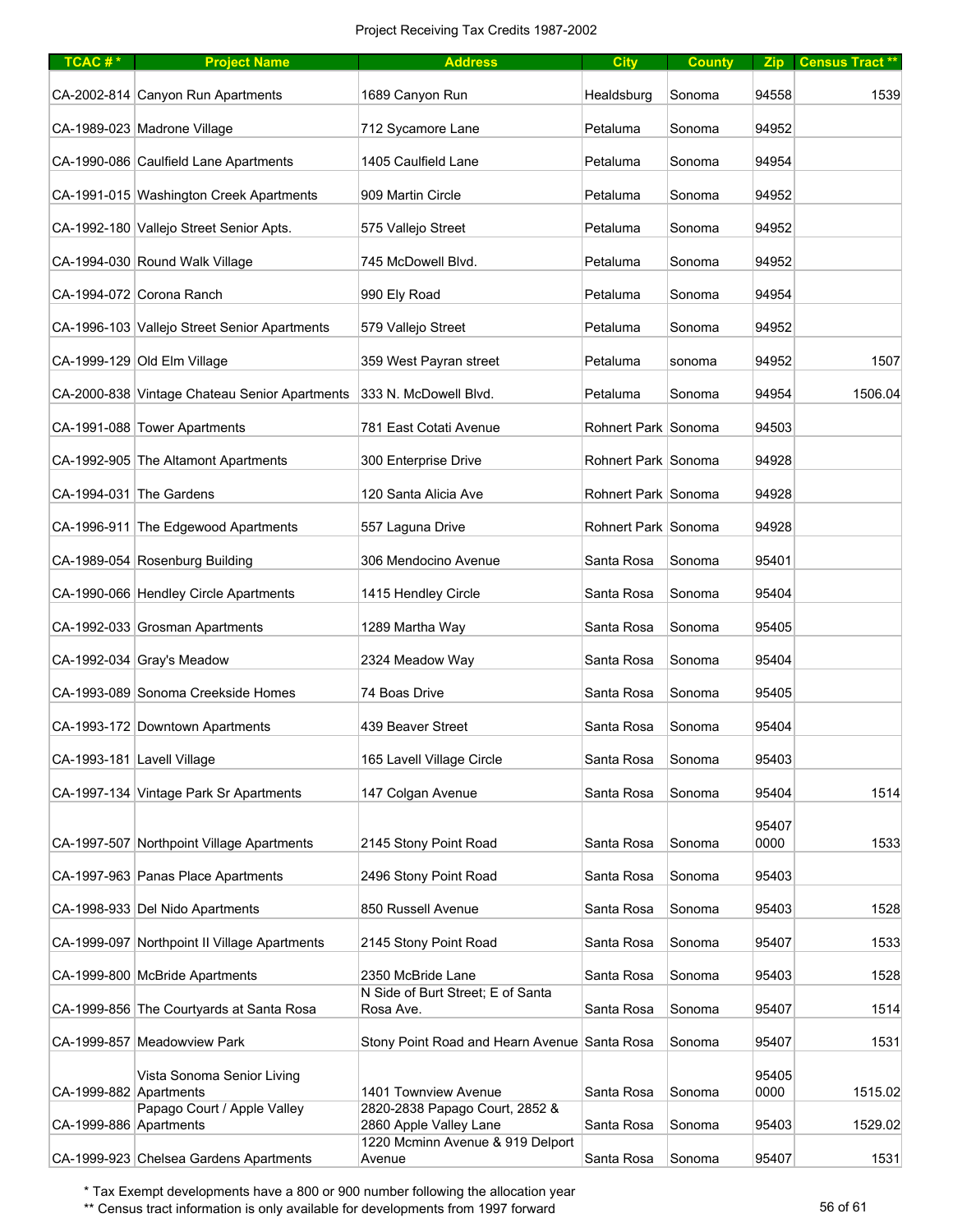Project Receiving Tax Credits 1987-2002

| TCAC # * | Project Name | Address | City | County | Zip | Census Tract ** |
|---|---|---|---|---|---|---|
| CA-2002-814 | Canyon Run Apartments | 1689 Canyon Run | Healdsburg | Sonoma | 94558 | 1539 |
| CA-1989-023 | Madrone Village | 712 Sycamore Lane | Petaluma | Sonoma | 94952 | |
| CA-1990-086 | Caulfield Lane Apartments | 1405 Caulfield Lane | Petaluma | Sonoma | 94954 | |
| CA-1991-015 | Washington Creek Apartments | 909 Martin Circle | Petaluma | Sonoma | 94952 | |
| CA-1992-180 | Vallejo Street Senior Apts. | 575 Vallejo Street | Petaluma | Sonoma | 94952 | |
| CA-1994-030 | Round Walk Village | 745 McDowell Blvd. | Petaluma | Sonoma | 94952 | |
| CA-1994-072 | Corona Ranch | 990 Ely Road | Petaluma | Sonoma | 94954 | |
| CA-1996-103 | Vallejo Street Senior Apartments | 579 Vallejo Street | Petaluma | Sonoma | 94952 | |
| CA-1999-129 | Old Elm Village | 359 West Payran street | Petaluma | sonoma | 94952 | 1507 |
| CA-2000-838 | Vintage Chateau Senior Apartments | 333 N. McDowell Blvd. | Petaluma | Sonoma | 94954 | 1506.04 |
| CA-1991-088 | Tower Apartments | 781 East Cotati Avenue | Rohnert Park | Sonoma | 94503 | |
| CA-1992-905 | The Altamont Apartments | 300 Enterprise Drive | Rohnert Park | Sonoma | 94928 | |
| CA-1994-031 | The Gardens | 120 Santa Alicia Ave | Rohnert Park | Sonoma | 94928 | |
| CA-1996-911 | The Edgewood Apartments | 557 Laguna Drive | Rohnert Park | Sonoma | 94928 | |
| CA-1989-054 | Rosenburg Building | 306 Mendocino Avenue | Santa Rosa | Sonoma | 95401 | |
| CA-1990-066 | Hendley Circle Apartments | 1415 Hendley Circle | Santa Rosa | Sonoma | 95404 | |
| CA-1992-033 | Grosman Apartments | 1289 Martha Way | Santa Rosa | Sonoma | 95405 | |
| CA-1992-034 | Gray's Meadow | 2324 Meadow Way | Santa Rosa | Sonoma | 95404 | |
| CA-1993-089 | Sonoma Creekside Homes | 74 Boas Drive | Santa Rosa | Sonoma | 95405 | |
| CA-1993-172 | Downtown Apartments | 439 Beaver Street | Santa Rosa | Sonoma | 95404 | |
| CA-1993-181 | Lavell Village | 165 Lavell Village Circle | Santa Rosa | Sonoma | 95403 | |
| CA-1997-134 | Vintage Park Sr Apartments | 147 Colgan Avenue | Santa Rosa | Sonoma | 95404 | 1514 |
| CA-1997-507 | Northpoint Village Apartments | 2145 Stony Point Road | Santa Rosa | Sonoma | 95407 0000 | 1533 |
| CA-1997-963 | Panas Place Apartments | 2496 Stony Point Road | Santa Rosa | Sonoma | 95403 | |
| CA-1998-933 | Del Nido Apartments | 850 Russell Avenue | Santa Rosa | Sonoma | 95403 | 1528 |
| CA-1999-097 | Northpoint II Village Apartments | 2145 Stony Point Road | Santa Rosa | Sonoma | 95407 | 1533 |
| CA-1999-800 | McBride Apartments | 2350 McBride Lane | Santa Rosa | Sonoma | 95403 | 1528 |
| CA-1999-856 | The Courtyards at Santa Rosa | N Side of Burt Street; E of Santa Rosa Ave. | Santa Rosa | Sonoma | 95407 | 1514 |
| CA-1999-857 | Meadowview Park | Stony Point Road and Hearn Avenue | Santa Rosa | Sonoma | 95407 | 1531 |
| CA-1999-882 | Vista Sonoma Senior Living Apartments | 1401 Townview Avenue | Santa Rosa | Sonoma | 95405 0000 | 1515.02 |
| CA-1999-886 | Papago Court / Apple Valley Apartments | 2820-2838 Papago Court, 2852 & 2860 Apple Valley Lane | Santa Rosa | Sonoma | 95403 | 1529.02 |
| CA-1999-923 | Chelsea Gardens Apartments | 1220 Mcminn Avenue & 919 Delport Avenue | Santa Rosa | Sonoma | 95407 | 1531 |

\* Tax Exempt developments have a 800 or 900 number following the allocation year

\*\* Census tract information is only available for developments from 1997 forward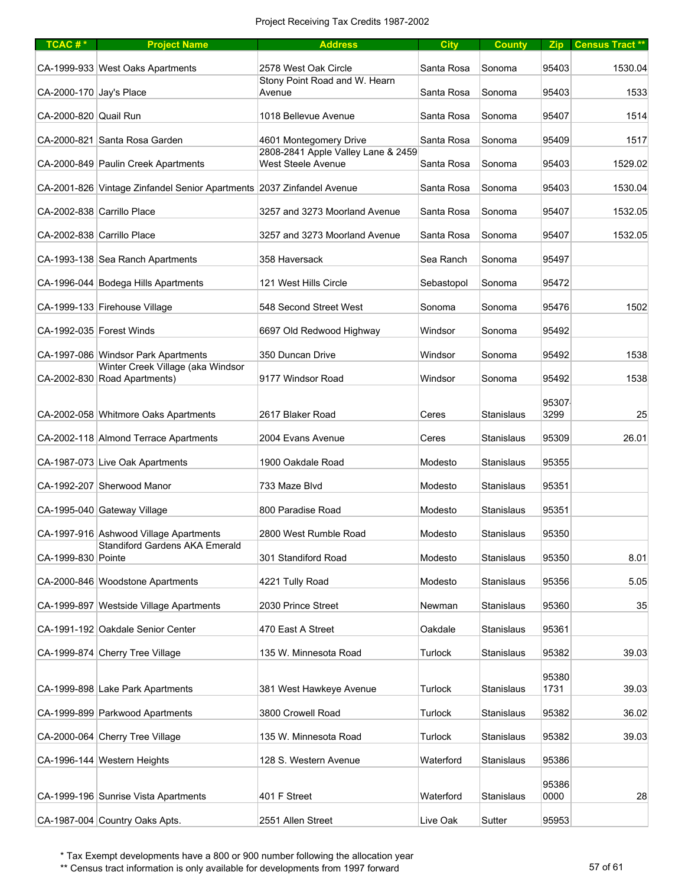Project Receiving Tax Credits 1987-2002

| TCAC # * | Project Name | Address | City | County | Zip | Census Tract ** |
|---|---|---|---|---|---|---|
| CA-1999-933 | West Oaks Apartments | 2578 West Oak Circle | Santa Rosa | Sonoma | 95403 | 1530.04 |
| CA-2000-170 | Jay's Place | Stony Point Road and W. Hearn Avenue | Santa Rosa | Sonoma | 95403 | 1533 |
| CA-2000-820 | Quail Run | 1018 Bellevue Avenue | Santa Rosa | Sonoma | 95407 | 1514 |
| CA-2000-821 | Santa Rosa Garden | 4601 Montegomery Drive | Santa Rosa | Sonoma | 95409 | 1517 |
| CA-2000-849 | Paulin Creek Apartments | 2808-2841 Apple Valley Lane & 2459 West Steele Avenue | Santa Rosa | Sonoma | 95403 | 1529.02 |
| CA-2001-826 | Vintage Zinfandel Senior Apartments | 2037 Zinfandel Avenue | Santa Rosa | Sonoma | 95403 | 1530.04 |
| CA-2002-838 | Carrillo Place | 3257 and 3273 Moorland Avenue | Santa Rosa | Sonoma | 95407 | 1532.05 |
| CA-2002-838 | Carrillo Place | 3257 and 3273 Moorland Avenue | Santa Rosa | Sonoma | 95407 | 1532.05 |
| CA-1993-138 | Sea Ranch Apartments | 358 Haversack | Sea Ranch | Sonoma | 95497 | |
| CA-1996-044 | Bodega Hills Apartments | 121 West Hills Circle | Sebastopol | Sonoma | 95472 | |
| CA-1999-133 | Firehouse Village | 548 Second Street West | Sonoma | Sonoma | 95476 | 1502 |
| CA-1992-035 | Forest Winds | 6697 Old Redwood Highway | Windsor | Sonoma | 95492 | |
| CA-1997-086 | Windsor Park Apartments | 350 Duncan Drive | Windsor | Sonoma | 95492 | 1538 |
| CA-2002-830 | Winter Creek Village (aka Windsor Road Apartments) | 9177 Windsor Road | Windsor | Sonoma | 95492 | 1538 |
| CA-2002-058 | Whitmore Oaks Apartments | 2617 Blaker Road | Ceres | Stanislaus | 95307-3299 | 25 |
| CA-2002-118 | Almond Terrace Apartments | 2004 Evans Avenue | Ceres | Stanislaus | 95309 | 26.01 |
| CA-1987-073 | Live Oak Apartments | 1900 Oakdale Road | Modesto | Stanislaus | 95355 | |
| CA-1992-207 | Sherwood Manor | 733 Maze Blvd | Modesto | Stanislaus | 95351 | |
| CA-1995-040 | Gateway Village | 800 Paradise Road | Modesto | Stanislaus | 95351 | |
| CA-1997-916 | Ashwood Village Apartments | 2800 West Rumble Road | Modesto | Stanislaus | 95350 | |
| CA-1999-830 | Standiford Gardens AKA Emerald Pointe | 301 Standiford Road | Modesto | Stanislaus | 95350 | 8.01 |
| CA-2000-846 | Woodstone Apartments | 4221 Tully Road | Modesto | Stanislaus | 95356 | 5.05 |
| CA-1999-897 | Westside Village Apartments | 2030 Prince Street | Newman | Stanislaus | 95360 | 35 |
| CA-1991-192 | Oakdale Senior Center | 470 East A Street | Oakdale | Stanislaus | 95361 | |
| CA-1999-874 | Cherry Tree Village | 135 W. Minnesota Road | Turlock | Stanislaus | 95382 | 39.03 |
| CA-1999-898 | Lake Park Apartments | 381 West Hawkeye Avenue | Turlock | Stanislaus | 95380 1731 | 39.03 |
| CA-1999-899 | Parkwood Apartments | 3800 Crowell Road | Turlock | Stanislaus | 95382 | 36.02 |
| CA-2000-064 | Cherry Tree Village | 135 W. Minnesota Road | Turlock | Stanislaus | 95382 | 39.03 |
| CA-1996-144 | Western Heights | 128 S. Western Avenue | Waterford | Stanislaus | 95386 | |
| CA-1999-196 | Sunrise Vista Apartments | 401 F Street | Waterford | Stanislaus | 95386 0000 | 28 |
| CA-1987-004 | Country Oaks Apts. | 2551 Allen Street | Live Oak | Sutter | 95953 | |

\* Tax Exempt developments have a 800 or 900 number following the allocation year

\*\* Census tract information is only available for developments from 1997 forward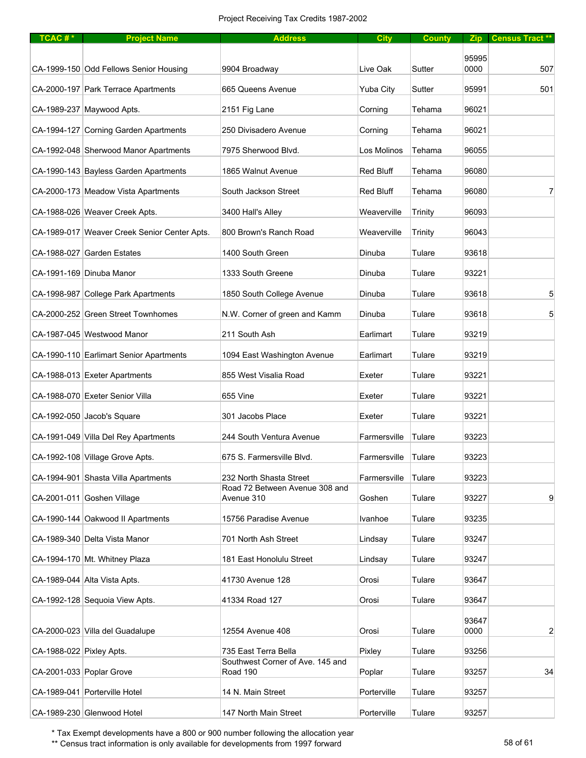Project Receiving Tax Credits 1987-2002

| TCAC # * | Project Name | Address | City | County | Zip | Census Tract ** |
|---|---|---|---|---|---|---|
| CA-1999-150 | Odd Fellows Senior Housing | 9904 Broadway | Live Oak | Sutter | 95995 0000 | 507 |
| CA-2000-197 | Park Terrace Apartments | 665 Queens Avenue | Yuba City | Sutter | 95991 | 501 |
| CA-1989-237 | Maywood Apts. | 2151 Fig Lane | Corning | Tehama | 96021 | |
| CA-1994-127 | Corning Garden Apartments | 250 Divisadero Avenue | Corning | Tehama | 96021 | |
| CA-1992-048 | Sherwood Manor Apartments | 7975 Sherwood Blvd. | Los Molinos | Tehama | 96055 | |
| CA-1990-143 | Bayless Garden Apartments | 1865 Walnut Avenue | Red Bluff | Tehama | 96080 | |
| CA-2000-173 | Meadow Vista Apartments | South Jackson Street | Red Bluff | Tehama | 96080 | 7 |
| CA-1988-026 | Weaver Creek Apts. | 3400 Hall's Alley | Weaverville | Trinity | 96093 | |
| CA-1989-017 | Weaver Creek Senior Center Apts. | 800 Brown's Ranch Road | Weaverville | Trinity | 96043 | |
| CA-1988-027 | Garden Estates | 1400 South Green | Dinuba | Tulare | 93618 | |
| CA-1991-169 | Dinuba Manor | 1333 South Greene | Dinuba | Tulare | 93221 | |
| CA-1998-987 | College Park Apartments | 1850 South College Avenue | Dinuba | Tulare | 93618 | 5 |
| CA-2000-252 | Green Street Townhomes | N.W. Corner of green and Kamm | Dinuba | Tulare | 93618 | 5 |
| CA-1987-045 | Westwood Manor | 211 South Ash | Earlimart | Tulare | 93219 | |
| CA-1990-110 | Earlimart Senior Apartments | 1094 East Washington Avenue | Earlimart | Tulare | 93219 | |
| CA-1988-013 | Exeter Apartments | 855 West Visalia Road | Exeter | Tulare | 93221 | |
| CA-1988-070 | Exeter Senior Villa | 655 Vine | Exeter | Tulare | 93221 | |
| CA-1992-050 | Jacob's Square | 301 Jacobs Place | Exeter | Tulare | 93221 | |
| CA-1991-049 | Villa Del Rey Apartments | 244 South Ventura Avenue | Farmersville | Tulare | 93223 | |
| CA-1992-108 | Village Grove Apts. | 675 S. Farmersville Blvd. | Farmersville | Tulare | 93223 | |
| CA-1994-901 | Shasta Villa Apartments | 232 North Shasta Street | Farmersville | Tulare | 93223 | |
| CA-2001-011 | Goshen Village | Road 72 Between Avenue 308 and Avenue 310 | Goshen | Tulare | 93227 | 9 |
| CA-1990-144 | Oakwood II Apartments | 15756 Paradise Avenue | Ivanhoe | Tulare | 93235 | |
| CA-1989-340 | Delta Vista Manor | 701 North Ash Street | Lindsay | Tulare | 93247 | |
| CA-1994-170 | Mt. Whitney Plaza | 181 East Honolulu Street | Lindsay | Tulare | 93247 | |
| CA-1989-044 | Alta Vista Apts. | 41730 Avenue 128 | Orosi | Tulare | 93647 | |
| CA-1992-128 | Sequoia View Apts. | 41334 Road 127 | Orosi | Tulare | 93647 | |
| CA-2000-023 | Villa del Guadalupe | 12554 Avenue 408 | Orosi | Tulare | 93647 0000 | 2 |
| CA-1988-022 | Pixley Apts. | 735 East Terra Bella | Pixley | Tulare | 93256 | |
| CA-2001-033 | Poplar Grove | Southwest Corner of Ave. 145 and Road 190 | Poplar | Tulare | 93257 | 34 |
| CA-1989-041 | Porterville Hotel | 14 N. Main Street | Porterville | Tulare | 93257 | |
| CA-1989-230 | Glenwood Hotel | 147 North Main Street | Porterville | Tulare | 93257 | |

\* Tax Exempt developments have a 800 or 900 number following the allocation year

\*\* Census tract information is only available for developments from 1997 forward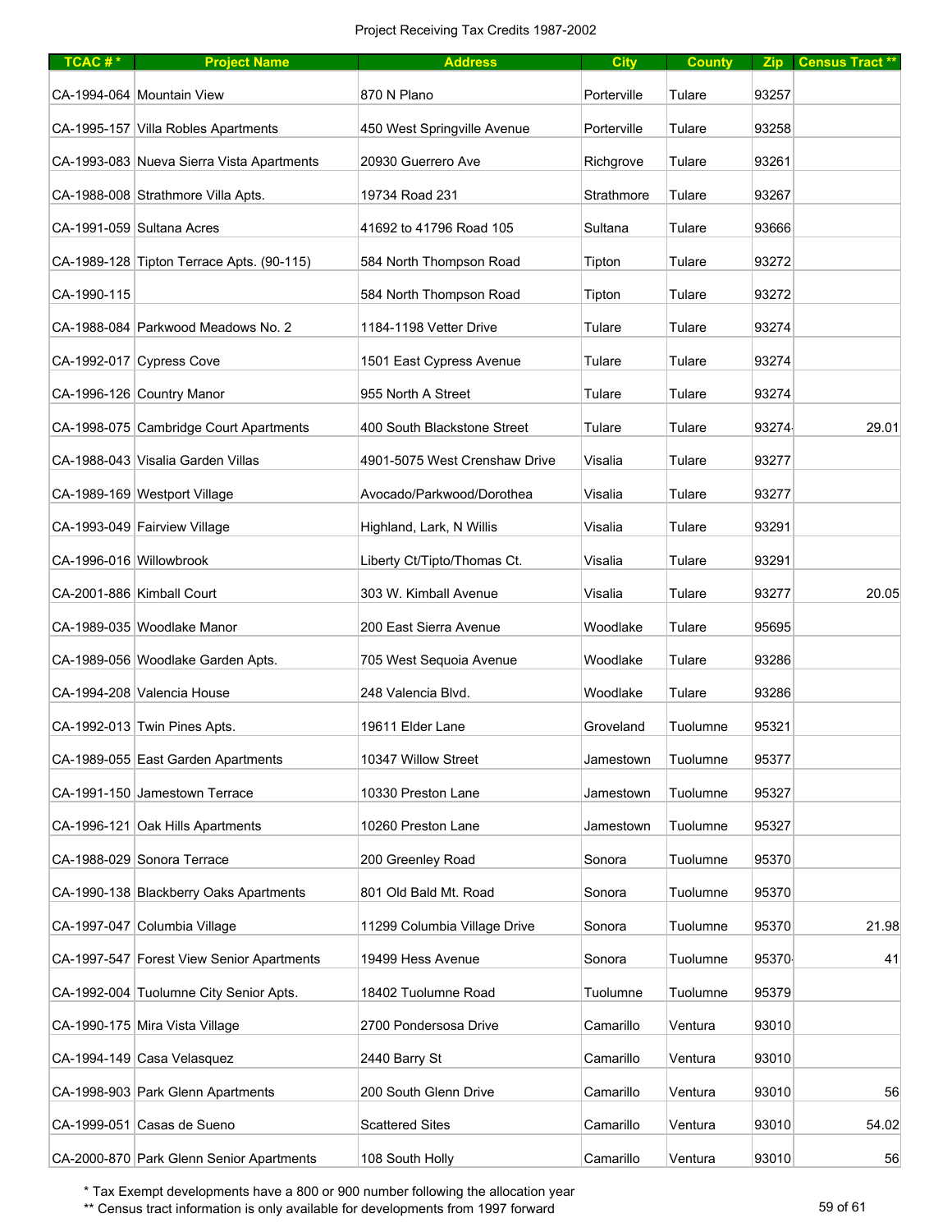| TCAC # * | Project Name | Address | City | County | Zip | Census Tract ** |
|---|---|---|---|---|---|---|
| CA-1994-064 | Mountain View | 870 N Plano | Porterville | Tulare | 93257 | |
| CA-1995-157 | Villa Robles Apartments | 450 West Springville Avenue | Porterville | Tulare | 93258 | |
| CA-1993-083 | Nueva Sierra Vista Apartments | 20930 Guerrero Ave | Richgrove | Tulare | 93261 | |
| CA-1988-008 | Strathmore Villa Apts. | 19734 Road 231 | Strathmore | Tulare | 93267 | |
| CA-1991-059 | Sultana Acres | 41692 to 41796 Road 105 | Sultana | Tulare | 93666 | |
| CA-1989-128 | Tipton Terrace Apts. (90-115) | 584 North Thompson Road | Tipton | Tulare | 93272 | |
| CA-1990-115 | | 584 North Thompson Road | Tipton | Tulare | 93272 | |
| CA-1988-084 | Parkwood Meadows No. 2 | 1184-1198 Vetter Drive | Tulare | Tulare | 93274 | |
| CA-1992-017 | Cypress Cove | 1501 East Cypress Avenue | Tulare | Tulare | 93274 | |
| CA-1996-126 | Country Manor | 955 North A Street | Tulare | Tulare | 93274 | |
| CA-1998-075 | Cambridge Court Apartments | 400 South Blackstone Street | Tulare | Tulare | 93274 | 29.01 |
| CA-1988-043 | Visalia Garden Villas | 4901-5075 West Crenshaw Drive | Visalia | Tulare | 93277 | |
| CA-1989-169 | Westport Village | Avocado/Parkwood/Dorothea | Visalia | Tulare | 93277 | |
| CA-1993-049 | Fairview Village | Highland, Lark, N Willis | Visalia | Tulare | 93291 | |
| CA-1996-016 | Willowbrook | Liberty Ct/Tipto/Thomas Ct. | Visalia | Tulare | 93291 | |
| CA-2001-886 | Kimball Court | 303 W. Kimball Avenue | Visalia | Tulare | 93277 | 20.05 |
| CA-1989-035 | Woodlake Manor | 200 East Sierra Avenue | Woodlake | Tulare | 95695 | |
| CA-1989-056 | Woodlake Garden Apts. | 705 West Sequoia Avenue | Woodlake | Tulare | 93286 | |
| CA-1994-208 | Valencia House | 248 Valencia Blvd. | Woodlake | Tulare | 93286 | |
| CA-1992-013 | Twin Pines Apts. | 19611 Elder Lane | Groveland | Tuolumne | 95321 | |
| CA-1989-055 | East Garden Apartments | 10347 Willow Street | Jamestown | Tuolumne | 95377 | |
| CA-1991-150 | Jamestown Terrace | 10330 Preston Lane | Jamestown | Tuolumne | 95327 | |
| CA-1996-121 | Oak Hills Apartments | 10260 Preston Lane | Jamestown | Tuolumne | 95327 | |
| CA-1988-029 | Sonora Terrace | 200 Greenley Road | Sonora | Tuolumne | 95370 | |
| CA-1990-138 | Blackberry Oaks Apartments | 801 Old Bald Mt. Road | Sonora | Tuolumne | 95370 | |
| CA-1997-047 | Columbia Village | 11299 Columbia Village Drive | Sonora | Tuolumne | 95370 | 21.98 |
| CA-1997-547 | Forest View Senior Apartments | 19499 Hess Avenue | Sonora | Tuolumne | 95370 | 41 |
| CA-1992-004 | Tuolumne City Senior Apts. | 18402 Tuolumne Road | Tuolumne | Tuolumne | 95379 | |
| CA-1990-175 | Mira Vista Village | 2700 Pondersosa Drive | Camarillo | Ventura | 93010 | |
| CA-1994-149 | Casa Velasquez | 2440 Barry St | Camarillo | Ventura | 93010 | |
| CA-1998-903 | Park Glenn Apartments | 200 South Glenn Drive | Camarillo | Ventura | 93010 | 56 |
| CA-1999-051 | Casas de Sueno | Scattered Sites | Camarillo | Ventura | 93010 | 54.02 |
| CA-2000-870 | Park Glenn Senior Apartments | 108 South Holly | Camarillo | Ventura | 93010 | 56 |

\* Tax Exempt developments have a 800 or 900 number following the allocation year

\*\* Census tract information is only available for developments from 1997 forward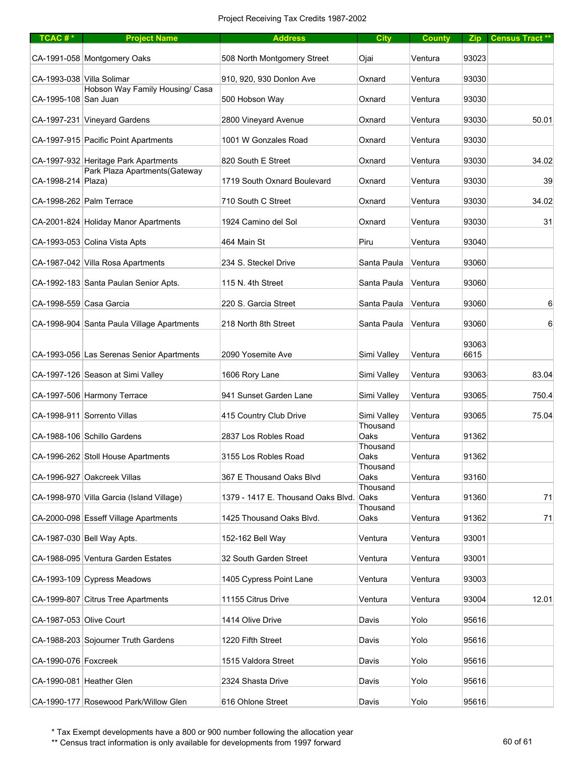Project Receiving Tax Credits 1987-2002

| TCAC # * | Project Name | Address | City | County | Zip | Census Tract ** |
|---|---|---|---|---|---|---|
| CA-1991-058 | Montgomery Oaks | 508 North Montgomery Street | Ojai | Ventura | 93023 | |
| CA-1993-038 | Villa Solimar | 910, 920, 930 Donlon Ave | Oxnard | Ventura | 93030 | |
| CA-1995-108 | Hobson Way Family Housing/ Casa San Juan | 500 Hobson Way | Oxnard | Ventura | 93030 | |
| CA-1997-231 | Vineyard Gardens | 2800 Vineyard Avenue | Oxnard | Ventura | 93030- | 50.01 |
| CA-1997-915 | Pacific Point Apartments | 1001 W Gonzales Road | Oxnard | Ventura | 93030 | |
| CA-1997-932 | Heritage Park Apartments | 820 South E Street | Oxnard | Ventura | 93030 | 34.02 |
| CA-1998-214 | Park Plaza Apartments(Gateway Plaza) | 1719 South Oxnard Boulevard | Oxnard | Ventura | 93030 | 39 |
| CA-1998-262 | Palm Terrace | 710 South C Street | Oxnard | Ventura | 93030 | 34.02 |
| CA-2001-824 | Holiday Manor Apartments | 1924 Camino del Sol | Oxnard | Ventura | 93030 | 31 |
| CA-1993-053 | Colina Vista Apts | 464 Main St | Piru | Ventura | 93040 | |
| CA-1987-042 | Villa Rosa Apartments | 234 S. Steckel Drive | Santa Paula | Ventura | 93060 | |
| CA-1992-183 | Santa Paulan Senior Apts. | 115 N. 4th Street | Santa Paula | Ventura | 93060 | |
| CA-1998-559 | Casa Garcia | 220 S. Garcia Street | Santa Paula | Ventura | 93060 | 6 |
| CA-1998-904 | Santa Paula Village Apartments | 218 North 8th Street | Santa Paula | Ventura | 93060 | 6 |
| CA-1993-056 | Las Serenas Senior Apartments | 2090 Yosemite Ave | Simi Valley | Ventura | 93063 6615 | |
| CA-1997-126 | Season at Simi Valley | 1606 Rory Lane | Simi Valley | Ventura | 93063- | 83.04 |
| CA-1997-506 | Harmony Terrace | 941 Sunset Garden Lane | Simi Valley | Ventura | 93065- | 750.4 |
| CA-1998-911 | Sorrento Villas | 415 Country Club Drive | Simi Valley | Ventura | 93065 | 75.04 |
| CA-1988-106 | Schillo Gardens | 2837 Los Robles Road | Thousand Oaks | Ventura | 91362 | |
| CA-1996-262 | Stoll House Apartments | 3155 Los Robles Road | Thousand Oaks | Ventura | 91362 | |
| CA-1996-927 | Oakcreek Villas | 367 E Thousand Oaks Blvd | Thousand Oaks | Ventura | 93160 | |
| CA-1998-970 | Villa Garcia (Island Village) | 1379 - 1417 E. Thousand Oaks Blvd. | Thousand Oaks | Ventura | 91360 | 71 |
| CA-2000-098 | Esseff Village Apartments | 1425 Thousand Oaks Blvd. | Thousand Oaks | Ventura | 91362 | 71 |
| CA-1987-030 | Bell Way Apts. | 152-162 Bell Way | Ventura | Ventura | 93001 | |
| CA-1988-095 | Ventura Garden Estates | 32 South Garden Street | Ventura | Ventura | 93001 | |
| CA-1993-109 | Cypress Meadows | 1405 Cypress Point Lane | Ventura | Ventura | 93003 | |
| CA-1999-807 | Citrus Tree Apartments | 11155 Citrus Drive | Ventura | Ventura | 93004 | 12.01 |
| CA-1987-053 | Olive Court | 1414 Olive Drive | Davis | Yolo | 95616 | |
| CA-1988-203 | Sojourner Truth Gardens | 1220 Fifth Street | Davis | Yolo | 95616 | |
| CA-1990-076 | Foxcreek | 1515 Valdora Street | Davis | Yolo | 95616 | |
| CA-1990-081 | Heather Glen | 2324 Shasta Drive | Davis | Yolo | 95616 | |
| CA-1990-177 | Rosewood Park/Willow Glen | 616 Ohlone Street | Davis | Yolo | 95616 | |

* Tax Exempt developments have a 800 or 900 number following the allocation year

** Census tract information is only available for developments from 1997 forward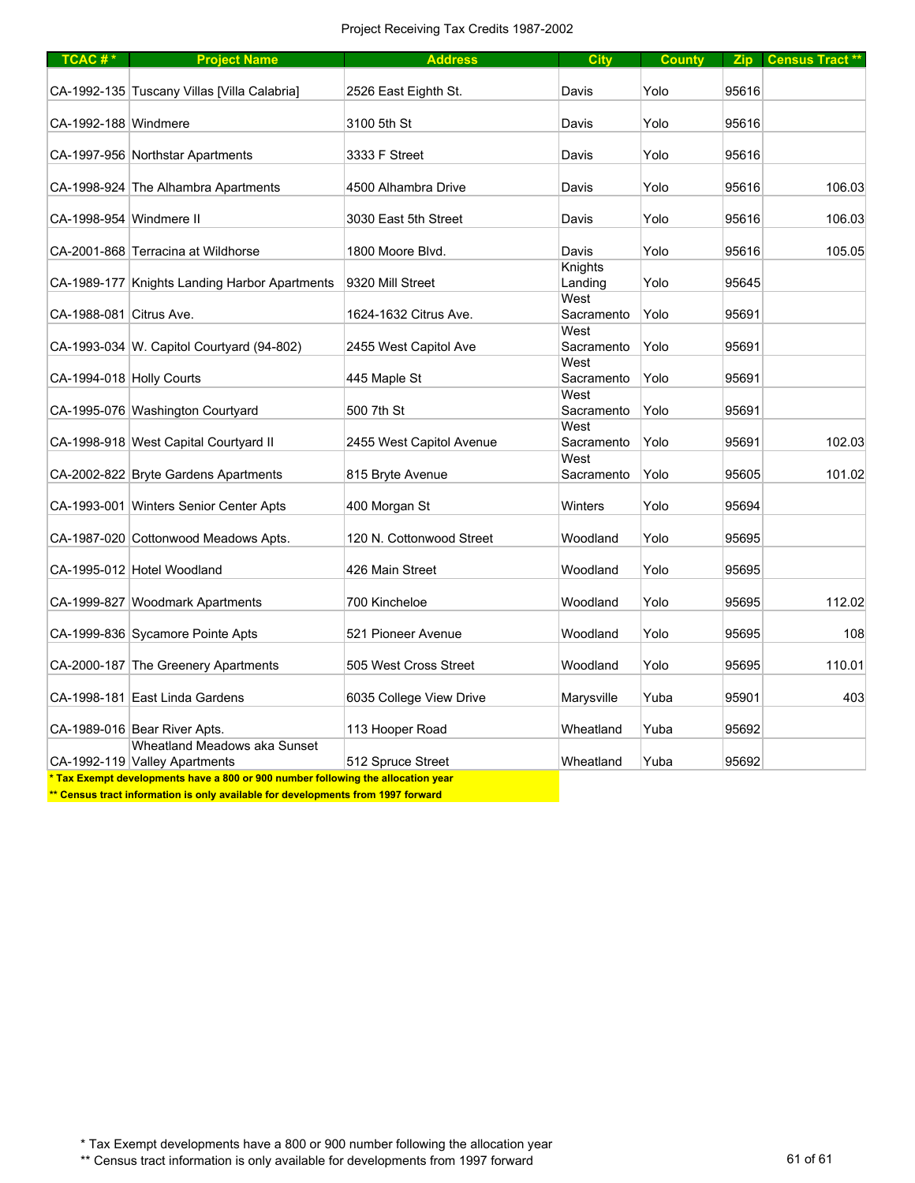Project Receiving Tax Credits 1987-2002

| TCAC # * | Project Name | Address | City | County | Zip | Census Tract ** |
|---|---|---|---|---|---|---|
| CA-1992-135 | Tuscany Villas [Villa Calabria] | 2526 East Eighth St. | Davis | Yolo | 95616 | |
| CA-1992-188 | Windmere | 3100 5th St | Davis | Yolo | 95616 | |
| CA-1997-956 | Northstar Apartments | 3333 F Street | Davis | Yolo | 95616 | |
| CA-1998-924 | The Alhambra Apartments | 4500 Alhambra Drive | Davis | Yolo | 95616 | 106.03 |
| CA-1998-954 | Windmere II | 3030 East 5th Street | Davis | Yolo | 95616 | 106.03 |
| CA-2001-868 | Terracina at Wildhorse | 1800 Moore Blvd. | Davis | Yolo | 95616 | 105.05 |
| CA-1989-177 | Knights Landing Harbor Apartments | 9320 Mill Street | Knights Landing | Yolo | 95645 | |
| CA-1988-081 | Citrus Ave. | 1624-1632 Citrus Ave. | West Sacramento | Yolo | 95691 | |
| CA-1993-034 | W. Capitol Courtyard (94-802) | 2455 West Capitol Ave | West Sacramento | Yolo | 95691 | |
| CA-1994-018 | Holly Courts | 445 Maple St | West Sacramento | Yolo | 95691 | |
| CA-1995-076 | Washington Courtyard | 500 7th St | West Sacramento | Yolo | 95691 | |
| CA-1998-918 | West Capital Courtyard II | 2455 West Capitol Avenue | West Sacramento | Yolo | 95691 | 102.03 |
| CA-2002-822 | Bryte Gardens Apartments | 815 Bryte Avenue | West Sacramento | Yolo | 95605 | 101.02 |
| CA-1993-001 | Winters Senior Center Apts | 400 Morgan St | Winters | Yolo | 95694 | |
| CA-1987-020 | Cottonwood Meadows Apts. | 120 N. Cottonwood Street | Woodland | Yolo | 95695 | |
| CA-1995-012 | Hotel Woodland | 426 Main Street | Woodland | Yolo | 95695 | |
| CA-1999-827 | Woodmark Apartments | 700 Kincheloe | Woodland | Yolo | 95695 | 112.02 |
| CA-1999-836 | Sycamore Pointe Apts | 521 Pioneer Avenue | Woodland | Yolo | 95695 | 108 |
| CA-2000-187 | The Greenery Apartments | 505 West Cross Street | Woodland | Yolo | 95695 | 110.01 |
| CA-1998-181 | East Linda Gardens | 6035 College View Drive | Marysville | Yuba | 95901 | 403 |
| CA-1989-016 | Bear River Apts. | 113 Hooper Road | Wheatland | Yuba | 95692 | |
| CA-1992-119 | Wheatland Meadows aka Sunset Valley Apartments | 512 Spruce Street | Wheatland | Yuba | 95692 | |

**\* Tax Exempt developments have a 800 or 900 number following the allocation year**

**\*\* Census tract information is only available for developments from 1997 forward**

\* Tax Exempt developments have a 800 or 900 number following the allocation year

\*\* Census tract information is only available for developments from 1997 forward